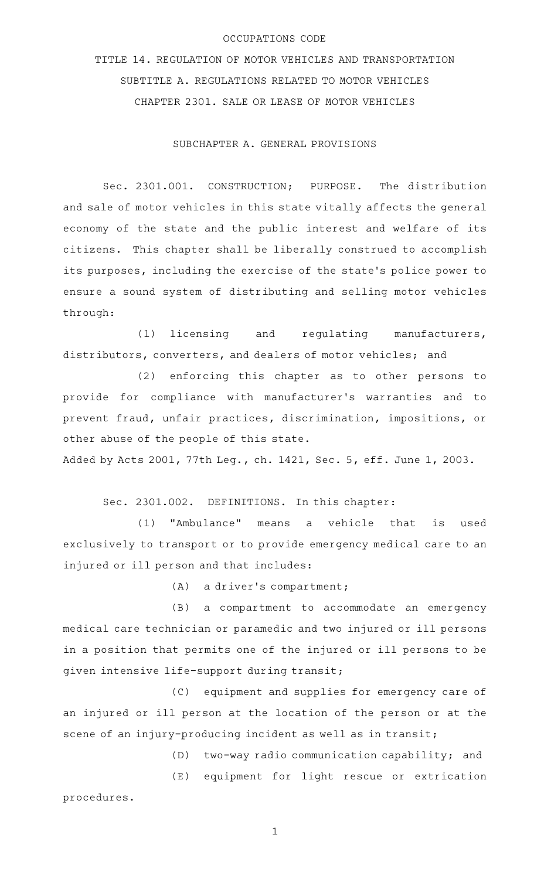OCCUPATIONS CODE

TITLE 14. REGULATION OF MOTOR VEHICLES AND TRANSPORTATION

SUBTITLE A. REGULATIONS RELATED TO MOTOR VEHICLES

CHAPTER 2301. SALE OR LEASE OF MOTOR VEHICLES

SUBCHAPTER A. GENERAL PROVISIONS

Sec. 2301.001. CONSTRUCTION; PURPOSE. The distribution and sale of motor vehicles in this state vitally affects the general economy of the state and the public interest and welfare of its citizens. This chapter shall be liberally construed to accomplish its purposes, including the exercise of the state's police power to ensure a sound system of distributing and selling motor vehicles through:

(1) licensing and regulating manufacturers, distributors, converters, and dealers of motor vehicles; and

(2) enforcing this chapter as to other persons to provide for compliance with manufacturer's warranties and to prevent fraud, unfair practices, discrimination, impositions, or other abuse of the people of this state.

Added by Acts 2001, 77th Leg., ch. 1421, Sec. 5, eff. June 1, 2003.

Sec. 2301.002. DEFINITIONS. In this chapter:

(1) "Ambulance" means a vehicle that is used exclusively to transport or to provide emergency medical care to an injured or ill person and that includes:

(A) a driver's compartment;

(B) a compartment to accommodate an emergency medical care technician or paramedic and two injured or ill persons in a position that permits one of the injured or ill persons to be given intensive life-support during transit;

(C) equipment and supplies for emergency care of an injured or ill person at the location of the person or at the scene of an injury-producing incident as well as in transit;

(D) two-way radio communication capability; and

(E) equipment for light rescue or extrication procedures.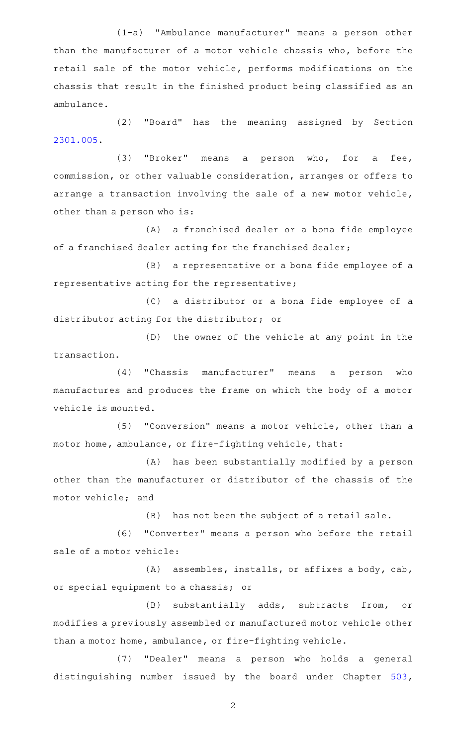(1-a) "Ambulance manufacturer" means a person other than the manufacturer of a motor vehicle chassis who, before the retail sale of the motor vehicle, performs modifications on the chassis that result in the finished product being classified as an ambulance.

(2) "Board" has the meaning assigned by Section 2301.005.

(3) "Broker" means a person who, for a fee, commission, or other valuable consideration, arranges or offers to arrange a transaction involving the sale of a new motor vehicle, other than a person who is:

(A) a franchised dealer or a bona fide employee of a franchised dealer acting for the franchised dealer;

(B) a representative or a bona fide employee of a representative acting for the representative;

(C) a distributor or a bona fide employee of a distributor acting for the distributor; or

(D) the owner of the vehicle at any point in the transaction.

(4) "Chassis manufacturer" means a person who manufactures and produces the frame on which the body of a motor vehicle is mounted.

(5) "Conversion" means a motor vehicle, other than a motor home, ambulance, or fire-fighting vehicle, that:

(A) has been substantially modified by a person other than the manufacturer or distributor of the chassis of the motor vehicle; and

(B) has not been the subject of a retail sale.

(6) "Converter" means a person who before the retail sale of a motor vehicle:

(A) assembles, installs, or affixes a body, cab, or special equipment to a chassis; or

(B) substantially adds, subtracts from, or modifies a previously assembled or manufactured motor vehicle other than a motor home, ambulance, or fire-fighting vehicle.

(7) "Dealer" means a person who holds a general distinguishing number issued by the board under Chapter 503,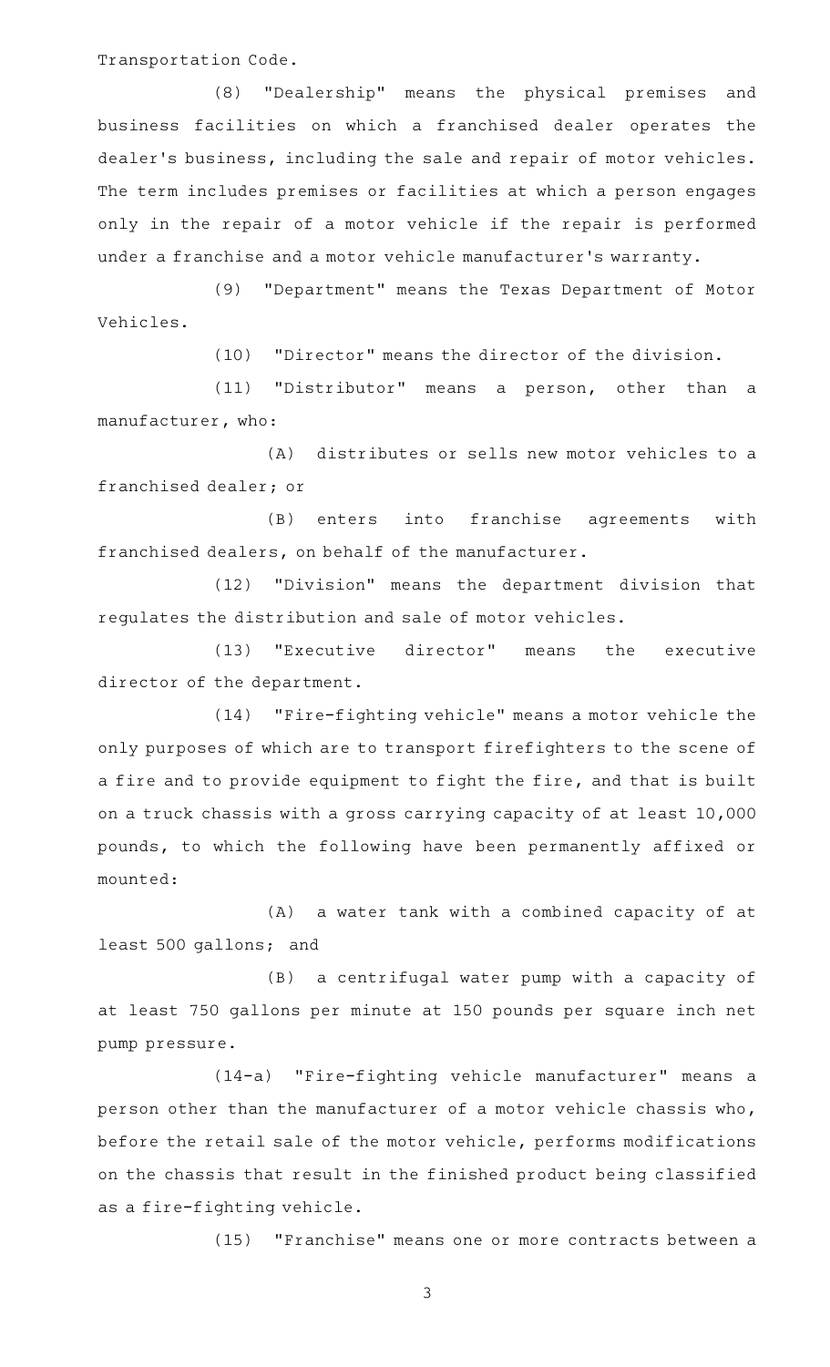Transportation Code.

(8) "Dealership" means the physical premises and business facilities on which a franchised dealer operates the dealer's business, including the sale and repair of motor vehicles. The term includes premises or facilities at which a person engages only in the repair of a motor vehicle if the repair is performed under a franchise and a motor vehicle manufacturer's warranty.

(9) "Department" means the Texas Department of Motor Vehicles.

(10) "Director" means the director of the division.

(11) "Distributor" means a person, other than a manufacturer, who:

(A) distributes or sells new motor vehicles to a franchised dealer; or

(B) enters into franchise agreements with franchised dealers, on behalf of the manufacturer.

(12) "Division" means the department division that regulates the distribution and sale of motor vehicles.

(13) "Executive director" means the executive director of the department.

(14) "Fire-fighting vehicle" means a motor vehicle the only purposes of which are to transport firefighters to the scene of a fire and to provide equipment to fight the fire, and that is built on a truck chassis with a gross carrying capacity of at least 10,000 pounds, to which the following have been permanently affixed or mounted:

(A) a water tank with a combined capacity of at least 500 gallons; and

(B) a centrifugal water pump with a capacity of at least 750 gallons per minute at 150 pounds per square inch net pump pressure.

(14-a) "Fire-fighting vehicle manufacturer" means a person other than the manufacturer of a motor vehicle chassis who, before the retail sale of the motor vehicle, performs modifications on the chassis that result in the finished product being classified as a fire-fighting vehicle.

(15) "Franchise" means one or more contracts between a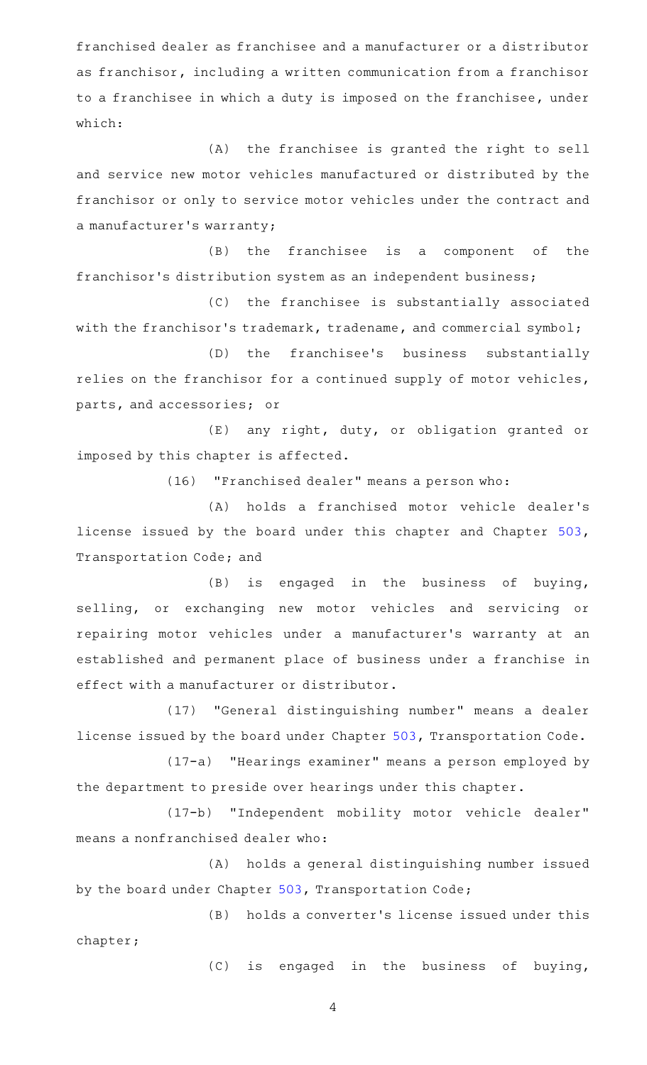franchised dealer as franchisee and a manufacturer or a distributor as franchisor, including a written communication from a franchisor to a franchisee in which a duty is imposed on the franchisee, under which:

(A) the franchisee is granted the right to sell and service new motor vehicles manufactured or distributed by the franchisor or only to service motor vehicles under the contract and a manufacturer's warranty;

(B) the franchisee is a component of the franchisor's distribution system as an independent business;

(C) the franchisee is substantially associated with the franchisor's trademark, tradename, and commercial symbol;

(D) the franchisee's business substantially relies on the franchisor for a continued supply of motor vehicles, parts, and accessories; or

(E) any right, duty, or obligation granted or imposed by this chapter is affected.

(16) "Franchised dealer" means a person who:

(A) holds a franchised motor vehicle dealer's license issued by the board under this chapter and Chapter 503, Transportation Code; and

(B) is engaged in the business of buying, selling, or exchanging new motor vehicles and servicing or repairing motor vehicles under a manufacturer's warranty at an established and permanent place of business under a franchise in effect with a manufacturer or distributor.

(17) "General distinguishing number" means a dealer license issued by the board under Chapter 503, Transportation Code.

(17-a) "Hearings examiner" means a person employed by the department to preside over hearings under this chapter.

(17-b) "Independent mobility motor vehicle dealer" means a nonfranchised dealer who:

(A) holds a general distinguishing number issued by the board under Chapter 503, Transportation Code;

(B) holds a converter's license issued under this chapter;

(C) is engaged in the business of buying,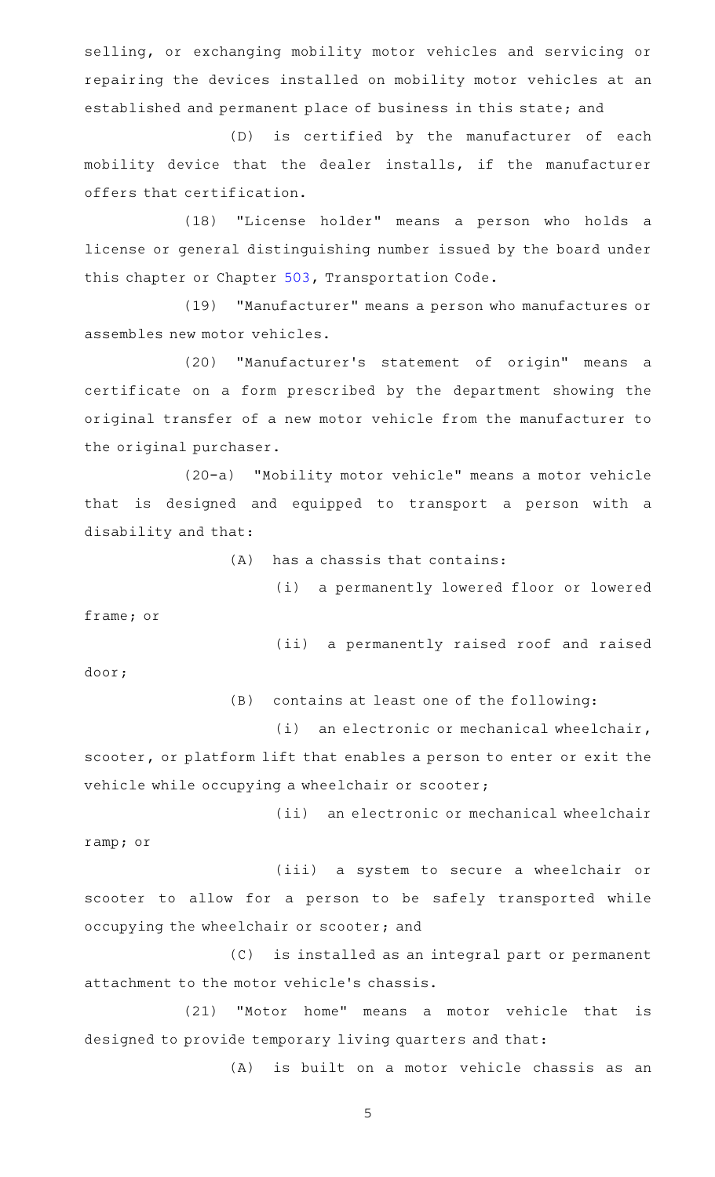selling, or exchanging mobility motor vehicles and servicing or repairing the devices installed on mobility motor vehicles at an established and permanent place of business in this state; and

(D) is certified by the manufacturer of each mobility device that the dealer installs, if the manufacturer offers that certification.

(18) "License holder" means a person who holds a license or general distinguishing number issued by the board under this chapter or Chapter 503, Transportation Code.

(19) "Manufacturer" means a person who manufactures or assembles new motor vehicles.

(20) "Manufacturer's statement of origin" means a certificate on a form prescribed by the department showing the original transfer of a new motor vehicle from the manufacturer to the original purchaser.

(20-a) "Mobility motor vehicle" means a motor vehicle that is designed and equipped to transport a person with a disability and that:

(A) has a chassis that contains:

(i) a permanently lowered floor or lowered frame; or

(ii) a permanently raised roof and raised door;

(B) contains at least one of the following:

(i) an electronic or mechanical wheelchair, scooter, or platform lift that enables a person to enter or exit the vehicle while occupying a wheelchair or scooter;

(ii) an electronic or mechanical wheelchair ramp; or

(iii) a system to secure a wheelchair or scooter to allow for a person to be safely transported while occupying the wheelchair or scooter; and

(C) is installed as an integral part or permanent attachment to the motor vehicle's chassis.

(21) "Motor home" means a motor vehicle that is designed to provide temporary living quarters and that:

(A) is built on a motor vehicle chassis as an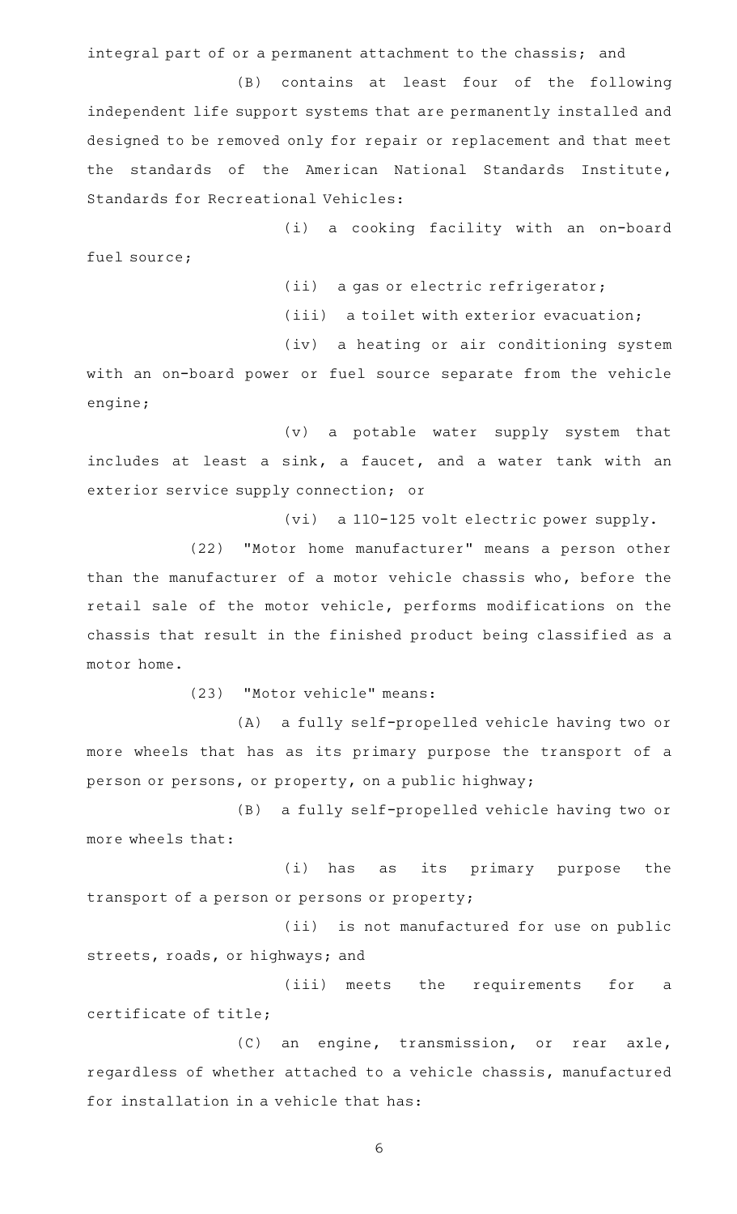integral part of or a permanent attachment to the chassis; and

(B) contains at least four of the following independent life support systems that are permanently installed and designed to be removed only for repair or replacement and that meet the standards of the American National Standards Institute, Standards for Recreational Vehicles:

(i) a cooking facility with an on-board fuel source;

(ii) a gas or electric refrigerator;

(iii) a toilet with exterior evacuation;

(iv) a heating or air conditioning system with an on-board power or fuel source separate from the vehicle engine;

(v) a potable water supply system that includes at least a sink, a faucet, and a water tank with an exterior service supply connection; or

(vi) a 110-125 volt electric power supply.

(22) "Motor home manufacturer" means a person other than the manufacturer of a motor vehicle chassis who, before the retail sale of the motor vehicle, performs modifications on the chassis that result in the finished product being classified as a motor home.

(23) "Motor vehicle" means:

(A) a fully self-propelled vehicle having two or more wheels that has as its primary purpose the transport of a person or persons, or property, on a public highway;

(B) a fully self-propelled vehicle having two or more wheels that:

(i) has as its primary purpose the transport of a person or persons or property;

(ii) is not manufactured for use on public streets, roads, or highways; and

(iii) meets the requirements for a certificate of title;

(C) an engine, transmission, or rear axle, regardless of whether attached to a vehicle chassis, manufactured for installation in a vehicle that has: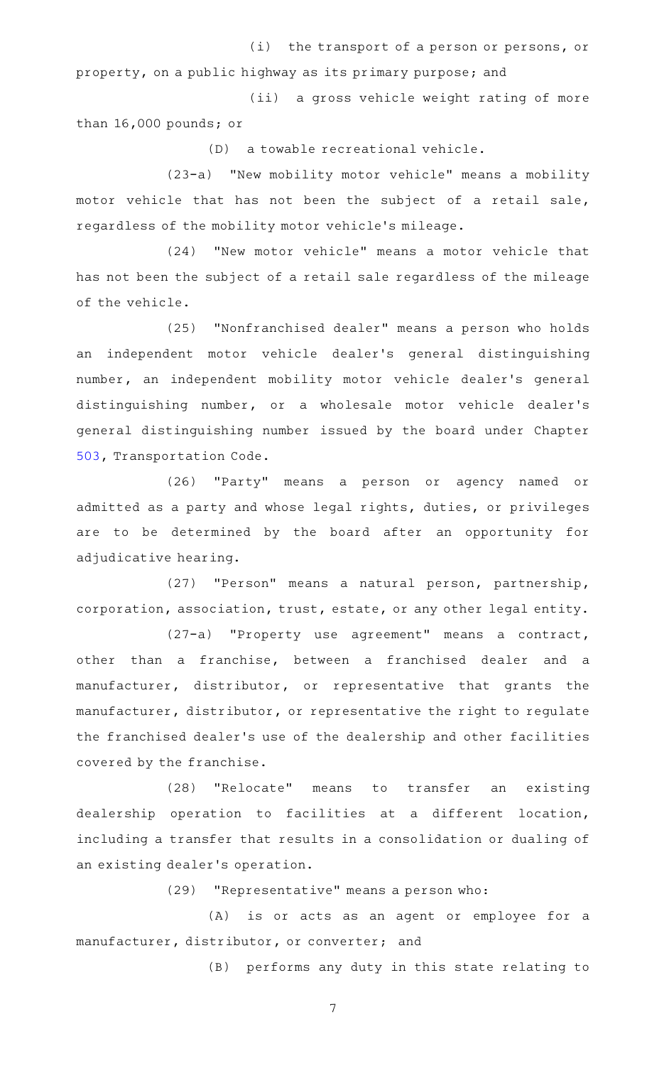(i) the transport of a person or persons, or property, on a public highway as its primary purpose; and

(ii) a gross vehicle weight rating of more than 16,000 pounds; or

(D) a towable recreational vehicle.

(23-a) "New mobility motor vehicle" means a mobility motor vehicle that has not been the subject of a retail sale, regardless of the mobility motor vehicle's mileage.

(24) "New motor vehicle" means a motor vehicle that has not been the subject of a retail sale regardless of the mileage of the vehicle.

(25) "Nonfranchised dealer" means a person who holds an independent motor vehicle dealer's general distinguishing number, an independent mobility motor vehicle dealer's general distinguishing number, or a wholesale motor vehicle dealer's general distinguishing number issued by the board under Chapter 503, Transportation Code.

(26) "Party" means a person or agency named or admitted as a party and whose legal rights, duties, or privileges are to be determined by the board after an opportunity for adjudicative hearing.

(27) "Person" means a natural person, partnership, corporation, association, trust, estate, or any other legal entity.

(27-a) "Property use agreement" means a contract, other than a franchise, between a franchised dealer and a manufacturer, distributor, or representative that grants the manufacturer, distributor, or representative the right to regulate the franchised dealer's use of the dealership and other facilities covered by the franchise.

(28) "Relocate" means to transfer an existing dealership operation to facilities at a different location, including a transfer that results in a consolidation or dualing of an existing dealer's operation.

(29) "Representative" means a person who:

(A) is or acts as an agent or employee for a manufacturer, distributor, or converter; and

(B) performs any duty in this state relating to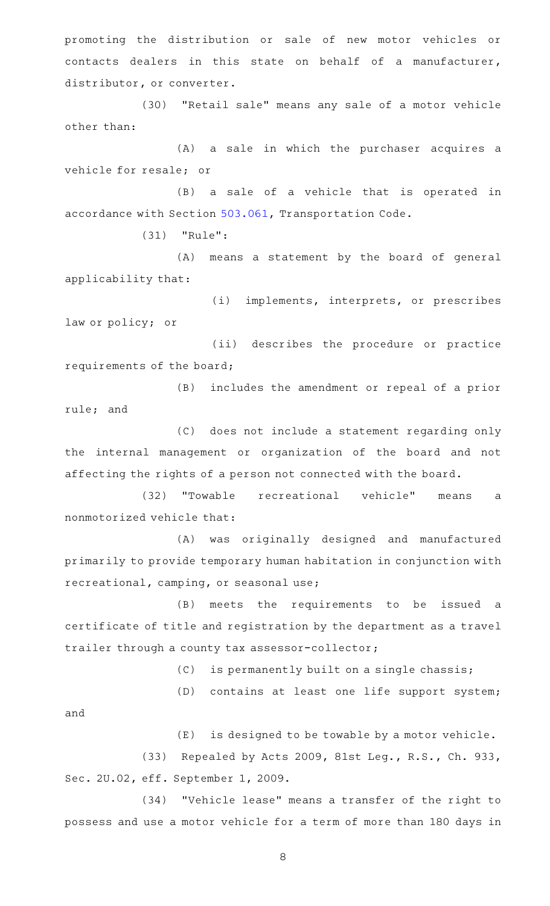promoting the distribution or sale of new motor vehicles or contacts dealers in this state on behalf of a manufacturer, distributor, or converter.

(30) "Retail sale" means any sale of a motor vehicle other than:

(A) a sale in which the purchaser acquires a vehicle for resale; or

(B) a sale of a vehicle that is operated in accordance with Section 503.061, Transportation Code.

(31) "Rule":

(A) means a statement by the board of general applicability that:

(i) implements, interprets, or prescribes law or policy; or

(ii) describes the procedure or practice requirements of the board;

(B) includes the amendment or repeal of a prior rule; and

(C) does not include a statement regarding only the internal management or organization of the board and not affecting the rights of a person not connected with the board.

(32) "Towable recreational vehicle" means a nonmotorized vehicle that:

(A) was originally designed and manufactured primarily to provide temporary human habitation in conjunction with recreational, camping, or seasonal use;

(B) meets the requirements to be issued a certificate of title and registration by the department as a travel trailer through a county tax assessor-collector;

(C) is permanently built on a single chassis;

(D) contains at least one life support system; and

(E) is designed to be towable by a motor vehicle.

(33) Repealed by Acts 2009, 81st Leg., R.S., Ch. 933, Sec. 2U.02, eff. September 1, 2009.

(34) "Vehicle lease" means a transfer of the right to possess and use a motor vehicle for a term of more than 180 days in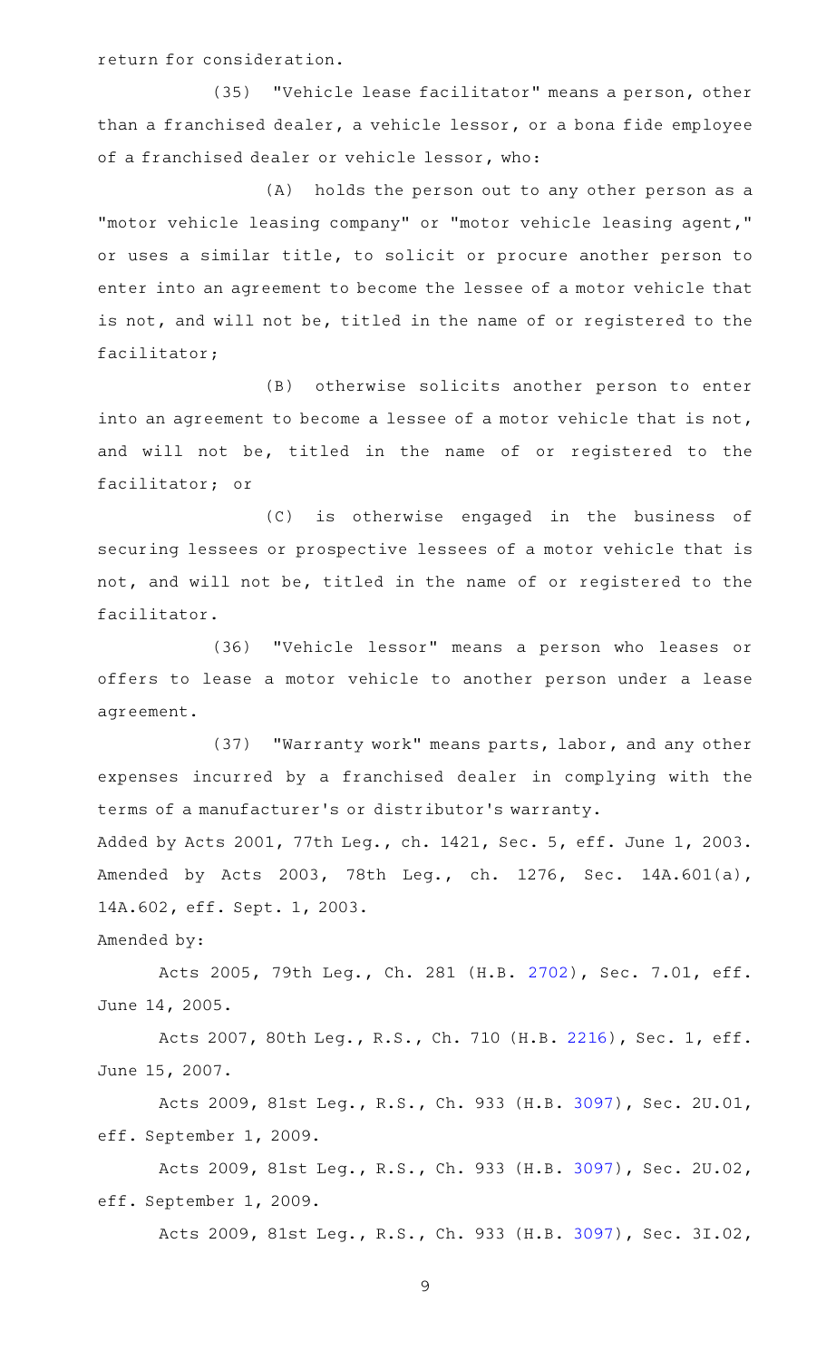return for consideration.

(35) "Vehicle lease facilitator" means a person, other than a franchised dealer, a vehicle lessor, or a bona fide employee of a franchised dealer or vehicle lessor, who:

(A) holds the person out to any other person as a "motor vehicle leasing company" or "motor vehicle leasing agent," or uses a similar title, to solicit or procure another person to enter into an agreement to become the lessee of a motor vehicle that is not, and will not be, titled in the name of or registered to the facilitator;

(B) otherwise solicits another person to enter into an agreement to become a lessee of a motor vehicle that is not, and will not be, titled in the name of or registered to the facilitator; or

(C) is otherwise engaged in the business of securing lessees or prospective lessees of a motor vehicle that is not, and will not be, titled in the name of or registered to the facilitator.

(36) "Vehicle lessor" means a person who leases or offers to lease a motor vehicle to another person under a lease agreement.

(37) "Warranty work" means parts, labor, and any other expenses incurred by a franchised dealer in complying with the terms of a manufacturer's or distributor's warranty.

Added by Acts 2001, 77th Leg., ch. 1421, Sec. 5, eff. June 1, 2003. Amended by Acts 2003, 78th Leg., ch. 1276, Sec. 14A.601(a), 14A.602, eff. Sept. 1, 2003.

Amended by:

Acts 2005, 79th Leg., Ch. 281 (H.B. 2702), Sec. 7.01, eff. June 14, 2005.

Acts 2007, 80th Leg., R.S., Ch. 710 (H.B. 2216), Sec. 1, eff. June 15, 2007.

Acts 2009, 81st Leg., R.S., Ch. 933 (H.B. 3097), Sec. 2U.01, eff. September 1, 2009.

Acts 2009, 81st Leg., R.S., Ch. 933 (H.B. 3097), Sec. 2U.02, eff. September 1, 2009.

Acts 2009, 81st Leg., R.S., Ch. 933 (H.B. 3097), Sec. 3I.02,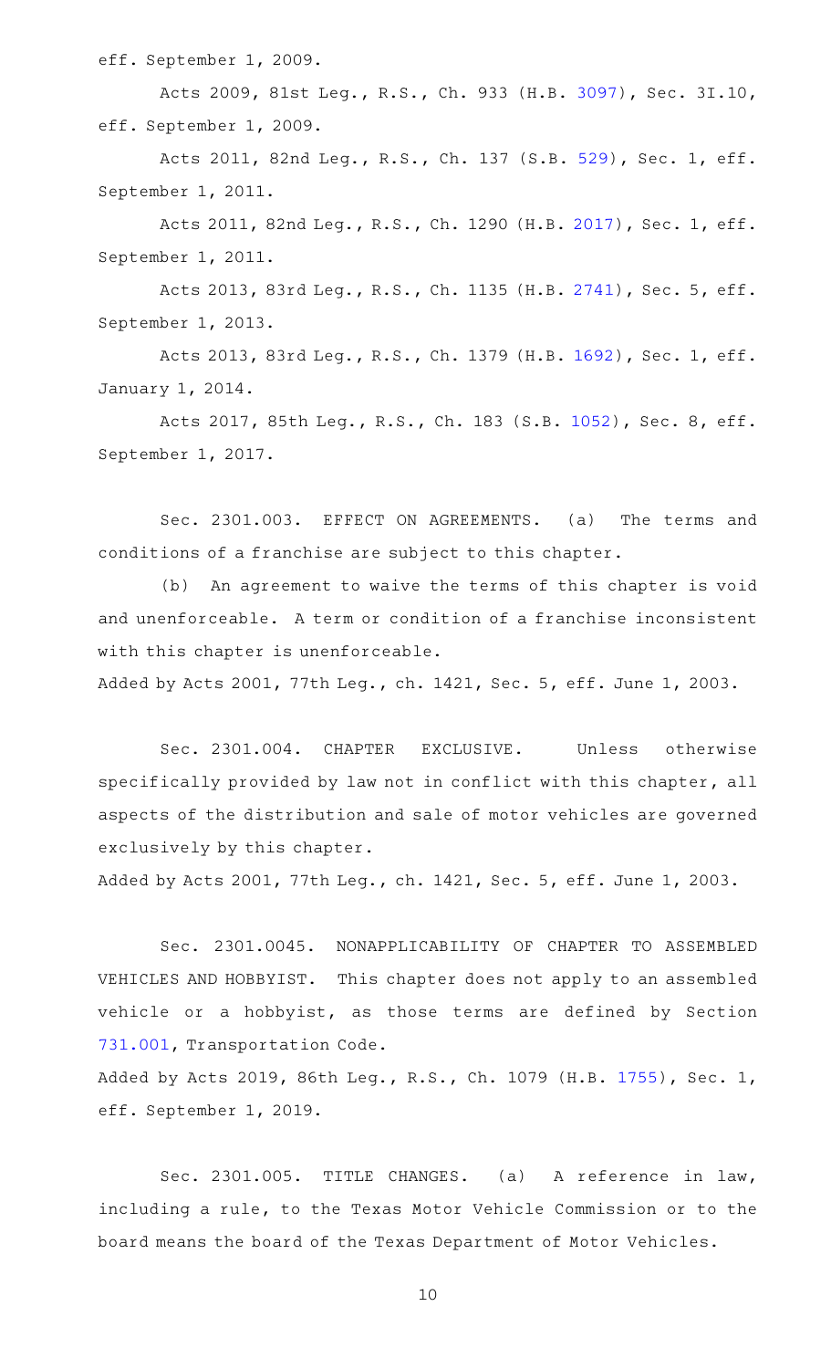eff. September 1, 2009.

Acts 2009, 81st Leg., R.S., Ch. 933 (H.B. 3097), Sec. 3I.10, eff. September 1, 2009.

Acts 2011, 82nd Leg., R.S., Ch. 137 (S.B. 529), Sec. 1, eff. September 1, 2011.

Acts 2011, 82nd Leg., R.S., Ch. 1290 (H.B. 2017), Sec. 1, eff. September 1, 2011.

Acts 2013, 83rd Leg., R.S., Ch. 1135 (H.B. 2741), Sec. 5, eff. September 1, 2013.

Acts 2013, 83rd Leg., R.S., Ch. 1379 (H.B. 1692), Sec. 1, eff. January 1, 2014.

Acts 2017, 85th Leg., R.S., Ch. 183 (S.B. 1052), Sec. 8, eff. September 1, 2017.

Sec. 2301.003. EFFECT ON AGREEMENTS. (a) The terms and conditions of a franchise are subject to this chapter.

(b) An agreement to waive the terms of this chapter is void and unenforceable. A term or condition of a franchise inconsistent with this chapter is unenforceable.

Added by Acts 2001, 77th Leg., ch. 1421, Sec. 5, eff. June 1, 2003.

Sec. 2301.004. CHAPTER EXCLUSIVE. Unless otherwise specifically provided by law not in conflict with this chapter, all aspects of the distribution and sale of motor vehicles are governed exclusively by this chapter.

Added by Acts 2001, 77th Leg., ch. 1421, Sec. 5, eff. June 1, 2003.

Sec. 2301.0045. NONAPPLICABILITY OF CHAPTER TO ASSEMBLED VEHICLES AND HOBBYIST. This chapter does not apply to an assembled vehicle or a hobbyist, as those terms are defined by Section 731.001, Transportation Code.

Added by Acts 2019, 86th Leg., R.S., Ch. 1079 (H.B. 1755), Sec. 1, eff. September 1, 2019.

Sec. 2301.005. TITLE CHANGES. (a) A reference in law, including a rule, to the Texas Motor Vehicle Commission or to the board means the board of the Texas Department of Motor Vehicles.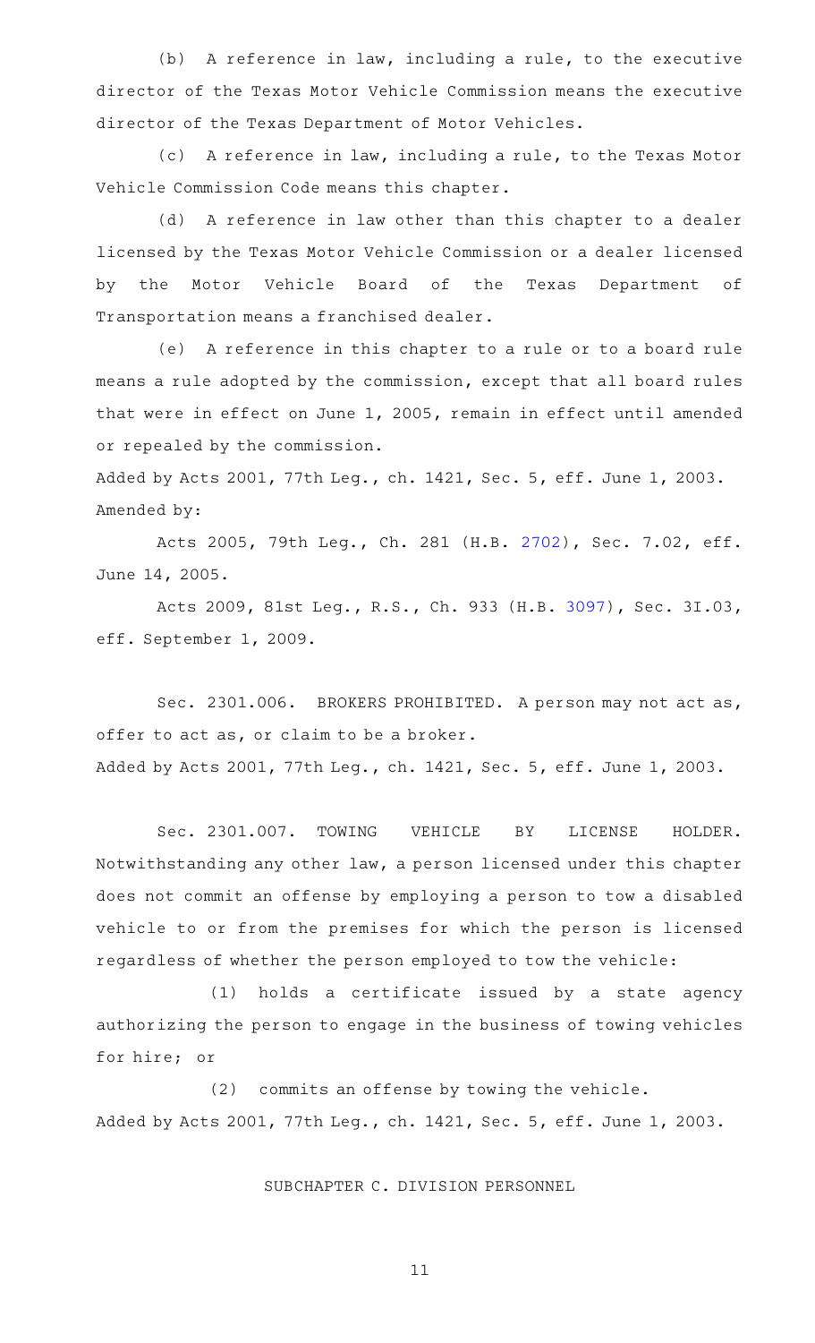(b) A reference in law, including a rule, to the executive director of the Texas Motor Vehicle Commission means the executive director of the Texas Department of Motor Vehicles.

(c) A reference in law, including a rule, to the Texas Motor Vehicle Commission Code means this chapter.

(d) A reference in law other than this chapter to a dealer licensed by the Texas Motor Vehicle Commission or a dealer licensed by the Motor Vehicle Board of the Texas Department of Transportation means a franchised dealer.

(e) A reference in this chapter to a rule or to a board rule means a rule adopted by the commission, except that all board rules that were in effect on June 1, 2005, remain in effect until amended or repealed by the commission.

Added by Acts 2001, 77th Leg., ch. 1421, Sec. 5, eff. June 1, 2003.

Amended by:

Acts 2005, 79th Leg., Ch. 281 (H.B. 2702), Sec. 7.02, eff. June 14, 2005.

Acts 2009, 81st Leg., R.S., Ch. 933 (H.B. 3097), Sec. 3I.03, eff. September 1, 2009.

Sec. 2301.006. BROKERS PROHIBITED. A person may not act as, offer to act as, or claim to be a broker.

Added by Acts 2001, 77th Leg., ch. 1421, Sec. 5, eff. June 1, 2003.

Sec. 2301.007. TOWING VEHICLE BY LICENSE HOLDER. Notwithstanding any other law, a person licensed under this chapter does not commit an offense by employing a person to tow a disabled vehicle to or from the premises for which the person is licensed regardless of whether the person employed to tow the vehicle:

(1) holds a certificate issued by a state agency authorizing the person to engage in the business of towing vehicles for hire; or

(2) commits an offense by towing the vehicle.

Added by Acts 2001, 77th Leg., ch. 1421, Sec. 5, eff. June 1, 2003.

SUBCHAPTER C. DIVISION PERSONNEL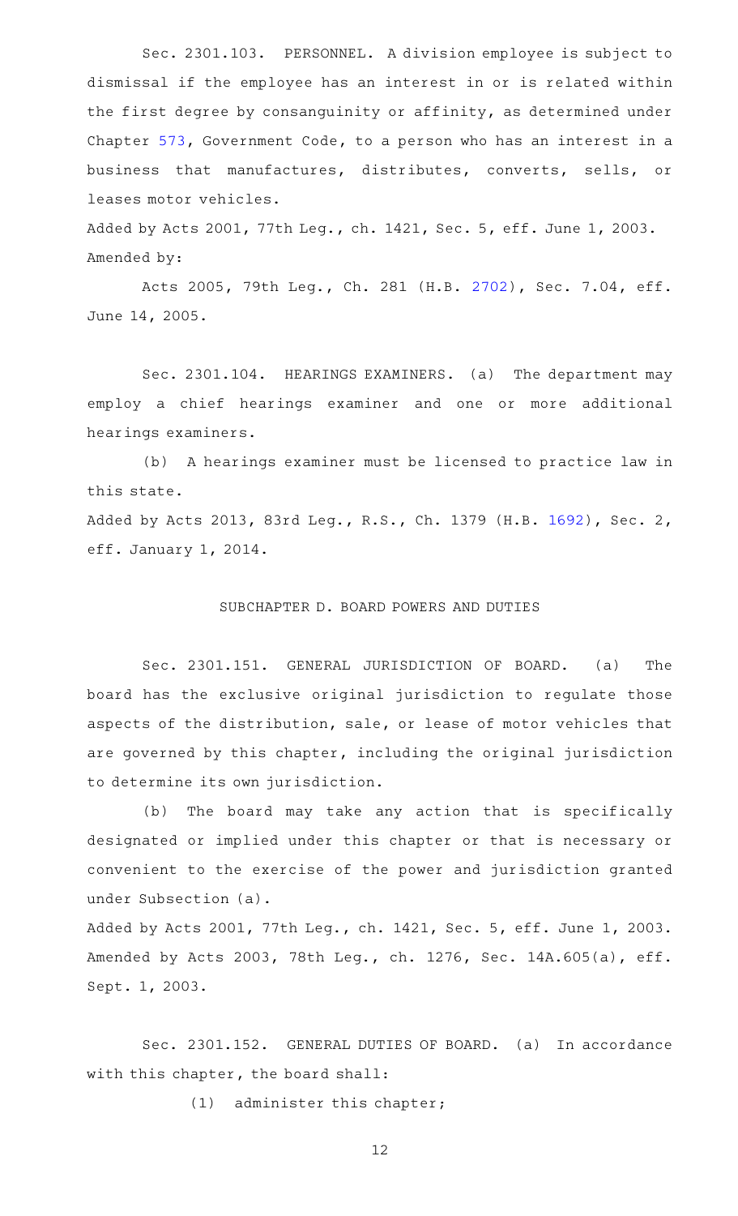Sec. 2301.103. PERSONNEL. A division employee is subject to dismissal if the employee has an interest in or is related within the first degree by consanguinity or affinity, as determined under Chapter 573, Government Code, to a person who has an interest in a business that manufactures, distributes, converts, sells, or leases motor vehicles.

Added by Acts 2001, 77th Leg., ch. 1421, Sec. 5, eff. June 1, 2003.
Amended by:

Acts 2005, 79th Leg., Ch. 281 (H.B. 2702), Sec. 7.04, eff. June 14, 2005.

Sec. 2301.104. HEARINGS EXAMINERS. (a) The department may employ a chief hearings examiner and one or more additional hearings examiners.

(b) A hearings examiner must be licensed to practice law in this state.

Added by Acts 2013, 83rd Leg., R.S., Ch. 1379 (H.B. 1692), Sec. 2, eff. January 1, 2014.

SUBCHAPTER D. BOARD POWERS AND DUTIES

Sec. 2301.151. GENERAL JURISDICTION OF BOARD. (a) The board has the exclusive original jurisdiction to regulate those aspects of the distribution, sale, or lease of motor vehicles that are governed by this chapter, including the original jurisdiction to determine its own jurisdiction.

(b) The board may take any action that is specifically designated or implied under this chapter or that is necessary or convenient to the exercise of the power and jurisdiction granted under Subsection (a).

Added by Acts 2001, 77th Leg., ch. 1421, Sec. 5, eff. June 1, 2003.
Amended by Acts 2003, 78th Leg., ch. 1276, Sec. 14A.605(a), eff. Sept. 1, 2003.

Sec. 2301.152. GENERAL DUTIES OF BOARD. (a) In accordance with this chapter, the board shall:

(1) administer this chapter;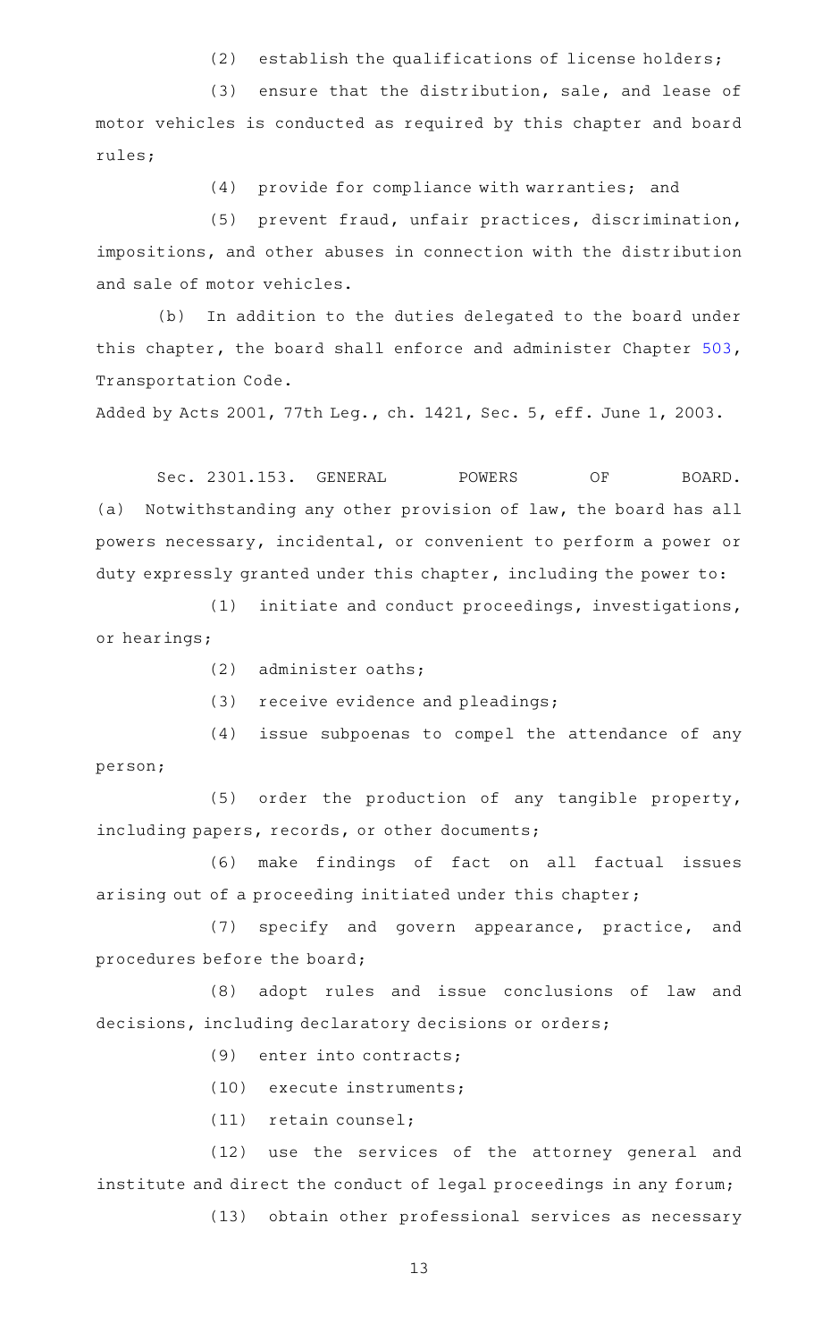(2) establish the qualifications of license holders;

(3) ensure that the distribution, sale, and lease of motor vehicles is conducted as required by this chapter and board rules;

(4) provide for compliance with warranties; and

(5) prevent fraud, unfair practices, discrimination, impositions, and other abuses in connection with the distribution and sale of motor vehicles.

(b) In addition to the duties delegated to the board under this chapter, the board shall enforce and administer Chapter 503, Transportation Code.

Added by Acts 2001, 77th Leg., ch. 1421, Sec. 5, eff. June 1, 2003.

Sec. 2301.153. GENERAL POWERS OF BOARD. (a) Notwithstanding any other provision of law, the board has all powers necessary, incidental, or convenient to perform a power or duty expressly granted under this chapter, including the power to:

(1) initiate and conduct proceedings, investigations, or hearings;

(2) administer oaths;

(3) receive evidence and pleadings;

(4) issue subpoenas to compel the attendance of any person;

(5) order the production of any tangible property, including papers, records, or other documents;

(6) make findings of fact on all factual issues arising out of a proceeding initiated under this chapter;

(7) specify and govern appearance, practice, and procedures before the board;

(8) adopt rules and issue conclusions of law and decisions, including declaratory decisions or orders;

(9) enter into contracts;

(10) execute instruments;

(11) retain counsel;

(12) use the services of the attorney general and institute and direct the conduct of legal proceedings in any forum;

(13) obtain other professional services as necessary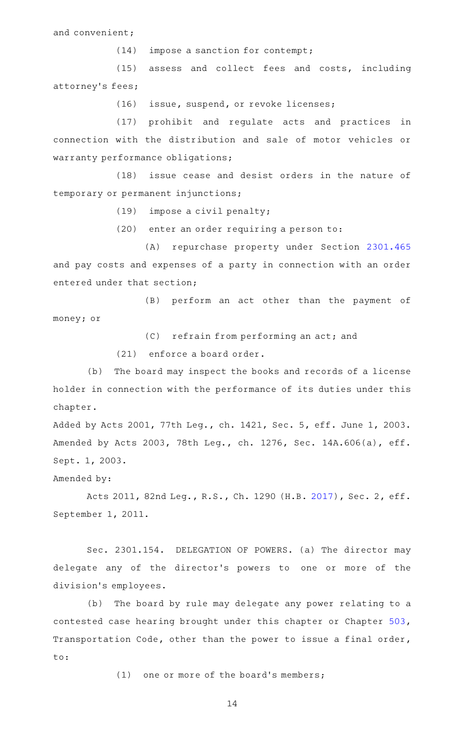and convenient;

(14) impose a sanction for contempt;

(15) assess and collect fees and costs, including attorney's fees;

(16) issue, suspend, or revoke licenses;

(17) prohibit and regulate acts and practices in connection with the distribution and sale of motor vehicles or warranty performance obligations;

(18) issue cease and desist orders in the nature of temporary or permanent injunctions;

(19) impose a civil penalty;

(20) enter an order requiring a person to:

(A) repurchase property under Section 2301.465 and pay costs and expenses of a party in connection with an order entered under that section;

(B) perform an act other than the payment of money; or

(C) refrain from performing an act; and

(21) enforce a board order.

(b) The board may inspect the books and records of a license holder in connection with the performance of its duties under this chapter.

Added by Acts 2001, 77th Leg., ch. 1421, Sec. 5, eff. June 1, 2003. Amended by Acts 2003, 78th Leg., ch. 1276, Sec. 14A.606(a), eff. Sept. 1, 2003.

Amended by:

Acts 2011, 82nd Leg., R.S., Ch. 1290 (H.B. 2017), Sec. 2, eff. September 1, 2011.

Sec. 2301.154. DELEGATION OF POWERS. (a) The director may delegate any of the director's powers to one or more of the division's employees.

(b) The board by rule may delegate any power relating to a contested case hearing brought under this chapter or Chapter 503, Transportation Code, other than the power to issue a final order, to:

(1) one or more of the board's members;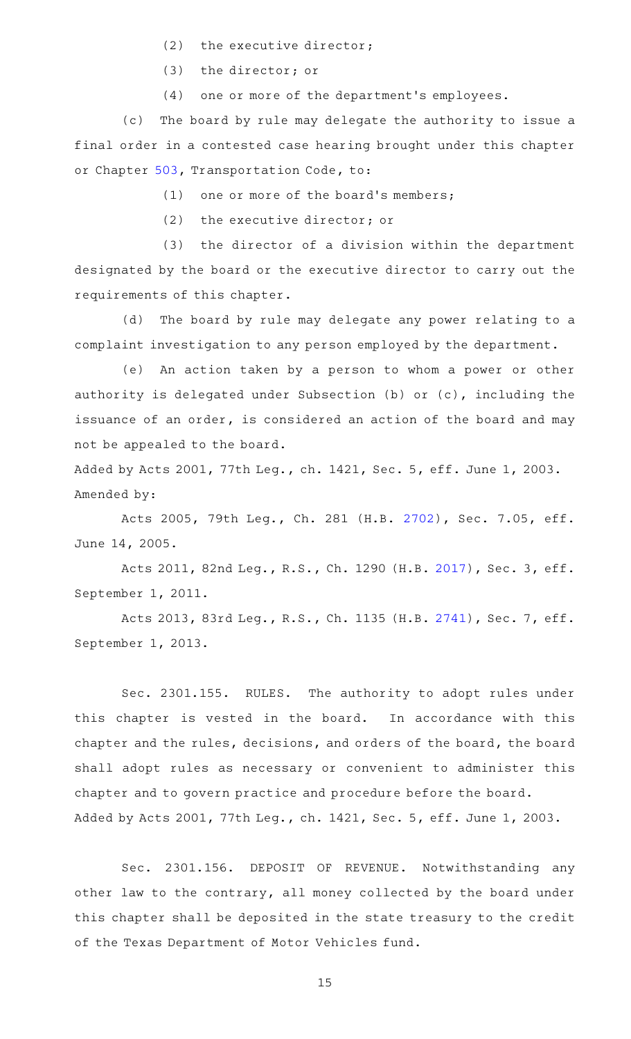(2) the executive director;

(3) the director; or

(4) one or more of the department's employees.

(c) The board by rule may delegate the authority to issue a final order in a contested case hearing brought under this chapter or Chapter 503, Transportation Code, to:

(1) one or more of the board's members;

(2) the executive director; or

(3) the director of a division within the department designated by the board or the executive director to carry out the requirements of this chapter.

(d) The board by rule may delegate any power relating to a complaint investigation to any person employed by the department.

(e) An action taken by a person to whom a power or other authority is delegated under Subsection (b) or (c), including the issuance of an order, is considered an action of the board and may not be appealed to the board.

Added by Acts 2001, 77th Leg., ch. 1421, Sec. 5, eff. June 1, 2003.
Amended by:

Acts 2005, 79th Leg., Ch. 281 (H.B. 2702), Sec. 7.05, eff. June 14, 2005.

Acts 2011, 82nd Leg., R.S., Ch. 1290 (H.B. 2017), Sec. 3, eff. September 1, 2011.

Acts 2013, 83rd Leg., R.S., Ch. 1135 (H.B. 2741), Sec. 7, eff. September 1, 2013.

Sec. 2301.155. RULES. The authority to adopt rules under this chapter is vested in the board. In accordance with this chapter and the rules, decisions, and orders of the board, the board shall adopt rules as necessary or convenient to administer this chapter and to govern practice and procedure before the board.
Added by Acts 2001, 77th Leg., ch. 1421, Sec. 5, eff. June 1, 2003.

Sec. 2301.156. DEPOSIT OF REVENUE. Notwithstanding any other law to the contrary, all money collected by the board under this chapter shall be deposited in the state treasury to the credit of the Texas Department of Motor Vehicles fund.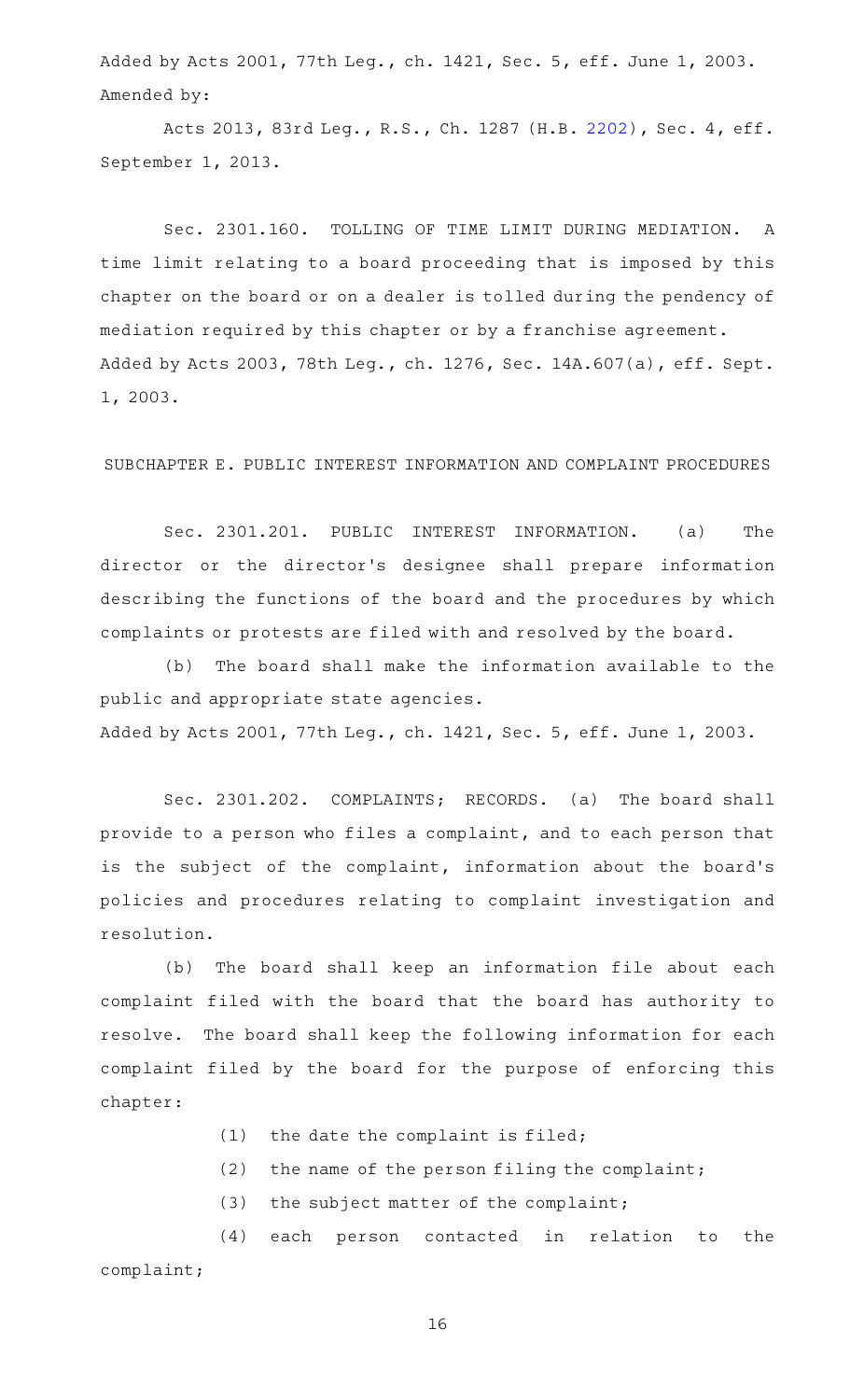Added by Acts 2001, 77th Leg., ch. 1421, Sec. 5, eff. June 1, 2003.
Amended by:

Acts 2013, 83rd Leg., R.S., Ch. 1287 (H.B. 2202), Sec. 4, eff. September 1, 2013.

Sec. 2301.160. TOLLING OF TIME LIMIT DURING MEDIATION. A time limit relating to a board proceeding that is imposed by this chapter on the board or on a dealer is tolled during the pendency of mediation required by this chapter or by a franchise agreement.
Added by Acts 2003, 78th Leg., ch. 1276, Sec. 14A.607(a), eff. Sept. 1, 2003.

SUBCHAPTER E. PUBLIC INTEREST INFORMATION AND COMPLAINT PROCEDURES

Sec. 2301.201. PUBLIC INTEREST INFORMATION. (a) The director or the director's designee shall prepare information describing the functions of the board and the procedures by which complaints or protests are filed with and resolved by the board.

(b) The board shall make the information available to the public and appropriate state agencies.
Added by Acts 2001, 77th Leg., ch. 1421, Sec. 5, eff. June 1, 2003.

Sec. 2301.202. COMPLAINTS; RECORDS. (a) The board shall provide to a person who files a complaint, and to each person that is the subject of the complaint, information about the board's policies and procedures relating to complaint investigation and resolution.

(b) The board shall keep an information file about each complaint filed with the board that the board has authority to resolve. The board shall keep the following information for each complaint filed by the board for the purpose of enforcing this chapter:

(1) the date the complaint is filed;

(2) the name of the person filing the complaint;

(3) the subject matter of the complaint;

(4) each person contacted in relation to the complaint;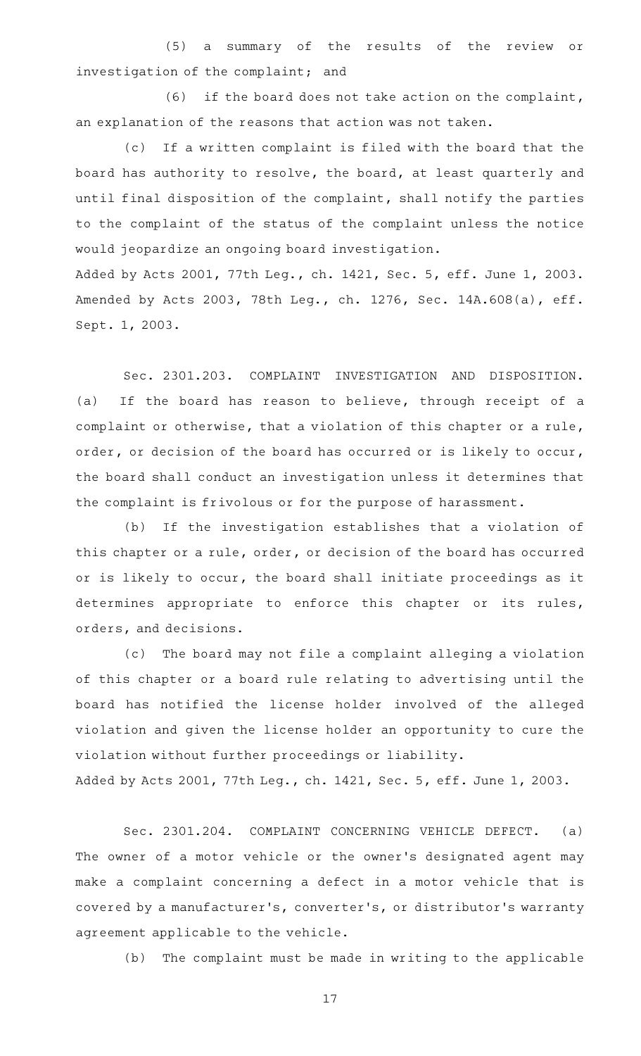(5) a summary of the results of the review or investigation of the complaint; and

(6) if the board does not take action on the complaint, an explanation of the reasons that action was not taken.

(c) If a written complaint is filed with the board that the board has authority to resolve, the board, at least quarterly and until final disposition of the complaint, shall notify the parties to the complaint of the status of the complaint unless the notice would jeopardize an ongoing board investigation.

Added by Acts 2001, 77th Leg., ch. 1421, Sec. 5, eff. June 1, 2003. Amended by Acts 2003, 78th Leg., ch. 1276, Sec. 14A.608(a), eff. Sept. 1, 2003.

Sec. 2301.203. COMPLAINT INVESTIGATION AND DISPOSITION. (a) If the board has reason to believe, through receipt of a complaint or otherwise, that a violation of this chapter or a rule, order, or decision of the board has occurred or is likely to occur, the board shall conduct an investigation unless it determines that the complaint is frivolous or for the purpose of harassment.

(b) If the investigation establishes that a violation of this chapter or a rule, order, or decision of the board has occurred or is likely to occur, the board shall initiate proceedings as it determines appropriate to enforce this chapter or its rules, orders, and decisions.

(c) The board may not file a complaint alleging a violation of this chapter or a board rule relating to advertising until the board has notified the license holder involved of the alleged violation and given the license holder an opportunity to cure the violation without further proceedings or liability.

Added by Acts 2001, 77th Leg., ch. 1421, Sec. 5, eff. June 1, 2003.

Sec. 2301.204. COMPLAINT CONCERNING VEHICLE DEFECT. (a) The owner of a motor vehicle or the owner's designated agent may make a complaint concerning a defect in a motor vehicle that is covered by a manufacturer's, converter's, or distributor's warranty agreement applicable to the vehicle.

(b) The complaint must be made in writing to the applicable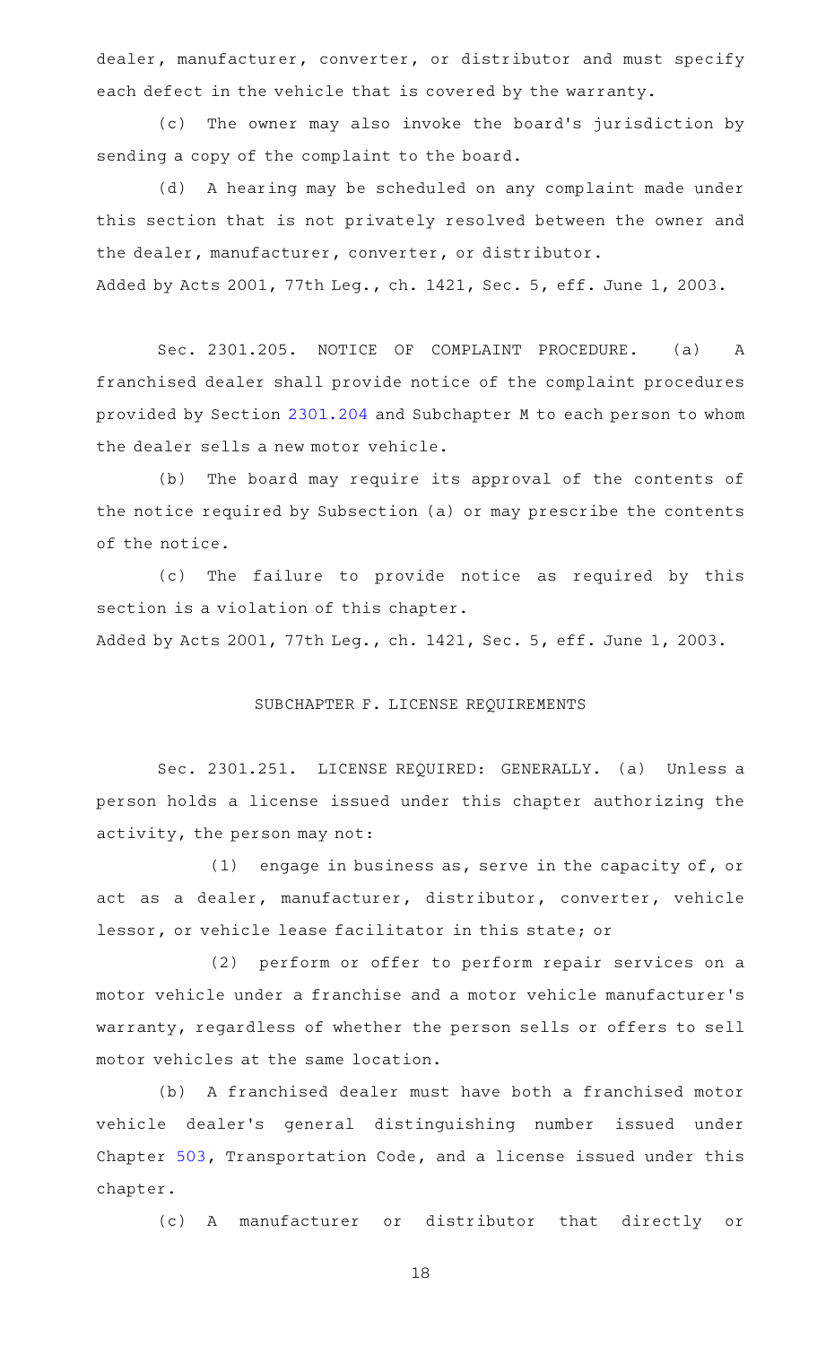dealer, manufacturer, converter, or distributor and must specify each defect in the vehicle that is covered by the warranty.

(c) The owner may also invoke the board's jurisdiction by sending a copy of the complaint to the board.

(d) A hearing may be scheduled on any complaint made under this section that is not privately resolved between the owner and the dealer, manufacturer, converter, or distributor.

Added by Acts 2001, 77th Leg., ch. 1421, Sec. 5, eff. June 1, 2003.

Sec. 2301.205. NOTICE OF COMPLAINT PROCEDURE. (a) A franchised dealer shall provide notice of the complaint procedures provided by Section 2301.204 and Subchapter M to each person to whom the dealer sells a new motor vehicle.

(b) The board may require its approval of the contents of the notice required by Subsection (a) or may prescribe the contents of the notice.

(c) The failure to provide notice as required by this section is a violation of this chapter.

Added by Acts 2001, 77th Leg., ch. 1421, Sec. 5, eff. June 1, 2003.

## SUBCHAPTER F. LICENSE REQUIREMENTS

Sec. 2301.251. LICENSE REQUIRED: GENERALLY. (a) Unless a person holds a license issued under this chapter authorizing the activity, the person may not:

(1) engage in business as, serve in the capacity of, or act as a dealer, manufacturer, distributor, converter, vehicle lessor, or vehicle lease facilitator in this state; or

(2) perform or offer to perform repair services on a motor vehicle under a franchise and a motor vehicle manufacturer's warranty, regardless of whether the person sells or offers to sell motor vehicles at the same location.

(b) A franchised dealer must have both a franchised motor vehicle dealer's general distinguishing number issued under Chapter 503, Transportation Code, and a license issued under this chapter.

(c) A manufacturer or distributor that directly or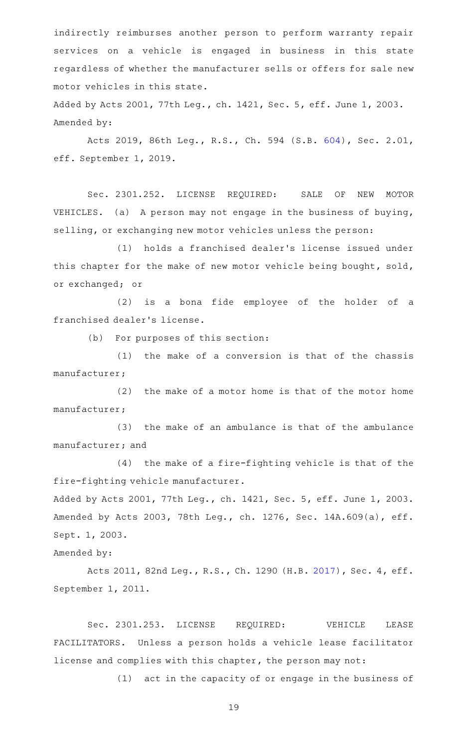indirectly reimburses another person to perform warranty repair services on a vehicle is engaged in business in this state regardless of whether the manufacturer sells or offers for sale new motor vehicles in this state.

Added by Acts 2001, 77th Leg., ch. 1421, Sec. 5, eff. June 1, 2003.
Amended by:

Acts 2019, 86th Leg., R.S., Ch. 594 (S.B. 604), Sec. 2.01, eff. September 1, 2019.

Sec. 2301.252. LICENSE REQUIRED: SALE OF NEW MOTOR VEHICLES. (a) A person may not engage in the business of buying, selling, or exchanging new motor vehicles unless the person:

(1) holds a franchised dealer's license issued under this chapter for the make of new motor vehicle being bought, sold, or exchanged; or

(2) is a bona fide employee of the holder of a franchised dealer's license.

(b) For purposes of this section:

(1) the make of a conversion is that of the chassis manufacturer;

(2) the make of a motor home is that of the motor home manufacturer;

(3) the make of an ambulance is that of the ambulance manufacturer; and

(4) the make of a fire-fighting vehicle is that of the fire-fighting vehicle manufacturer.

Added by Acts 2001, 77th Leg., ch. 1421, Sec. 5, eff. June 1, 2003.
Amended by Acts 2003, 78th Leg., ch. 1276, Sec. 14A.609(a), eff. Sept. 1, 2003.

Amended by:

Acts 2011, 82nd Leg., R.S., Ch. 1290 (H.B. 2017), Sec. 4, eff. September 1, 2011.

Sec. 2301.253. LICENSE REQUIRED: VEHICLE LEASE FACILITATORS. Unless a person holds a vehicle lease facilitator license and complies with this chapter, the person may not:

(1) act in the capacity of or engage in the business of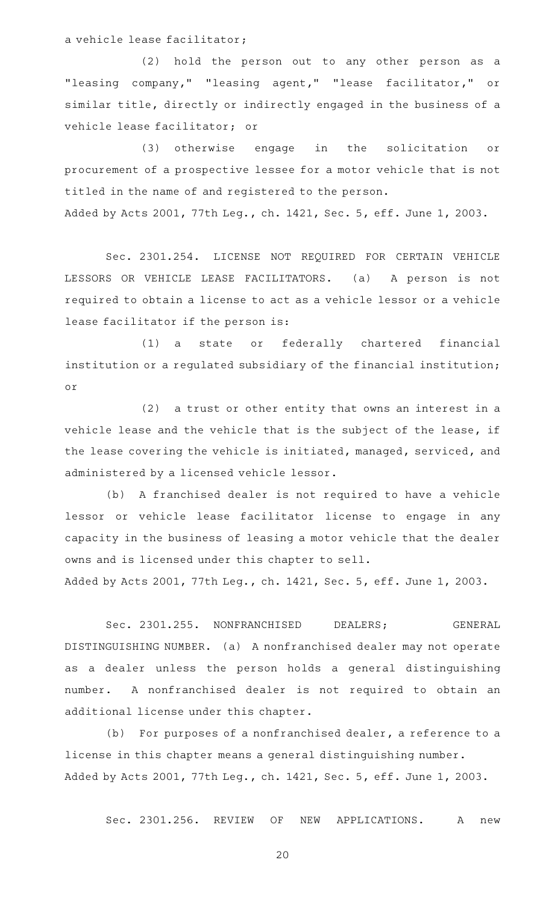a vehicle lease facilitator;

(2) hold the person out to any other person as a "leasing company," "leasing agent," "lease facilitator," or similar title, directly or indirectly engaged in the business of a vehicle lease facilitator; or

(3) otherwise engage in the solicitation or procurement of a prospective lessee for a motor vehicle that is not titled in the name of and registered to the person.

Added by Acts 2001, 77th Leg., ch. 1421, Sec. 5, eff. June 1, 2003.

Sec. 2301.254. LICENSE NOT REQUIRED FOR CERTAIN VEHICLE LESSORS OR VEHICLE LEASE FACILITATORS. (a) A person is not required to obtain a license to act as a vehicle lessor or a vehicle lease facilitator if the person is:

(1) a state or federally chartered financial institution or a regulated subsidiary of the financial institution; or

(2) a trust or other entity that owns an interest in a vehicle lease and the vehicle that is the subject of the lease, if the lease covering the vehicle is initiated, managed, serviced, and administered by a licensed vehicle lessor.

(b) A franchised dealer is not required to have a vehicle lessor or vehicle lease facilitator license to engage in any capacity in the business of leasing a motor vehicle that the dealer owns and is licensed under this chapter to sell.

Added by Acts 2001, 77th Leg., ch. 1421, Sec. 5, eff. June 1, 2003.

Sec. 2301.255. NONFRANCHISED DEALERS; GENERAL DISTINGUISHING NUMBER. (a) A nonfranchised dealer may not operate as a dealer unless the person holds a general distinguishing number. A nonfranchised dealer is not required to obtain an additional license under this chapter.

(b) For purposes of a nonfranchised dealer, a reference to a license in this chapter means a general distinguishing number.

Added by Acts 2001, 77th Leg., ch. 1421, Sec. 5, eff. June 1, 2003.

Sec. 2301.256. REVIEW OF NEW APPLICATIONS. A new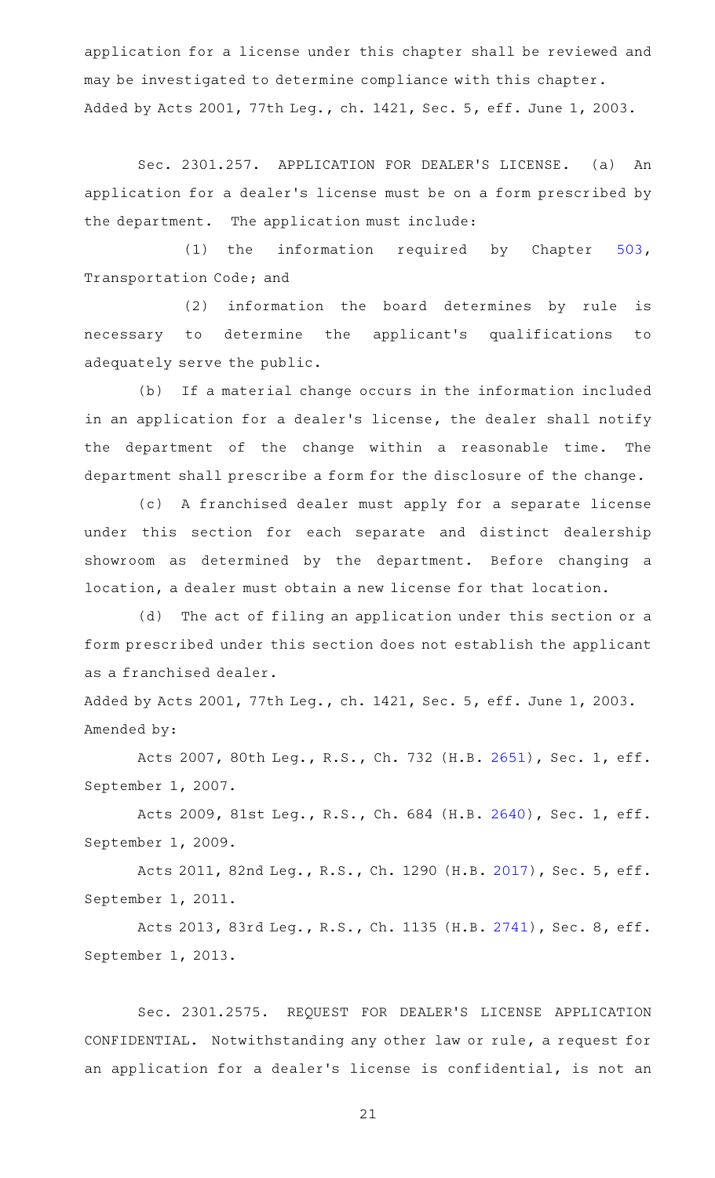application for a license under this chapter shall be reviewed and may be investigated to determine compliance with this chapter.

Added by Acts 2001, 77th Leg., ch. 1421, Sec. 5, eff. June 1, 2003.

Sec. 2301.257. APPLICATION FOR DEALER'S LICENSE. (a) An application for a dealer's license must be on a form prescribed by the department. The application must include:

(1) the information required by Chapter 503, Transportation Code; and

(2) information the board determines by rule is necessary to determine the applicant's qualifications to adequately serve the public.

(b) If a material change occurs in the information included in an application for a dealer's license, the dealer shall notify the department of the change within a reasonable time. The department shall prescribe a form for the disclosure of the change.

(c) A franchised dealer must apply for a separate license under this section for each separate and distinct dealership showroom as determined by the department. Before changing a location, a dealer must obtain a new license for that location.

(d) The act of filing an application under this section or a form prescribed under this section does not establish the applicant as a franchised dealer.

Added by Acts 2001, 77th Leg., ch. 1421, Sec. 5, eff. June 1, 2003.

Amended by:

Acts 2007, 80th Leg., R.S., Ch. 732 (H.B. 2651), Sec. 1, eff. September 1, 2007.

Acts 2009, 81st Leg., R.S., Ch. 684 (H.B. 2640), Sec. 1, eff. September 1, 2009.

Acts 2011, 82nd Leg., R.S., Ch. 1290 (H.B. 2017), Sec. 5, eff. September 1, 2011.

Acts 2013, 83rd Leg., R.S., Ch. 1135 (H.B. 2741), Sec. 8, eff. September 1, 2013.

Sec. 2301.2575. REQUEST FOR DEALER'S LICENSE APPLICATION CONFIDENTIAL. Notwithstanding any other law or rule, a request for an application for a dealer's license is confidential, is not an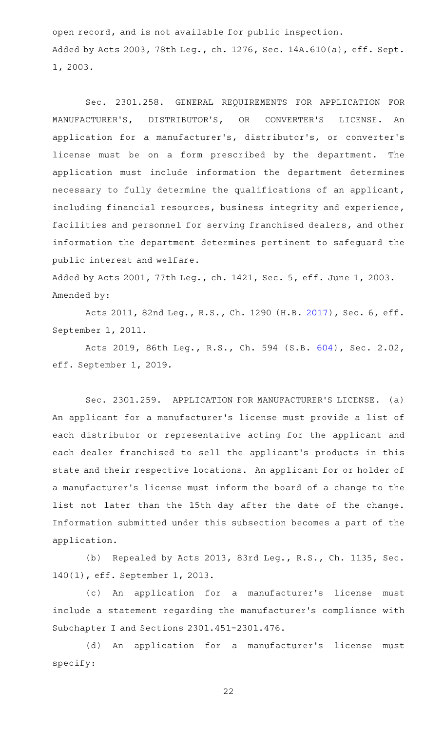open record, and is not available for public inspection.
Added by Acts 2003, 78th Leg., ch. 1276, Sec. 14A.610(a), eff. Sept. 1, 2003.

Sec. 2301.258. GENERAL REQUIREMENTS FOR APPLICATION FOR MANUFACTURER'S, DISTRIBUTOR'S, OR CONVERTER'S LICENSE. An application for a manufacturer's, distributor's, or converter's license must be on a form prescribed by the department. The application must include information the department determines necessary to fully determine the qualifications of an applicant, including financial resources, business integrity and experience, facilities and personnel for serving franchised dealers, and other information the department determines pertinent to safeguard the public interest and welfare.

Added by Acts 2001, 77th Leg., ch. 1421, Sec. 5, eff. June 1, 2003.
Amended by:

Acts 2011, 82nd Leg., R.S., Ch. 1290 (H.B. 2017), Sec. 6, eff. September 1, 2011.

Acts 2019, 86th Leg., R.S., Ch. 594 (S.B. 604), Sec. 2.02, eff. September 1, 2019.

Sec. 2301.259. APPLICATION FOR MANUFACTURER'S LICENSE. (a) An applicant for a manufacturer's license must provide a list of each distributor or representative acting for the applicant and each dealer franchised to sell the applicant's products in this state and their respective locations. An applicant for or holder of a manufacturer's license must inform the board of a change to the list not later than the 15th day after the date of the change. Information submitted under this subsection becomes a part of the application.

(b) Repealed by Acts 2013, 83rd Leg., R.S., Ch. 1135, Sec. 140(1), eff. September 1, 2013.

(c) An application for a manufacturer's license must include a statement regarding the manufacturer's compliance with Subchapter I and Sections 2301.451-2301.476.

(d) An application for a manufacturer's license must specify: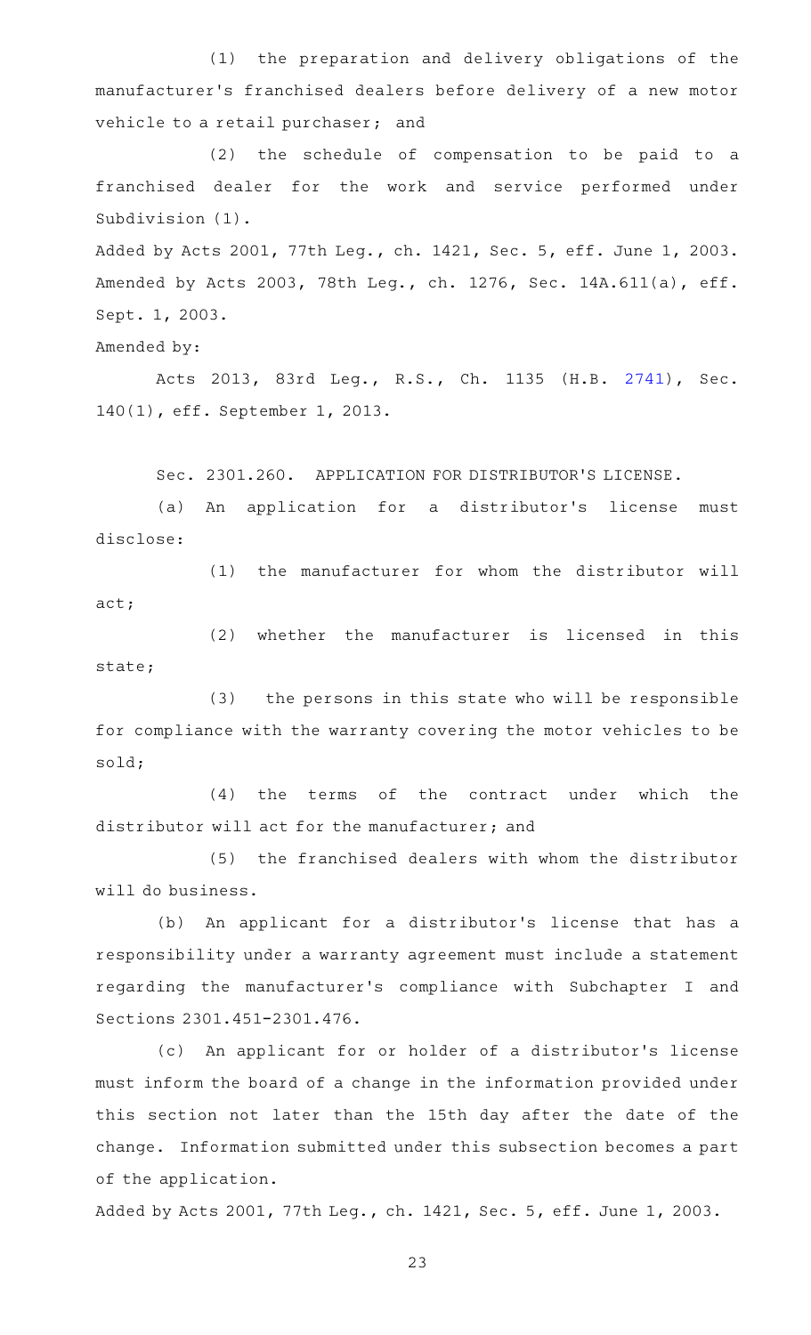(1) the preparation and delivery obligations of the manufacturer's franchised dealers before delivery of a new motor vehicle to a retail purchaser; and

(2) the schedule of compensation to be paid to a franchised dealer for the work and service performed under Subdivision (1).

Added by Acts 2001, 77th Leg., ch. 1421, Sec. 5, eff. June 1, 2003. Amended by Acts 2003, 78th Leg., ch. 1276, Sec. 14A.611(a), eff. Sept. 1, 2003.

Amended by:

Acts 2013, 83rd Leg., R.S., Ch. 1135 (H.B. 2741), Sec. 140(1), eff. September 1, 2013.

Sec. 2301.260. APPLICATION FOR DISTRIBUTOR'S LICENSE.

(a) An application for a distributor's license must disclose:

(1) the manufacturer for whom the distributor will act;

(2) whether the manufacturer is licensed in this state;

(3) the persons in this state who will be responsible for compliance with the warranty covering the motor vehicles to be sold;

(4) the terms of the contract under which the distributor will act for the manufacturer; and

(5) the franchised dealers with whom the distributor will do business.

(b) An applicant for a distributor's license that has a responsibility under a warranty agreement must include a statement regarding the manufacturer's compliance with Subchapter I and Sections 2301.451-2301.476.

(c) An applicant for or holder of a distributor's license must inform the board of a change in the information provided under this section not later than the 15th day after the date of the change. Information submitted under this subsection becomes a part of the application.

Added by Acts 2001, 77th Leg., ch. 1421, Sec. 5, eff. June 1, 2003.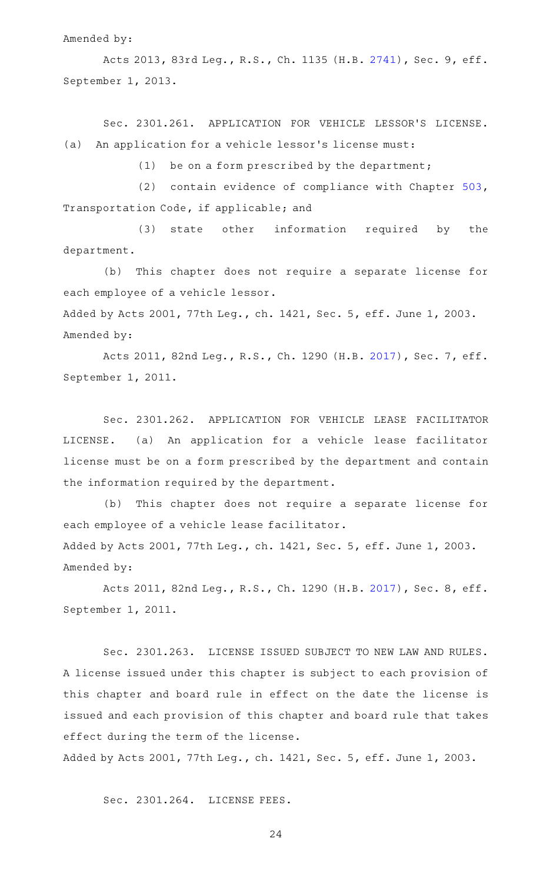Amended by:

Acts 2013, 83rd Leg., R.S., Ch. 1135 (H.B. 2741), Sec. 9, eff. September 1, 2013.

Sec. 2301.261. APPLICATION FOR VEHICLE LESSOR'S LICENSE. (a) An application for a vehicle lessor's license must:

(1) be on a form prescribed by the department;

(2) contain evidence of compliance with Chapter 503, Transportation Code, if applicable; and

(3) state other information required by the department.

(b) This chapter does not require a separate license for each employee of a vehicle lessor.

Added by Acts 2001, 77th Leg., ch. 1421, Sec. 5, eff. June 1, 2003.
Amended by:

Acts 2011, 82nd Leg., R.S., Ch. 1290 (H.B. 2017), Sec. 7, eff. September 1, 2011.

Sec. 2301.262. APPLICATION FOR VEHICLE LEASE FACILITATOR LICENSE. (a) An application for a vehicle lease facilitator license must be on a form prescribed by the department and contain the information required by the department.

(b) This chapter does not require a separate license for each employee of a vehicle lease facilitator.

Added by Acts 2001, 77th Leg., ch. 1421, Sec. 5, eff. June 1, 2003.
Amended by:

Acts 2011, 82nd Leg., R.S., Ch. 1290 (H.B. 2017), Sec. 8, eff. September 1, 2011.

Sec. 2301.263. LICENSE ISSUED SUBJECT TO NEW LAW AND RULES. A license issued under this chapter is subject to each provision of this chapter and board rule in effect on the date the license is issued and each provision of this chapter and board rule that takes effect during the term of the license.

Added by Acts 2001, 77th Leg., ch. 1421, Sec. 5, eff. June 1, 2003.

Sec. 2301.264. LICENSE FEES.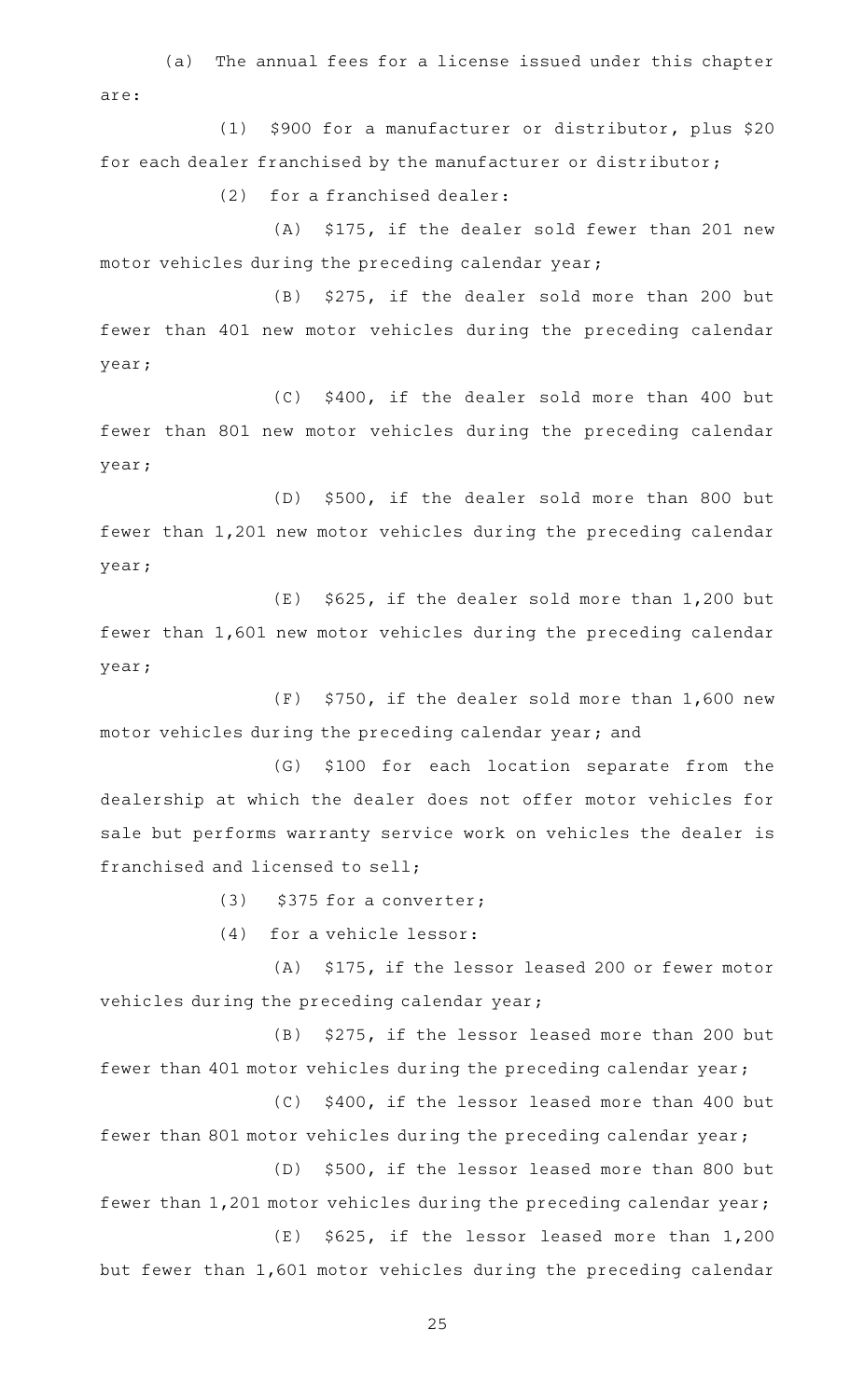(a) The annual fees for a license issued under this chapter are:

(1) $900 for a manufacturer or distributor, plus $20 for each dealer franchised by the manufacturer or distributor;

(2) for a franchised dealer:

(A) $175, if the dealer sold fewer than 201 new motor vehicles during the preceding calendar year;

(B) $275, if the dealer sold more than 200 but fewer than 401 new motor vehicles during the preceding calendar year;

(C) $400, if the dealer sold more than 400 but fewer than 801 new motor vehicles during the preceding calendar year;

(D) $500, if the dealer sold more than 800 but fewer than 1,201 new motor vehicles during the preceding calendar year;

(E) $625, if the dealer sold more than 1,200 but fewer than 1,601 new motor vehicles during the preceding calendar year;

(F) $750, if the dealer sold more than 1,600 new motor vehicles during the preceding calendar year; and

(G) $100 for each location separate from the dealership at which the dealer does not offer motor vehicles for sale but performs warranty service work on vehicles the dealer is franchised and licensed to sell;

(3) $375 for a converter;

(4) for a vehicle lessor:

(A) $175, if the lessor leased 200 or fewer motor vehicles during the preceding calendar year;

(B) $275, if the lessor leased more than 200 but fewer than 401 motor vehicles during the preceding calendar year;

(C) $400, if the lessor leased more than 400 but fewer than 801 motor vehicles during the preceding calendar year;

(D) $500, if the lessor leased more than 800 but fewer than 1,201 motor vehicles during the preceding calendar year;

(E) $625, if the lessor leased more than 1,200 but fewer than 1,601 motor vehicles during the preceding calendar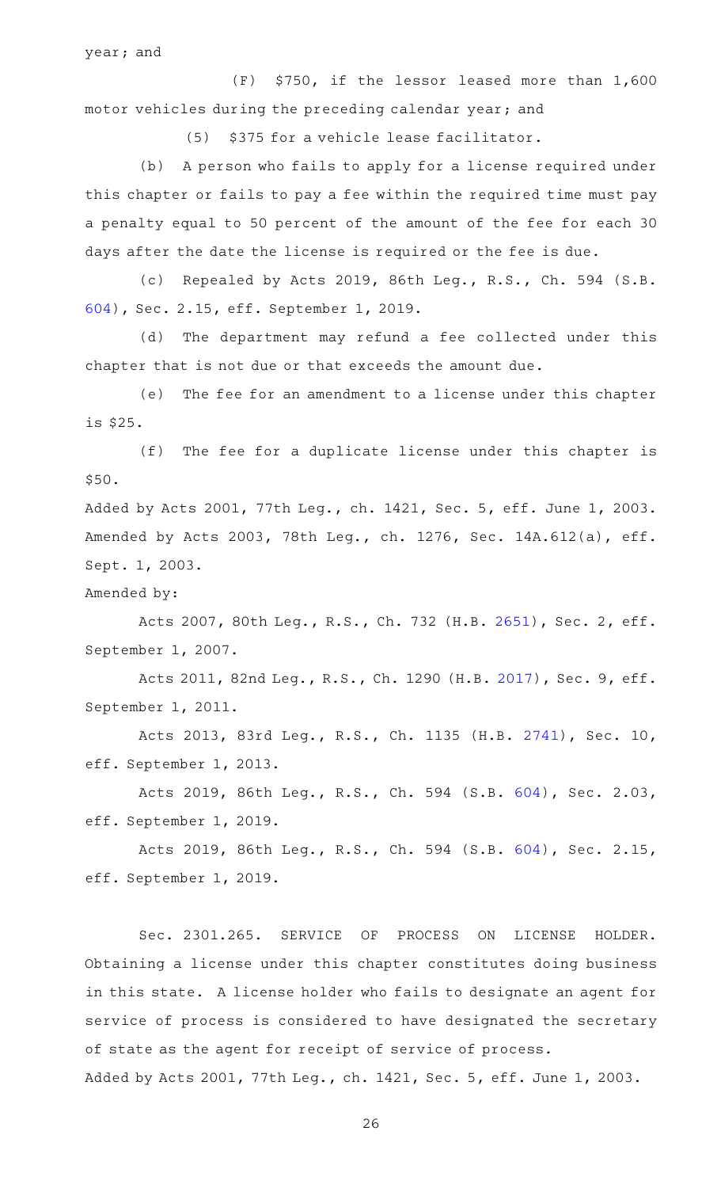year; and

(F) $750, if the lessor leased more than 1,600 motor vehicles during the preceding calendar year; and

(5) $375 for a vehicle lease facilitator.

(b) A person who fails to apply for a license required under this chapter or fails to pay a fee within the required time must pay a penalty equal to 50 percent of the amount of the fee for each 30 days after the date the license is required or the fee is due.

(c) Repealed by Acts 2019, 86th Leg., R.S., Ch. 594 (S.B. 604), Sec. 2.15, eff. September 1, 2019.

(d) The department may refund a fee collected under this chapter that is not due or that exceeds the amount due.

(e) The fee for an amendment to a license under this chapter is $25.

(f) The fee for a duplicate license under this chapter is $50.

Added by Acts 2001, 77th Leg., ch. 1421, Sec. 5, eff. June 1, 2003. Amended by Acts 2003, 78th Leg., ch. 1276, Sec. 14A.612(a), eff. Sept. 1, 2003.

Amended by:

Acts 2007, 80th Leg., R.S., Ch. 732 (H.B. 2651), Sec. 2, eff. September 1, 2007.

Acts 2011, 82nd Leg., R.S., Ch. 1290 (H.B. 2017), Sec. 9, eff. September 1, 2011.

Acts 2013, 83rd Leg., R.S., Ch. 1135 (H.B. 2741), Sec. 10, eff. September 1, 2013.

Acts 2019, 86th Leg., R.S., Ch. 594 (S.B. 604), Sec. 2.03, eff. September 1, 2019.

Acts 2019, 86th Leg., R.S., Ch. 594 (S.B. 604), Sec. 2.15, eff. September 1, 2019.

Sec. 2301.265. SERVICE OF PROCESS ON LICENSE HOLDER. Obtaining a license under this chapter constitutes doing business in this state. A license holder who fails to designate an agent for service of process is considered to have designated the secretary of state as the agent for receipt of service of process.

Added by Acts 2001, 77th Leg., ch. 1421, Sec. 5, eff. June 1, 2003.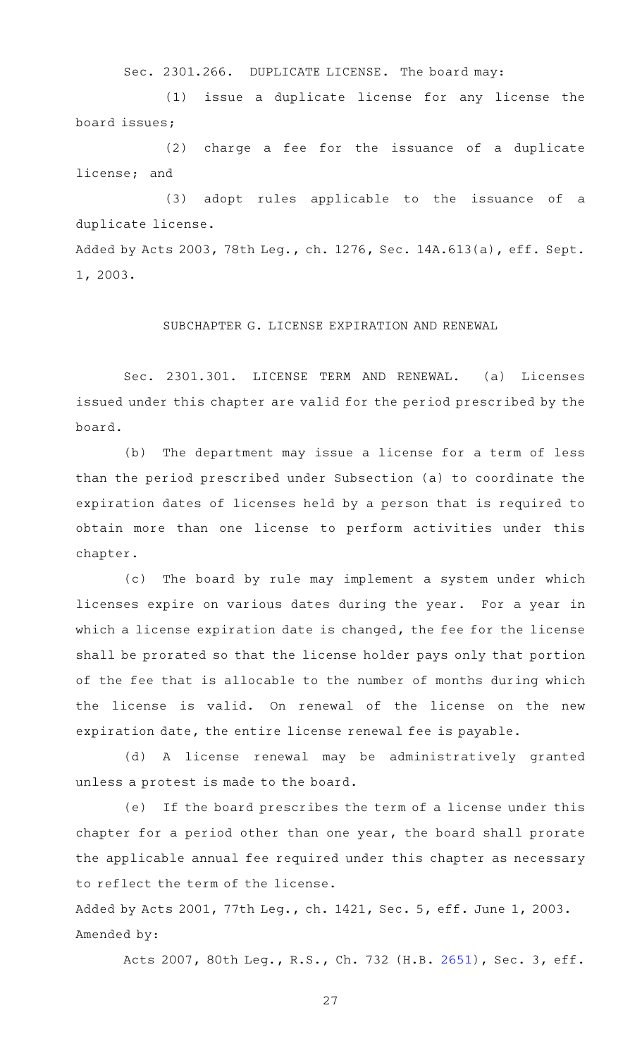Sec. 2301.266. DUPLICATE LICENSE. The board may:

(1) issue a duplicate license for any license the board issues;

(2) charge a fee for the issuance of a duplicate license; and

(3) adopt rules applicable to the issuance of a duplicate license.

Added by Acts 2003, 78th Leg., ch. 1276, Sec. 14A.613(a), eff. Sept. 1, 2003.

## SUBCHAPTER G. LICENSE EXPIRATION AND RENEWAL

Sec. 2301.301. LICENSE TERM AND RENEWAL. (a) Licenses issued under this chapter are valid for the period prescribed by the board.

(b) The department may issue a license for a term of less than the period prescribed under Subsection (a) to coordinate the expiration dates of licenses held by a person that is required to obtain more than one license to perform activities under this chapter.

(c) The board by rule may implement a system under which licenses expire on various dates during the year. For a year in which a license expiration date is changed, the fee for the license shall be prorated so that the license holder pays only that portion of the fee that is allocable to the number of months during which the license is valid. On renewal of the license on the new expiration date, the entire license renewal fee is payable.

(d) A license renewal may be administratively granted unless a protest is made to the board.

(e) If the board prescribes the term of a license under this chapter for a period other than one year, the board shall prorate the applicable annual fee required under this chapter as necessary to reflect the term of the license.

Added by Acts 2001, 77th Leg., ch. 1421, Sec. 5, eff. June 1, 2003.
Amended by:

Acts 2007, 80th Leg., R.S., Ch. 732 (H.B. 2651), Sec. 3, eff.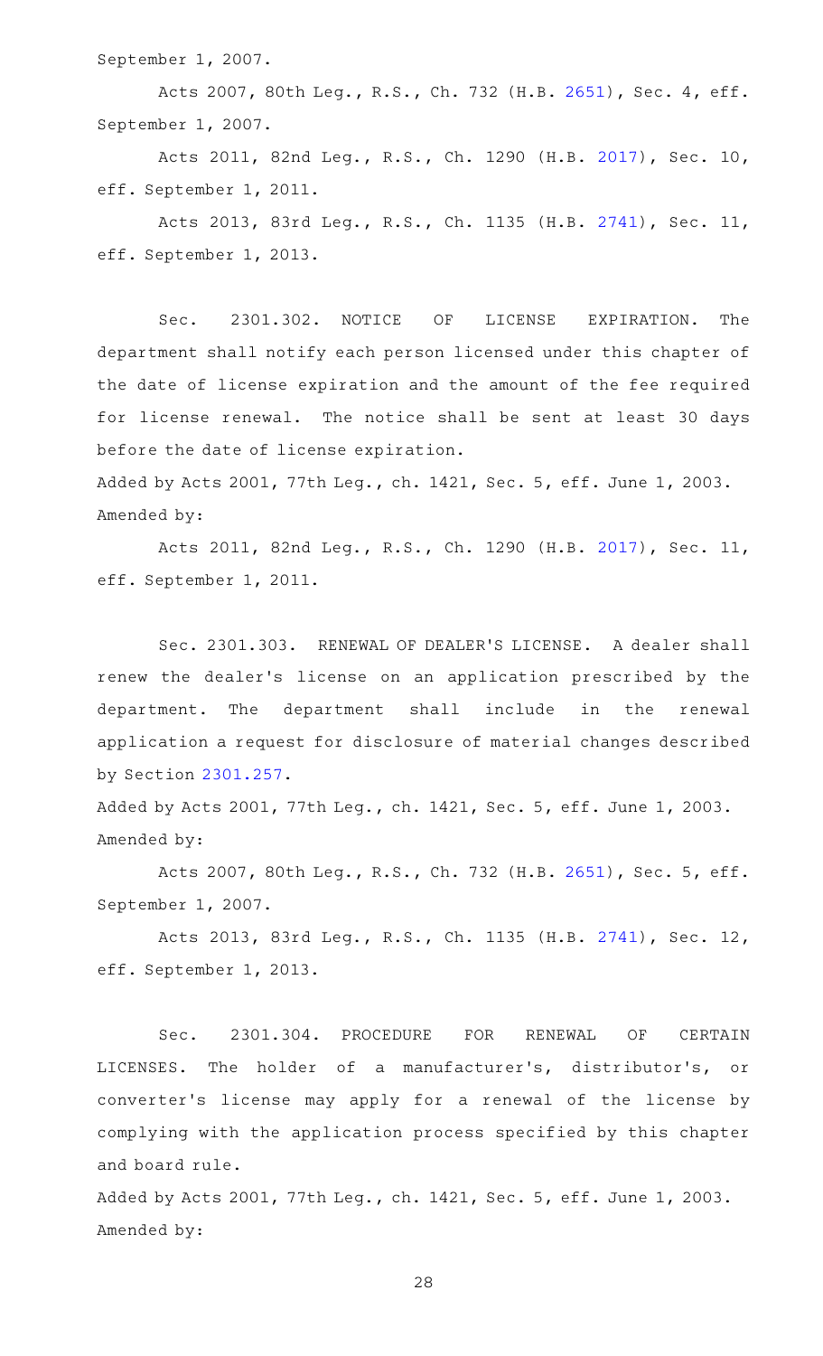September 1, 2007.

Acts 2007, 80th Leg., R.S., Ch. 732 (H.B. 2651), Sec. 4, eff. September 1, 2007.

Acts 2011, 82nd Leg., R.S., Ch. 1290 (H.B. 2017), Sec. 10, eff. September 1, 2011.

Acts 2013, 83rd Leg., R.S., Ch. 1135 (H.B. 2741), Sec. 11, eff. September 1, 2013.

Sec. 2301.302. NOTICE OF LICENSE EXPIRATION. The department shall notify each person licensed under this chapter of the date of license expiration and the amount of the fee required for license renewal. The notice shall be sent at least 30 days before the date of license expiration.

Added by Acts 2001, 77th Leg., ch. 1421, Sec. 5, eff. June 1, 2003.
Amended by:

Acts 2011, 82nd Leg., R.S., Ch. 1290 (H.B. 2017), Sec. 11, eff. September 1, 2011.

Sec. 2301.303. RENEWAL OF DEALER'S LICENSE. A dealer shall renew the dealer's license on an application prescribed by the department. The department shall include in the renewal application a request for disclosure of material changes described by Section 2301.257.

Added by Acts 2001, 77th Leg., ch. 1421, Sec. 5, eff. June 1, 2003.
Amended by:

Acts 2007, 80th Leg., R.S., Ch. 732 (H.B. 2651), Sec. 5, eff. September 1, 2007.

Acts 2013, 83rd Leg., R.S., Ch. 1135 (H.B. 2741), Sec. 12, eff. September 1, 2013.

Sec. 2301.304. PROCEDURE FOR RENEWAL OF CERTAIN LICENSES. The holder of a manufacturer's, distributor's, or converter's license may apply for a renewal of the license by complying with the application process specified by this chapter and board rule.

Added by Acts 2001, 77th Leg., ch. 1421, Sec. 5, eff. June 1, 2003.
Amended by: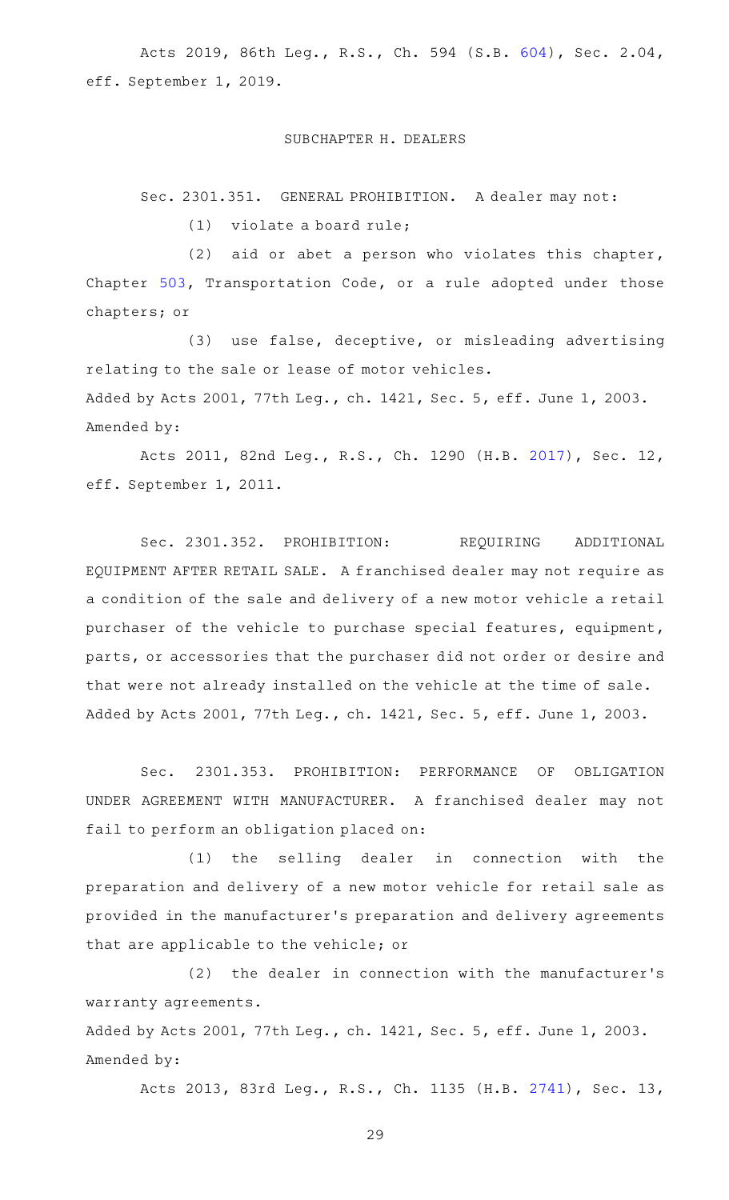Acts 2019, 86th Leg., R.S., Ch. 594 (S.B. 604), Sec. 2.04, eff. September 1, 2019.

## SUBCHAPTER H. DEALERS

Sec. 2301.351. GENERAL PROHIBITION. A dealer may not:

(1) violate a board rule;

(2) aid or abet a person who violates this chapter, Chapter 503, Transportation Code, or a rule adopted under those chapters; or

(3) use false, deceptive, or misleading advertising relating to the sale or lease of motor vehicles.

Added by Acts 2001, 77th Leg., ch. 1421, Sec. 5, eff. June 1, 2003.
Amended by:

Acts 2011, 82nd Leg., R.S., Ch. 1290 (H.B. 2017), Sec. 12, eff. September 1, 2011.

Sec. 2301.352. PROHIBITION: REQUIRING ADDITIONAL EQUIPMENT AFTER RETAIL SALE. A franchised dealer may not require as a condition of the sale and delivery of a new motor vehicle a retail purchaser of the vehicle to purchase special features, equipment, parts, or accessories that the purchaser did not order or desire and that were not already installed on the vehicle at the time of sale.

Added by Acts 2001, 77th Leg., ch. 1421, Sec. 5, eff. June 1, 2003.

Sec. 2301.353. PROHIBITION: PERFORMANCE OF OBLIGATION UNDER AGREEMENT WITH MANUFACTURER. A franchised dealer may not fail to perform an obligation placed on:

(1) the selling dealer in connection with the preparation and delivery of a new motor vehicle for retail sale as provided in the manufacturer's preparation and delivery agreements that are applicable to the vehicle; or

(2) the dealer in connection with the manufacturer's warranty agreements.

Added by Acts 2001, 77th Leg., ch. 1421, Sec. 5, eff. June 1, 2003.
Amended by:

Acts 2013, 83rd Leg., R.S., Ch. 1135 (H.B. 2741), Sec. 13,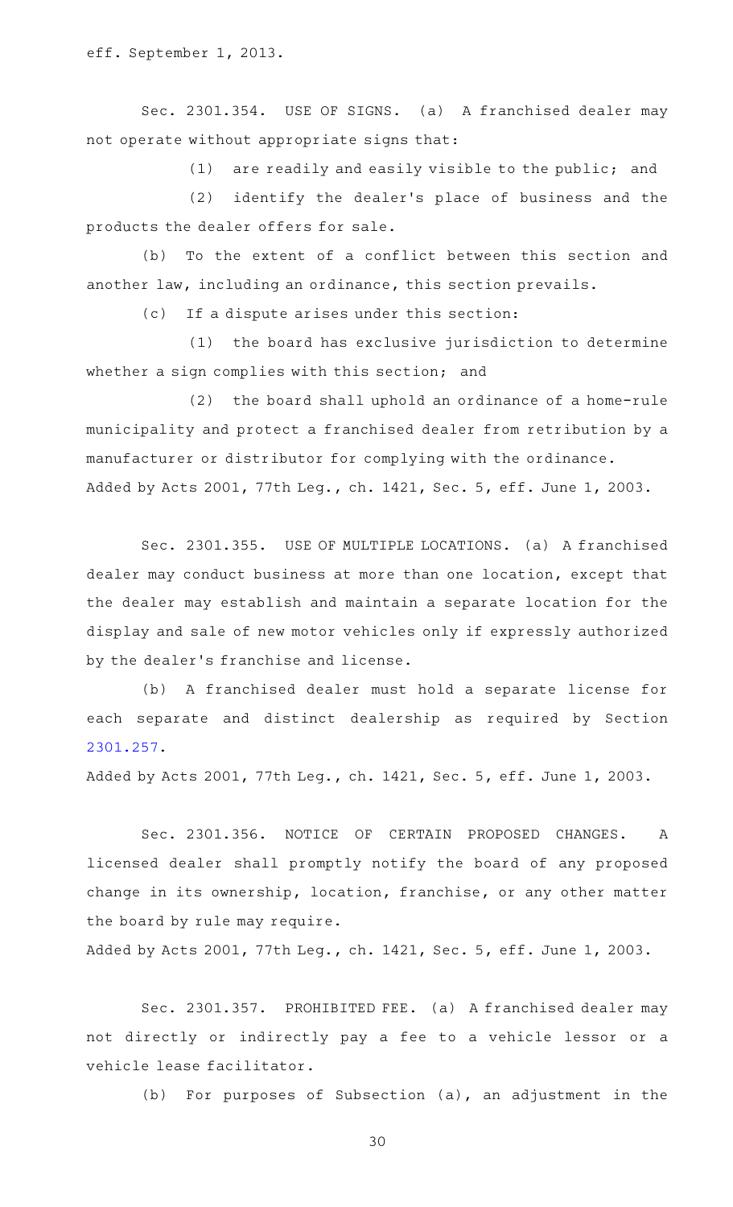eff. September 1, 2013.

Sec. 2301.354. USE OF SIGNS. (a) A franchised dealer may not operate without appropriate signs that:

(1) are readily and easily visible to the public; and

(2) identify the dealer's place of business and the products the dealer offers for sale.

(b) To the extent of a conflict between this section and another law, including an ordinance, this section prevails.

(c) If a dispute arises under this section:

(1) the board has exclusive jurisdiction to determine whether a sign complies with this section; and

(2) the board shall uphold an ordinance of a home-rule municipality and protect a franchised dealer from retribution by a manufacturer or distributor for complying with the ordinance.

Added by Acts 2001, 77th Leg., ch. 1421, Sec. 5, eff. June 1, 2003.

Sec. 2301.355. USE OF MULTIPLE LOCATIONS. (a) A franchised dealer may conduct business at more than one location, except that the dealer may establish and maintain a separate location for the display and sale of new motor vehicles only if expressly authorized by the dealer's franchise and license.

(b) A franchised dealer must hold a separate license for each separate and distinct dealership as required by Section 2301.257.

Added by Acts 2001, 77th Leg., ch. 1421, Sec. 5, eff. June 1, 2003.

Sec. 2301.356. NOTICE OF CERTAIN PROPOSED CHANGES. A licensed dealer shall promptly notify the board of any proposed change in its ownership, location, franchise, or any other matter the board by rule may require.

Added by Acts 2001, 77th Leg., ch. 1421, Sec. 5, eff. June 1, 2003.

Sec. 2301.357. PROHIBITED FEE. (a) A franchised dealer may not directly or indirectly pay a fee to a vehicle lessor or a vehicle lease facilitator.

(b) For purposes of Subsection (a), an adjustment in the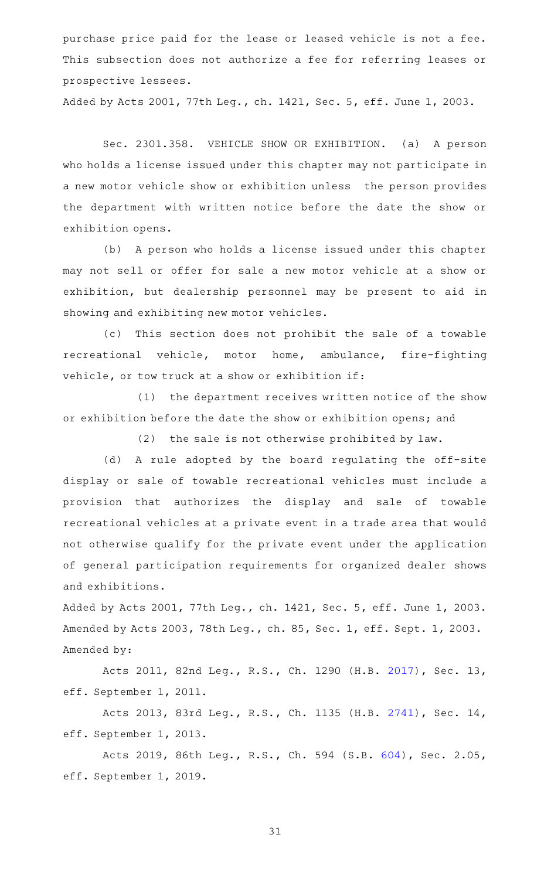purchase price paid for the lease or leased vehicle is not a fee. This subsection does not authorize a fee for referring leases or prospective lessees.

Added by Acts 2001, 77th Leg., ch. 1421, Sec. 5, eff. June 1, 2003.

Sec. 2301.358. VEHICLE SHOW OR EXHIBITION. (a) A person who holds a license issued under this chapter may not participate in a new motor vehicle show or exhibition unless the person provides the department with written notice before the date the show or exhibition opens.

(b) A person who holds a license issued under this chapter may not sell or offer for sale a new motor vehicle at a show or exhibition, but dealership personnel may be present to aid in showing and exhibiting new motor vehicles.

(c) This section does not prohibit the sale of a towable recreational vehicle, motor home, ambulance, fire-fighting vehicle, or tow truck at a show or exhibition if:

(1) the department receives written notice of the show or exhibition before the date the show or exhibition opens; and

(2) the sale is not otherwise prohibited by law.

(d) A rule adopted by the board regulating the off-site display or sale of towable recreational vehicles must include a provision that authorizes the display and sale of towable recreational vehicles at a private event in a trade area that would not otherwise qualify for the private event under the application of general participation requirements for organized dealer shows and exhibitions.

Added by Acts 2001, 77th Leg., ch. 1421, Sec. 5, eff. June 1, 2003.
Amended by Acts 2003, 78th Leg., ch. 85, Sec. 1, eff. Sept. 1, 2003.
Amended by:

Acts 2011, 82nd Leg., R.S., Ch. 1290 (H.B. 2017), Sec. 13, eff. September 1, 2011.

Acts 2013, 83rd Leg., R.S., Ch. 1135 (H.B. 2741), Sec. 14, eff. September 1, 2013.

Acts 2019, 86th Leg., R.S., Ch. 594 (S.B. 604), Sec. 2.05, eff. September 1, 2019.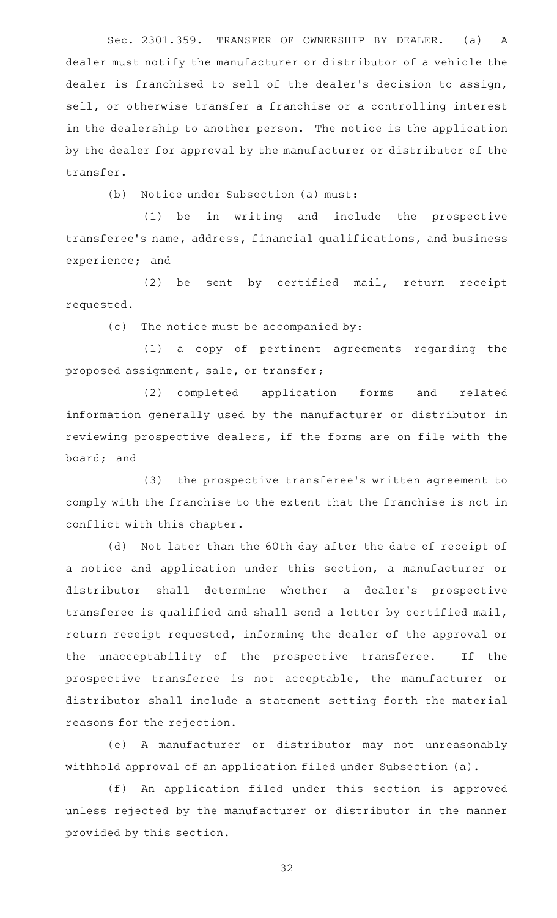Sec. 2301.359. TRANSFER OF OWNERSHIP BY DEALER. (a) A dealer must notify the manufacturer or distributor of a vehicle the dealer is franchised to sell of the dealer's decision to assign, sell, or otherwise transfer a franchise or a controlling interest in the dealership to another person. The notice is the application by the dealer for approval by the manufacturer or distributor of the transfer.

(b) Notice under Subsection (a) must:

(1) be in writing and include the prospective transferee's name, address, financial qualifications, and business experience; and

(2) be sent by certified mail, return receipt requested.

(c) The notice must be accompanied by:

(1) a copy of pertinent agreements regarding the proposed assignment, sale, or transfer;

(2) completed application forms and related information generally used by the manufacturer or distributor in reviewing prospective dealers, if the forms are on file with the board; and

(3) the prospective transferee's written agreement to comply with the franchise to the extent that the franchise is not in conflict with this chapter.

(d) Not later than the 60th day after the date of receipt of a notice and application under this section, a manufacturer or distributor shall determine whether a dealer's prospective transferee is qualified and shall send a letter by certified mail, return receipt requested, informing the dealer of the approval or the unacceptability of the prospective transferee. If the prospective transferee is not acceptable, the manufacturer or distributor shall include a statement setting forth the material reasons for the rejection.

(e) A manufacturer or distributor may not unreasonably withhold approval of an application filed under Subsection (a).

(f) An application filed under this section is approved unless rejected by the manufacturer or distributor in the manner provided by this section.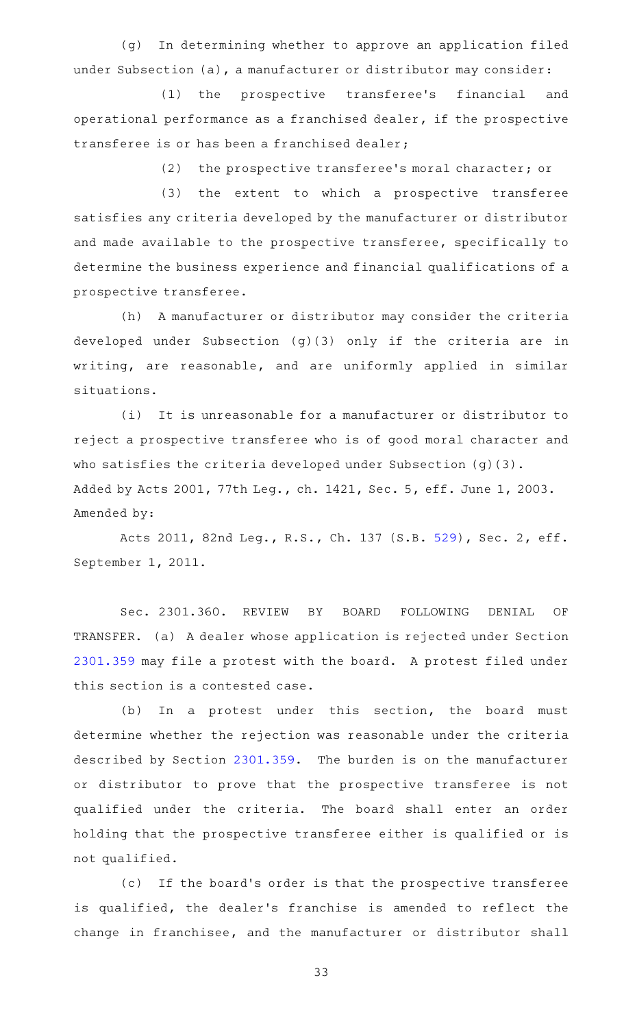(g) In determining whether to approve an application filed under Subsection (a), a manufacturer or distributor may consider:

(1) the prospective transferee's financial and operational performance as a franchised dealer, if the prospective transferee is or has been a franchised dealer;

(2) the prospective transferee's moral character; or

(3) the extent to which a prospective transferee satisfies any criteria developed by the manufacturer or distributor and made available to the prospective transferee, specifically to determine the business experience and financial qualifications of a prospective transferee.

(h) A manufacturer or distributor may consider the criteria developed under Subsection (g)(3) only if the criteria are in writing, are reasonable, and are uniformly applied in similar situations.

(i) It is unreasonable for a manufacturer or distributor to reject a prospective transferee who is of good moral character and who satisfies the criteria developed under Subsection (g)(3).

Added by Acts 2001, 77th Leg., ch. 1421, Sec. 5, eff. June 1, 2003.
Amended by:

Acts 2011, 82nd Leg., R.S., Ch. 137 (S.B. 529), Sec. 2, eff. September 1, 2011.

Sec. 2301.360. REVIEW BY BOARD FOLLOWING DENIAL OF TRANSFER. (a) A dealer whose application is rejected under Section 2301.359 may file a protest with the board. A protest filed under this section is a contested case.

(b) In a protest under this section, the board must determine whether the rejection was reasonable under the criteria described by Section 2301.359. The burden is on the manufacturer or distributor to prove that the prospective transferee is not qualified under the criteria. The board shall enter an order holding that the prospective transferee either is qualified or is not qualified.

(c) If the board's order is that the prospective transferee is qualified, the dealer's franchise is amended to reflect the change in franchisee, and the manufacturer or distributor shall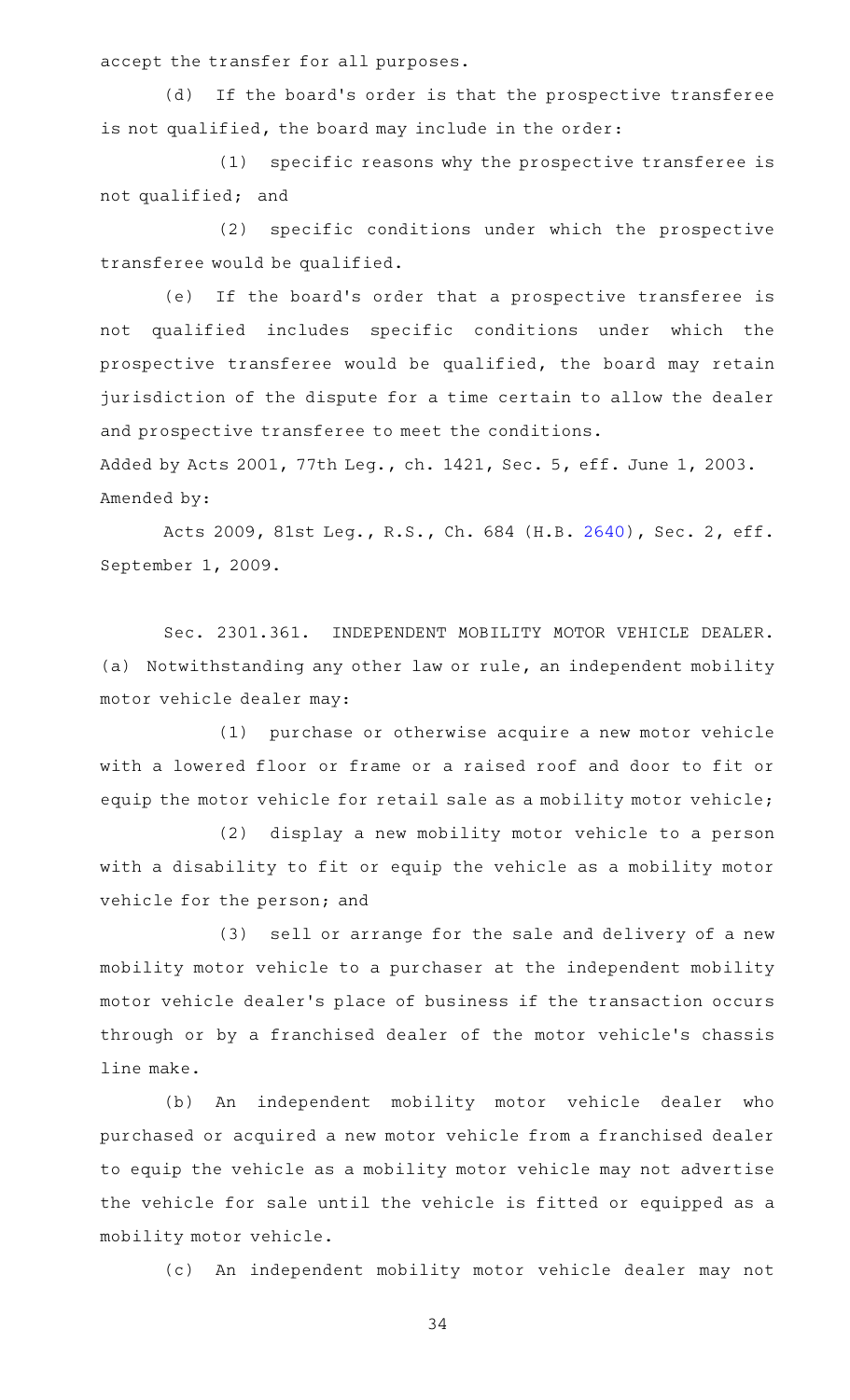accept the transfer for all purposes.

(d) If the board's order is that the prospective transferee is not qualified, the board may include in the order:

(1) specific reasons why the prospective transferee is not qualified; and

(2) specific conditions under which the prospective transferee would be qualified.

(e) If the board's order that a prospective transferee is not qualified includes specific conditions under which the prospective transferee would be qualified, the board may retain jurisdiction of the dispute for a time certain to allow the dealer and prospective transferee to meet the conditions.

Added by Acts 2001, 77th Leg., ch. 1421, Sec. 5, eff. June 1, 2003.
Amended by:

Acts 2009, 81st Leg., R.S., Ch. 684 (H.B. 2640), Sec. 2, eff. September 1, 2009.

Sec. 2301.361. INDEPENDENT MOBILITY MOTOR VEHICLE DEALER. (a) Notwithstanding any other law or rule, an independent mobility motor vehicle dealer may:

(1) purchase or otherwise acquire a new motor vehicle with a lowered floor or frame or a raised roof and door to fit or equip the motor vehicle for retail sale as a mobility motor vehicle;

(2) display a new mobility motor vehicle to a person with a disability to fit or equip the vehicle as a mobility motor vehicle for the person; and

(3) sell or arrange for the sale and delivery of a new mobility motor vehicle to a purchaser at the independent mobility motor vehicle dealer's place of business if the transaction occurs through or by a franchised dealer of the motor vehicle's chassis line make.

(b) An independent mobility motor vehicle dealer who purchased or acquired a new motor vehicle from a franchised dealer to equip the vehicle as a mobility motor vehicle may not advertise the vehicle for sale until the vehicle is fitted or equipped as a mobility motor vehicle.

(c) An independent mobility motor vehicle dealer may not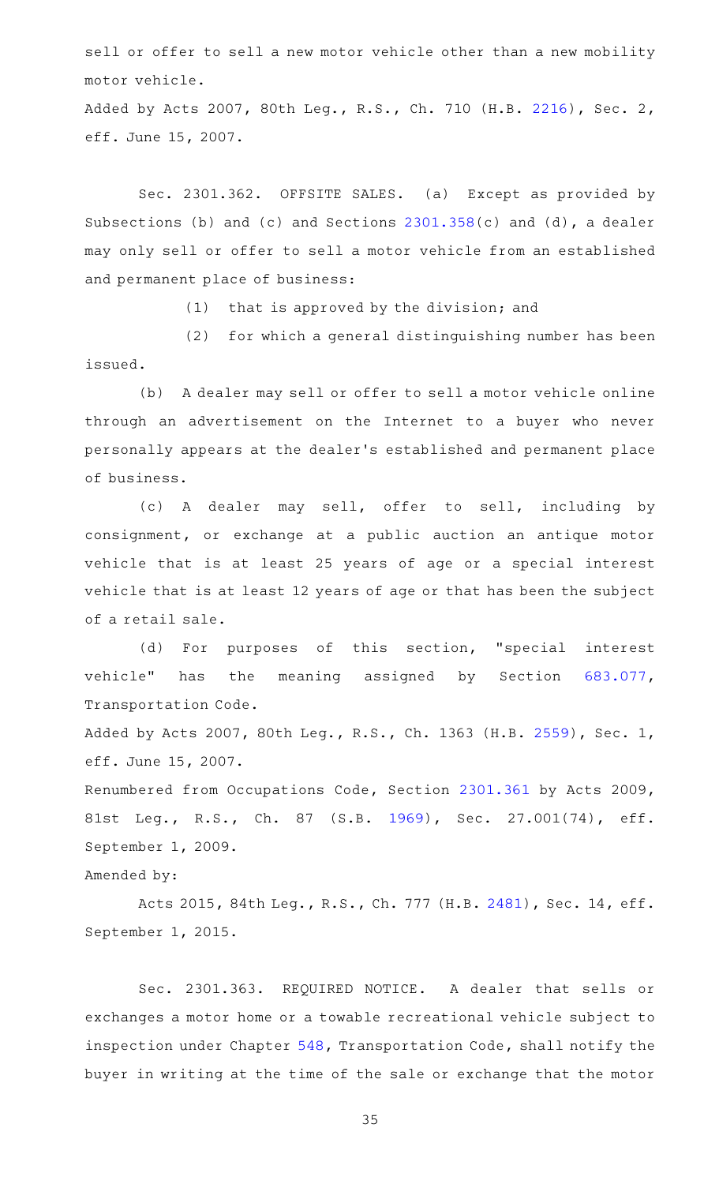sell or offer to sell a new motor vehicle other than a new mobility motor vehicle.

Added by Acts 2007, 80th Leg., R.S., Ch. 710 (H.B. 2216), Sec. 2, eff. June 15, 2007.

Sec. 2301.362. OFFSITE SALES. (a) Except as provided by Subsections (b) and (c) and Sections 2301.358(c) and (d), a dealer may only sell or offer to sell a motor vehicle from an established and permanent place of business:

(1) that is approved by the division; and

(2) for which a general distinguishing number has been issued.

(b) A dealer may sell or offer to sell a motor vehicle online through an advertisement on the Internet to a buyer who never personally appears at the dealer's established and permanent place of business.

(c) A dealer may sell, offer to sell, including by consignment, or exchange at a public auction an antique motor vehicle that is at least 25 years of age or a special interest vehicle that is at least 12 years of age or that has been the subject of a retail sale.

(d) For purposes of this section, "special interest vehicle" has the meaning assigned by Section 683.077, Transportation Code.

Added by Acts 2007, 80th Leg., R.S., Ch. 1363 (H.B. 2559), Sec. 1, eff. June 15, 2007.

Renumbered from Occupations Code, Section 2301.361 by Acts 2009, 81st Leg., R.S., Ch. 87 (S.B. 1969), Sec. 27.001(74), eff. September 1, 2009.

Amended by:

Acts 2015, 84th Leg., R.S., Ch. 777 (H.B. 2481), Sec. 14, eff. September 1, 2015.

Sec. 2301.363. REQUIRED NOTICE. A dealer that sells or exchanges a motor home or a towable recreational vehicle subject to inspection under Chapter 548, Transportation Code, shall notify the buyer in writing at the time of the sale or exchange that the motor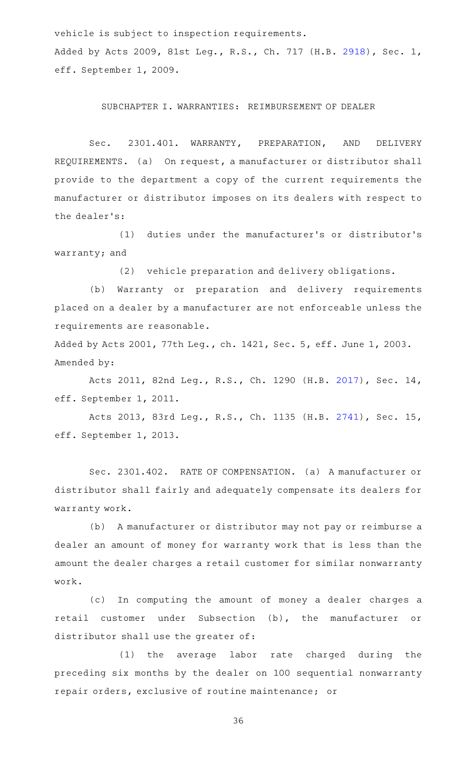vehicle is subject to inspection requirements.

Added by Acts 2009, 81st Leg., R.S., Ch. 717 (H.B. 2918), Sec. 1, eff. September 1, 2009.

## SUBCHAPTER I. WARRANTIES: REIMBURSEMENT OF DEALER

Sec. 2301.401. WARRANTY, PREPARATION, AND DELIVERY REQUIREMENTS. (a) On request, a manufacturer or distributor shall provide to the department a copy of the current requirements the manufacturer or distributor imposes on its dealers with respect to the dealer's:

(1) duties under the manufacturer's or distributor's warranty; and

(2) vehicle preparation and delivery obligations.

(b) Warranty or preparation and delivery requirements placed on a dealer by a manufacturer are not enforceable unless the requirements are reasonable.

Added by Acts 2001, 77th Leg., ch. 1421, Sec. 5, eff. June 1, 2003.

Amended by:

Acts 2011, 82nd Leg., R.S., Ch. 1290 (H.B. 2017), Sec. 14, eff. September 1, 2011.

Acts 2013, 83rd Leg., R.S., Ch. 1135 (H.B. 2741), Sec. 15, eff. September 1, 2013.

Sec. 2301.402. RATE OF COMPENSATION. (a) A manufacturer or distributor shall fairly and adequately compensate its dealers for warranty work.

(b) A manufacturer or distributor may not pay or reimburse a dealer an amount of money for warranty work that is less than the amount the dealer charges a retail customer for similar nonwarranty work.

(c) In computing the amount of money a dealer charges a retail customer under Subsection (b), the manufacturer or distributor shall use the greater of:

(1) the average labor rate charged during the preceding six months by the dealer on 100 sequential nonwarranty repair orders, exclusive of routine maintenance; or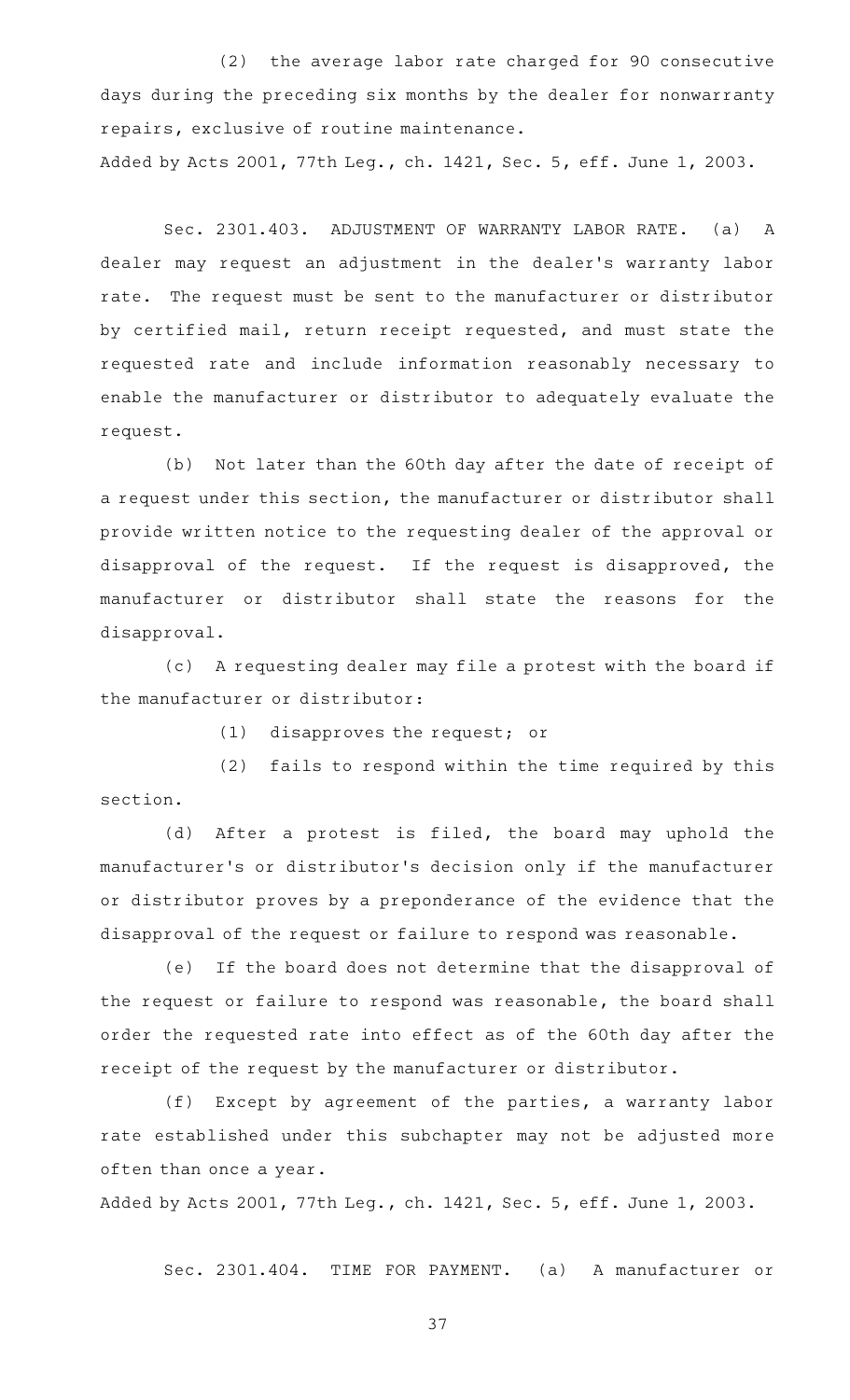(2) the average labor rate charged for 90 consecutive days during the preceding six months by the dealer for nonwarranty repairs, exclusive of routine maintenance.

Added by Acts 2001, 77th Leg., ch. 1421, Sec. 5, eff. June 1, 2003.

Sec. 2301.403. ADJUSTMENT OF WARRANTY LABOR RATE. (a) A dealer may request an adjustment in the dealer's warranty labor rate. The request must be sent to the manufacturer or distributor by certified mail, return receipt requested, and must state the requested rate and include information reasonably necessary to enable the manufacturer or distributor to adequately evaluate the request.

(b) Not later than the 60th day after the date of receipt of a request under this section, the manufacturer or distributor shall provide written notice to the requesting dealer of the approval or disapproval of the request. If the request is disapproved, the manufacturer or distributor shall state the reasons for the disapproval.

(c) A requesting dealer may file a protest with the board if the manufacturer or distributor:

(1) disapproves the request; or

(2) fails to respond within the time required by this section.

(d) After a protest is filed, the board may uphold the manufacturer's or distributor's decision only if the manufacturer or distributor proves by a preponderance of the evidence that the disapproval of the request or failure to respond was reasonable.

(e) If the board does not determine that the disapproval of the request or failure to respond was reasonable, the board shall order the requested rate into effect as of the 60th day after the receipt of the request by the manufacturer or distributor.

(f) Except by agreement of the parties, a warranty labor rate established under this subchapter may not be adjusted more often than once a year.

Added by Acts 2001, 77th Leg., ch. 1421, Sec. 5, eff. June 1, 2003.

Sec. 2301.404. TIME FOR PAYMENT. (a) A manufacturer or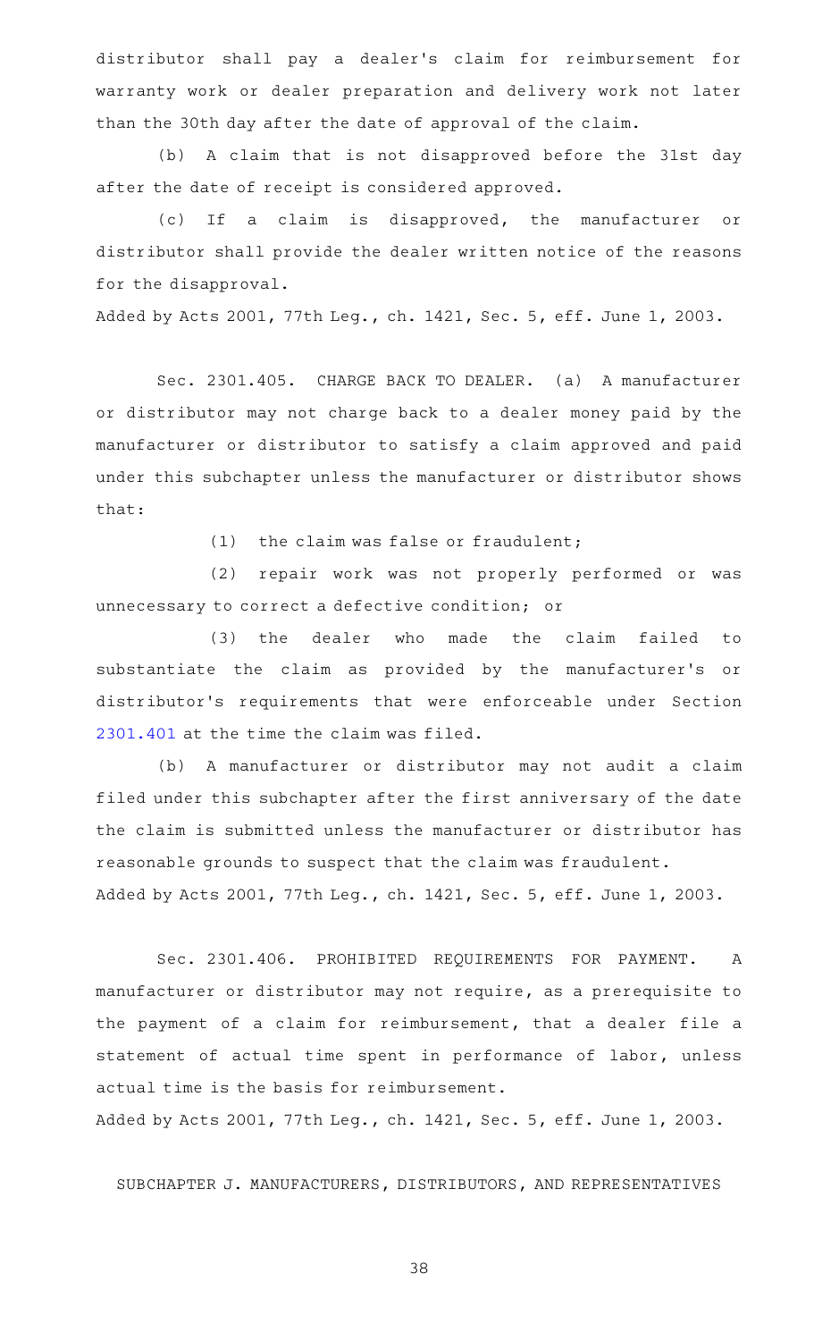distributor shall pay a dealer's claim for reimbursement for warranty work or dealer preparation and delivery work not later than the 30th day after the date of approval of the claim.

(b) A claim that is not disapproved before the 31st day after the date of receipt is considered approved.

(c) If a claim is disapproved, the manufacturer or distributor shall provide the dealer written notice of the reasons for the disapproval.

Added by Acts 2001, 77th Leg., ch. 1421, Sec. 5, eff. June 1, 2003.

Sec. 2301.405. CHARGE BACK TO DEALER. (a) A manufacturer or distributor may not charge back to a dealer money paid by the manufacturer or distributor to satisfy a claim approved and paid under this subchapter unless the manufacturer or distributor shows that:

(1) the claim was false or fraudulent;

(2) repair work was not properly performed or was unnecessary to correct a defective condition; or

(3) the dealer who made the claim failed to substantiate the claim as provided by the manufacturer's or distributor's requirements that were enforceable under Section 2301.401 at the time the claim was filed.

(b) A manufacturer or distributor may not audit a claim filed under this subchapter after the first anniversary of the date the claim is submitted unless the manufacturer or distributor has reasonable grounds to suspect that the claim was fraudulent.

Added by Acts 2001, 77th Leg., ch. 1421, Sec. 5, eff. June 1, 2003.

Sec. 2301.406. PROHIBITED REQUIREMENTS FOR PAYMENT. A manufacturer or distributor may not require, as a prerequisite to the payment of a claim for reimbursement, that a dealer file a statement of actual time spent in performance of labor, unless actual time is the basis for reimbursement.

Added by Acts 2001, 77th Leg., ch. 1421, Sec. 5, eff. June 1, 2003.

SUBCHAPTER J. MANUFACTURERS, DISTRIBUTORS, AND REPRESENTATIVES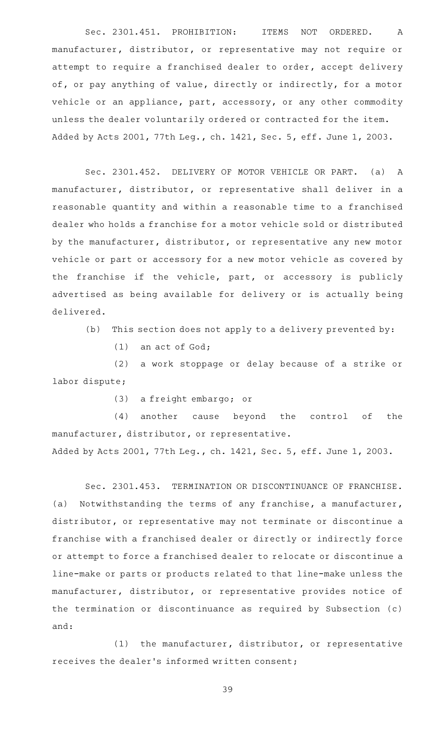Sec. 2301.451. PROHIBITION: ITEMS NOT ORDERED. A manufacturer, distributor, or representative may not require or attempt to require a franchised dealer to order, accept delivery of, or pay anything of value, directly or indirectly, for a motor vehicle or an appliance, part, accessory, or any other commodity unless the dealer voluntarily ordered or contracted for the item.
Added by Acts 2001, 77th Leg., ch. 1421, Sec. 5, eff. June 1, 2003.

Sec. 2301.452. DELIVERY OF MOTOR VEHICLE OR PART. (a) A manufacturer, distributor, or representative shall deliver in a reasonable quantity and within a reasonable time to a franchised dealer who holds a franchise for a motor vehicle sold or distributed by the manufacturer, distributor, or representative any new motor vehicle or part or accessory for a new motor vehicle as covered by the franchise if the vehicle, part, or accessory is publicly advertised as being available for delivery or is actually being delivered.

(b) This section does not apply to a delivery prevented by:

(1) an act of God;

(2) a work stoppage or delay because of a strike or labor dispute;

(3) a freight embargo; or

(4) another cause beyond the control of the manufacturer, distributor, or representative.

Added by Acts 2001, 77th Leg., ch. 1421, Sec. 5, eff. June 1, 2003.

Sec. 2301.453. TERMINATION OR DISCONTINUANCE OF FRANCHISE. (a) Notwithstanding the terms of any franchise, a manufacturer, distributor, or representative may not terminate or discontinue a franchise with a franchised dealer or directly or indirectly force or attempt to force a franchised dealer to relocate or discontinue a line-make or parts or products related to that line-make unless the manufacturer, distributor, or representative provides notice of the termination or discontinuance as required by Subsection (c) and:

(1) the manufacturer, distributor, or representative receives the dealer's informed written consent;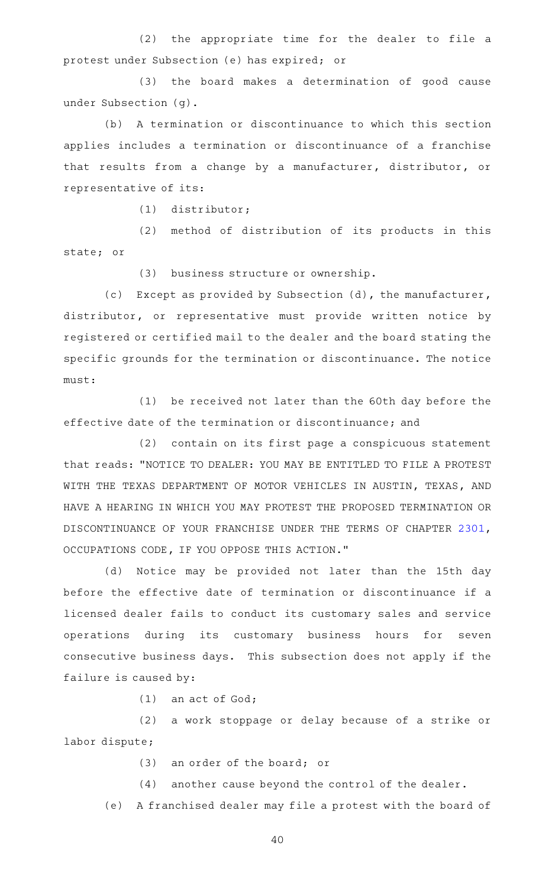(2) the appropriate time for the dealer to file a protest under Subsection (e) has expired; or

(3) the board makes a determination of good cause under Subsection (g).

(b) A termination or discontinuance to which this section applies includes a termination or discontinuance of a franchise that results from a change by a manufacturer, distributor, or representative of its:

(1) distributor;

(2) method of distribution of its products in this state; or

(3) business structure or ownership.

(c) Except as provided by Subsection (d), the manufacturer, distributor, or representative must provide written notice by registered or certified mail to the dealer and the board stating the specific grounds for the termination or discontinuance. The notice must:

(1) be received not later than the 60th day before the effective date of the termination or discontinuance; and

(2) contain on its first page a conspicuous statement that reads: "NOTICE TO DEALER: YOU MAY BE ENTITLED TO FILE A PROTEST WITH THE TEXAS DEPARTMENT OF MOTOR VEHICLES IN AUSTIN, TEXAS, AND HAVE A HEARING IN WHICH YOU MAY PROTEST THE PROPOSED TERMINATION OR DISCONTINUANCE OF YOUR FRANCHISE UNDER THE TERMS OF CHAPTER 2301, OCCUPATIONS CODE, IF YOU OPPOSE THIS ACTION."

(d) Notice may be provided not later than the 15th day before the effective date of termination or discontinuance if a licensed dealer fails to conduct its customary sales and service operations during its customary business hours for seven consecutive business days. This subsection does not apply if the failure is caused by:

(1) an act of God;

(2) a work stoppage or delay because of a strike or labor dispute;

(3) an order of the board; or

(4) another cause beyond the control of the dealer.

(e) A franchised dealer may file a protest with the board of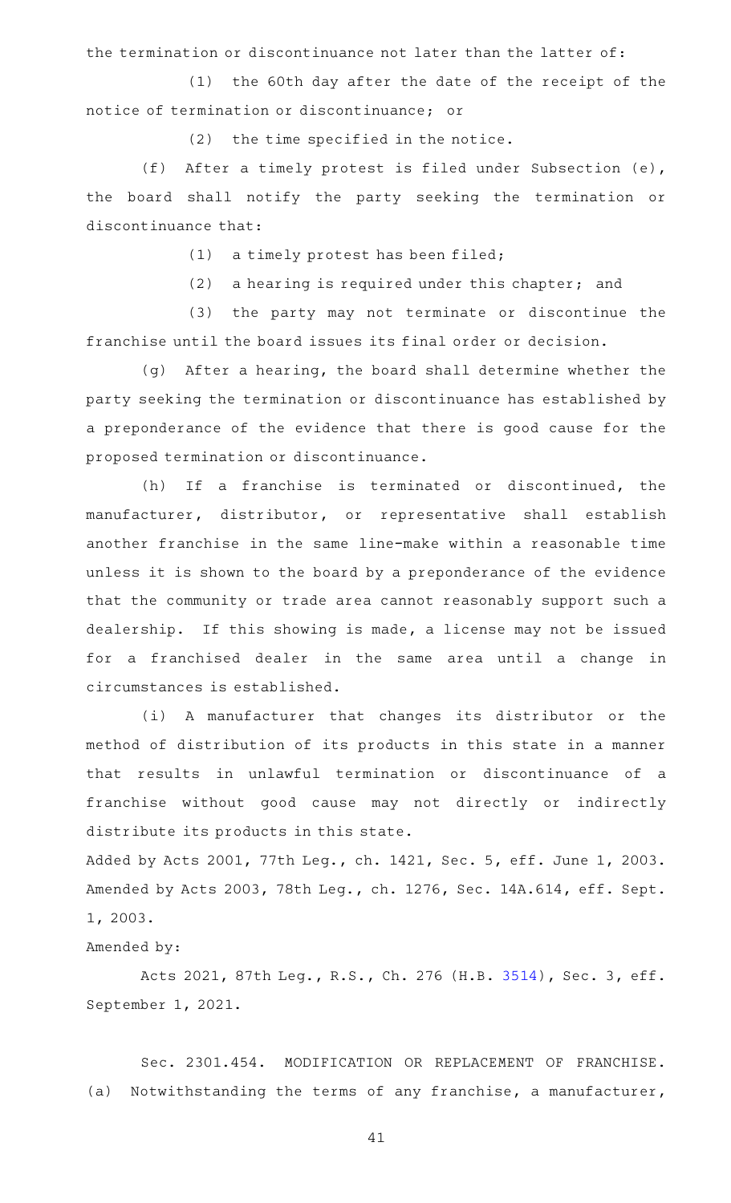the termination or discontinuance not later than the latter of:

(1) the 60th day after the date of the receipt of the notice of termination or discontinuance; or

(2) the time specified in the notice.

(f) After a timely protest is filed under Subsection (e), the board shall notify the party seeking the termination or discontinuance that:

(1) a timely protest has been filed;

(2) a hearing is required under this chapter; and

(3) the party may not terminate or discontinue the franchise until the board issues its final order or decision.

(g) After a hearing, the board shall determine whether the party seeking the termination or discontinuance has established by a preponderance of the evidence that there is good cause for the proposed termination or discontinuance.

(h) If a franchise is terminated or discontinued, the manufacturer, distributor, or representative shall establish another franchise in the same line-make within a reasonable time unless it is shown to the board by a preponderance of the evidence that the community or trade area cannot reasonably support such a dealership. If this showing is made, a license may not be issued for a franchised dealer in the same area until a change in circumstances is established.

(i) A manufacturer that changes its distributor or the method of distribution of its products in this state in a manner that results in unlawful termination or discontinuance of a franchise without good cause may not directly or indirectly distribute its products in this state.

Added by Acts 2001, 77th Leg., ch. 1421, Sec. 5, eff. June 1, 2003. Amended by Acts 2003, 78th Leg., ch. 1276, Sec. 14A.614, eff. Sept. 1, 2003.

Amended by:

Acts 2021, 87th Leg., R.S., Ch. 276 (H.B. 3514), Sec. 3, eff. September 1, 2021.

Sec. 2301.454. MODIFICATION OR REPLACEMENT OF FRANCHISE. (a) Notwithstanding the terms of any franchise, a manufacturer,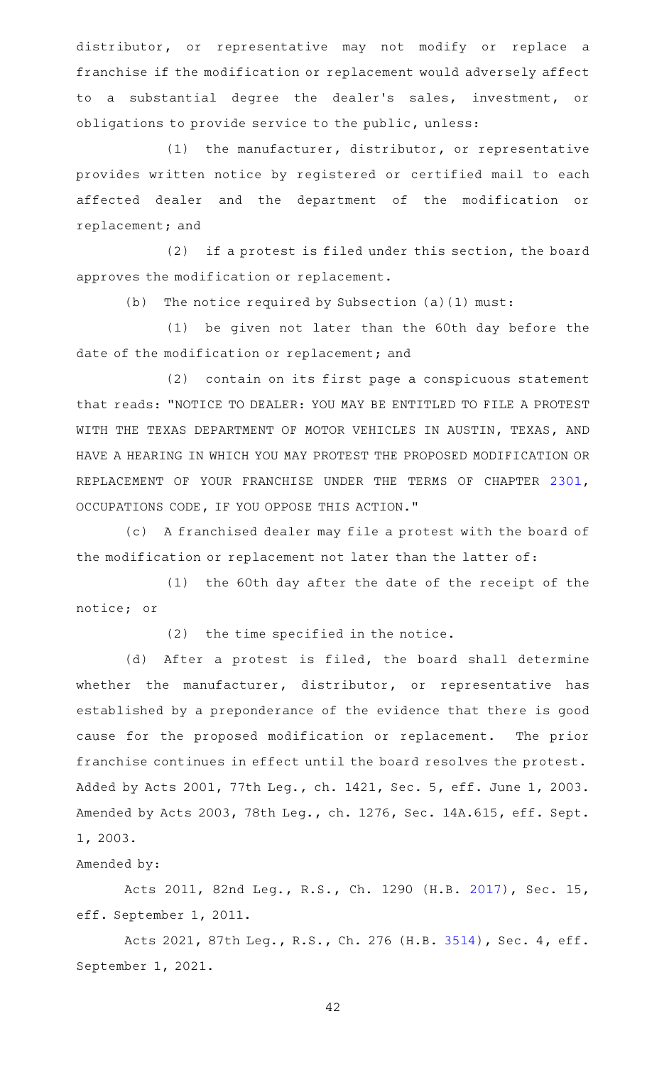distributor, or representative may not modify or replace a franchise if the modification or replacement would adversely affect to a substantial degree the dealer's sales, investment, or obligations to provide service to the public, unless:

(1) the manufacturer, distributor, or representative provides written notice by registered or certified mail to each affected dealer and the department of the modification or replacement; and

(2) if a protest is filed under this section, the board approves the modification or replacement.

(b) The notice required by Subsection (a)(1) must:

(1) be given not later than the 60th day before the date of the modification or replacement; and

(2) contain on its first page a conspicuous statement that reads: "NOTICE TO DEALER: YOU MAY BE ENTITLED TO FILE A PROTEST WITH THE TEXAS DEPARTMENT OF MOTOR VEHICLES IN AUSTIN, TEXAS, AND HAVE A HEARING IN WHICH YOU MAY PROTEST THE PROPOSED MODIFICATION OR REPLACEMENT OF YOUR FRANCHISE UNDER THE TERMS OF CHAPTER 2301, OCCUPATIONS CODE, IF YOU OPPOSE THIS ACTION."

(c) A franchised dealer may file a protest with the board of the modification or replacement not later than the latter of:

(1) the 60th day after the date of the receipt of the notice; or

(2) the time specified in the notice.

(d) After a protest is filed, the board shall determine whether the manufacturer, distributor, or representative has established by a preponderance of the evidence that there is good cause for the proposed modification or replacement. The prior franchise continues in effect until the board resolves the protest.

Added by Acts 2001, 77th Leg., ch. 1421, Sec. 5, eff. June 1, 2003. Amended by Acts 2003, 78th Leg., ch. 1276, Sec. 14A.615, eff. Sept. 1, 2003.

Amended by:

Acts 2011, 82nd Leg., R.S., Ch. 1290 (H.B. 2017), Sec. 15, eff. September 1, 2011.

Acts 2021, 87th Leg., R.S., Ch. 276 (H.B. 3514), Sec. 4, eff. September 1, 2021.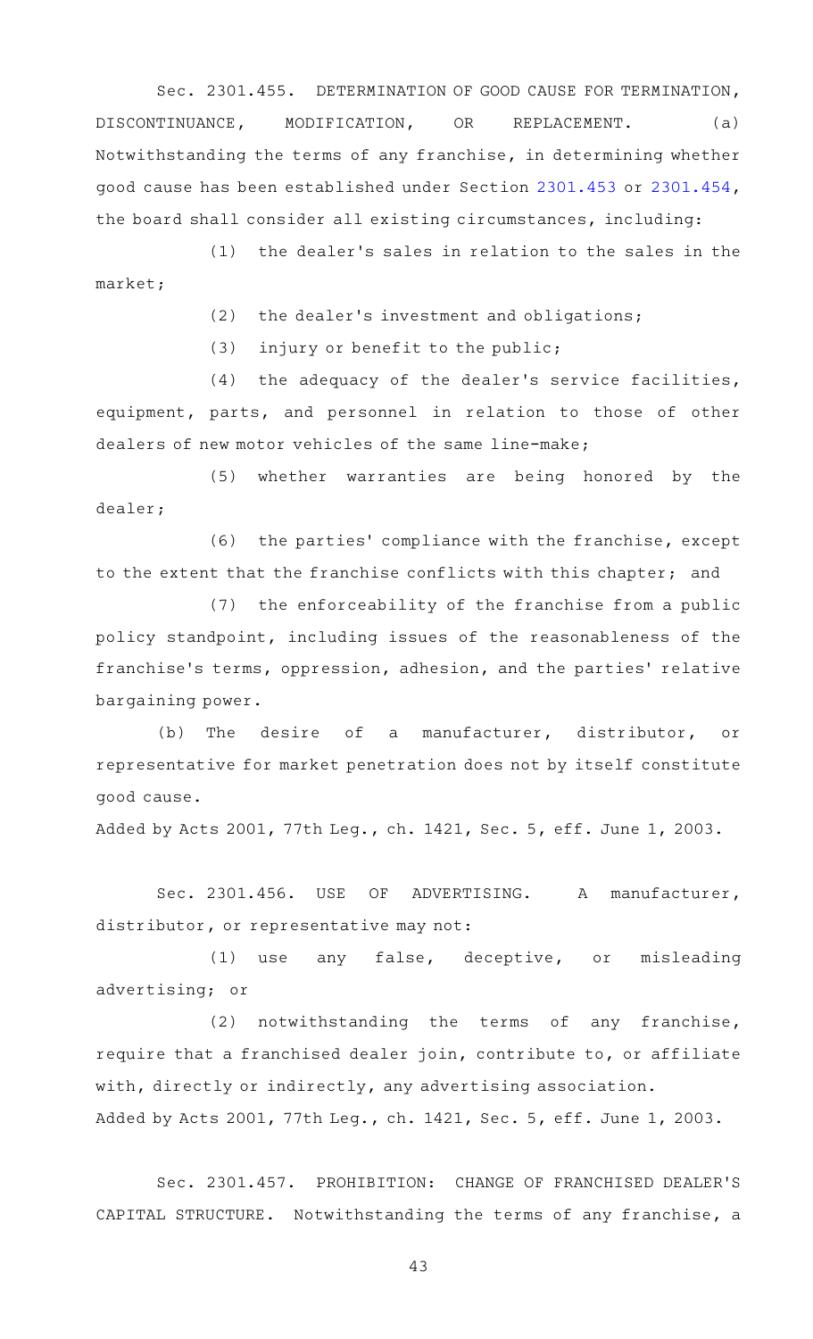Sec. 2301.455. DETERMINATION OF GOOD CAUSE FOR TERMINATION, DISCONTINUANCE, MODIFICATION, OR REPLACEMENT. (a) Notwithstanding the terms of any franchise, in determining whether good cause has been established under Section 2301.453 or 2301.454, the board shall consider all existing circumstances, including:

(1) the dealer's sales in relation to the sales in the market;

(2) the dealer's investment and obligations;

(3) injury or benefit to the public;

(4) the adequacy of the dealer's service facilities, equipment, parts, and personnel in relation to those of other dealers of new motor vehicles of the same line-make;

(5) whether warranties are being honored by the dealer;

(6) the parties' compliance with the franchise, except to the extent that the franchise conflicts with this chapter; and

(7) the enforceability of the franchise from a public policy standpoint, including issues of the reasonableness of the franchise's terms, oppression, adhesion, and the parties' relative bargaining power.

(b) The desire of a manufacturer, distributor, or representative for market penetration does not by itself constitute good cause.

Added by Acts 2001, 77th Leg., ch. 1421, Sec. 5, eff. June 1, 2003.

Sec. 2301.456. USE OF ADVERTISING. A manufacturer, distributor, or representative may not:

(1) use any false, deceptive, or misleading advertising; or

(2) notwithstanding the terms of any franchise, require that a franchised dealer join, contribute to, or affiliate with, directly or indirectly, any advertising association.

Added by Acts 2001, 77th Leg., ch. 1421, Sec. 5, eff. June 1, 2003.

Sec. 2301.457. PROHIBITION: CHANGE OF FRANCHISED DEALER'S CAPITAL STRUCTURE. Notwithstanding the terms of any franchise, a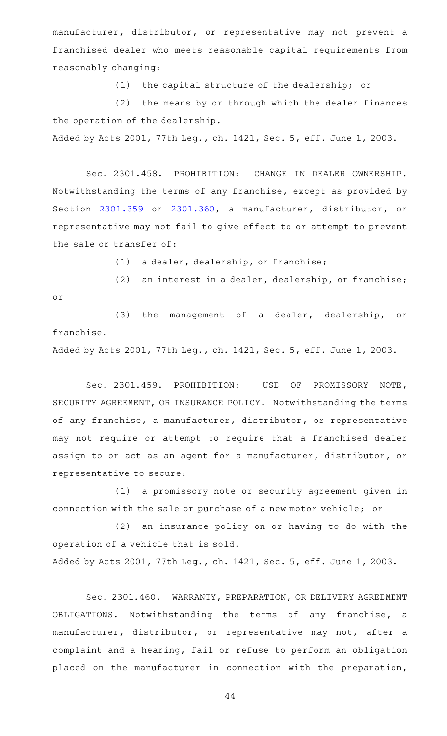manufacturer, distributor, or representative may not prevent a franchised dealer who meets reasonable capital requirements from reasonably changing:

(1) the capital structure of the dealership; or

(2) the means by or through which the dealer finances the operation of the dealership.

Added by Acts 2001, 77th Leg., ch. 1421, Sec. 5, eff. June 1, 2003.

Sec. 2301.458. PROHIBITION: CHANGE IN DEALER OWNERSHIP. Notwithstanding the terms of any franchise, except as provided by Section 2301.359 or 2301.360, a manufacturer, distributor, or representative may not fail to give effect to or attempt to prevent the sale or transfer of:

(1) a dealer, dealership, or franchise;

(2) an interest in a dealer, dealership, or franchise; or

(3) the management of a dealer, dealership, or franchise.

Added by Acts 2001, 77th Leg., ch. 1421, Sec. 5, eff. June 1, 2003.

Sec. 2301.459. PROHIBITION: USE OF PROMISSORY NOTE, SECURITY AGREEMENT, OR INSURANCE POLICY. Notwithstanding the terms of any franchise, a manufacturer, distributor, or representative may not require or attempt to require that a franchised dealer assign to or act as an agent for a manufacturer, distributor, or representative to secure:

(1) a promissory note or security agreement given in connection with the sale or purchase of a new motor vehicle; or

(2) an insurance policy on or having to do with the operation of a vehicle that is sold.

Added by Acts 2001, 77th Leg., ch. 1421, Sec. 5, eff. June 1, 2003.

Sec. 2301.460. WARRANTY, PREPARATION, OR DELIVERY AGREEMENT OBLIGATIONS. Notwithstanding the terms of any franchise, a manufacturer, distributor, or representative may not, after a complaint and a hearing, fail or refuse to perform an obligation placed on the manufacturer in connection with the preparation,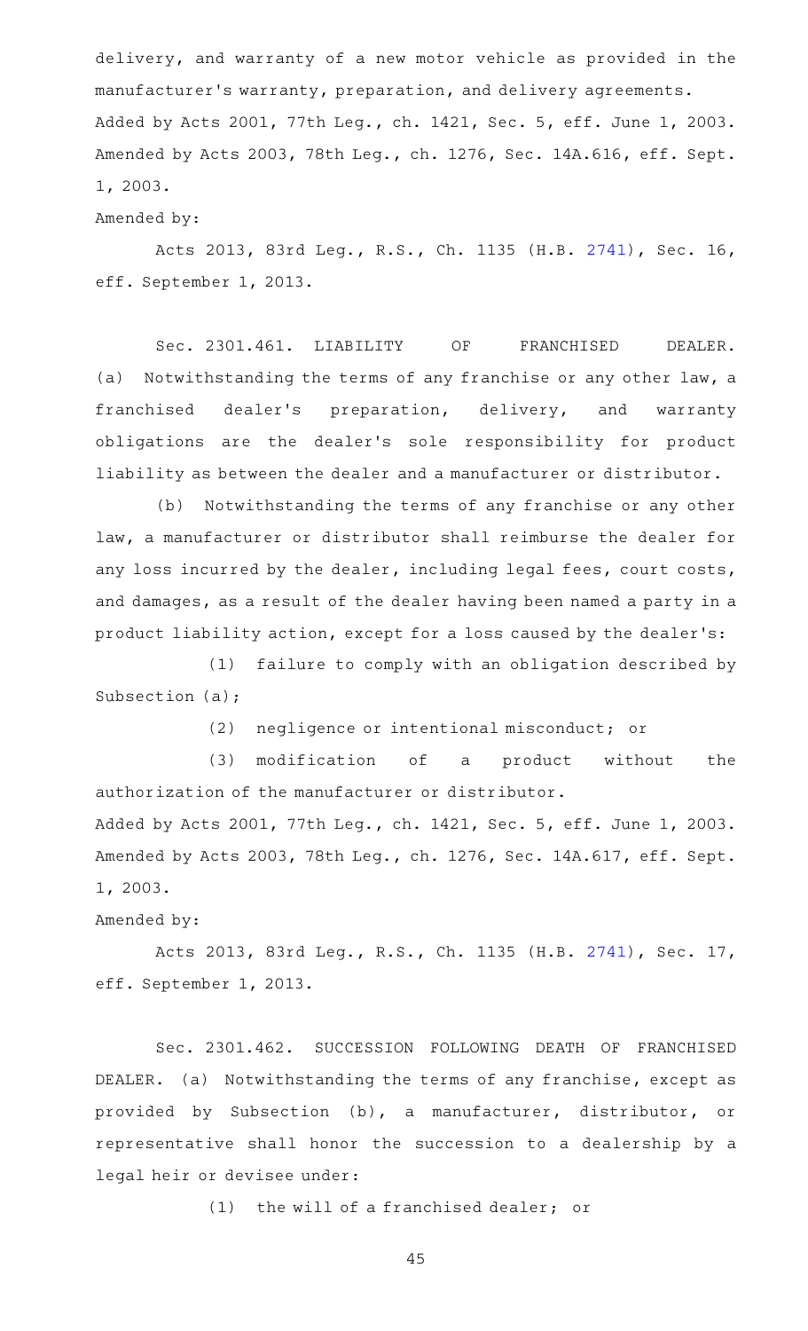delivery, and warranty of a new motor vehicle as provided in the manufacturer's warranty, preparation, and delivery agreements.

Added by Acts 2001, 77th Leg., ch. 1421, Sec. 5, eff. June 1, 2003. Amended by Acts 2003, 78th Leg., ch. 1276, Sec. 14A.616, eff. Sept. 1, 2003.

Amended by:

Acts 2013, 83rd Leg., R.S., Ch. 1135 (H.B. 2741), Sec. 16, eff. September 1, 2013.

Sec. 2301.461. LIABILITY OF FRANCHISED DEALER. (a) Notwithstanding the terms of any franchise or any other law, a franchised dealer's preparation, delivery, and warranty obligations are the dealer's sole responsibility for product liability as between the dealer and a manufacturer or distributor.

(b) Notwithstanding the terms of any franchise or any other law, a manufacturer or distributor shall reimburse the dealer for any loss incurred by the dealer, including legal fees, court costs, and damages, as a result of the dealer having been named a party in a product liability action, except for a loss caused by the dealer's:

(1) failure to comply with an obligation described by Subsection (a);

(2) negligence or intentional misconduct; or

(3) modification of a product without the authorization of the manufacturer or distributor.

Added by Acts 2001, 77th Leg., ch. 1421, Sec. 5, eff. June 1, 2003. Amended by Acts 2003, 78th Leg., ch. 1276, Sec. 14A.617, eff. Sept. 1, 2003.

Amended by:

Acts 2013, 83rd Leg., R.S., Ch. 1135 (H.B. 2741), Sec. 17, eff. September 1, 2013.

Sec. 2301.462. SUCCESSION FOLLOWING DEATH OF FRANCHISED DEALER. (a) Notwithstanding the terms of any franchise, except as provided by Subsection (b), a manufacturer, distributor, or representative shall honor the succession to a dealership by a legal heir or devisee under:

(1) the will of a franchised dealer; or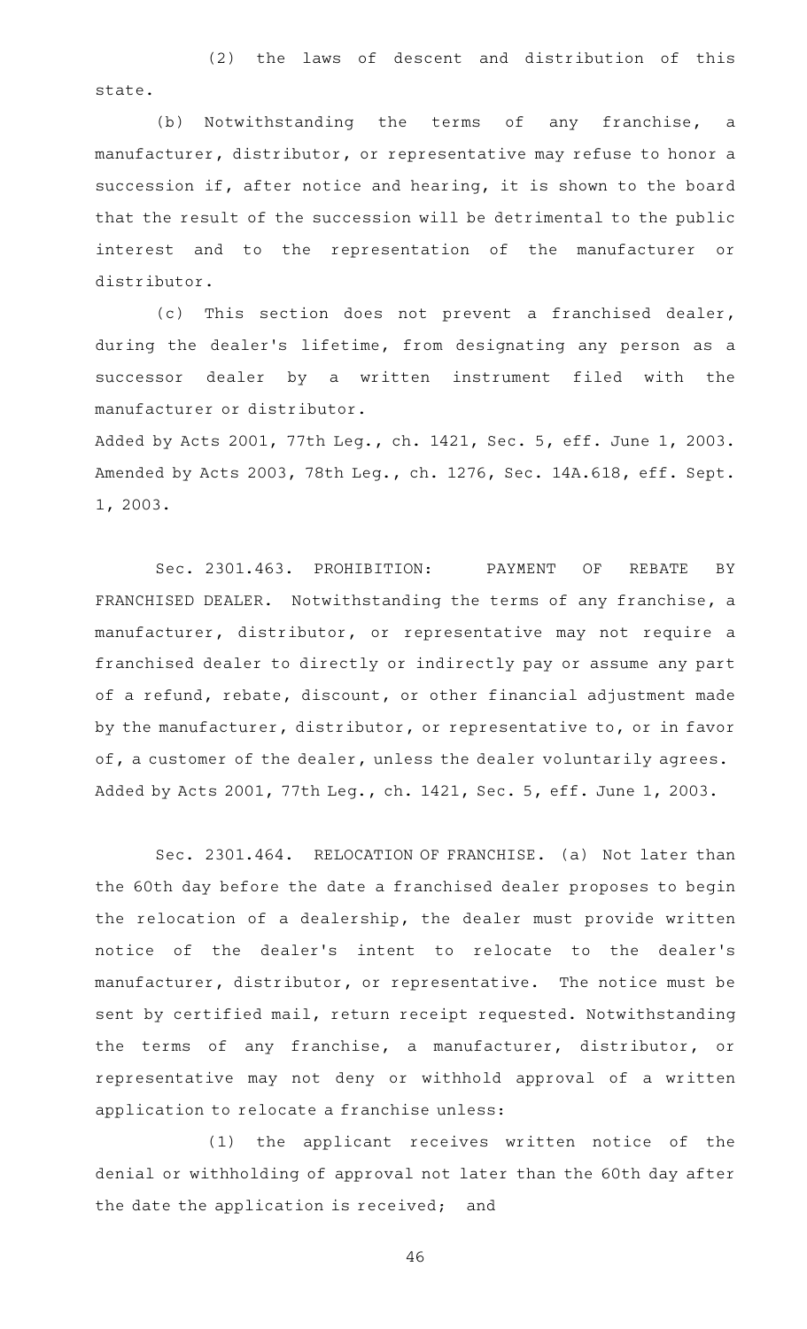(2) the laws of descent and distribution of this state.

(b) Notwithstanding the terms of any franchise, a manufacturer, distributor, or representative may refuse to honor a succession if, after notice and hearing, it is shown to the board that the result of the succession will be detrimental to the public interest and to the representation of the manufacturer or distributor.

(c) This section does not prevent a franchised dealer, during the dealer's lifetime, from designating any person as a successor dealer by a written instrument filed with the manufacturer or distributor.

Added by Acts 2001, 77th Leg., ch. 1421, Sec. 5, eff. June 1, 2003. Amended by Acts 2003, 78th Leg., ch. 1276, Sec. 14A.618, eff. Sept. 1, 2003.

Sec. 2301.463. PROHIBITION: PAYMENT OF REBATE BY FRANCHISED DEALER. Notwithstanding the terms of any franchise, a manufacturer, distributor, or representative may not require a franchised dealer to directly or indirectly pay or assume any part of a refund, rebate, discount, or other financial adjustment made by the manufacturer, distributor, or representative to, or in favor of, a customer of the dealer, unless the dealer voluntarily agrees.

Added by Acts 2001, 77th Leg., ch. 1421, Sec. 5, eff. June 1, 2003.

Sec. 2301.464. RELOCATION OF FRANCHISE. (a) Not later than the 60th day before the date a franchised dealer proposes to begin the relocation of a dealership, the dealer must provide written notice of the dealer's intent to relocate to the dealer's manufacturer, distributor, or representative. The notice must be sent by certified mail, return receipt requested. Notwithstanding the terms of any franchise, a manufacturer, distributor, or representative may not deny or withhold approval of a written application to relocate a franchise unless:

(1) the applicant receives written notice of the denial or withholding of approval not later than the 60th day after the date the application is received; and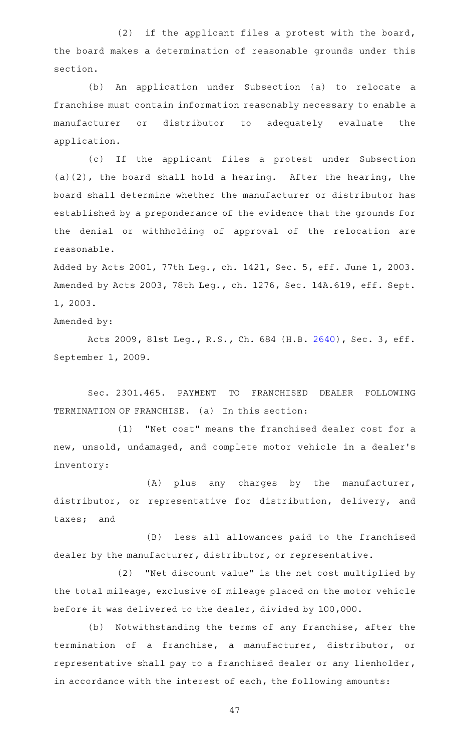(2) if the applicant files a protest with the board, the board makes a determination of reasonable grounds under this section.

(b) An application under Subsection (a) to relocate a franchise must contain information reasonably necessary to enable a manufacturer or distributor to adequately evaluate the application.

(c) If the applicant files a protest under Subsection (a)(2), the board shall hold a hearing. After the hearing, the board shall determine whether the manufacturer or distributor has established by a preponderance of the evidence that the grounds for the denial or withholding of approval of the relocation are reasonable.

Added by Acts 2001, 77th Leg., ch. 1421, Sec. 5, eff. June 1, 2003. Amended by Acts 2003, 78th Leg., ch. 1276, Sec. 14A.619, eff. Sept. 1, 2003.

Amended by:

Acts 2009, 81st Leg., R.S., Ch. 684 (H.B. 2640), Sec. 3, eff. September 1, 2009.

Sec. 2301.465. PAYMENT TO FRANCHISED DEALER FOLLOWING TERMINATION OF FRANCHISE. (a) In this section:

(1) "Net cost" means the franchised dealer cost for a new, unsold, undamaged, and complete motor vehicle in a dealer's inventory:

(A) plus any charges by the manufacturer, distributor, or representative for distribution, delivery, and taxes; and

(B) less all allowances paid to the franchised dealer by the manufacturer, distributor, or representative.

(2) "Net discount value" is the net cost multiplied by the total mileage, exclusive of mileage placed on the motor vehicle before it was delivered to the dealer, divided by 100,000.

(b) Notwithstanding the terms of any franchise, after the termination of a franchise, a manufacturer, distributor, or representative shall pay to a franchised dealer or any lienholder, in accordance with the interest of each, the following amounts: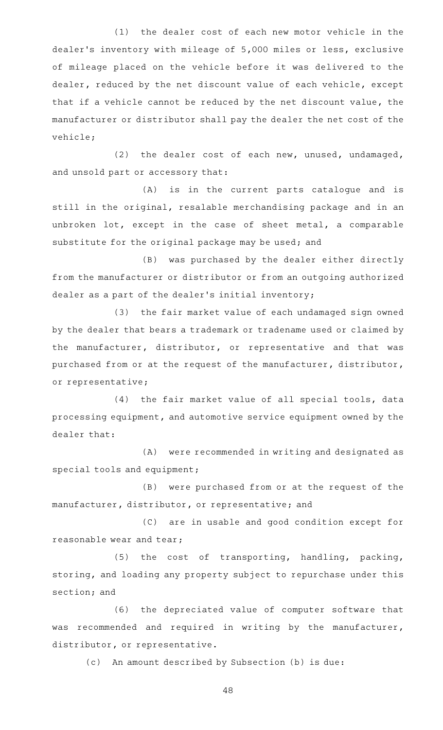(1) the dealer cost of each new motor vehicle in the dealer's inventory with mileage of 5,000 miles or less, exclusive of mileage placed on the vehicle before it was delivered to the dealer, reduced by the net discount value of each vehicle, except that if a vehicle cannot be reduced by the net discount value, the manufacturer or distributor shall pay the dealer the net cost of the vehicle;

(2) the dealer cost of each new, unused, undamaged, and unsold part or accessory that:

(A) is in the current parts catalogue and is still in the original, resalable merchandising package and in an unbroken lot, except in the case of sheet metal, a comparable substitute for the original package may be used; and

(B) was purchased by the dealer either directly from the manufacturer or distributor or from an outgoing authorized dealer as a part of the dealer's initial inventory;

(3) the fair market value of each undamaged sign owned by the dealer that bears a trademark or tradename used or claimed by the manufacturer, distributor, or representative and that was purchased from or at the request of the manufacturer, distributor, or representative;

(4) the fair market value of all special tools, data processing equipment, and automotive service equipment owned by the dealer that:

(A) were recommended in writing and designated as special tools and equipment;

(B) were purchased from or at the request of the manufacturer, distributor, or representative; and

(C) are in usable and good condition except for reasonable wear and tear;

(5) the cost of transporting, handling, packing, storing, and loading any property subject to repurchase under this section; and

(6) the depreciated value of computer software that was recommended and required in writing by the manufacturer, distributor, or representative.

(c) An amount described by Subsection (b) is due: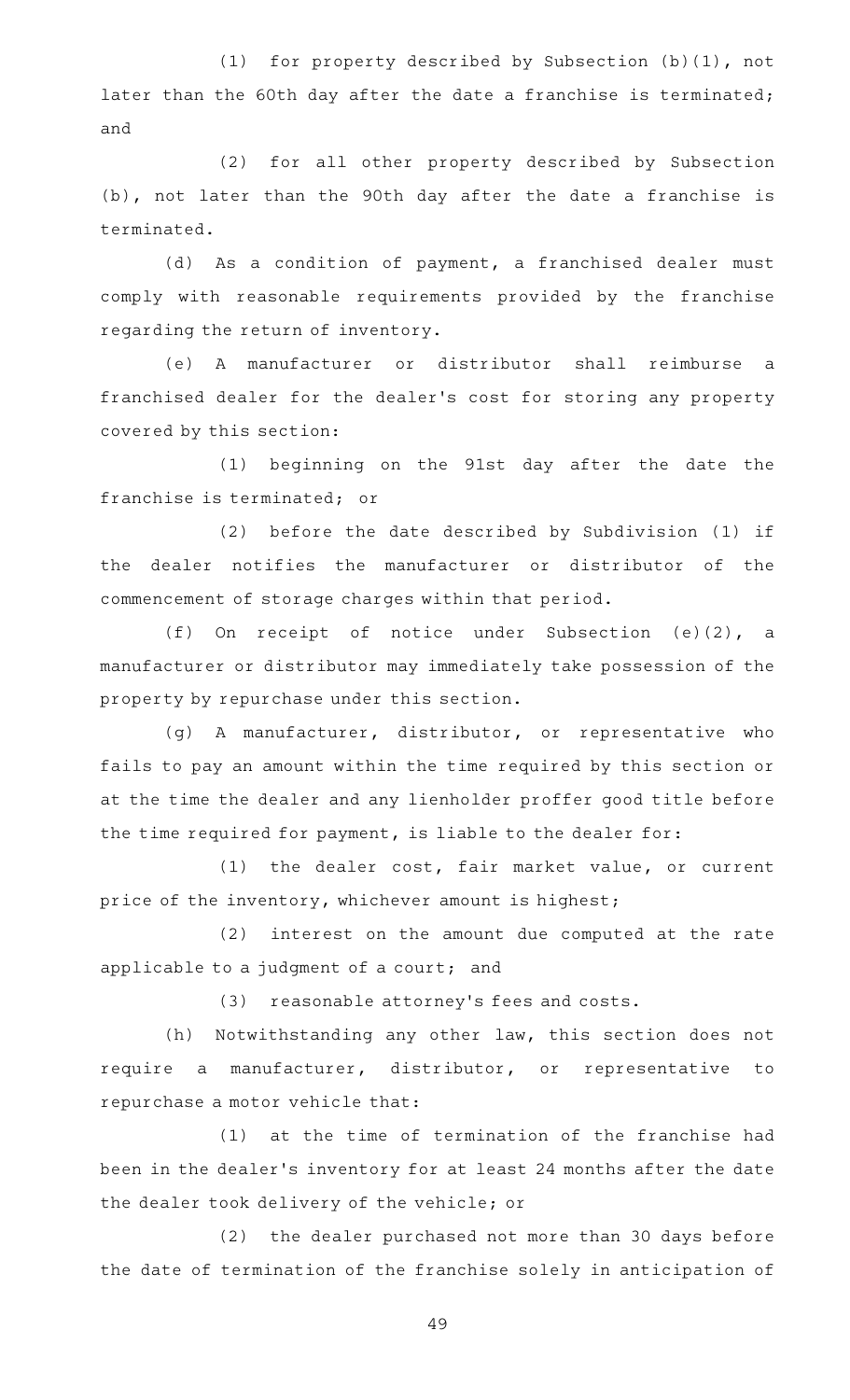(1) for property described by Subsection (b)(1), not later than the 60th day after the date a franchise is terminated; and

(2) for all other property described by Subsection (b), not later than the 90th day after the date a franchise is terminated.

(d) As a condition of payment, a franchised dealer must comply with reasonable requirements provided by the franchise regarding the return of inventory.

(e) A manufacturer or distributor shall reimburse a franchised dealer for the dealer's cost for storing any property covered by this section:

(1) beginning on the 91st day after the date the franchise is terminated; or

(2) before the date described by Subdivision (1) if the dealer notifies the manufacturer or distributor of the commencement of storage charges within that period.

(f) On receipt of notice under Subsection (e)(2), a manufacturer or distributor may immediately take possession of the property by repurchase under this section.

(g) A manufacturer, distributor, or representative who fails to pay an amount within the time required by this section or at the time the dealer and any lienholder proffer good title before the time required for payment, is liable to the dealer for:

(1) the dealer cost, fair market value, or current price of the inventory, whichever amount is highest;

(2) interest on the amount due computed at the rate applicable to a judgment of a court; and

(3) reasonable attorney's fees and costs.

(h) Notwithstanding any other law, this section does not require a manufacturer, distributor, or representative to repurchase a motor vehicle that:

(1) at the time of termination of the franchise had been in the dealer's inventory for at least 24 months after the date the dealer took delivery of the vehicle; or

(2) the dealer purchased not more than 30 days before the date of termination of the franchise solely in anticipation of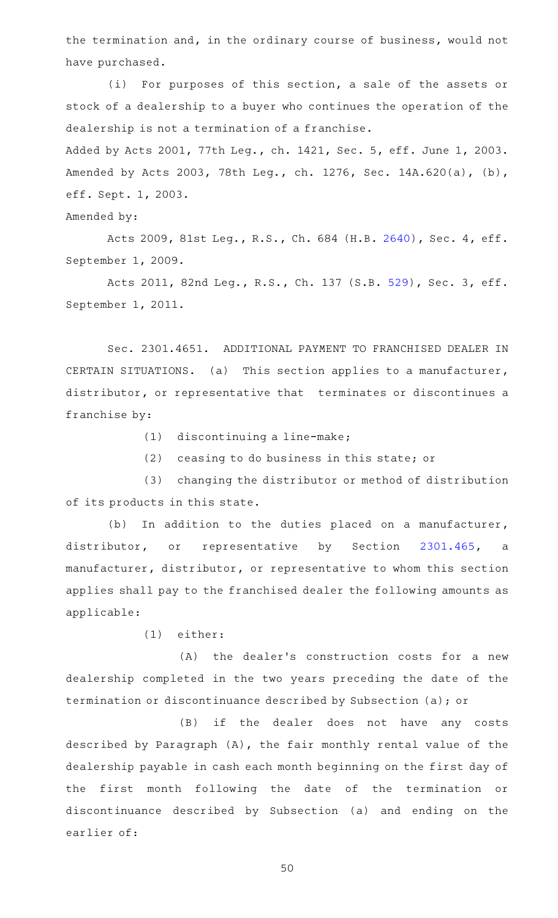the termination and, in the ordinary course of business, would not have purchased.

(i) For purposes of this section, a sale of the assets or stock of a dealership to a buyer who continues the operation of the dealership is not a termination of a franchise.

Added by Acts 2001, 77th Leg., ch. 1421, Sec. 5, eff. June 1, 2003. Amended by Acts 2003, 78th Leg., ch. 1276, Sec. 14A.620(a), (b), eff. Sept. 1, 2003.

Amended by:

Acts 2009, 81st Leg., R.S., Ch. 684 (H.B. 2640), Sec. 4, eff. September 1, 2009.

Acts 2011, 82nd Leg., R.S., Ch. 137 (S.B. 529), Sec. 3, eff. September 1, 2011.

Sec. 2301.4651. ADDITIONAL PAYMENT TO FRANCHISED DEALER IN CERTAIN SITUATIONS. (a) This section applies to a manufacturer, distributor, or representative that terminates or discontinues a franchise by:

(1) discontinuing a line-make;

(2) ceasing to do business in this state; or

(3) changing the distributor or method of distribution of its products in this state.

(b) In addition to the duties placed on a manufacturer, distributor, or representative by Section 2301.465, a manufacturer, distributor, or representative to whom this section applies shall pay to the franchised dealer the following amounts as applicable:

(1) either:

(A) the dealer's construction costs for a new dealership completed in the two years preceding the date of the termination or discontinuance described by Subsection (a); or

(B) if the dealer does not have any costs described by Paragraph (A), the fair monthly rental value of the dealership payable in cash each month beginning on the first day of the first month following the date of the termination or discontinuance described by Subsection (a) and ending on the earlier of: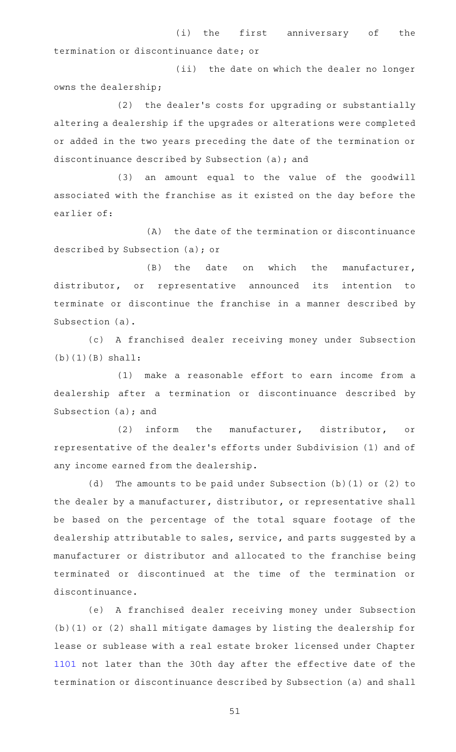(i) the first anniversary of the termination or discontinuance date; or

(ii) the date on which the dealer no longer owns the dealership;

(2) the dealer's costs for upgrading or substantially altering a dealership if the upgrades or alterations were completed or added in the two years preceding the date of the termination or discontinuance described by Subsection (a); and

(3) an amount equal to the value of the goodwill associated with the franchise as it existed on the day before the earlier of:

(A) the date of the termination or discontinuance described by Subsection (a); or

(B) the date on which the manufacturer, distributor, or representative announced its intention to terminate or discontinue the franchise in a manner described by Subsection (a).

(c) A franchised dealer receiving money under Subsection (b)(1)(B) shall:

(1) make a reasonable effort to earn income from a dealership after a termination or discontinuance described by Subsection (a); and

(2) inform the manufacturer, distributor, or representative of the dealer's efforts under Subdivision (1) and of any income earned from the dealership.

(d) The amounts to be paid under Subsection (b)(1) or (2) to the dealer by a manufacturer, distributor, or representative shall be based on the percentage of the total square footage of the dealership attributable to sales, service, and parts suggested by a manufacturer or distributor and allocated to the franchise being terminated or discontinued at the time of the termination or discontinuance.

(e) A franchised dealer receiving money under Subsection (b)(1) or (2) shall mitigate damages by listing the dealership for lease or sublease with a real estate broker licensed under Chapter 1101 not later than the 30th day after the effective date of the termination or discontinuance described by Subsection (a) and shall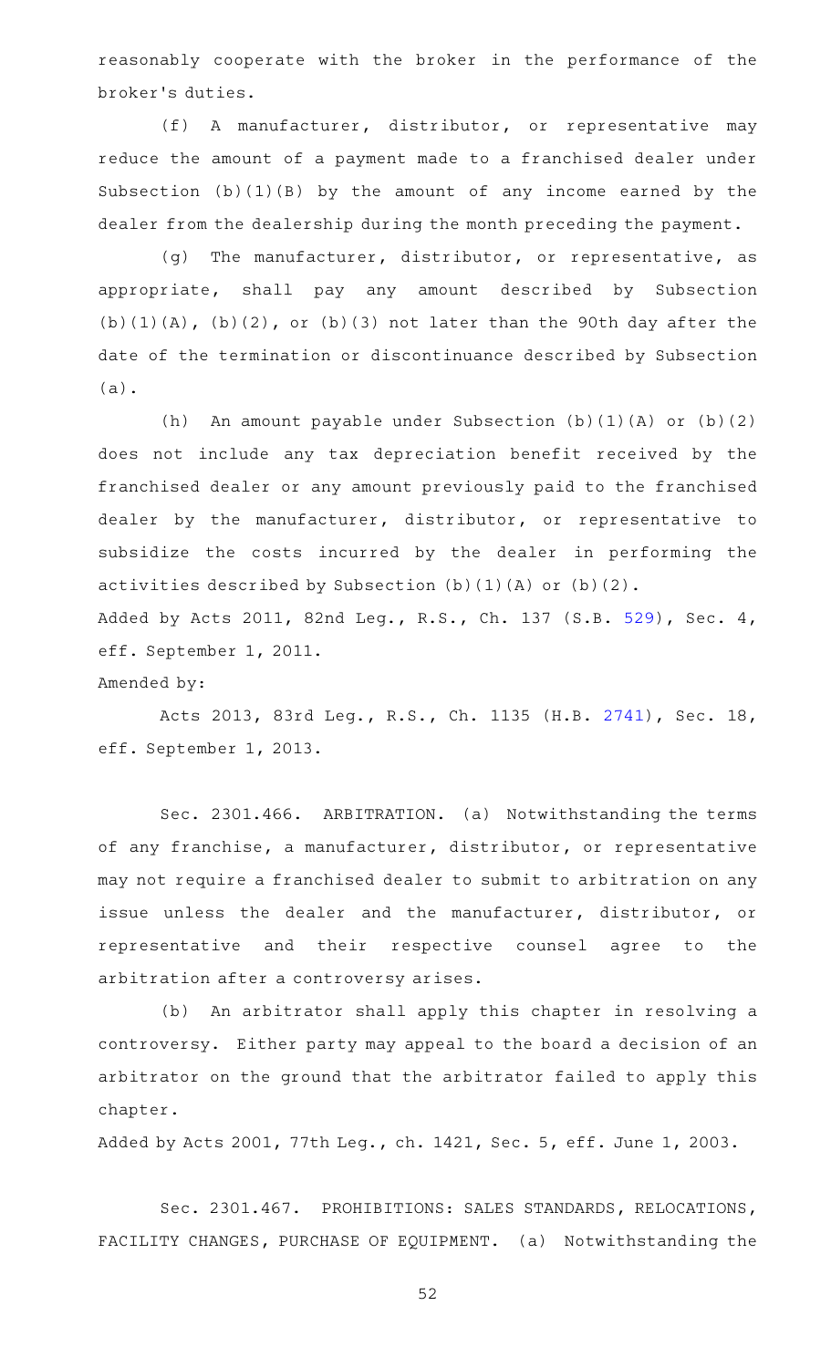reasonably cooperate with the broker in the performance of the broker's duties.

(f) A manufacturer, distributor, or representative may reduce the amount of a payment made to a franchised dealer under Subsection (b)(1)(B) by the amount of any income earned by the dealer from the dealership during the month preceding the payment.

(g) The manufacturer, distributor, or representative, as appropriate, shall pay any amount described by Subsection (b)(1)(A), (b)(2), or (b)(3) not later than the 90th day after the date of the termination or discontinuance described by Subsection (a).

(h) An amount payable under Subsection (b)(1)(A) or (b)(2) does not include any tax depreciation benefit received by the franchised dealer or any amount previously paid to the franchised dealer by the manufacturer, distributor, or representative to subsidize the costs incurred by the dealer in performing the activities described by Subsection (b)(1)(A) or (b)(2).

Added by Acts 2011, 82nd Leg., R.S., Ch. 137 (S.B. 529), Sec. 4, eff. September 1, 2011.

Amended by:

Acts 2013, 83rd Leg., R.S., Ch. 1135 (H.B. 2741), Sec. 18, eff. September 1, 2013.

Sec. 2301.466. ARBITRATION. (a) Notwithstanding the terms of any franchise, a manufacturer, distributor, or representative may not require a franchised dealer to submit to arbitration on any issue unless the dealer and the manufacturer, distributor, or representative and their respective counsel agree to the arbitration after a controversy arises.

(b) An arbitrator shall apply this chapter in resolving a controversy. Either party may appeal to the board a decision of an arbitrator on the ground that the arbitrator failed to apply this chapter.

Added by Acts 2001, 77th Leg., ch. 1421, Sec. 5, eff. June 1, 2003.

Sec. 2301.467. PROHIBITIONS: SALES STANDARDS, RELOCATIONS, FACILITY CHANGES, PURCHASE OF EQUIPMENT. (a) Notwithstanding the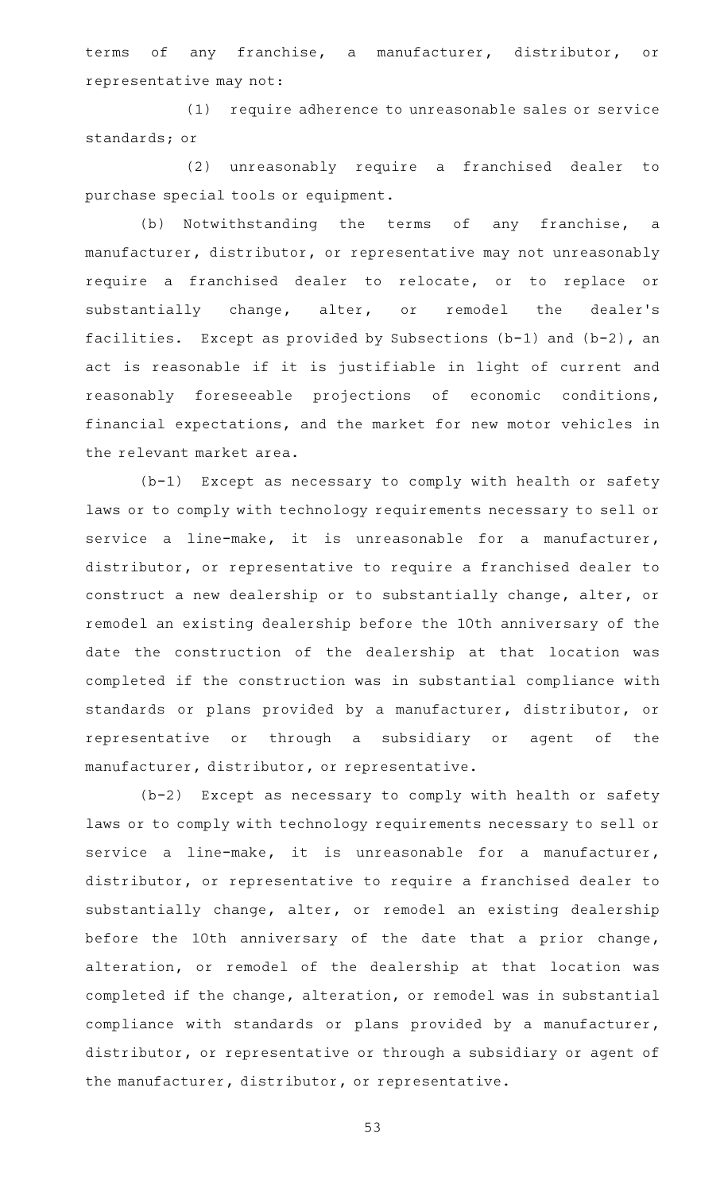terms of any franchise, a manufacturer, distributor, or representative may not:

(1) require adherence to unreasonable sales or service standards; or

(2) unreasonably require a franchised dealer to purchase special tools or equipment.

(b) Notwithstanding the terms of any franchise, a manufacturer, distributor, or representative may not unreasonably require a franchised dealer to relocate, or to replace or substantially change, alter, or remodel the dealer's facilities. Except as provided by Subsections (b-1) and (b-2), an act is reasonable if it is justifiable in light of current and reasonably foreseeable projections of economic conditions, financial expectations, and the market for new motor vehicles in the relevant market area.

(b-1) Except as necessary to comply with health or safety laws or to comply with technology requirements necessary to sell or service a line-make, it is unreasonable for a manufacturer, distributor, or representative to require a franchised dealer to construct a new dealership or to substantially change, alter, or remodel an existing dealership before the 10th anniversary of the date the construction of the dealership at that location was completed if the construction was in substantial compliance with standards or plans provided by a manufacturer, distributor, or representative or through a subsidiary or agent of the manufacturer, distributor, or representative.

(b-2) Except as necessary to comply with health or safety laws or to comply with technology requirements necessary to sell or service a line-make, it is unreasonable for a manufacturer, distributor, or representative to require a franchised dealer to substantially change, alter, or remodel an existing dealership before the 10th anniversary of the date that a prior change, alteration, or remodel of the dealership at that location was completed if the change, alteration, or remodel was in substantial compliance with standards or plans provided by a manufacturer, distributor, or representative or through a subsidiary or agent of the manufacturer, distributor, or representative.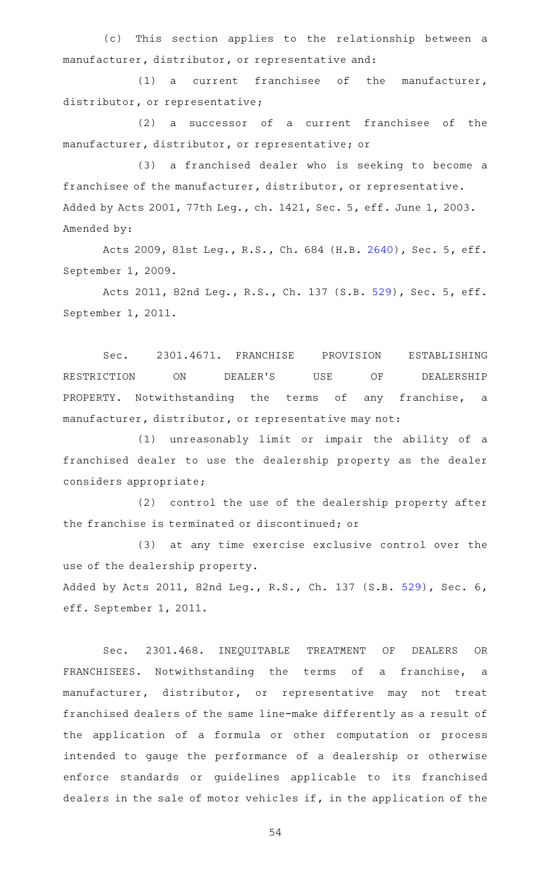(c) This section applies to the relationship between a manufacturer, distributor, or representative and:

(1) a current franchisee of the manufacturer, distributor, or representative;

(2) a successor of a current franchisee of the manufacturer, distributor, or representative; or

(3) a franchised dealer who is seeking to become a franchisee of the manufacturer, distributor, or representative.

Added by Acts 2001, 77th Leg., ch. 1421, Sec. 5, eff. June 1, 2003.
Amended by:

Acts 2009, 81st Leg., R.S., Ch. 684 (H.B. 2640), Sec. 5, eff. September 1, 2009.

Acts 2011, 82nd Leg., R.S., Ch. 137 (S.B. 529), Sec. 5, eff. September 1, 2011.

Sec. 2301.4671. FRANCHISE PROVISION ESTABLISHING RESTRICTION ON DEALER'S USE OF DEALERSHIP PROPERTY. Notwithstanding the terms of any franchise, a manufacturer, distributor, or representative may not:

(1) unreasonably limit or impair the ability of a franchised dealer to use the dealership property as the dealer considers appropriate;

(2) control the use of the dealership property after the franchise is terminated or discontinued; or

(3) at any time exercise exclusive control over the use of the dealership property.

Added by Acts 2011, 82nd Leg., R.S., Ch. 137 (S.B. 529), Sec. 6, eff. September 1, 2011.

Sec. 2301.468. INEQUITABLE TREATMENT OF DEALERS OR FRANCHISEES. Notwithstanding the terms of a franchise, a manufacturer, distributor, or representative may not treat franchised dealers of the same line-make differently as a result of the application of a formula or other computation or process intended to gauge the performance of a dealership or otherwise enforce standards or guidelines applicable to its franchised dealers in the sale of motor vehicles if, in the application of the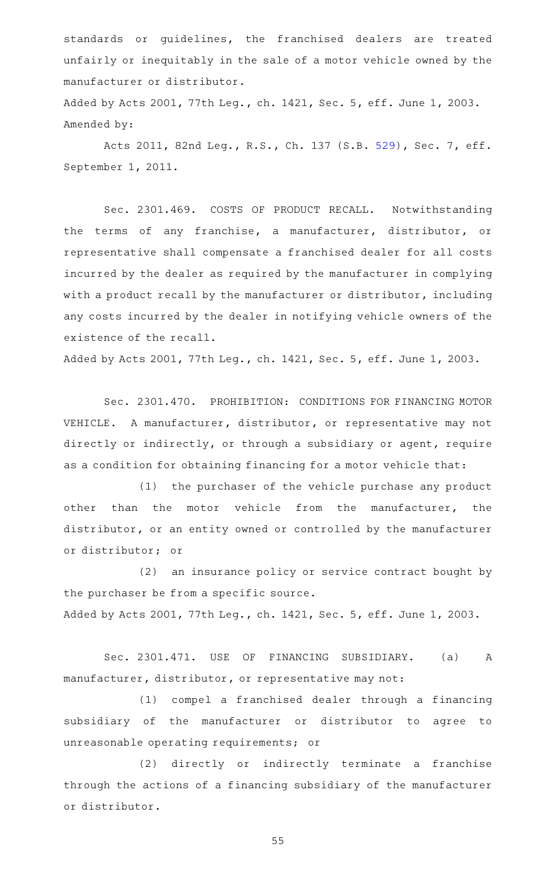standards or guidelines, the franchised dealers are treated unfairly or inequitably in the sale of a motor vehicle owned by the manufacturer or distributor.

Added by Acts 2001, 77th Leg., ch. 1421, Sec. 5, eff. June 1, 2003.
Amended by:

Acts 2011, 82nd Leg., R.S., Ch. 137 (S.B. 529), Sec. 7, eff. September 1, 2011.

Sec. 2301.469. COSTS OF PRODUCT RECALL. Notwithstanding the terms of any franchise, a manufacturer, distributor, or representative shall compensate a franchised dealer for all costs incurred by the dealer as required by the manufacturer in complying with a product recall by the manufacturer or distributor, including any costs incurred by the dealer in notifying vehicle owners of the existence of the recall.

Added by Acts 2001, 77th Leg., ch. 1421, Sec. 5, eff. June 1, 2003.

Sec. 2301.470. PROHIBITION: CONDITIONS FOR FINANCING MOTOR VEHICLE. A manufacturer, distributor, or representative may not directly or indirectly, or through a subsidiary or agent, require as a condition for obtaining financing for a motor vehicle that:

(1) the purchaser of the vehicle purchase any product other than the motor vehicle from the manufacturer, the distributor, or an entity owned or controlled by the manufacturer or distributor; or

(2) an insurance policy or service contract bought by the purchaser be from a specific source.

Added by Acts 2001, 77th Leg., ch. 1421, Sec. 5, eff. June 1, 2003.

Sec. 2301.471. USE OF FINANCING SUBSIDIARY. (a) A manufacturer, distributor, or representative may not:

(1) compel a franchised dealer through a financing subsidiary of the manufacturer or distributor to agree to unreasonable operating requirements; or

(2) directly or indirectly terminate a franchise through the actions of a financing subsidiary of the manufacturer or distributor.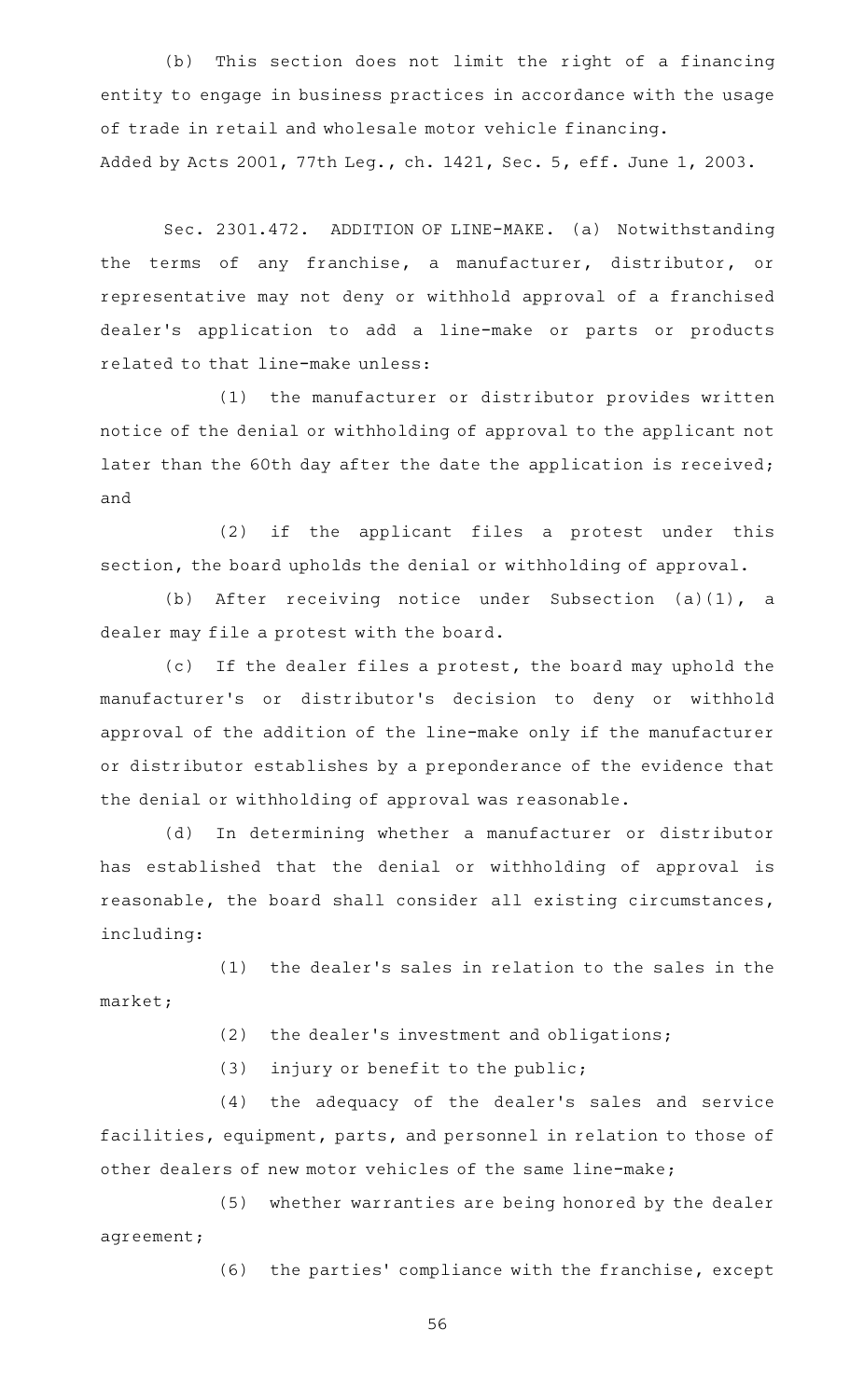(b) This section does not limit the right of a financing entity to engage in business practices in accordance with the usage of trade in retail and wholesale motor vehicle financing.

Added by Acts 2001, 77th Leg., ch. 1421, Sec. 5, eff. June 1, 2003.

Sec. 2301.472. ADDITION OF LINE-MAKE. (a) Notwithstanding the terms of any franchise, a manufacturer, distributor, or representative may not deny or withhold approval of a franchised dealer's application to add a line-make or parts or products related to that line-make unless:

(1) the manufacturer or distributor provides written notice of the denial or withholding of approval to the applicant not later than the 60th day after the date the application is received; and

(2) if the applicant files a protest under this section, the board upholds the denial or withholding of approval.

(b) After receiving notice under Subsection (a)(1), a dealer may file a protest with the board.

(c) If the dealer files a protest, the board may uphold the manufacturer's or distributor's decision to deny or withhold approval of the addition of the line-make only if the manufacturer or distributor establishes by a preponderance of the evidence that the denial or withholding of approval was reasonable.

(d) In determining whether a manufacturer or distributor has established that the denial or withholding of approval is reasonable, the board shall consider all existing circumstances, including:

(1) the dealer's sales in relation to the sales in the market;

(2) the dealer's investment and obligations;

(3) injury or benefit to the public;

(4) the adequacy of the dealer's sales and service facilities, equipment, parts, and personnel in relation to those of other dealers of new motor vehicles of the same line-make;

(5) whether warranties are being honored by the dealer agreement;

(6) the parties' compliance with the franchise, except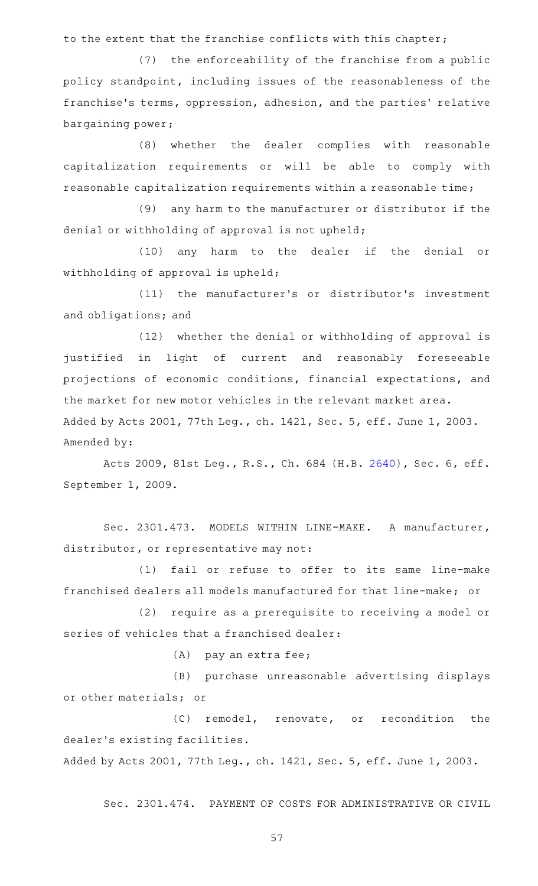to the extent that the franchise conflicts with this chapter;

(7) the enforceability of the franchise from a public policy standpoint, including issues of the reasonableness of the franchise's terms, oppression, adhesion, and the parties' relative bargaining power;

(8) whether the dealer complies with reasonable capitalization requirements or will be able to comply with reasonable capitalization requirements within a reasonable time;

(9) any harm to the manufacturer or distributor if the denial or withholding of approval is not upheld;

(10) any harm to the dealer if the denial or withholding of approval is upheld;

(11) the manufacturer's or distributor's investment and obligations; and

(12) whether the denial or withholding of approval is justified in light of current and reasonably foreseeable projections of economic conditions, financial expectations, and the market for new motor vehicles in the relevant market area.

Added by Acts 2001, 77th Leg., ch. 1421, Sec. 5, eff. June 1, 2003.

Amended by:

Acts 2009, 81st Leg., R.S., Ch. 684 (H.B. 2640), Sec. 6, eff. September 1, 2009.

Sec. 2301.473. MODELS WITHIN LINE-MAKE. A manufacturer, distributor, or representative may not:

(1) fail or refuse to offer to its same line-make franchised dealers all models manufactured for that line-make; or

(2) require as a prerequisite to receiving a model or series of vehicles that a franchised dealer:

(A) pay an extra fee;

(B) purchase unreasonable advertising displays or other materials; or

(C) remodel, renovate, or recondition the dealer's existing facilities.

Added by Acts 2001, 77th Leg., ch. 1421, Sec. 5, eff. June 1, 2003.

Sec. 2301.474. PAYMENT OF COSTS FOR ADMINISTRATIVE OR CIVIL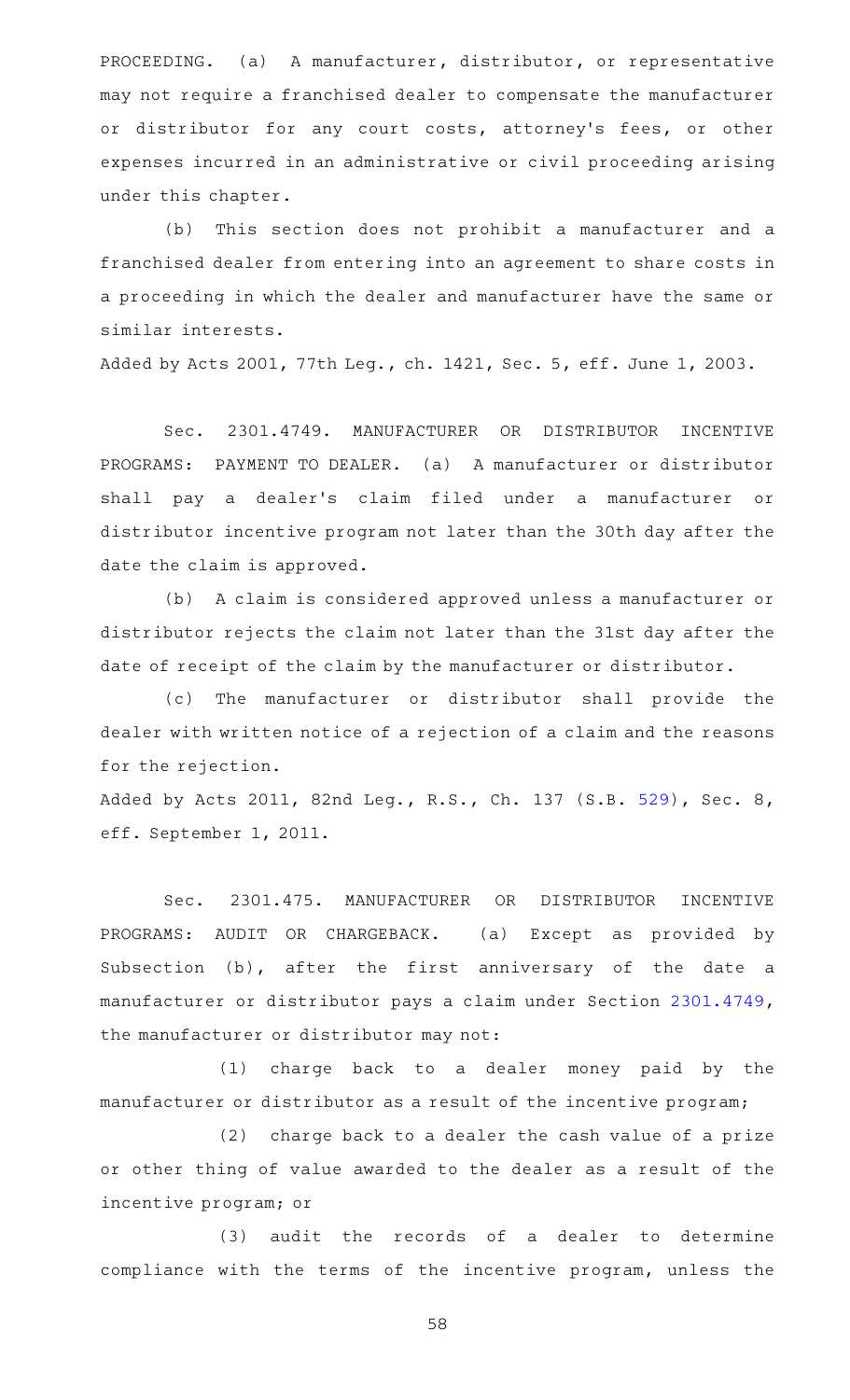PROCEEDING. (a) A manufacturer, distributor, or representative may not require a franchised dealer to compensate the manufacturer or distributor for any court costs, attorney's fees, or other expenses incurred in an administrative or civil proceeding arising under this chapter.

(b) This section does not prohibit a manufacturer and a franchised dealer from entering into an agreement to share costs in a proceeding in which the dealer and manufacturer have the same or similar interests.

Added by Acts 2001, 77th Leg., ch. 1421, Sec. 5, eff. June 1, 2003.

Sec. 2301.4749. MANUFACTURER OR DISTRIBUTOR INCENTIVE PROGRAMS: PAYMENT TO DEALER. (a) A manufacturer or distributor shall pay a dealer's claim filed under a manufacturer or distributor incentive program not later than the 30th day after the date the claim is approved.

(b) A claim is considered approved unless a manufacturer or distributor rejects the claim not later than the 31st day after the date of receipt of the claim by the manufacturer or distributor.

(c) The manufacturer or distributor shall provide the dealer with written notice of a rejection of a claim and the reasons for the rejection.

Added by Acts 2011, 82nd Leg., R.S., Ch. 137 (S.B. 529), Sec. 8, eff. September 1, 2011.

Sec. 2301.475. MANUFACTURER OR DISTRIBUTOR INCENTIVE PROGRAMS: AUDIT OR CHARGEBACK. (a) Except as provided by Subsection (b), after the first anniversary of the date a manufacturer or distributor pays a claim under Section 2301.4749, the manufacturer or distributor may not:

(1) charge back to a dealer money paid by the manufacturer or distributor as a result of the incentive program;

(2) charge back to a dealer the cash value of a prize or other thing of value awarded to the dealer as a result of the incentive program; or

(3) audit the records of a dealer to determine compliance with the terms of the incentive program, unless the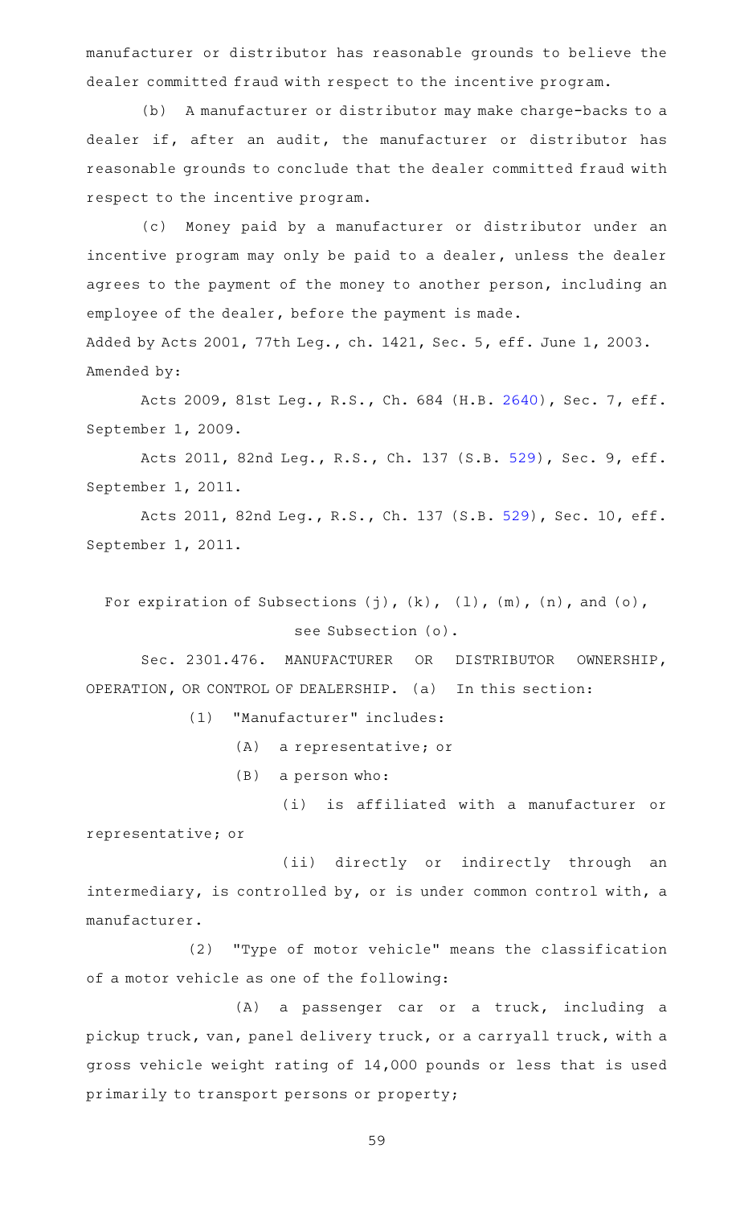manufacturer or distributor has reasonable grounds to believe the dealer committed fraud with respect to the incentive program.

(b) A manufacturer or distributor may make charge-backs to a dealer if, after an audit, the manufacturer or distributor has reasonable grounds to conclude that the dealer committed fraud with respect to the incentive program.

(c) Money paid by a manufacturer or distributor under an incentive program may only be paid to a dealer, unless the dealer agrees to the payment of the money to another person, including an employee of the dealer, before the payment is made.

Added by Acts 2001, 77th Leg., ch. 1421, Sec. 5, eff. June 1, 2003.
Amended by:

Acts 2009, 81st Leg., R.S., Ch. 684 (H.B. 2640), Sec. 7, eff. September 1, 2009.

Acts 2011, 82nd Leg., R.S., Ch. 137 (S.B. 529), Sec. 9, eff. September 1, 2011.

Acts 2011, 82nd Leg., R.S., Ch. 137 (S.B. 529), Sec. 10, eff. September 1, 2011.

For expiration of Subsections (j), (k), (l), (m), (n), and (o), see Subsection (o).

Sec. 2301.476. MANUFACTURER OR DISTRIBUTOR OWNERSHIP, OPERATION, OR CONTROL OF DEALERSHIP. (a) In this section:

(1) "Manufacturer" includes:

(A) a representative; or

(B) a person who:

(i) is affiliated with a manufacturer or representative; or

(ii) directly or indirectly through an intermediary, is controlled by, or is under common control with, a manufacturer.

(2) "Type of motor vehicle" means the classification of a motor vehicle as one of the following:

(A) a passenger car or a truck, including a pickup truck, van, panel delivery truck, or a carryall truck, with a gross vehicle weight rating of 14,000 pounds or less that is used primarily to transport persons or property;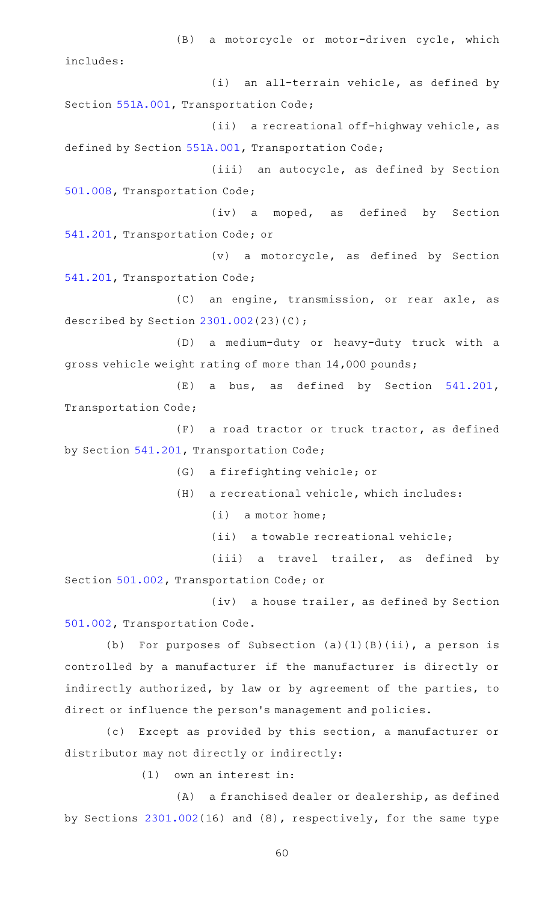(B) a motorcycle or motor-driven cycle, which includes:

(i) an all-terrain vehicle, as defined by Section 551A.001, Transportation Code;

(ii) a recreational off-highway vehicle, as defined by Section 551A.001, Transportation Code;

(iii) an autocycle, as defined by Section 501.008, Transportation Code;

(iv) a moped, as defined by Section 541.201, Transportation Code; or

(v) a motorcycle, as defined by Section 541.201, Transportation Code;

(C) an engine, transmission, or rear axle, as described by Section 2301.002(23)(C);

(D) a medium-duty or heavy-duty truck with a gross vehicle weight rating of more than 14,000 pounds;

(E) a bus, as defined by Section 541.201, Transportation Code;

(F) a road tractor or truck tractor, as defined by Section 541.201, Transportation Code;

(G) a firefighting vehicle; or

(H) a recreational vehicle, which includes:

(i) a motor home;

(ii) a towable recreational vehicle;

(iii) a travel trailer, as defined by Section 501.002, Transportation Code; or

(iv) a house trailer, as defined by Section 501.002, Transportation Code.

(b) For purposes of Subsection (a)(1)(B)(ii), a person is controlled by a manufacturer if the manufacturer is directly or indirectly authorized, by law or by agreement of the parties, to direct or influence the person's management and policies.

(c) Except as provided by this section, a manufacturer or distributor may not directly or indirectly:

(1) own an interest in:

(A) a franchised dealer or dealership, as defined by Sections 2301.002(16) and (8), respectively, for the same type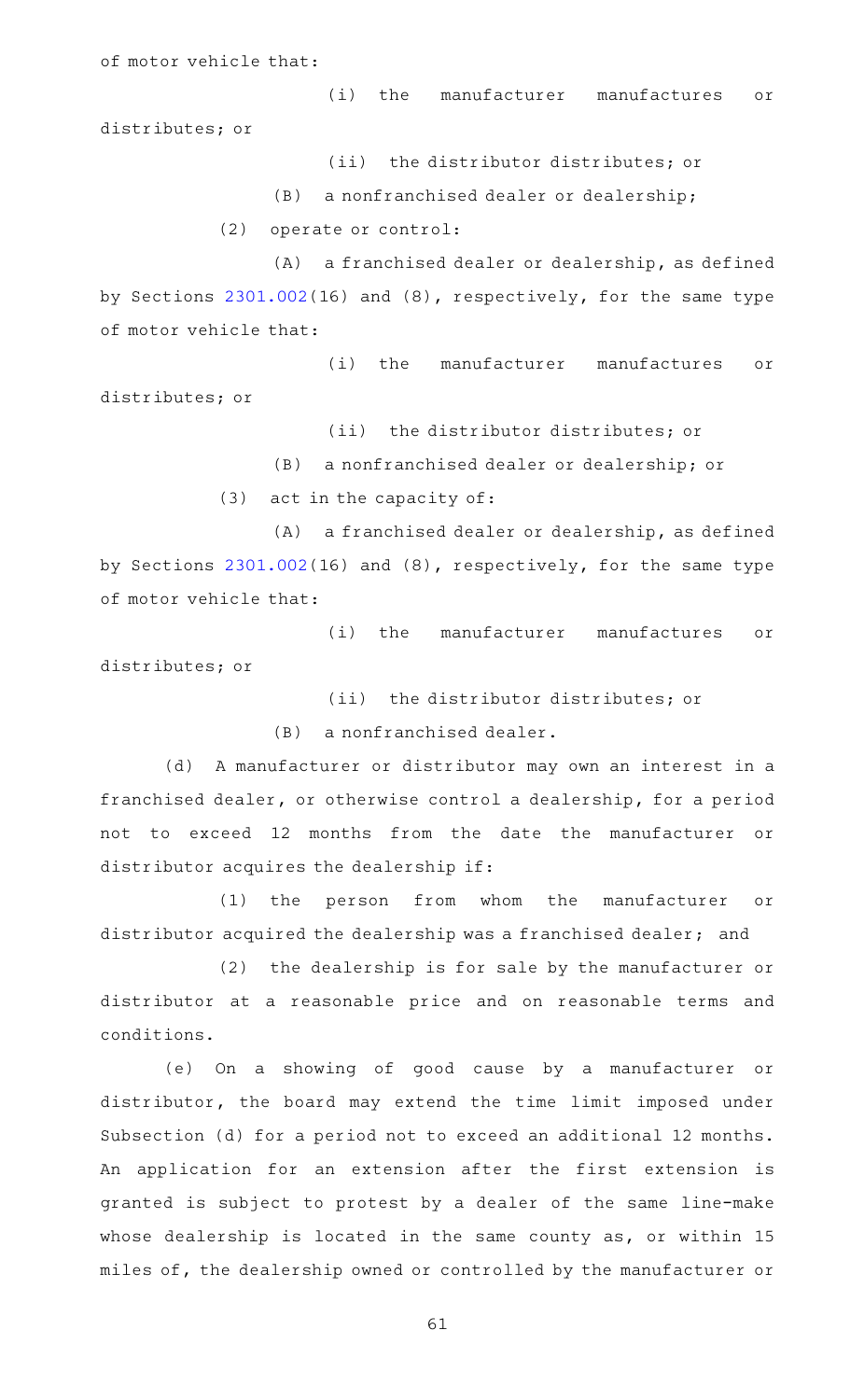of motor vehicle that:

(i) the manufacturer manufactures or distributes; or

(ii) the distributor distributes; or

(B) a nonfranchised dealer or dealership;

(2) operate or control:

(A) a franchised dealer or dealership, as defined by Sections 2301.002(16) and (8), respectively, for the same type of motor vehicle that:

(i) the manufacturer manufactures or distributes; or

(ii) the distributor distributes; or

(B) a nonfranchised dealer or dealership; or

(3) act in the capacity of:

(A) a franchised dealer or dealership, as defined by Sections 2301.002(16) and (8), respectively, for the same type of motor vehicle that:

(i) the manufacturer manufactures or distributes; or

(ii) the distributor distributes; or

(B) a nonfranchised dealer.

(d) A manufacturer or distributor may own an interest in a franchised dealer, or otherwise control a dealership, for a period not to exceed 12 months from the date the manufacturer or distributor acquires the dealership if:

(1) the person from whom the manufacturer or distributor acquired the dealership was a franchised dealer; and

(2) the dealership is for sale by the manufacturer or distributor at a reasonable price and on reasonable terms and conditions.

(e) On a showing of good cause by a manufacturer or distributor, the board may extend the time limit imposed under Subsection (d) for a period not to exceed an additional 12 months. An application for an extension after the first extension is granted is subject to protest by a dealer of the same line-make whose dealership is located in the same county as, or within 15 miles of, the dealership owned or controlled by the manufacturer or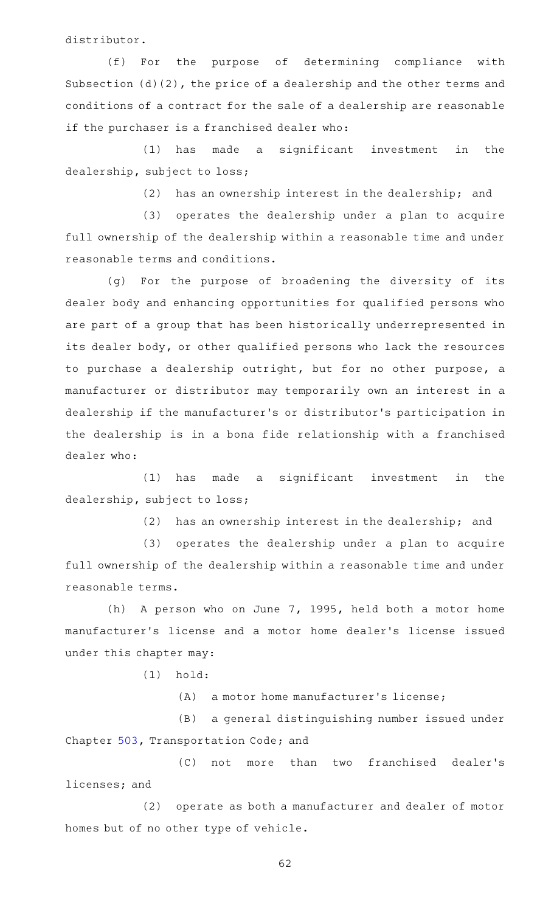distributor.

(f) For the purpose of determining compliance with Subsection (d)(2), the price of a dealership and the other terms and conditions of a contract for the sale of a dealership are reasonable if the purchaser is a franchised dealer who:

(1) has made a significant investment in the dealership, subject to loss;

(2) has an ownership interest in the dealership; and

(3) operates the dealership under a plan to acquire full ownership of the dealership within a reasonable time and under reasonable terms and conditions.

(g) For the purpose of broadening the diversity of its dealer body and enhancing opportunities for qualified persons who are part of a group that has been historically underrepresented in its dealer body, or other qualified persons who lack the resources to purchase a dealership outright, but for no other purpose, a manufacturer or distributor may temporarily own an interest in a dealership if the manufacturer's or distributor's participation in the dealership is in a bona fide relationship with a franchised dealer who:

(1) has made a significant investment in the dealership, subject to loss;

(2) has an ownership interest in the dealership; and

(3) operates the dealership under a plan to acquire full ownership of the dealership within a reasonable time and under reasonable terms.

(h) A person who on June 7, 1995, held both a motor home manufacturer's license and a motor home dealer's license issued under this chapter may:

(1) hold:

(A) a motor home manufacturer's license;

(B) a general distinguishing number issued under Chapter 503, Transportation Code; and

(C) not more than two franchised dealer's licenses; and

(2) operate as both a manufacturer and dealer of motor homes but of no other type of vehicle.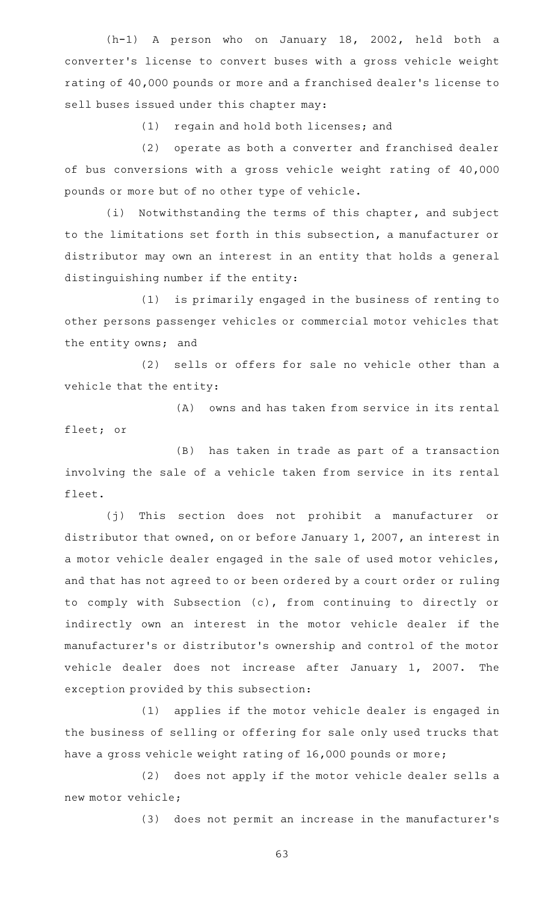(h-1) A person who on January 18, 2002, held both a converter's license to convert buses with a gross vehicle weight rating of 40,000 pounds or more and a franchised dealer's license to sell buses issued under this chapter may:

(1) regain and hold both licenses; and

(2) operate as both a converter and franchised dealer of bus conversions with a gross vehicle weight rating of 40,000 pounds or more but of no other type of vehicle.

(i) Notwithstanding the terms of this chapter, and subject to the limitations set forth in this subsection, a manufacturer or distributor may own an interest in an entity that holds a general distinguishing number if the entity:

(1) is primarily engaged in the business of renting to other persons passenger vehicles or commercial motor vehicles that the entity owns; and

(2) sells or offers for sale no vehicle other than a vehicle that the entity:

(A) owns and has taken from service in its rental fleet; or

(B) has taken in trade as part of a transaction involving the sale of a vehicle taken from service in its rental fleet.

(j) This section does not prohibit a manufacturer or distributor that owned, on or before January 1, 2007, an interest in a motor vehicle dealer engaged in the sale of used motor vehicles, and that has not agreed to or been ordered by a court order or ruling to comply with Subsection (c), from continuing to directly or indirectly own an interest in the motor vehicle dealer if the manufacturer's or distributor's ownership and control of the motor vehicle dealer does not increase after January 1, 2007. The exception provided by this subsection:

(1) applies if the motor vehicle dealer is engaged in the business of selling or offering for sale only used trucks that have a gross vehicle weight rating of 16,000 pounds or more;

(2) does not apply if the motor vehicle dealer sells a new motor vehicle;

(3) does not permit an increase in the manufacturer's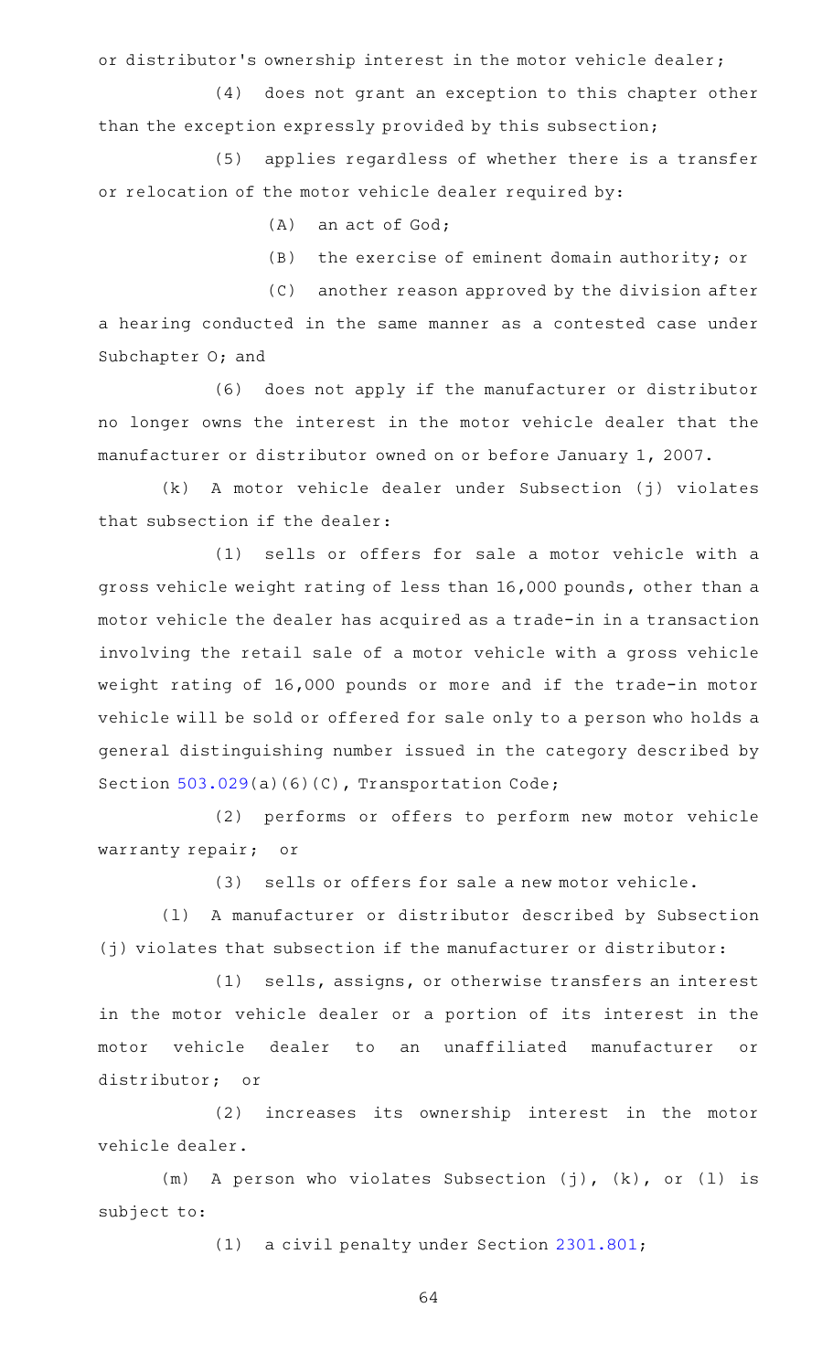or distributor's ownership interest in the motor vehicle dealer;

(4) does not grant an exception to this chapter other than the exception expressly provided by this subsection;

(5) applies regardless of whether there is a transfer or relocation of the motor vehicle dealer required by:

(A) an act of God;

(B) the exercise of eminent domain authority; or

(C) another reason approved by the division after a hearing conducted in the same manner as a contested case under Subchapter O; and

(6) does not apply if the manufacturer or distributor no longer owns the interest in the motor vehicle dealer that the manufacturer or distributor owned on or before January 1, 2007.

(k) A motor vehicle dealer under Subsection (j) violates that subsection if the dealer:

(1) sells or offers for sale a motor vehicle with a gross vehicle weight rating of less than 16,000 pounds, other than a motor vehicle the dealer has acquired as a trade-in in a transaction involving the retail sale of a motor vehicle with a gross vehicle weight rating of 16,000 pounds or more and if the trade-in motor vehicle will be sold or offered for sale only to a person who holds a general distinguishing number issued in the category described by Section 503.029(a)(6)(C), Transportation Code;

(2) performs or offers to perform new motor vehicle warranty repair; or

(3) sells or offers for sale a new motor vehicle.

(l) A manufacturer or distributor described by Subsection (j) violates that subsection if the manufacturer or distributor:

(1) sells, assigns, or otherwise transfers an interest in the motor vehicle dealer or a portion of its interest in the motor vehicle dealer to an unaffiliated manufacturer or distributor; or

(2) increases its ownership interest in the motor vehicle dealer.

(m) A person who violates Subsection (j), (k), or (l) is subject to:

(1) a civil penalty under Section 2301.801;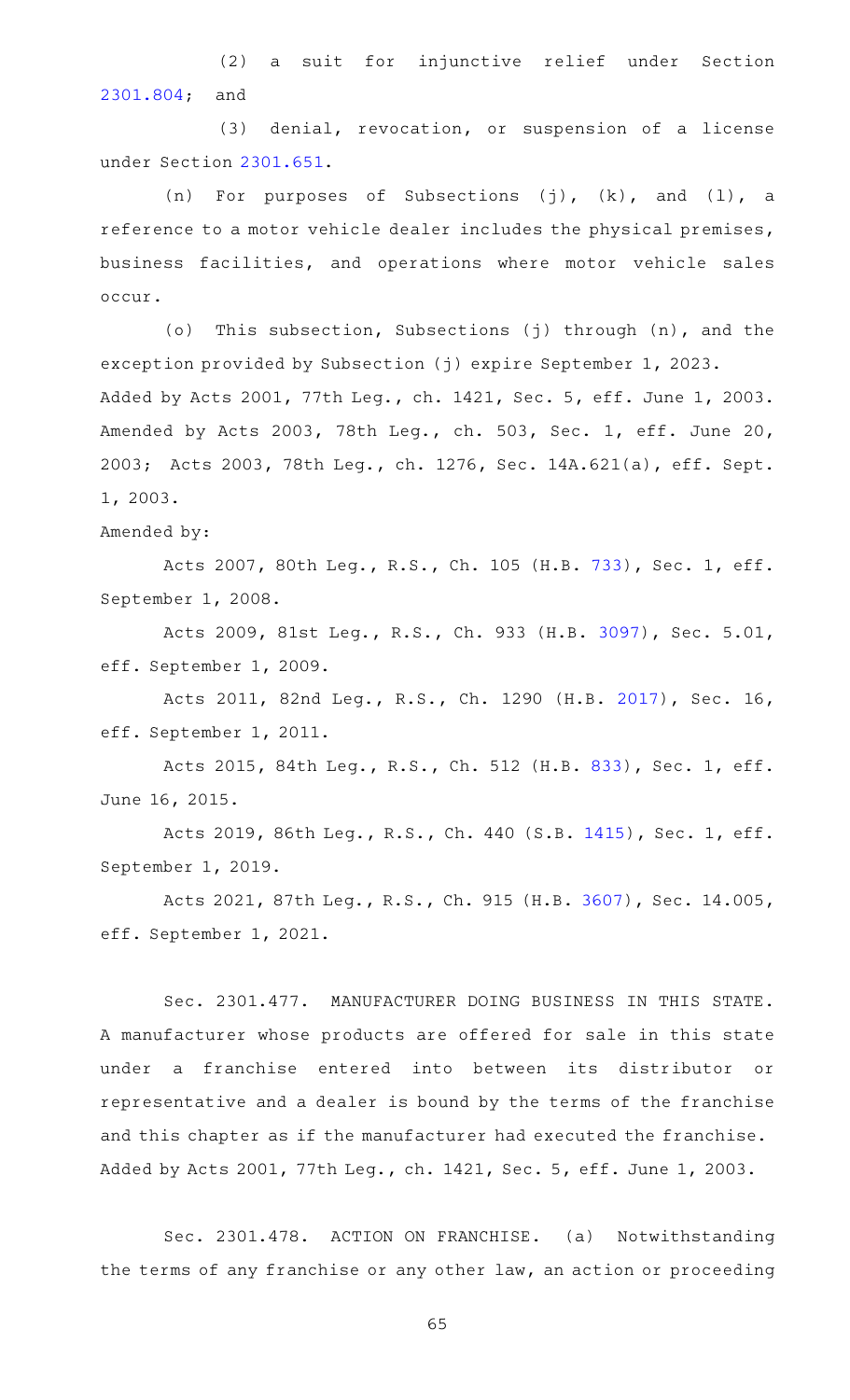(2) a suit for injunctive relief under Section 2301.804; and

(3) denial, revocation, or suspension of a license under Section 2301.651.

(n) For purposes of Subsections (j), (k), and (l), a reference to a motor vehicle dealer includes the physical premises, business facilities, and operations where motor vehicle sales occur.

(o) This subsection, Subsections (j) through (n), and the exception provided by Subsection (j) expire September 1, 2023.

Added by Acts 2001, 77th Leg., ch. 1421, Sec. 5, eff. June 1, 2003. Amended by Acts 2003, 78th Leg., ch. 503, Sec. 1, eff. June 20, 2003; Acts 2003, 78th Leg., ch. 1276, Sec. 14A.621(a), eff. Sept. 1, 2003.

Amended by:

Acts 2007, 80th Leg., R.S., Ch. 105 (H.B. 733), Sec. 1, eff. September 1, 2008.

Acts 2009, 81st Leg., R.S., Ch. 933 (H.B. 3097), Sec. 5.01, eff. September 1, 2009.

Acts 2011, 82nd Leg., R.S., Ch. 1290 (H.B. 2017), Sec. 16, eff. September 1, 2011.

Acts 2015, 84th Leg., R.S., Ch. 512 (H.B. 833), Sec. 1, eff. June 16, 2015.

Acts 2019, 86th Leg., R.S., Ch. 440 (S.B. 1415), Sec. 1, eff. September 1, 2019.

Acts 2021, 87th Leg., R.S., Ch. 915 (H.B. 3607), Sec. 14.005, eff. September 1, 2021.

Sec. 2301.477. MANUFACTURER DOING BUSINESS IN THIS STATE. A manufacturer whose products are offered for sale in this state under a franchise entered into between its distributor or representative and a dealer is bound by the terms of the franchise and this chapter as if the manufacturer had executed the franchise.

Added by Acts 2001, 77th Leg., ch. 1421, Sec. 5, eff. June 1, 2003.

Sec. 2301.478. ACTION ON FRANCHISE. (a) Notwithstanding the terms of any franchise or any other law, an action or proceeding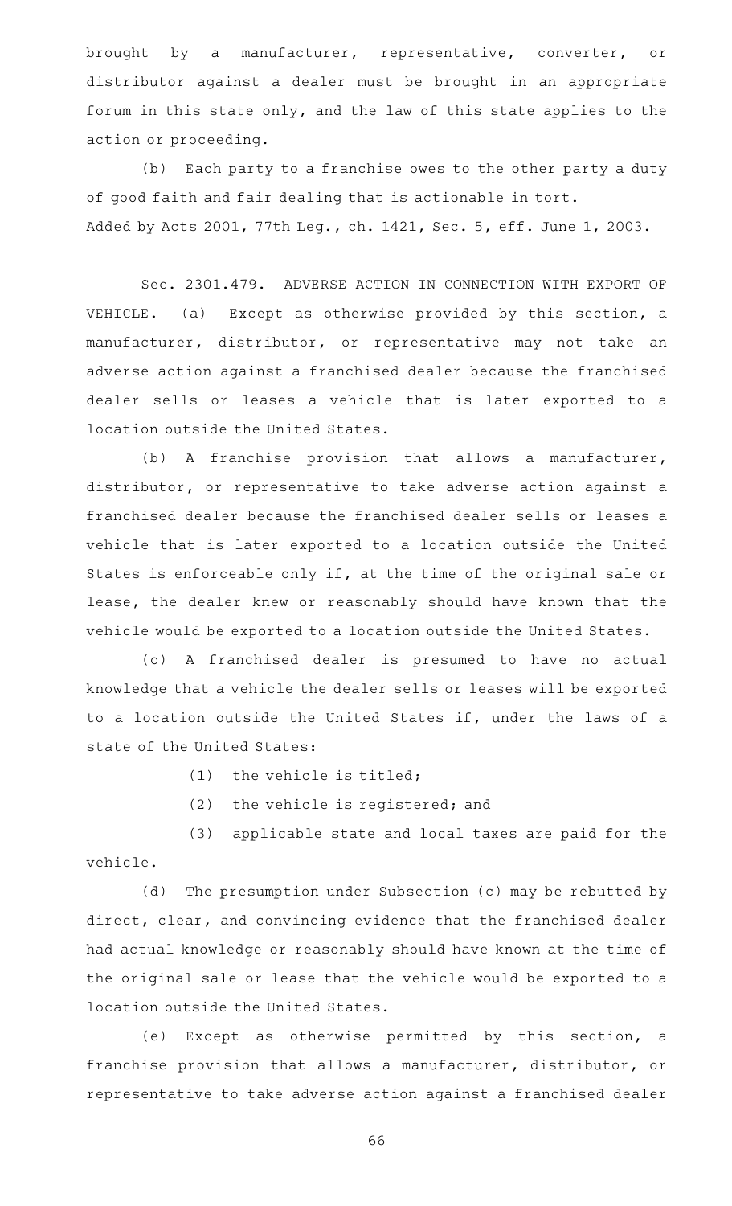brought by a manufacturer, representative, converter, or distributor against a dealer must be brought in an appropriate forum in this state only, and the law of this state applies to the action or proceeding.

(b) Each party to a franchise owes to the other party a duty of good faith and fair dealing that is actionable in tort.

Added by Acts 2001, 77th Leg., ch. 1421, Sec. 5, eff. June 1, 2003.

Sec. 2301.479. ADVERSE ACTION IN CONNECTION WITH EXPORT OF VEHICLE. (a) Except as otherwise provided by this section, a manufacturer, distributor, or representative may not take an adverse action against a franchised dealer because the franchised dealer sells or leases a vehicle that is later exported to a location outside the United States.

(b) A franchise provision that allows a manufacturer, distributor, or representative to take adverse action against a franchised dealer because the franchised dealer sells or leases a vehicle that is later exported to a location outside the United States is enforceable only if, at the time of the original sale or lease, the dealer knew or reasonably should have known that the vehicle would be exported to a location outside the United States.

(c) A franchised dealer is presumed to have no actual knowledge that a vehicle the dealer sells or leases will be exported to a location outside the United States if, under the laws of a state of the United States:

(1) the vehicle is titled;

(2) the vehicle is registered; and

(3) applicable state and local taxes are paid for the vehicle.

(d) The presumption under Subsection (c) may be rebutted by direct, clear, and convincing evidence that the franchised dealer had actual knowledge or reasonably should have known at the time of the original sale or lease that the vehicle would be exported to a location outside the United States.

(e) Except as otherwise permitted by this section, a franchise provision that allows a manufacturer, distributor, or representative to take adverse action against a franchised dealer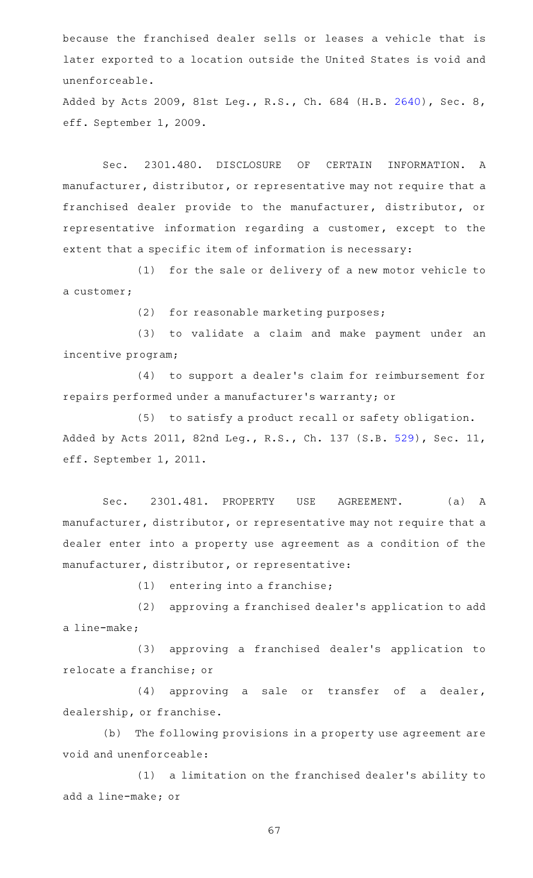because the franchised dealer sells or leases a vehicle that is later exported to a location outside the United States is void and unenforceable.

Added by Acts 2009, 81st Leg., R.S., Ch. 684 (H.B. 2640), Sec. 8, eff. September 1, 2009.

Sec. 2301.480. DISCLOSURE OF CERTAIN INFORMATION. A manufacturer, distributor, or representative may not require that a franchised dealer provide to the manufacturer, distributor, or representative information regarding a customer, except to the extent that a specific item of information is necessary:

(1) for the sale or delivery of a new motor vehicle to a customer;

(2) for reasonable marketing purposes;

(3) to validate a claim and make payment under an incentive program;

(4) to support a dealer's claim for reimbursement for repairs performed under a manufacturer's warranty; or

(5) to satisfy a product recall or safety obligation.

Added by Acts 2011, 82nd Leg., R.S., Ch. 137 (S.B. 529), Sec. 11, eff. September 1, 2011.

Sec. 2301.481. PROPERTY USE AGREEMENT. (a) A manufacturer, distributor, or representative may not require that a dealer enter into a property use agreement as a condition of the manufacturer, distributor, or representative:

(1) entering into a franchise;

(2) approving a franchised dealer's application to add a line-make;

(3) approving a franchised dealer's application to relocate a franchise; or

(4) approving a sale or transfer of a dealer, dealership, or franchise.

(b) The following provisions in a property use agreement are void and unenforceable:

(1) a limitation on the franchised dealer's ability to add a line-make; or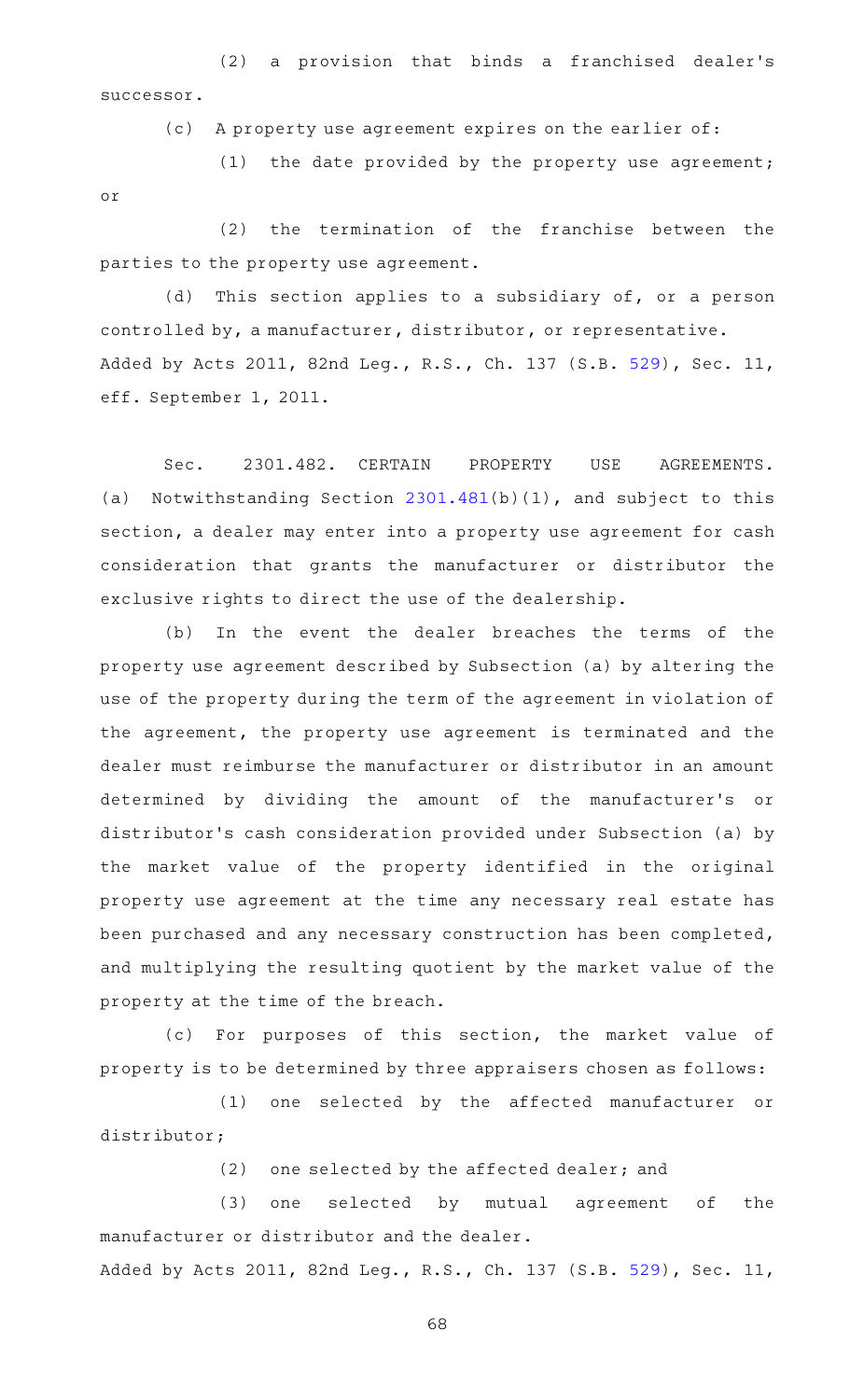(2) a provision that binds a franchised dealer's successor.

(c) A property use agreement expires on the earlier of:

(1) the date provided by the property use agreement; or

(2) the termination of the franchise between the parties to the property use agreement.

(d) This section applies to a subsidiary of, or a person controlled by, a manufacturer, distributor, or representative.

Added by Acts 2011, 82nd Leg., R.S., Ch. 137 (S.B. 529), Sec. 11, eff. September 1, 2011.

Sec. 2301.482. CERTAIN PROPERTY USE AGREEMENTS. (a) Notwithstanding Section 2301.481(b)(1), and subject to this section, a dealer may enter into a property use agreement for cash consideration that grants the manufacturer or distributor the exclusive rights to direct the use of the dealership.

(b) In the event the dealer breaches the terms of the property use agreement described by Subsection (a) by altering the use of the property during the term of the agreement in violation of the agreement, the property use agreement is terminated and the dealer must reimburse the manufacturer or distributor in an amount determined by dividing the amount of the manufacturer's or distributor's cash consideration provided under Subsection (a) by the market value of the property identified in the original property use agreement at the time any necessary real estate has been purchased and any necessary construction has been completed, and multiplying the resulting quotient by the market value of the property at the time of the breach.

(c) For purposes of this section, the market value of property is to be determined by three appraisers chosen as follows:

(1) one selected by the affected manufacturer or distributor;

(2) one selected by the affected dealer; and

(3) one selected by mutual agreement of the manufacturer or distributor and the dealer.

Added by Acts 2011, 82nd Leg., R.S., Ch. 137 (S.B. 529), Sec. 11,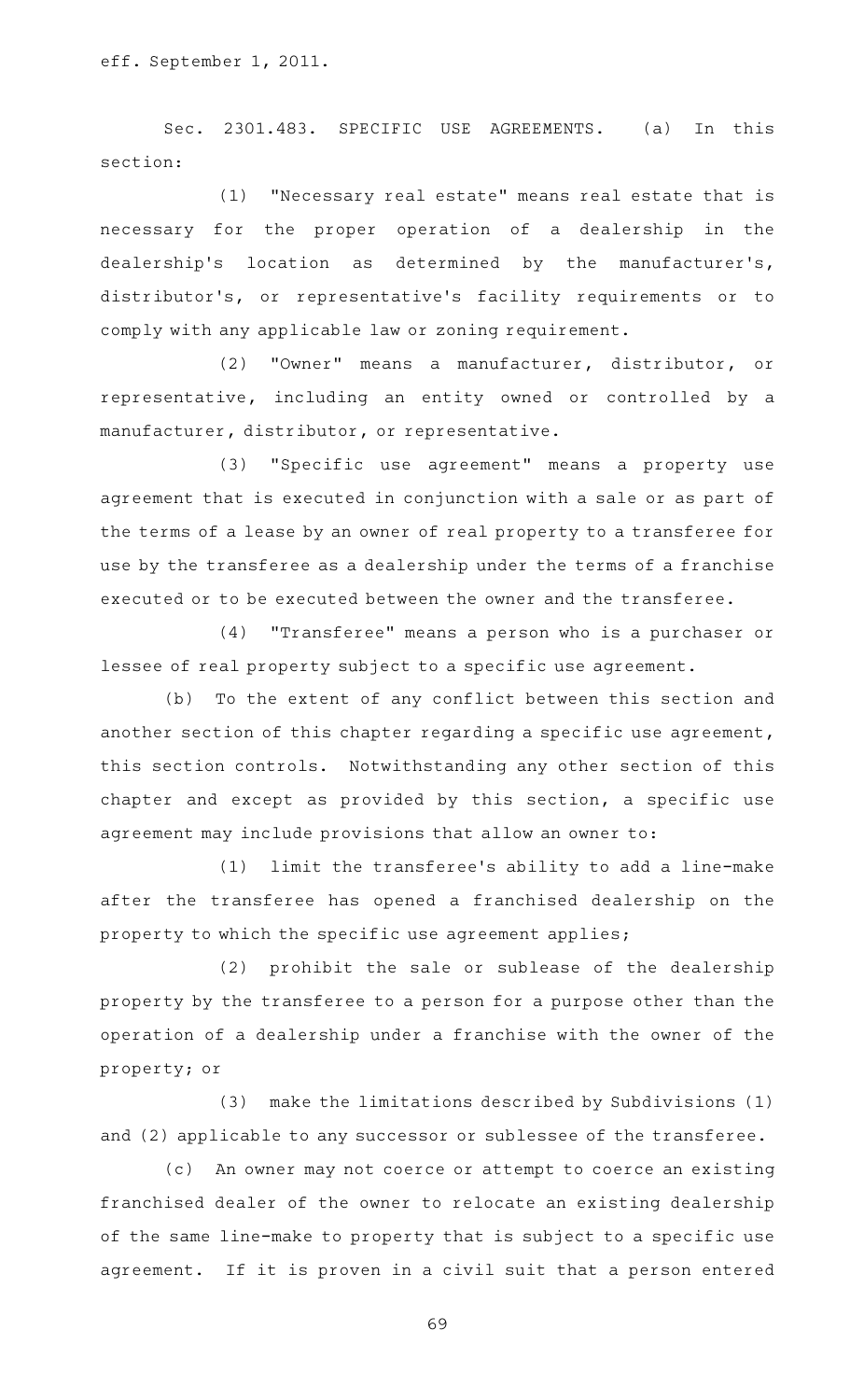eff. September 1, 2011.

Sec. 2301.483. SPECIFIC USE AGREEMENTS. (a) In this section:

(1) "Necessary real estate" means real estate that is necessary for the proper operation of a dealership in the dealership's location as determined by the manufacturer's, distributor's, or representative's facility requirements or to comply with any applicable law or zoning requirement.

(2) "Owner" means a manufacturer, distributor, or representative, including an entity owned or controlled by a manufacturer, distributor, or representative.

(3) "Specific use agreement" means a property use agreement that is executed in conjunction with a sale or as part of the terms of a lease by an owner of real property to a transferee for use by the transferee as a dealership under the terms of a franchise executed or to be executed between the owner and the transferee.

(4) "Transferee" means a person who is a purchaser or lessee of real property subject to a specific use agreement.

(b) To the extent of any conflict between this section and another section of this chapter regarding a specific use agreement, this section controls. Notwithstanding any other section of this chapter and except as provided by this section, a specific use agreement may include provisions that allow an owner to:

(1) limit the transferee's ability to add a line-make after the transferee has opened a franchised dealership on the property to which the specific use agreement applies;

(2) prohibit the sale or sublease of the dealership property by the transferee to a person for a purpose other than the operation of a dealership under a franchise with the owner of the property; or

(3) make the limitations described by Subdivisions (1) and (2) applicable to any successor or sublessee of the transferee.

(c) An owner may not coerce or attempt to coerce an existing franchised dealer of the owner to relocate an existing dealership of the same line-make to property that is subject to a specific use agreement. If it is proven in a civil suit that a person entered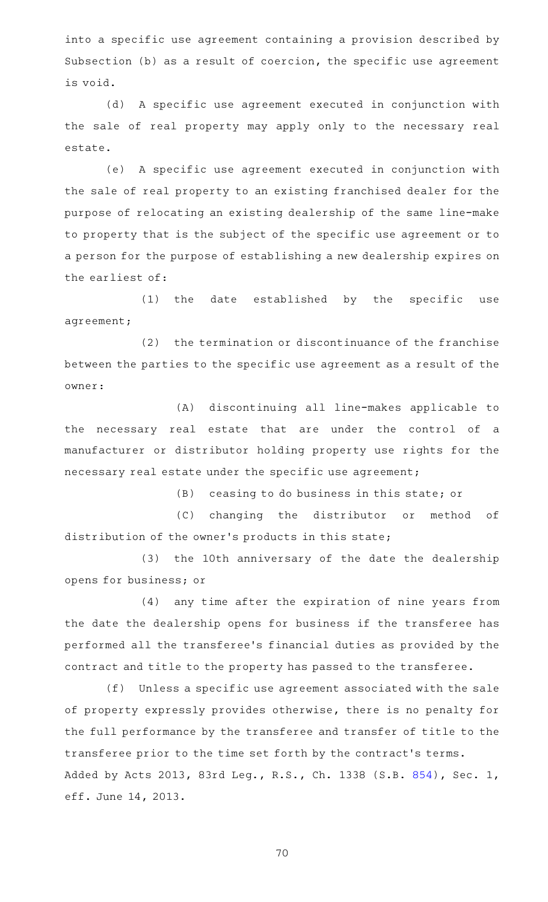into a specific use agreement containing a provision described by Subsection (b) as a result of coercion, the specific use agreement is void.

(d) A specific use agreement executed in conjunction with the sale of real property may apply only to the necessary real estate.

(e) A specific use agreement executed in conjunction with the sale of real property to an existing franchised dealer for the purpose of relocating an existing dealership of the same line-make to property that is the subject of the specific use agreement or to a person for the purpose of establishing a new dealership expires on the earliest of:

(1) the date established by the specific use agreement;

(2) the termination or discontinuance of the franchise between the parties to the specific use agreement as a result of the owner:

(A) discontinuing all line-makes applicable to the necessary real estate that are under the control of a manufacturer or distributor holding property use rights for the necessary real estate under the specific use agreement;

(B) ceasing to do business in this state; or

(C) changing the distributor or method of distribution of the owner's products in this state;

(3) the 10th anniversary of the date the dealership opens for business; or

(4) any time after the expiration of nine years from the date the dealership opens for business if the transferee has performed all the transferee's financial duties as provided by the contract and title to the property has passed to the transferee.

(f) Unless a specific use agreement associated with the sale of property expressly provides otherwise, there is no penalty for the full performance by the transferee and transfer of title to the transferee prior to the time set forth by the contract's terms.

Added by Acts 2013, 83rd Leg., R.S., Ch. 1338 (S.B. 854), Sec. 1, eff. June 14, 2013.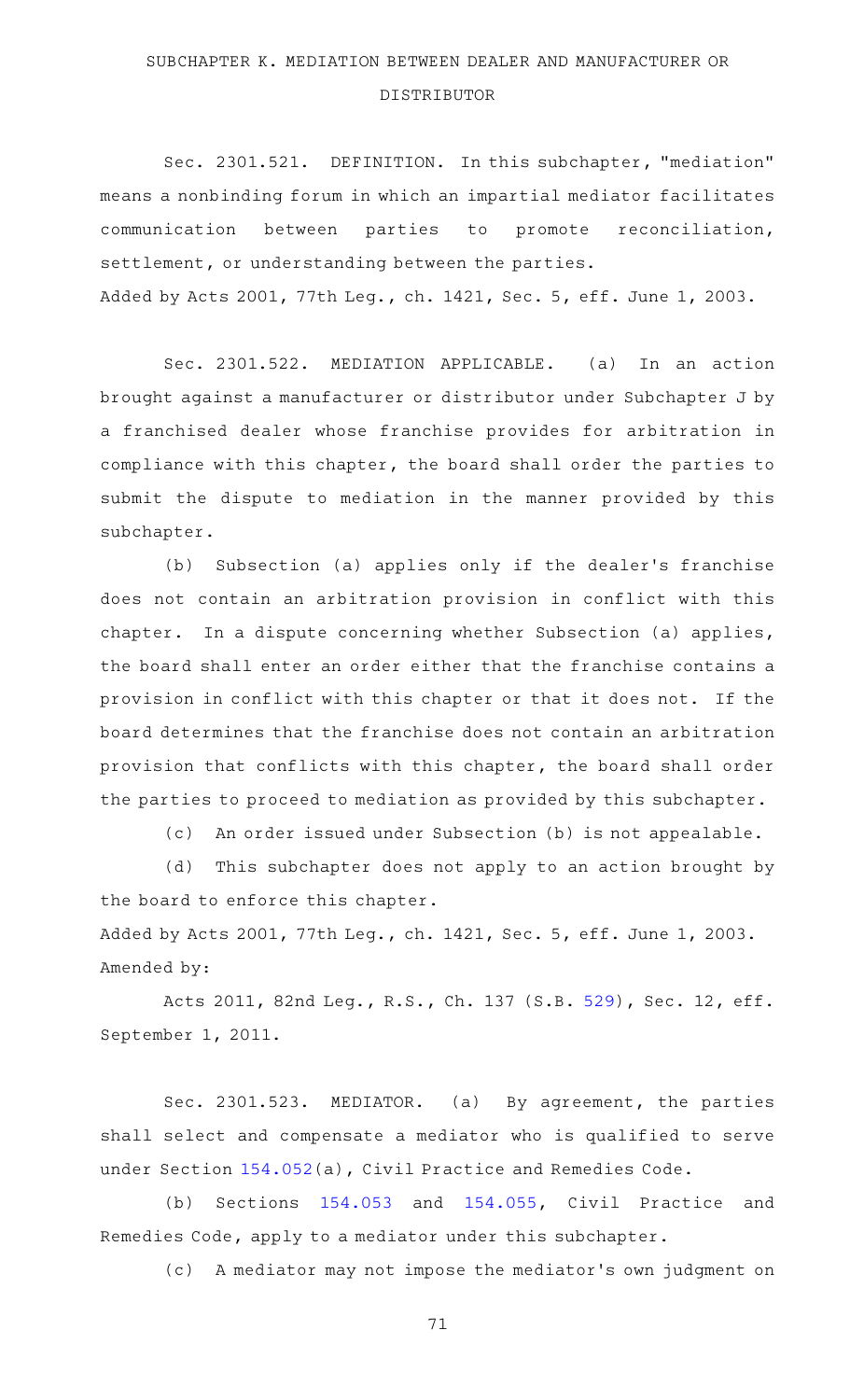## SUBCHAPTER K. MEDIATION BETWEEN DEALER AND MANUFACTURER OR DISTRIBUTOR

Sec. 2301.521. DEFINITION. In this subchapter, "mediation" means a nonbinding forum in which an impartial mediator facilitates communication between parties to promote reconciliation, settlement, or understanding between the parties.

Added by Acts 2001, 77th Leg., ch. 1421, Sec. 5, eff. June 1, 2003.

Sec. 2301.522. MEDIATION APPLICABLE. (a) In an action brought against a manufacturer or distributor under Subchapter J by a franchised dealer whose franchise provides for arbitration in compliance with this chapter, the board shall order the parties to submit the dispute to mediation in the manner provided by this subchapter.

(b) Subsection (a) applies only if the dealer's franchise does not contain an arbitration provision in conflict with this chapter. In a dispute concerning whether Subsection (a) applies, the board shall enter an order either that the franchise contains a provision in conflict with this chapter or that it does not. If the board determines that the franchise does not contain an arbitration provision that conflicts with this chapter, the board shall order the parties to proceed to mediation as provided by this subchapter.

(c) An order issued under Subsection (b) is not appealable.

(d) This subchapter does not apply to an action brought by the board to enforce this chapter.

Added by Acts 2001, 77th Leg., ch. 1421, Sec. 5, eff. June 1, 2003.
Amended by:

Acts 2011, 82nd Leg., R.S., Ch. 137 (S.B. 529), Sec. 12, eff. September 1, 2011.

Sec. 2301.523. MEDIATOR. (a) By agreement, the parties shall select and compensate a mediator who is qualified to serve under Section 154.052(a), Civil Practice and Remedies Code.

(b) Sections 154.053 and 154.055, Civil Practice and Remedies Code, apply to a mediator under this subchapter.

(c) A mediator may not impose the mediator's own judgment on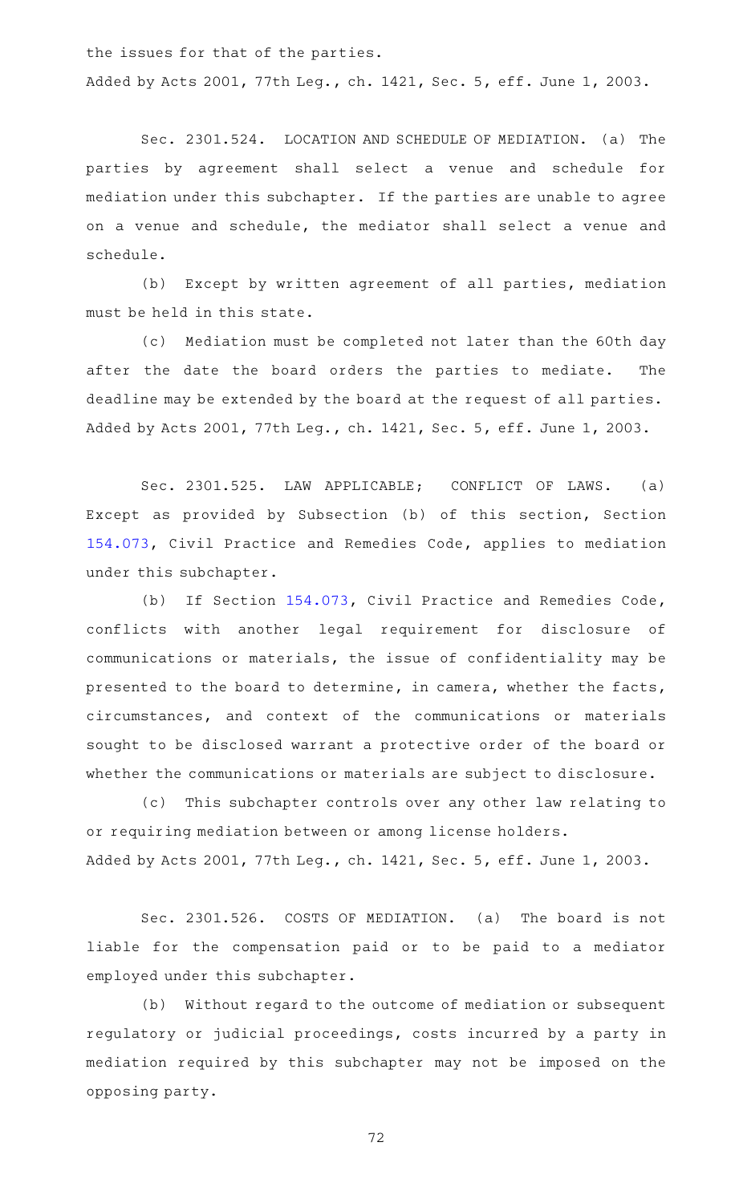the issues for that of the parties.

Added by Acts 2001, 77th Leg., ch. 1421, Sec. 5, eff. June 1, 2003.

Sec. 2301.524. LOCATION AND SCHEDULE OF MEDIATION. (a) The parties by agreement shall select a venue and schedule for mediation under this subchapter. If the parties are unable to agree on a venue and schedule, the mediator shall select a venue and schedule.

(b) Except by written agreement of all parties, mediation must be held in this state.

(c) Mediation must be completed not later than the 60th day after the date the board orders the parties to mediate. The deadline may be extended by the board at the request of all parties.

Added by Acts 2001, 77th Leg., ch. 1421, Sec. 5, eff. June 1, 2003.

Sec. 2301.525. LAW APPLICABLE; CONFLICT OF LAWS. (a) Except as provided by Subsection (b) of this section, Section 154.073, Civil Practice and Remedies Code, applies to mediation under this subchapter.

(b) If Section 154.073, Civil Practice and Remedies Code, conflicts with another legal requirement for disclosure of communications or materials, the issue of confidentiality may be presented to the board to determine, in camera, whether the facts, circumstances, and context of the communications or materials sought to be disclosed warrant a protective order of the board or whether the communications or materials are subject to disclosure.

(c) This subchapter controls over any other law relating to or requiring mediation between or among license holders.

Added by Acts 2001, 77th Leg., ch. 1421, Sec. 5, eff. June 1, 2003.

Sec. 2301.526. COSTS OF MEDIATION. (a) The board is not liable for the compensation paid or to be paid to a mediator employed under this subchapter.

(b) Without regard to the outcome of mediation or subsequent regulatory or judicial proceedings, costs incurred by a party in mediation required by this subchapter may not be imposed on the opposing party.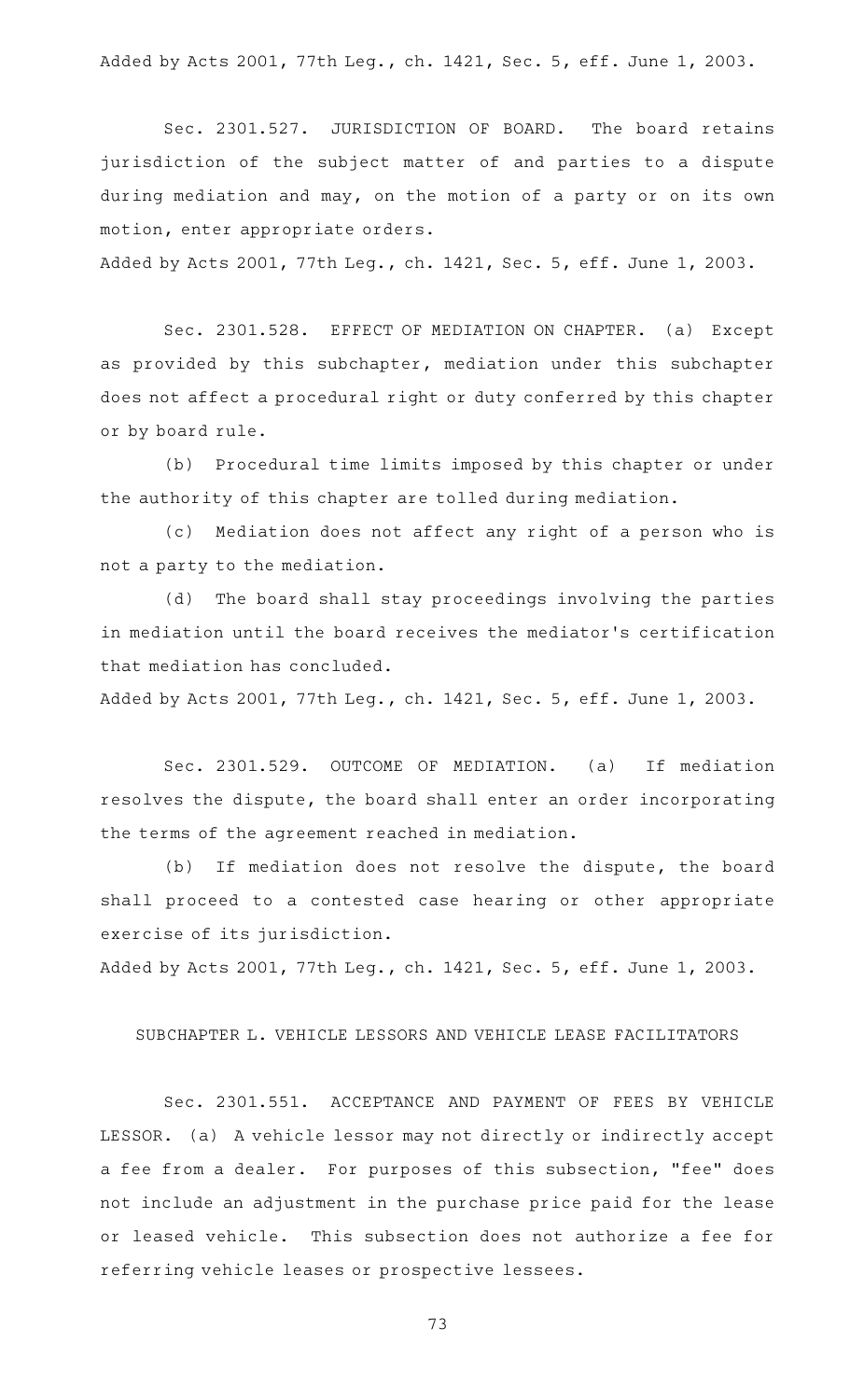Added by Acts 2001, 77th Leg., ch. 1421, Sec. 5, eff. June 1, 2003.

Sec. 2301.527. JURISDICTION OF BOARD. The board retains jurisdiction of the subject matter of and parties to a dispute during mediation and may, on the motion of a party or on its own motion, enter appropriate orders.

Added by Acts 2001, 77th Leg., ch. 1421, Sec. 5, eff. June 1, 2003.

Sec. 2301.528. EFFECT OF MEDIATION ON CHAPTER. (a) Except as provided by this subchapter, mediation under this subchapter does not affect a procedural right or duty conferred by this chapter or by board rule.

(b) Procedural time limits imposed by this chapter or under the authority of this chapter are tolled during mediation.

(c) Mediation does not affect any right of a person who is not a party to the mediation.

(d) The board shall stay proceedings involving the parties in mediation until the board receives the mediator's certification that mediation has concluded.

Added by Acts 2001, 77th Leg., ch. 1421, Sec. 5, eff. June 1, 2003.

Sec. 2301.529. OUTCOME OF MEDIATION. (a) If mediation resolves the dispute, the board shall enter an order incorporating the terms of the agreement reached in mediation.

(b) If mediation does not resolve the dispute, the board shall proceed to a contested case hearing or other appropriate exercise of its jurisdiction.

Added by Acts 2001, 77th Leg., ch. 1421, Sec. 5, eff. June 1, 2003.

SUBCHAPTER L. VEHICLE LESSORS AND VEHICLE LEASE FACILITATORS

Sec. 2301.551. ACCEPTANCE AND PAYMENT OF FEES BY VEHICLE LESSOR. (a) A vehicle lessor may not directly or indirectly accept a fee from a dealer. For purposes of this subsection, "fee" does not include an adjustment in the purchase price paid for the lease or leased vehicle. This subsection does not authorize a fee for referring vehicle leases or prospective lessees.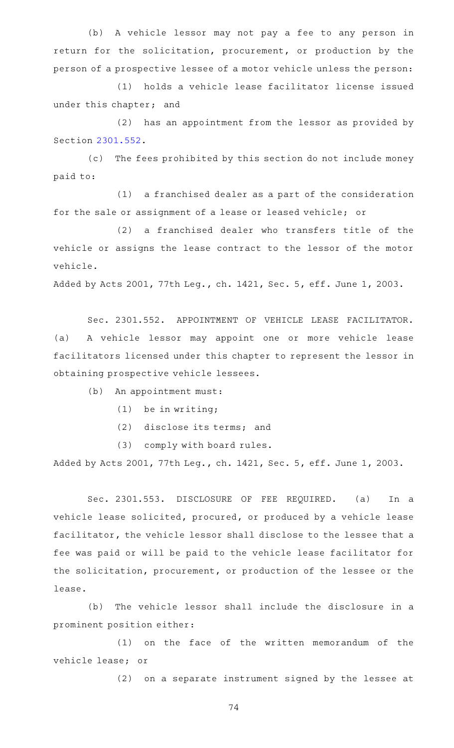(b) A vehicle lessor may not pay a fee to any person in return for the solicitation, procurement, or production by the person of a prospective lessee of a motor vehicle unless the person:

(1) holds a vehicle lease facilitator license issued under this chapter; and

(2) has an appointment from the lessor as provided by Section 2301.552.

(c) The fees prohibited by this section do not include money paid to:

(1) a franchised dealer as a part of the consideration for the sale or assignment of a lease or leased vehicle; or

(2) a franchised dealer who transfers title of the vehicle or assigns the lease contract to the lessor of the motor vehicle.

Added by Acts 2001, 77th Leg., ch. 1421, Sec. 5, eff. June 1, 2003.

Sec. 2301.552. APPOINTMENT OF VEHICLE LEASE FACILITATOR. (a) A vehicle lessor may appoint one or more vehicle lease facilitators licensed under this chapter to represent the lessor in obtaining prospective vehicle lessees.

(b) An appointment must:

(1) be in writing;

(2) disclose its terms; and

(3) comply with board rules.

Added by Acts 2001, 77th Leg., ch. 1421, Sec. 5, eff. June 1, 2003.

Sec. 2301.553. DISCLOSURE OF FEE REQUIRED. (a) In a vehicle lease solicited, procured, or produced by a vehicle lease facilitator, the vehicle lessor shall disclose to the lessee that a fee was paid or will be paid to the vehicle lease facilitator for the solicitation, procurement, or production of the lessee or the lease.

(b) The vehicle lessor shall include the disclosure in a prominent position either:

(1) on the face of the written memorandum of the vehicle lease; or

(2) on a separate instrument signed by the lessee at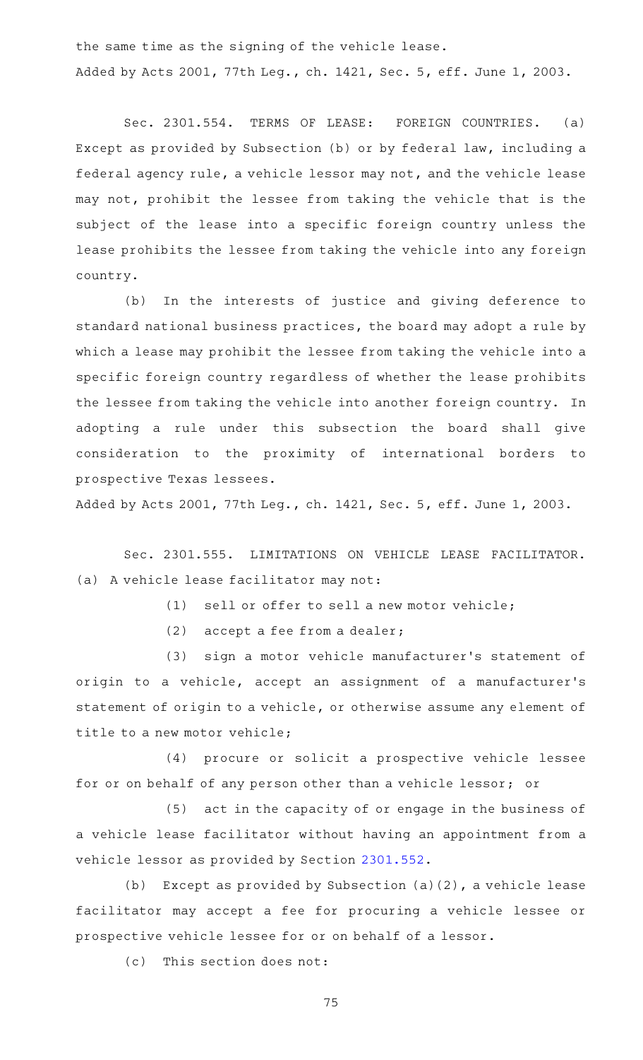the same time as the signing of the vehicle lease.

Added by Acts 2001, 77th Leg., ch. 1421, Sec. 5, eff. June 1, 2003.

Sec. 2301.554. TERMS OF LEASE: FOREIGN COUNTRIES. (a) Except as provided by Subsection (b) or by federal law, including a federal agency rule, a vehicle lessor may not, and the vehicle lease may not, prohibit the lessee from taking the vehicle that is the subject of the lease into a specific foreign country unless the lease prohibits the lessee from taking the vehicle into any foreign country.

(b) In the interests of justice and giving deference to standard national business practices, the board may adopt a rule by which a lease may prohibit the lessee from taking the vehicle into a specific foreign country regardless of whether the lease prohibits the lessee from taking the vehicle into another foreign country. In adopting a rule under this subsection the board shall give consideration to the proximity of international borders to prospective Texas lessees.

Added by Acts 2001, 77th Leg., ch. 1421, Sec. 5, eff. June 1, 2003.

Sec. 2301.555. LIMITATIONS ON VEHICLE LEASE FACILITATOR. (a) A vehicle lease facilitator may not:

(1) sell or offer to sell a new motor vehicle;

(2) accept a fee from a dealer;

(3) sign a motor vehicle manufacturer's statement of origin to a vehicle, accept an assignment of a manufacturer's statement of origin to a vehicle, or otherwise assume any element of title to a new motor vehicle;

(4) procure or solicit a prospective vehicle lessee for or on behalf of any person other than a vehicle lessor; or

(5) act in the capacity of or engage in the business of a vehicle lease facilitator without having an appointment from a vehicle lessor as provided by Section 2301.552.

(b) Except as provided by Subsection (a)(2), a vehicle lease facilitator may accept a fee for procuring a vehicle lessee or prospective vehicle lessee for or on behalf of a lessor.

(c) This section does not: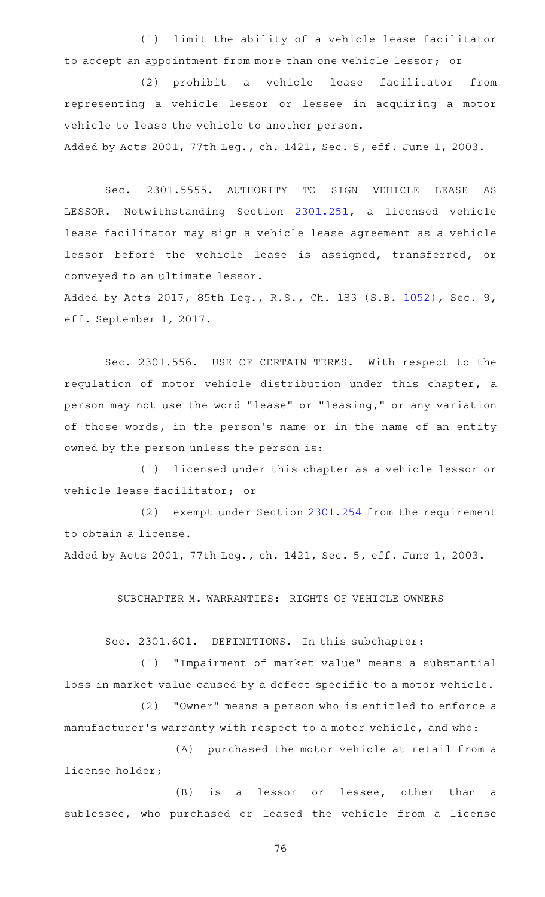(1) limit the ability of a vehicle lease facilitator to accept an appointment from more than one vehicle lessor; or

(2) prohibit a vehicle lease facilitator from representing a vehicle lessor or lessee in acquiring a motor vehicle to lease the vehicle to another person.

Added by Acts 2001, 77th Leg., ch. 1421, Sec. 5, eff. June 1, 2003.

Sec. 2301.5555. AUTHORITY TO SIGN VEHICLE LEASE AS LESSOR. Notwithstanding Section 2301.251, a licensed vehicle lease facilitator may sign a vehicle lease agreement as a vehicle lessor before the vehicle lease is assigned, transferred, or conveyed to an ultimate lessor.

Added by Acts 2017, 85th Leg., R.S., Ch. 183 (S.B. 1052), Sec. 9, eff. September 1, 2017.

Sec. 2301.556. USE OF CERTAIN TERMS. With respect to the regulation of motor vehicle distribution under this chapter, a person may not use the word "lease" or "leasing," or any variation of those words, in the person's name or in the name of an entity owned by the person unless the person is:

(1) licensed under this chapter as a vehicle lessor or vehicle lease facilitator; or

(2) exempt under Section 2301.254 from the requirement to obtain a license.

Added by Acts 2001, 77th Leg., ch. 1421, Sec. 5, eff. June 1, 2003.

## SUBCHAPTER M. WARRANTIES: RIGHTS OF VEHICLE OWNERS

Sec. 2301.601. DEFINITIONS. In this subchapter:

(1) "Impairment of market value" means a substantial loss in market value caused by a defect specific to a motor vehicle.

(2) "Owner" means a person who is entitled to enforce a manufacturer's warranty with respect to a motor vehicle, and who:

(A) purchased the motor vehicle at retail from a license holder;

(B) is a lessor or lessee, other than a sublessee, who purchased or leased the vehicle from a license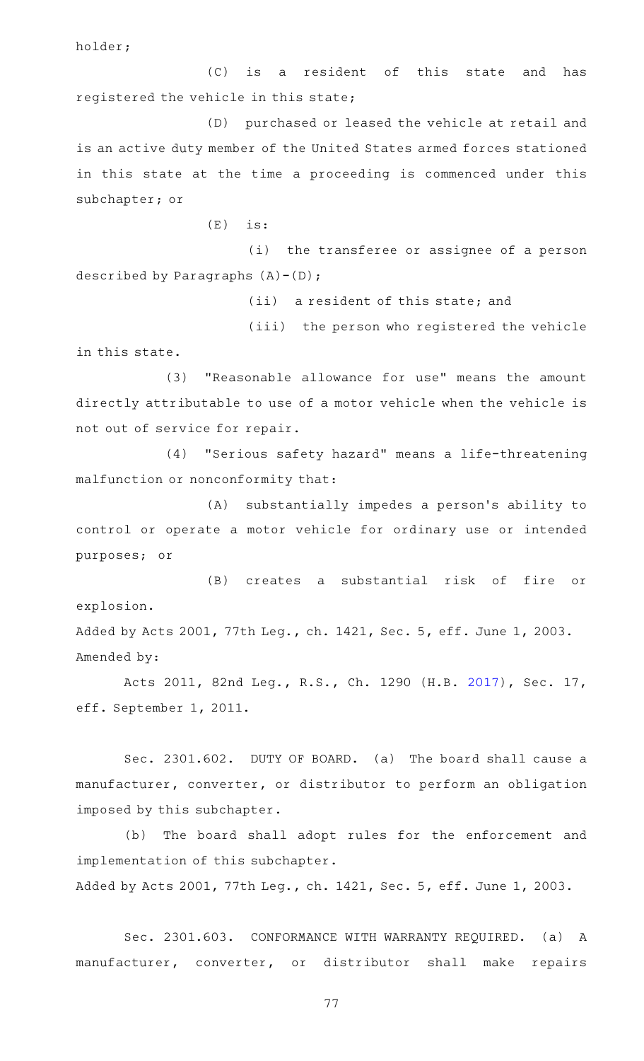holder;

(C) is a resident of this state and has registered the vehicle in this state;

(D) purchased or leased the vehicle at retail and is an active duty member of the United States armed forces stationed in this state at the time a proceeding is commenced under this subchapter; or

(E) is:

(i) the transferee or assignee of a person described by Paragraphs (A)-(D);

(ii) a resident of this state; and

(iii) the person who registered the vehicle in this state.

(3) "Reasonable allowance for use" means the amount directly attributable to use of a motor vehicle when the vehicle is not out of service for repair.

(4) "Serious safety hazard" means a life-threatening malfunction or nonconformity that:

(A) substantially impedes a person's ability to control or operate a motor vehicle for ordinary use or intended purposes; or

(B) creates a substantial risk of fire or explosion.

Added by Acts 2001, 77th Leg., ch. 1421, Sec. 5, eff. June 1, 2003.
Amended by:

Acts 2011, 82nd Leg., R.S., Ch. 1290 (H.B. 2017), Sec. 17, eff. September 1, 2011.

Sec. 2301.602. DUTY OF BOARD. (a) The board shall cause a manufacturer, converter, or distributor to perform an obligation imposed by this subchapter.

(b) The board shall adopt rules for the enforcement and implementation of this subchapter.

Added by Acts 2001, 77th Leg., ch. 1421, Sec. 5, eff. June 1, 2003.

Sec. 2301.603. CONFORMANCE WITH WARRANTY REQUIRED. (a) A manufacturer, converter, or distributor shall make repairs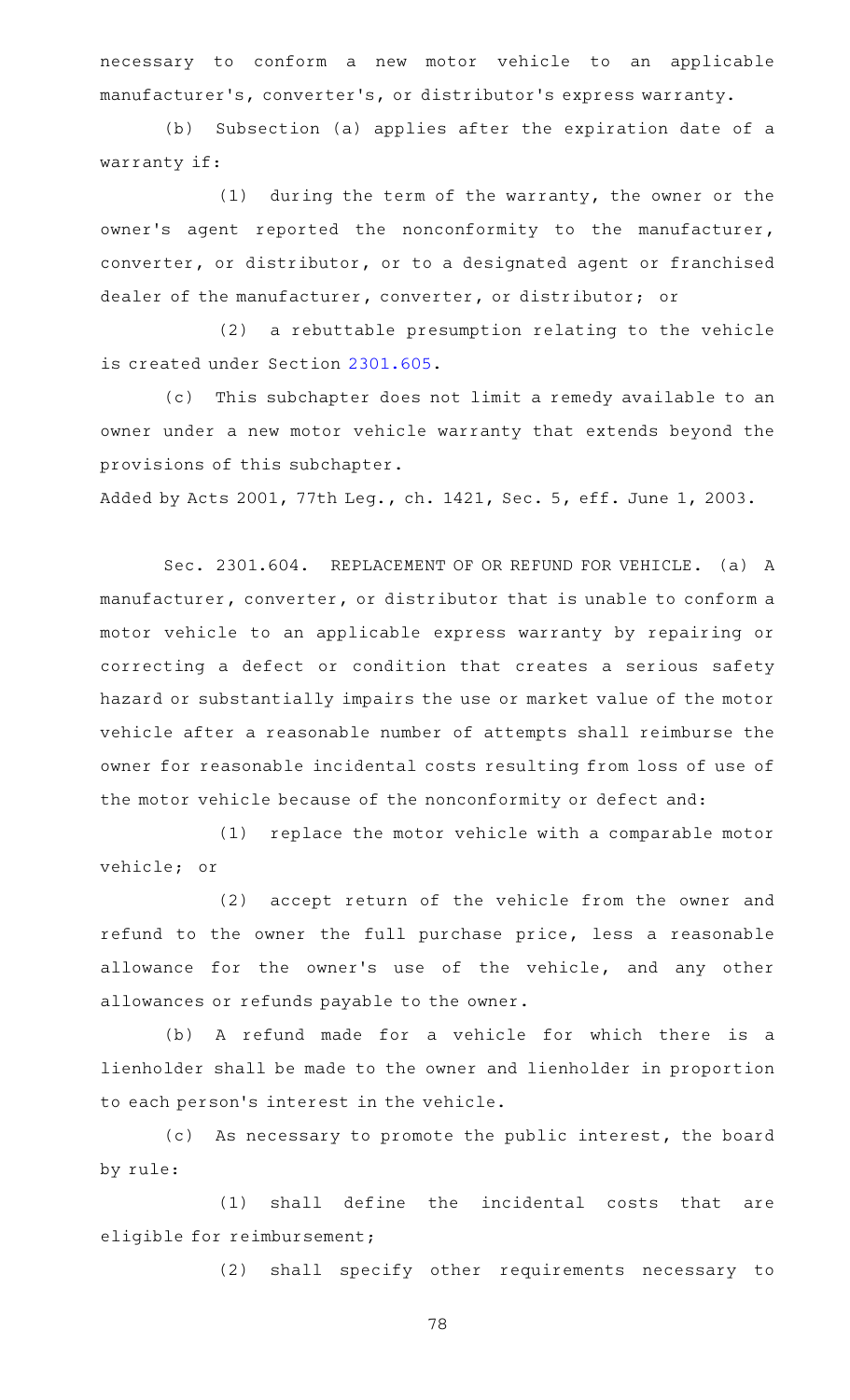necessary to conform a new motor vehicle to an applicable manufacturer's, converter's, or distributor's express warranty.

(b) Subsection (a) applies after the expiration date of a warranty if:

(1) during the term of the warranty, the owner or the owner's agent reported the nonconformity to the manufacturer, converter, or distributor, or to a designated agent or franchised dealer of the manufacturer, converter, or distributor; or

(2) a rebuttable presumption relating to the vehicle is created under Section 2301.605.

(c) This subchapter does not limit a remedy available to an owner under a new motor vehicle warranty that extends beyond the provisions of this subchapter.

Added by Acts 2001, 77th Leg., ch. 1421, Sec. 5, eff. June 1, 2003.

Sec. 2301.604. REPLACEMENT OF OR REFUND FOR VEHICLE. (a) A manufacturer, converter, or distributor that is unable to conform a motor vehicle to an applicable express warranty by repairing or correcting a defect or condition that creates a serious safety hazard or substantially impairs the use or market value of the motor vehicle after a reasonable number of attempts shall reimburse the owner for reasonable incidental costs resulting from loss of use of the motor vehicle because of the nonconformity or defect and:

(1) replace the motor vehicle with a comparable motor vehicle; or

(2) accept return of the vehicle from the owner and refund to the owner the full purchase price, less a reasonable allowance for the owner's use of the vehicle, and any other allowances or refunds payable to the owner.

(b) A refund made for a vehicle for which there is a lienholder shall be made to the owner and lienholder in proportion to each person's interest in the vehicle.

(c) As necessary to promote the public interest, the board by rule:

(1) shall define the incidental costs that are eligible for reimbursement;

(2) shall specify other requirements necessary to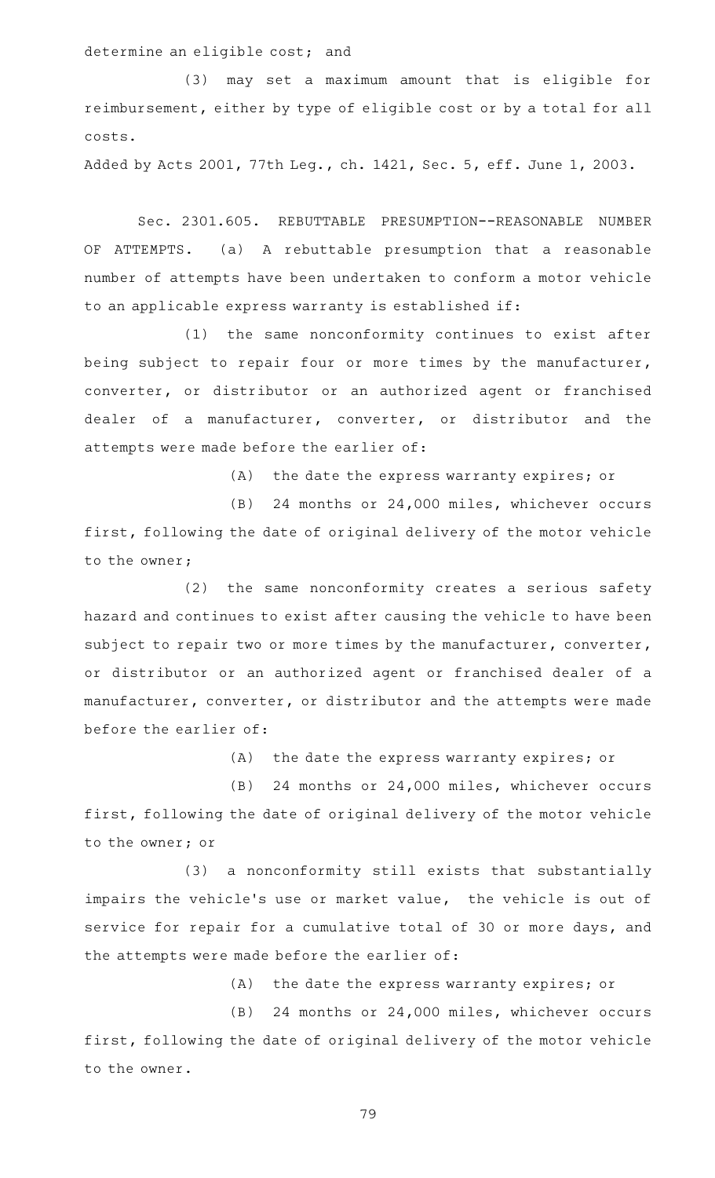determine an eligible cost; and

(3) may set a maximum amount that is eligible for reimbursement, either by type of eligible cost or by a total for all costs.

Added by Acts 2001, 77th Leg., ch. 1421, Sec. 5, eff. June 1, 2003.

Sec. 2301.605. REBUTTABLE PRESUMPTION--REASONABLE NUMBER OF ATTEMPTS. (a) A rebuttable presumption that a reasonable number of attempts have been undertaken to conform a motor vehicle to an applicable express warranty is established if:

(1) the same nonconformity continues to exist after being subject to repair four or more times by the manufacturer, converter, or distributor or an authorized agent or franchised dealer of a manufacturer, converter, or distributor and the attempts were made before the earlier of:

(A) the date the express warranty expires; or

(B) 24 months or 24,000 miles, whichever occurs first, following the date of original delivery of the motor vehicle to the owner;

(2) the same nonconformity creates a serious safety hazard and continues to exist after causing the vehicle to have been subject to repair two or more times by the manufacturer, converter, or distributor or an authorized agent or franchised dealer of a manufacturer, converter, or distributor and the attempts were made before the earlier of:

(A) the date the express warranty expires; or

(B) 24 months or 24,000 miles, whichever occurs first, following the date of original delivery of the motor vehicle to the owner; or

(3) a nonconformity still exists that substantially impairs the vehicle's use or market value, the vehicle is out of service for repair for a cumulative total of 30 or more days, and the attempts were made before the earlier of:

(A) the date the express warranty expires; or

(B) 24 months or 24,000 miles, whichever occurs first, following the date of original delivery of the motor vehicle to the owner.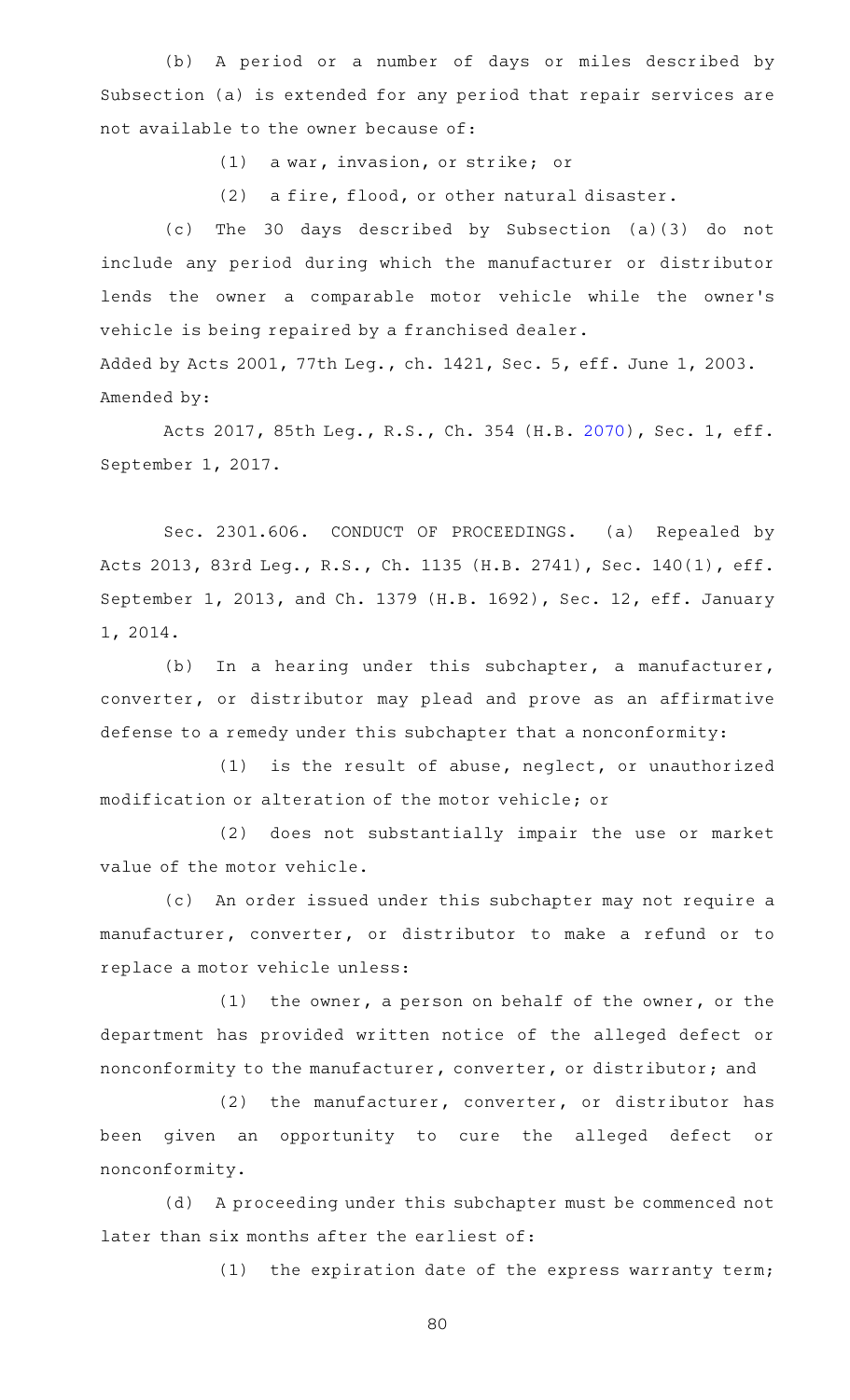(b) A period or a number of days or miles described by Subsection (a) is extended for any period that repair services are not available to the owner because of:

(1) a war, invasion, or strike; or

(2) a fire, flood, or other natural disaster.

(c) The 30 days described by Subsection (a)(3) do not include any period during which the manufacturer or distributor lends the owner a comparable motor vehicle while the owner's vehicle is being repaired by a franchised dealer.

Added by Acts 2001, 77th Leg., ch. 1421, Sec. 5, eff. June 1, 2003.
Amended by:

Acts 2017, 85th Leg., R.S., Ch. 354 (H.B. 2070), Sec. 1, eff. September 1, 2017.

Sec. 2301.606. CONDUCT OF PROCEEDINGS. (a) Repealed by Acts 2013, 83rd Leg., R.S., Ch. 1135 (H.B. 2741), Sec. 140(1), eff. September 1, 2013, and Ch. 1379 (H.B. 1692), Sec. 12, eff. January 1, 2014.

(b) In a hearing under this subchapter, a manufacturer, converter, or distributor may plead and prove as an affirmative defense to a remedy under this subchapter that a nonconformity:

(1) is the result of abuse, neglect, or unauthorized modification or alteration of the motor vehicle; or

(2) does not substantially impair the use or market value of the motor vehicle.

(c) An order issued under this subchapter may not require a manufacturer, converter, or distributor to make a refund or to replace a motor vehicle unless:

(1) the owner, a person on behalf of the owner, or the department has provided written notice of the alleged defect or nonconformity to the manufacturer, converter, or distributor; and

(2) the manufacturer, converter, or distributor has been given an opportunity to cure the alleged defect or nonconformity.

(d) A proceeding under this subchapter must be commenced not later than six months after the earliest of:

(1) the expiration date of the express warranty term;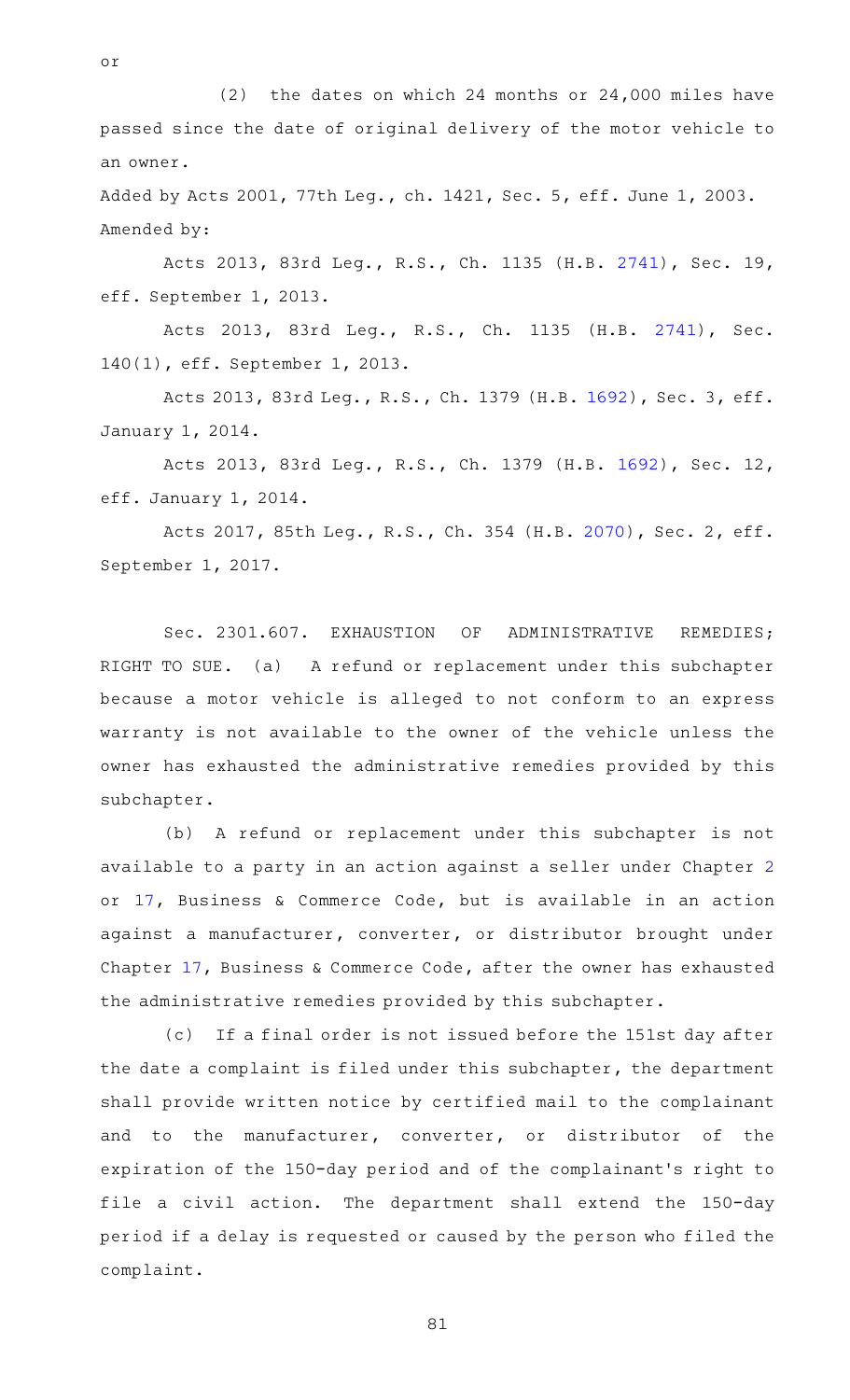or

(2) the dates on which 24 months or 24,000 miles have passed since the date of original delivery of the motor vehicle to an owner.

Added by Acts 2001, 77th Leg., ch. 1421, Sec. 5, eff. June 1, 2003.
Amended by:

Acts 2013, 83rd Leg., R.S., Ch. 1135 (H.B. 2741), Sec. 19, eff. September 1, 2013.

Acts 2013, 83rd Leg., R.S., Ch. 1135 (H.B. 2741), Sec. 140(1), eff. September 1, 2013.

Acts 2013, 83rd Leg., R.S., Ch. 1379 (H.B. 1692), Sec. 3, eff. January 1, 2014.

Acts 2013, 83rd Leg., R.S., Ch. 1379 (H.B. 1692), Sec. 12, eff. January 1, 2014.

Acts 2017, 85th Leg., R.S., Ch. 354 (H.B. 2070), Sec. 2, eff. September 1, 2017.

Sec. 2301.607. EXHAUSTION OF ADMINISTRATIVE REMEDIES; RIGHT TO SUE. (a) A refund or replacement under this subchapter because a motor vehicle is alleged to not conform to an express warranty is not available to the owner of the vehicle unless the owner has exhausted the administrative remedies provided by this subchapter.

(b) A refund or replacement under this subchapter is not available to a party in an action against a seller under Chapter 2 or 17, Business & Commerce Code, but is available in an action against a manufacturer, converter, or distributor brought under Chapter 17, Business & Commerce Code, after the owner has exhausted the administrative remedies provided by this subchapter.

(c) If a final order is not issued before the 151st day after the date a complaint is filed under this subchapter, the department shall provide written notice by certified mail to the complainant and to the manufacturer, converter, or distributor of the expiration of the 150-day period and of the complainant's right to file a civil action. The department shall extend the 150-day period if a delay is requested or caused by the person who filed the complaint.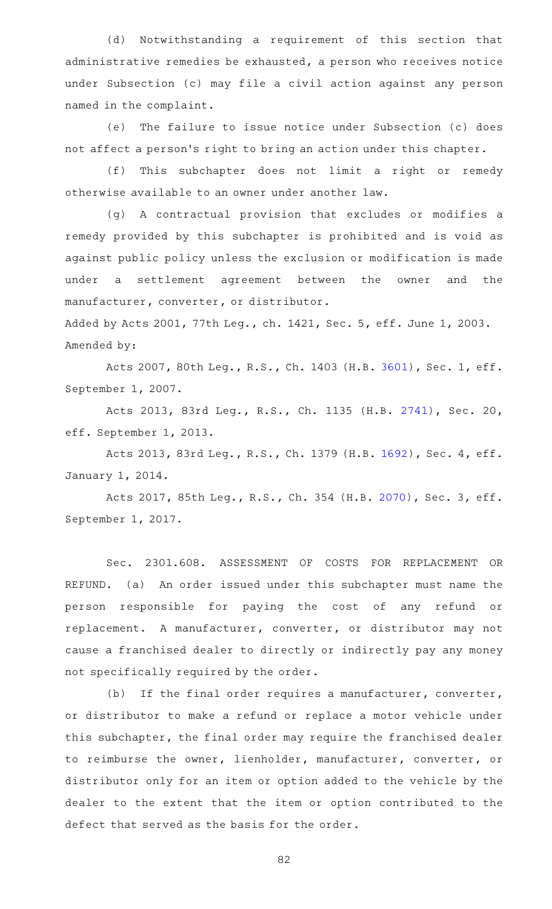(d) Notwithstanding a requirement of this section that administrative remedies be exhausted, a person who receives notice under Subsection (c) may file a civil action against any person named in the complaint.

(e) The failure to issue notice under Subsection (c) does not affect a person's right to bring an action under this chapter.

(f) This subchapter does not limit a right or remedy otherwise available to an owner under another law.

(g) A contractual provision that excludes or modifies a remedy provided by this subchapter is prohibited and is void as against public policy unless the exclusion or modification is made under a settlement agreement between the owner and the manufacturer, converter, or distributor.

Added by Acts 2001, 77th Leg., ch. 1421, Sec. 5, eff. June 1, 2003.
Amended by:

Acts 2007, 80th Leg., R.S., Ch. 1403 (H.B. 3601), Sec. 1, eff. September 1, 2007.

Acts 2013, 83rd Leg., R.S., Ch. 1135 (H.B. 2741), Sec. 20, eff. September 1, 2013.

Acts 2013, 83rd Leg., R.S., Ch. 1379 (H.B. 1692), Sec. 4, eff. January 1, 2014.

Acts 2017, 85th Leg., R.S., Ch. 354 (H.B. 2070), Sec. 3, eff. September 1, 2017.

Sec. 2301.608. ASSESSMENT OF COSTS FOR REPLACEMENT OR REFUND. (a) An order issued under this subchapter must name the person responsible for paying the cost of any refund or replacement. A manufacturer, converter, or distributor may not cause a franchised dealer to directly or indirectly pay any money not specifically required by the order.

(b) If the final order requires a manufacturer, converter, or distributor to make a refund or replace a motor vehicle under this subchapter, the final order may require the franchised dealer to reimburse the owner, lienholder, manufacturer, converter, or distributor only for an item or option added to the vehicle by the dealer to the extent that the item or option contributed to the defect that served as the basis for the order.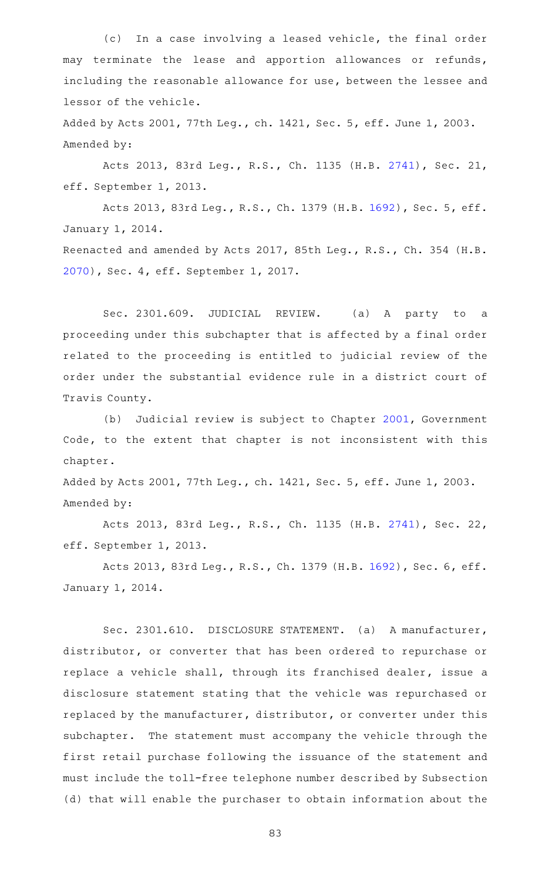(c) In a case involving a leased vehicle, the final order may terminate the lease and apportion allowances or refunds, including the reasonable allowance for use, between the lessee and lessor of the vehicle.

Added by Acts 2001, 77th Leg., ch. 1421, Sec. 5, eff. June 1, 2003.
Amended by:

Acts 2013, 83rd Leg., R.S., Ch. 1135 (H.B. 2741), Sec. 21, eff. September 1, 2013.

Acts 2013, 83rd Leg., R.S., Ch. 1379 (H.B. 1692), Sec. 5, eff. January 1, 2014.

Reenacted and amended by Acts 2017, 85th Leg., R.S., Ch. 354 (H.B. 2070), Sec. 4, eff. September 1, 2017.

Sec. 2301.609. JUDICIAL REVIEW. (a) A party to a proceeding under this subchapter that is affected by a final order related to the proceeding is entitled to judicial review of the order under the substantial evidence rule in a district court of Travis County.

(b) Judicial review is subject to Chapter 2001, Government Code, to the extent that chapter is not inconsistent with this chapter.

Added by Acts 2001, 77th Leg., ch. 1421, Sec. 5, eff. June 1, 2003.
Amended by:

Acts 2013, 83rd Leg., R.S., Ch. 1135 (H.B. 2741), Sec. 22, eff. September 1, 2013.

Acts 2013, 83rd Leg., R.S., Ch. 1379 (H.B. 1692), Sec. 6, eff. January 1, 2014.

Sec. 2301.610. DISCLOSURE STATEMENT. (a) A manufacturer, distributor, or converter that has been ordered to repurchase or replace a vehicle shall, through its franchised dealer, issue a disclosure statement stating that the vehicle was repurchased or replaced by the manufacturer, distributor, or converter under this subchapter. The statement must accompany the vehicle through the first retail purchase following the issuance of the statement and must include the toll-free telephone number described by Subsection (d) that will enable the purchaser to obtain information about the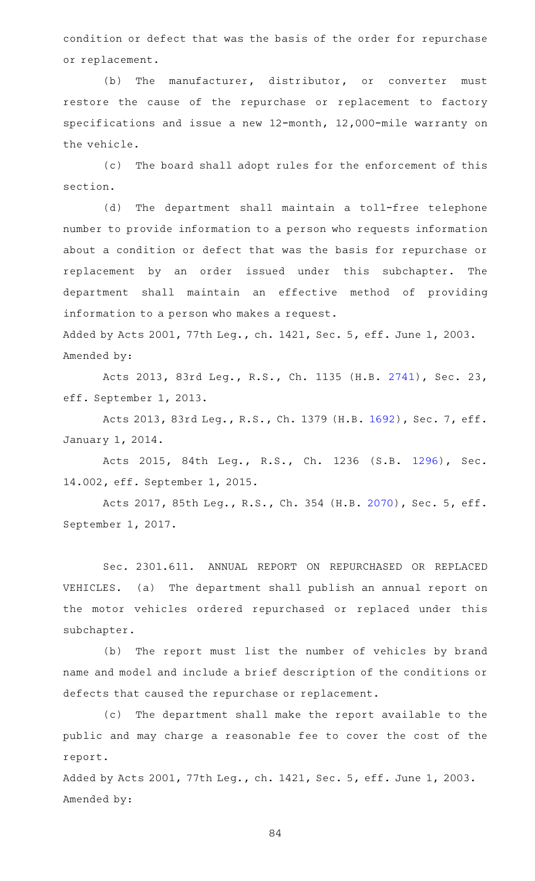condition or defect that was the basis of the order for repurchase or replacement.

(b) The manufacturer, distributor, or converter must restore the cause of the repurchase or replacement to factory specifications and issue a new 12-month, 12,000-mile warranty on the vehicle.

(c) The board shall adopt rules for the enforcement of this section.

(d) The department shall maintain a toll-free telephone number to provide information to a person who requests information about a condition or defect that was the basis for repurchase or replacement by an order issued under this subchapter. The department shall maintain an effective method of providing information to a person who makes a request.

Added by Acts 2001, 77th Leg., ch. 1421, Sec. 5, eff. June 1, 2003.
Amended by:

Acts 2013, 83rd Leg., R.S., Ch. 1135 (H.B. 2741), Sec. 23, eff. September 1, 2013.

Acts 2013, 83rd Leg., R.S., Ch. 1379 (H.B. 1692), Sec. 7, eff. January 1, 2014.

Acts 2015, 84th Leg., R.S., Ch. 1236 (S.B. 1296), Sec. 14.002, eff. September 1, 2015.

Acts 2017, 85th Leg., R.S., Ch. 354 (H.B. 2070), Sec. 5, eff. September 1, 2017.

Sec. 2301.611. ANNUAL REPORT ON REPURCHASED OR REPLACED VEHICLES. (a) The department shall publish an annual report on the motor vehicles ordered repurchased or replaced under this subchapter.

(b) The report must list the number of vehicles by brand name and model and include a brief description of the conditions or defects that caused the repurchase or replacement.

(c) The department shall make the report available to the public and may charge a reasonable fee to cover the cost of the report.

Added by Acts 2001, 77th Leg., ch. 1421, Sec. 5, eff. June 1, 2003.
Amended by: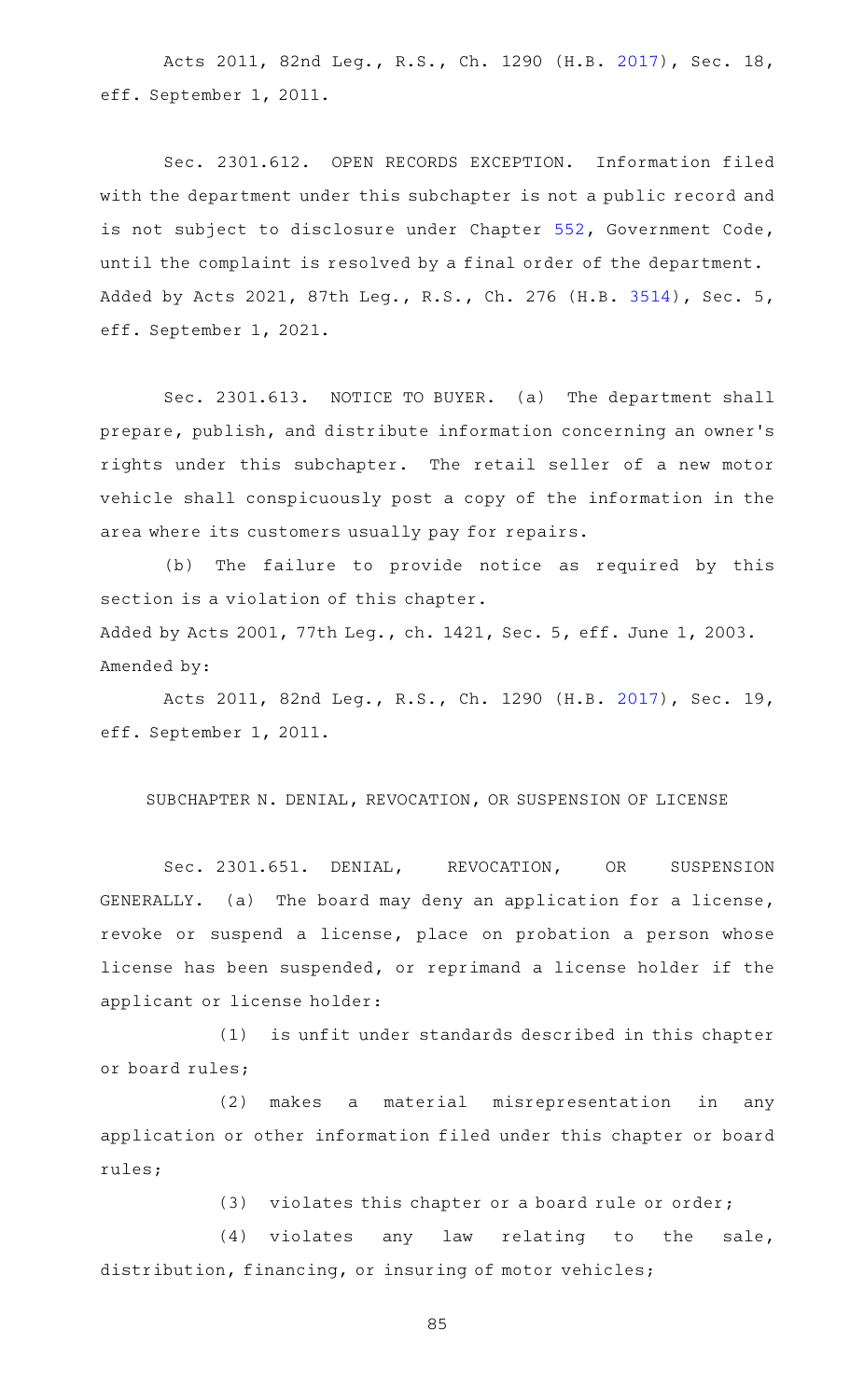Acts 2011, 82nd Leg., R.S., Ch. 1290 (H.B. 2017), Sec. 18, eff. September 1, 2011.

Sec. 2301.612. OPEN RECORDS EXCEPTION. Information filed with the department under this subchapter is not a public record and is not subject to disclosure under Chapter 552, Government Code, until the complaint is resolved by a final order of the department.
Added by Acts 2021, 87th Leg., R.S., Ch. 276 (H.B. 3514), Sec. 5, eff. September 1, 2021.

Sec. 2301.613. NOTICE TO BUYER. (a) The department shall prepare, publish, and distribute information concerning an owner's rights under this subchapter. The retail seller of a new motor vehicle shall conspicuously post a copy of the information in the area where its customers usually pay for repairs.

(b) The failure to provide notice as required by this section is a violation of this chapter.
Added by Acts 2001, 77th Leg., ch. 1421, Sec. 5, eff. June 1, 2003.
Amended by:

Acts 2011, 82nd Leg., R.S., Ch. 1290 (H.B. 2017), Sec. 19, eff. September 1, 2011.

SUBCHAPTER N. DENIAL, REVOCATION, OR SUSPENSION OF LICENSE

Sec. 2301.651. DENIAL, REVOCATION, OR SUSPENSION GENERALLY. (a) The board may deny an application for a license, revoke or suspend a license, place on probation a person whose license has been suspended, or reprimand a license holder if the applicant or license holder:

(1) is unfit under standards described in this chapter or board rules;

(2) makes a material misrepresentation in any application or other information filed under this chapter or board rules;

(3) violates this chapter or a board rule or order;

(4) violates any law relating to the sale, distribution, financing, or insuring of motor vehicles;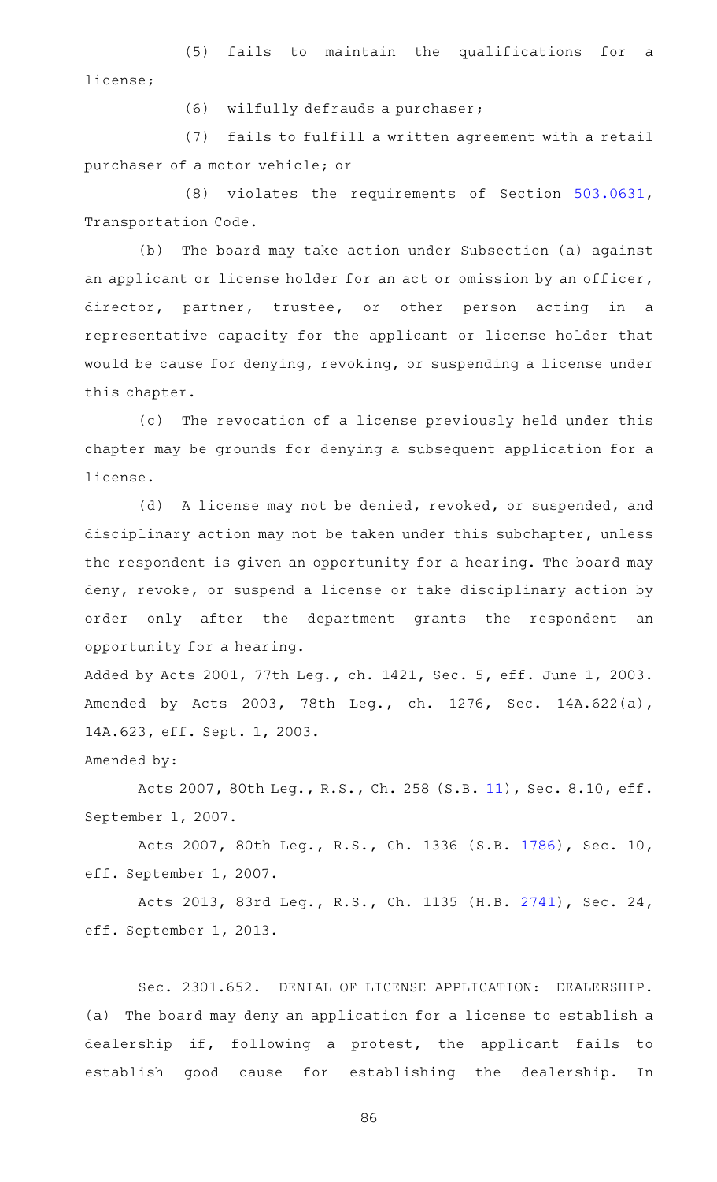(5) fails to maintain the qualifications for a license;

(6) wilfully defrauds a purchaser;

(7) fails to fulfill a written agreement with a retail purchaser of a motor vehicle; or

(8) violates the requirements of Section 503.0631, Transportation Code.

(b) The board may take action under Subsection (a) against an applicant or license holder for an act or omission by an officer, director, partner, trustee, or other person acting in a representative capacity for the applicant or license holder that would be cause for denying, revoking, or suspending a license under this chapter.

(c) The revocation of a license previously held under this chapter may be grounds for denying a subsequent application for a license.

(d) A license may not be denied, revoked, or suspended, and disciplinary action may not be taken under this subchapter, unless the respondent is given an opportunity for a hearing. The board may deny, revoke, or suspend a license or take disciplinary action by order only after the department grants the respondent an opportunity for a hearing.

Added by Acts 2001, 77th Leg., ch. 1421, Sec. 5, eff. June 1, 2003. Amended by Acts 2003, 78th Leg., ch. 1276, Sec. 14A.622(a), 14A.623, eff. Sept. 1, 2003.

Amended by:

Acts 2007, 80th Leg., R.S., Ch. 258 (S.B. 11), Sec. 8.10, eff. September 1, 2007.

Acts 2007, 80th Leg., R.S., Ch. 1336 (S.B. 1786), Sec. 10, eff. September 1, 2007.

Acts 2013, 83rd Leg., R.S., Ch. 1135 (H.B. 2741), Sec. 24, eff. September 1, 2013.

Sec. 2301.652. DENIAL OF LICENSE APPLICATION: DEALERSHIP. (a) The board may deny an application for a license to establish a dealership if, following a protest, the applicant fails to establish good cause for establishing the dealership. In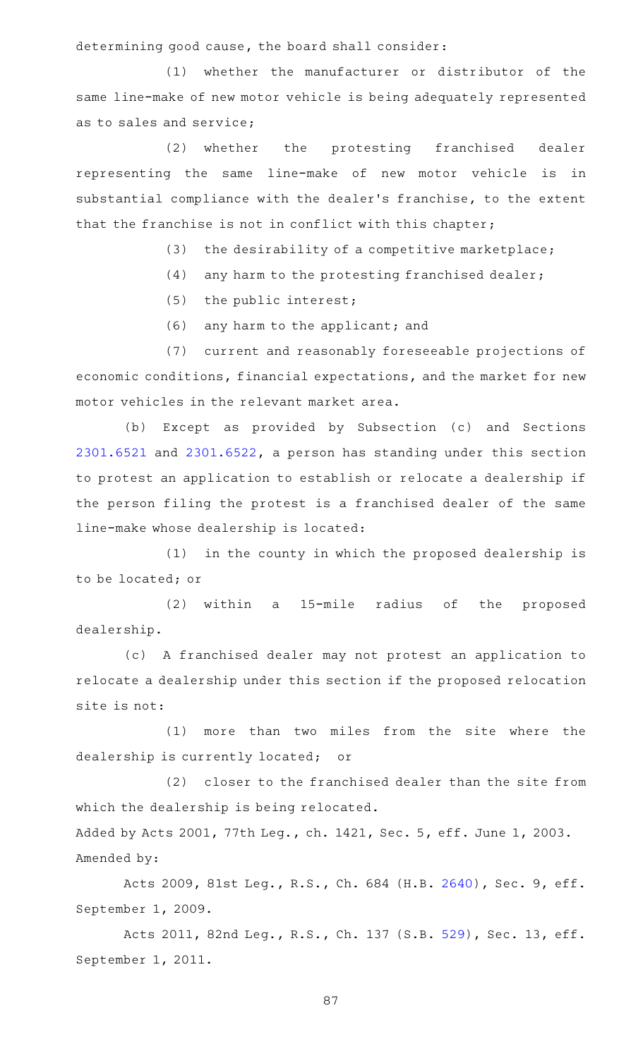determining good cause, the board shall consider:

(1) whether the manufacturer or distributor of the same line-make of new motor vehicle is being adequately represented as to sales and service;

(2) whether the protesting franchised dealer representing the same line-make of new motor vehicle is in substantial compliance with the dealer's franchise, to the extent that the franchise is not in conflict with this chapter;

(3) the desirability of a competitive marketplace;

(4) any harm to the protesting franchised dealer;

(5) the public interest;

(6) any harm to the applicant; and

(7) current and reasonably foreseeable projections of economic conditions, financial expectations, and the market for new motor vehicles in the relevant market area.

(b) Except as provided by Subsection (c) and Sections 2301.6521 and 2301.6522, a person has standing under this section to protest an application to establish or relocate a dealership if the person filing the protest is a franchised dealer of the same line-make whose dealership is located:

(1) in the county in which the proposed dealership is to be located; or

(2) within a 15-mile radius of the proposed dealership.

(c) A franchised dealer may not protest an application to relocate a dealership under this section if the proposed relocation site is not:

(1) more than two miles from the site where the dealership is currently located; or

(2) closer to the franchised dealer than the site from which the dealership is being relocated.

Added by Acts 2001, 77th Leg., ch. 1421, Sec. 5, eff. June 1, 2003.

Amended by:

Acts 2009, 81st Leg., R.S., Ch. 684 (H.B. 2640), Sec. 9, eff. September 1, 2009.

Acts 2011, 82nd Leg., R.S., Ch. 137 (S.B. 529), Sec. 13, eff. September 1, 2011.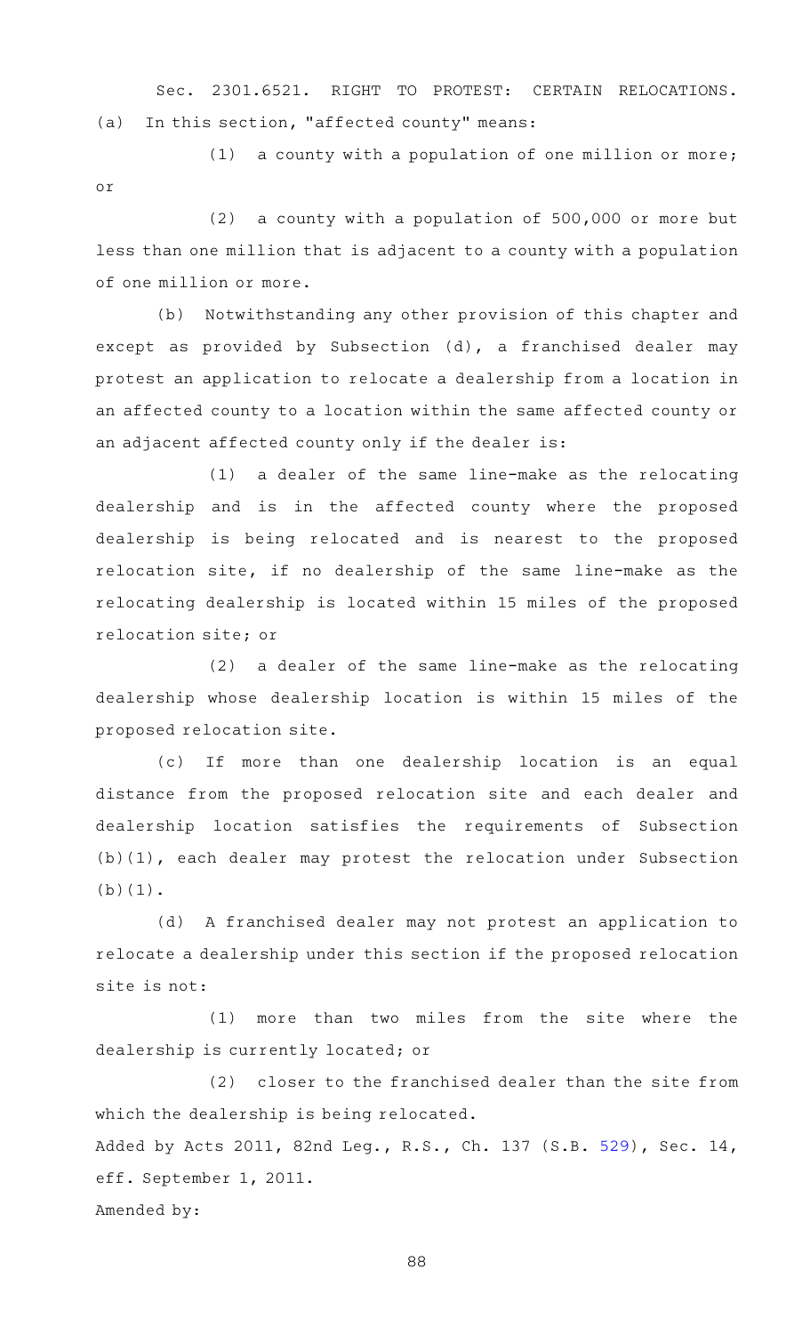Sec. 2301.6521. RIGHT TO PROTEST: CERTAIN RELOCATIONS. (a) In this section, "affected county" means:

(1) a county with a population of one million or more; or

(2) a county with a population of 500,000 or more but less than one million that is adjacent to a county with a population of one million or more.

(b) Notwithstanding any other provision of this chapter and except as provided by Subsection (d), a franchised dealer may protest an application to relocate a dealership from a location in an affected county to a location within the same affected county or an adjacent affected county only if the dealer is:

(1) a dealer of the same line-make as the relocating dealership and is in the affected county where the proposed dealership is being relocated and is nearest to the proposed relocation site, if no dealership of the same line-make as the relocating dealership is located within 15 miles of the proposed relocation site; or

(2) a dealer of the same line-make as the relocating dealership whose dealership location is within 15 miles of the proposed relocation site.

(c) If more than one dealership location is an equal distance from the proposed relocation site and each dealer and dealership location satisfies the requirements of Subsection (b)(1), each dealer may protest the relocation under Subsection (b)(1).

(d) A franchised dealer may not protest an application to relocate a dealership under this section if the proposed relocation site is not:

(1) more than two miles from the site where the dealership is currently located; or

(2) closer to the franchised dealer than the site from which the dealership is being relocated.

Added by Acts 2011, 82nd Leg., R.S., Ch. 137 (S.B. 529), Sec. 14, eff. September 1, 2011.

Amended by: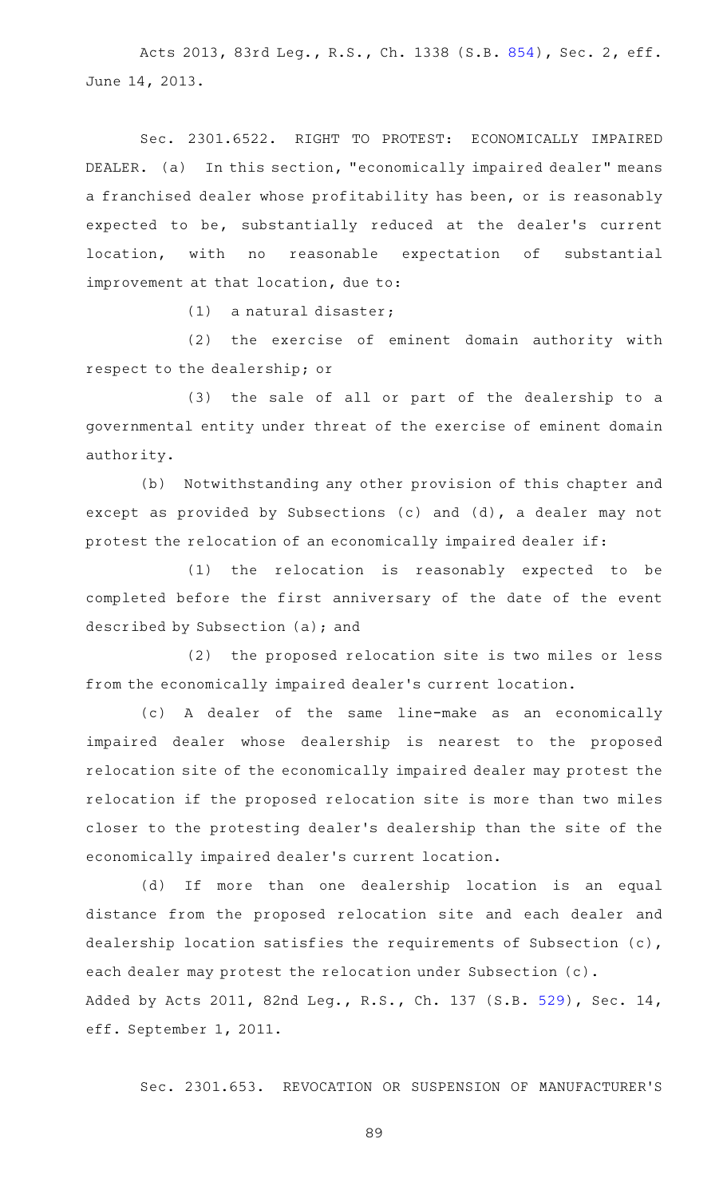Acts 2013, 83rd Leg., R.S., Ch. 1338 (S.B. 854), Sec. 2, eff. June 14, 2013.

Sec. 2301.6522. RIGHT TO PROTEST: ECONOMICALLY IMPAIRED DEALER. (a) In this section, "economically impaired dealer" means a franchised dealer whose profitability has been, or is reasonably expected to be, substantially reduced at the dealer's current location, with no reasonable expectation of substantial improvement at that location, due to:

(1) a natural disaster;

(2) the exercise of eminent domain authority with respect to the dealership; or

(3) the sale of all or part of the dealership to a governmental entity under threat of the exercise of eminent domain authority.

(b) Notwithstanding any other provision of this chapter and except as provided by Subsections (c) and (d), a dealer may not protest the relocation of an economically impaired dealer if:

(1) the relocation is reasonably expected to be completed before the first anniversary of the date of the event described by Subsection (a); and

(2) the proposed relocation site is two miles or less from the economically impaired dealer's current location.

(c) A dealer of the same line-make as an economically impaired dealer whose dealership is nearest to the proposed relocation site of the economically impaired dealer may protest the relocation if the proposed relocation site is more than two miles closer to the protesting dealer's dealership than the site of the economically impaired dealer's current location.

(d) If more than one dealership location is an equal distance from the proposed relocation site and each dealer and dealership location satisfies the requirements of Subsection (c), each dealer may protest the relocation under Subsection (c).

Added by Acts 2011, 82nd Leg., R.S., Ch. 137 (S.B. 529), Sec. 14, eff. September 1, 2011.

Sec. 2301.653. REVOCATION OR SUSPENSION OF MANUFACTURER'S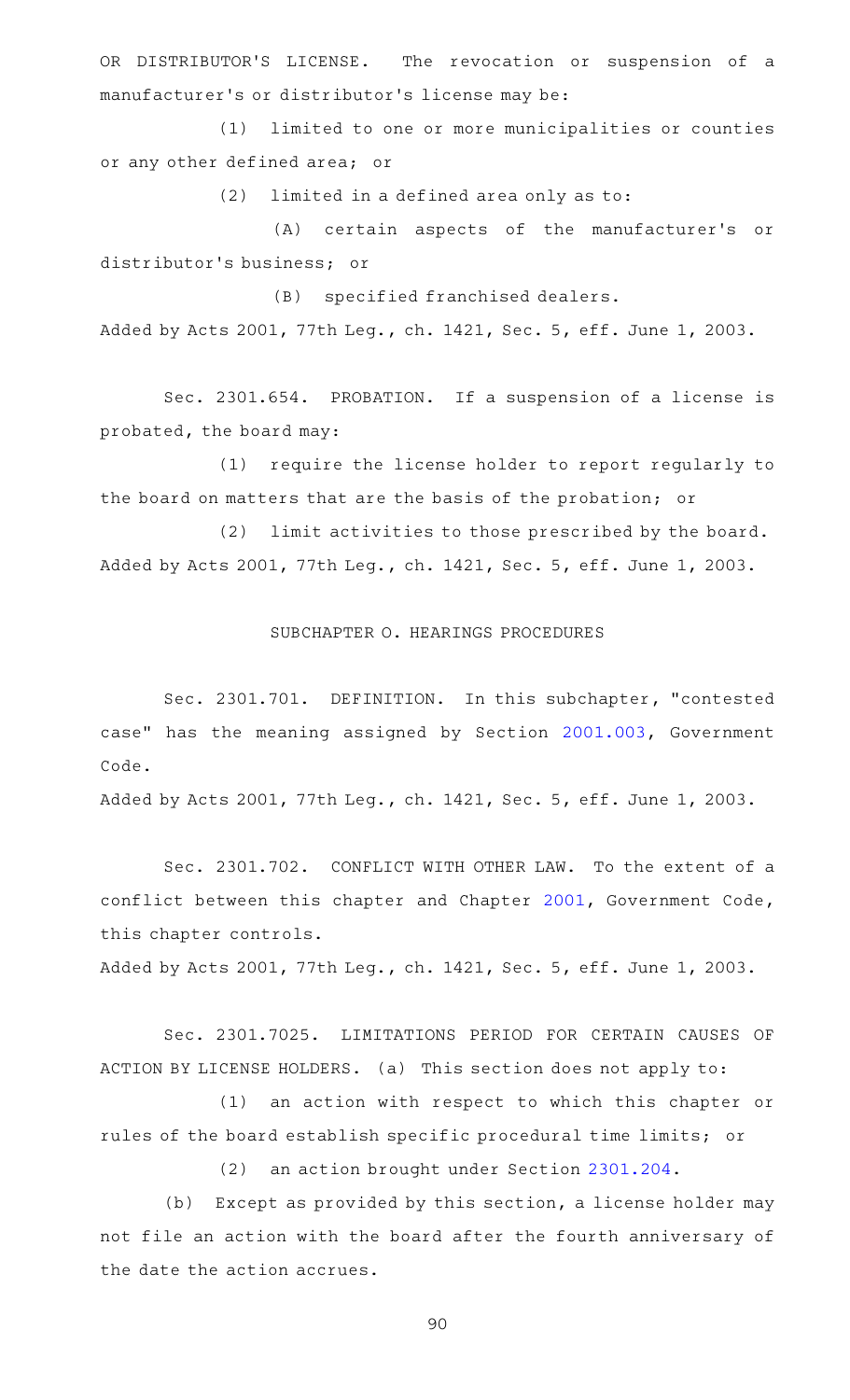OR DISTRIBUTOR'S LICENSE. The revocation or suspension of a manufacturer's or distributor's license may be:

(1) limited to one or more municipalities or counties or any other defined area; or

(2) limited in a defined area only as to:

(A) certain aspects of the manufacturer's or distributor's business; or

(B) specified franchised dealers.

Added by Acts 2001, 77th Leg., ch. 1421, Sec. 5, eff. June 1, 2003.

Sec. 2301.654. PROBATION. If a suspension of a license is probated, the board may:

(1) require the license holder to report regularly to the board on matters that are the basis of the probation; or

(2) limit activities to those prescribed by the board.

Added by Acts 2001, 77th Leg., ch. 1421, Sec. 5, eff. June 1, 2003.

## SUBCHAPTER O. HEARINGS PROCEDURES

Sec. 2301.701. DEFINITION. In this subchapter, "contested case" has the meaning assigned by Section 2001.003, Government Code.

Added by Acts 2001, 77th Leg., ch. 1421, Sec. 5, eff. June 1, 2003.

Sec. 2301.702. CONFLICT WITH OTHER LAW. To the extent of a conflict between this chapter and Chapter 2001, Government Code, this chapter controls.

Added by Acts 2001, 77th Leg., ch. 1421, Sec. 5, eff. June 1, 2003.

Sec. 2301.7025. LIMITATIONS PERIOD FOR CERTAIN CAUSES OF ACTION BY LICENSE HOLDERS. (a) This section does not apply to:

(1) an action with respect to which this chapter or rules of the board establish specific procedural time limits; or

(2) an action brought under Section 2301.204.

(b) Except as provided by this section, a license holder may not file an action with the board after the fourth anniversary of the date the action accrues.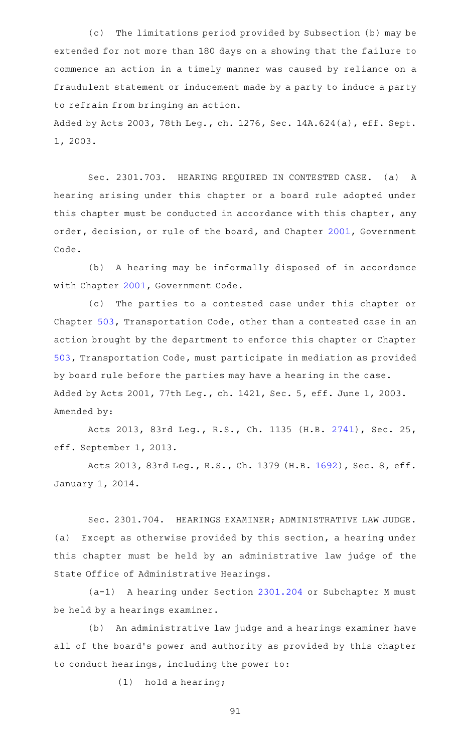(c) The limitations period provided by Subsection (b) may be extended for not more than 180 days on a showing that the failure to commence an action in a timely manner was caused by reliance on a fraudulent statement or inducement made by a party to induce a party to refrain from bringing an action.

Added by Acts 2003, 78th Leg., ch. 1276, Sec. 14A.624(a), eff. Sept. 1, 2003.

Sec. 2301.703. HEARING REQUIRED IN CONTESTED CASE. (a) A hearing arising under this chapter or a board rule adopted under this chapter must be conducted in accordance with this chapter, any order, decision, or rule of the board, and Chapter 2001, Government Code.

(b) A hearing may be informally disposed of in accordance with Chapter 2001, Government Code.

(c) The parties to a contested case under this chapter or Chapter 503, Transportation Code, other than a contested case in an action brought by the department to enforce this chapter or Chapter 503, Transportation Code, must participate in mediation as provided by board rule before the parties may have a hearing in the case.

Added by Acts 2001, 77th Leg., ch. 1421, Sec. 5, eff. June 1, 2003.
Amended by:

Acts 2013, 83rd Leg., R.S., Ch. 1135 (H.B. 2741), Sec. 25, eff. September 1, 2013.

Acts 2013, 83rd Leg., R.S., Ch. 1379 (H.B. 1692), Sec. 8, eff. January 1, 2014.

Sec. 2301.704. HEARINGS EXAMINER; ADMINISTRATIVE LAW JUDGE. (a) Except as otherwise provided by this section, a hearing under this chapter must be held by an administrative law judge of the State Office of Administrative Hearings.

(a-1) A hearing under Section 2301.204 or Subchapter M must be held by a hearings examiner.

(b) An administrative law judge and a hearings examiner have all of the board's power and authority as provided by this chapter to conduct hearings, including the power to:

(1) hold a hearing;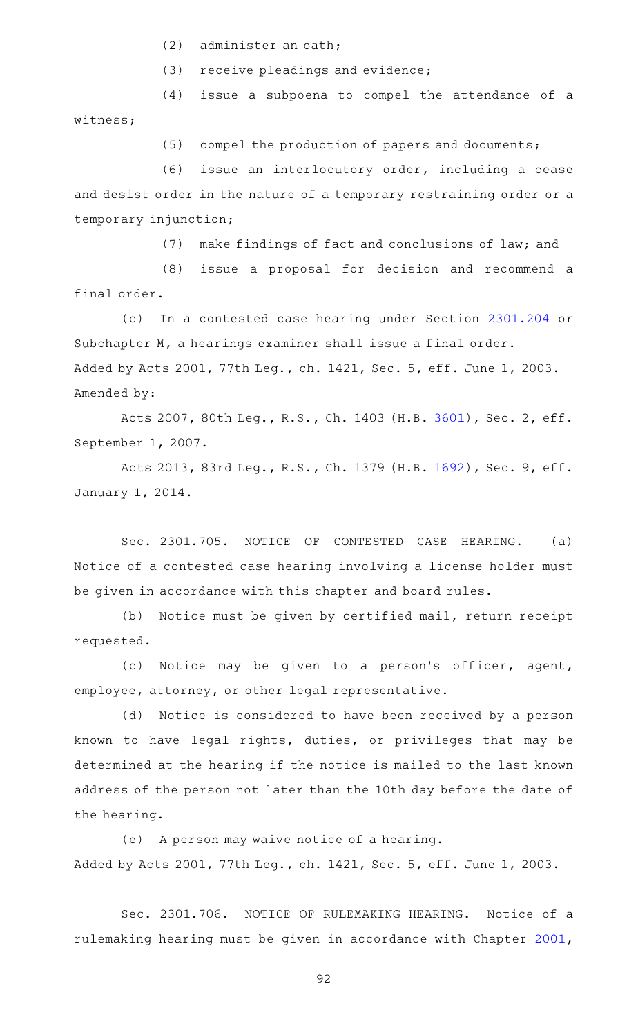(2) administer an oath;

(3) receive pleadings and evidence;

(4) issue a subpoena to compel the attendance of a witness;

(5) compel the production of papers and documents;

(6) issue an interlocutory order, including a cease and desist order in the nature of a temporary restraining order or a temporary injunction;

(7) make findings of fact and conclusions of law; and

(8) issue a proposal for decision and recommend a final order.

(c) In a contested case hearing under Section 2301.204 or Subchapter M, a hearings examiner shall issue a final order.

Added by Acts 2001, 77th Leg., ch. 1421, Sec. 5, eff. June 1, 2003.
Amended by:

Acts 2007, 80th Leg., R.S., Ch. 1403 (H.B. 3601), Sec. 2, eff. September 1, 2007.

Acts 2013, 83rd Leg., R.S., Ch. 1379 (H.B. 1692), Sec. 9, eff. January 1, 2014.

Sec. 2301.705. NOTICE OF CONTESTED CASE HEARING. (a) Notice of a contested case hearing involving a license holder must be given in accordance with this chapter and board rules.

(b) Notice must be given by certified mail, return receipt requested.

(c) Notice may be given to a person's officer, agent, employee, attorney, or other legal representative.

(d) Notice is considered to have been received by a person known to have legal rights, duties, or privileges that may be determined at the hearing if the notice is mailed to the last known address of the person not later than the 10th day before the date of the hearing.

(e) A person may waive notice of a hearing.

Added by Acts 2001, 77th Leg., ch. 1421, Sec. 5, eff. June 1, 2003.

Sec. 2301.706. NOTICE OF RULEMAKING HEARING. Notice of a rulemaking hearing must be given in accordance with Chapter 2001,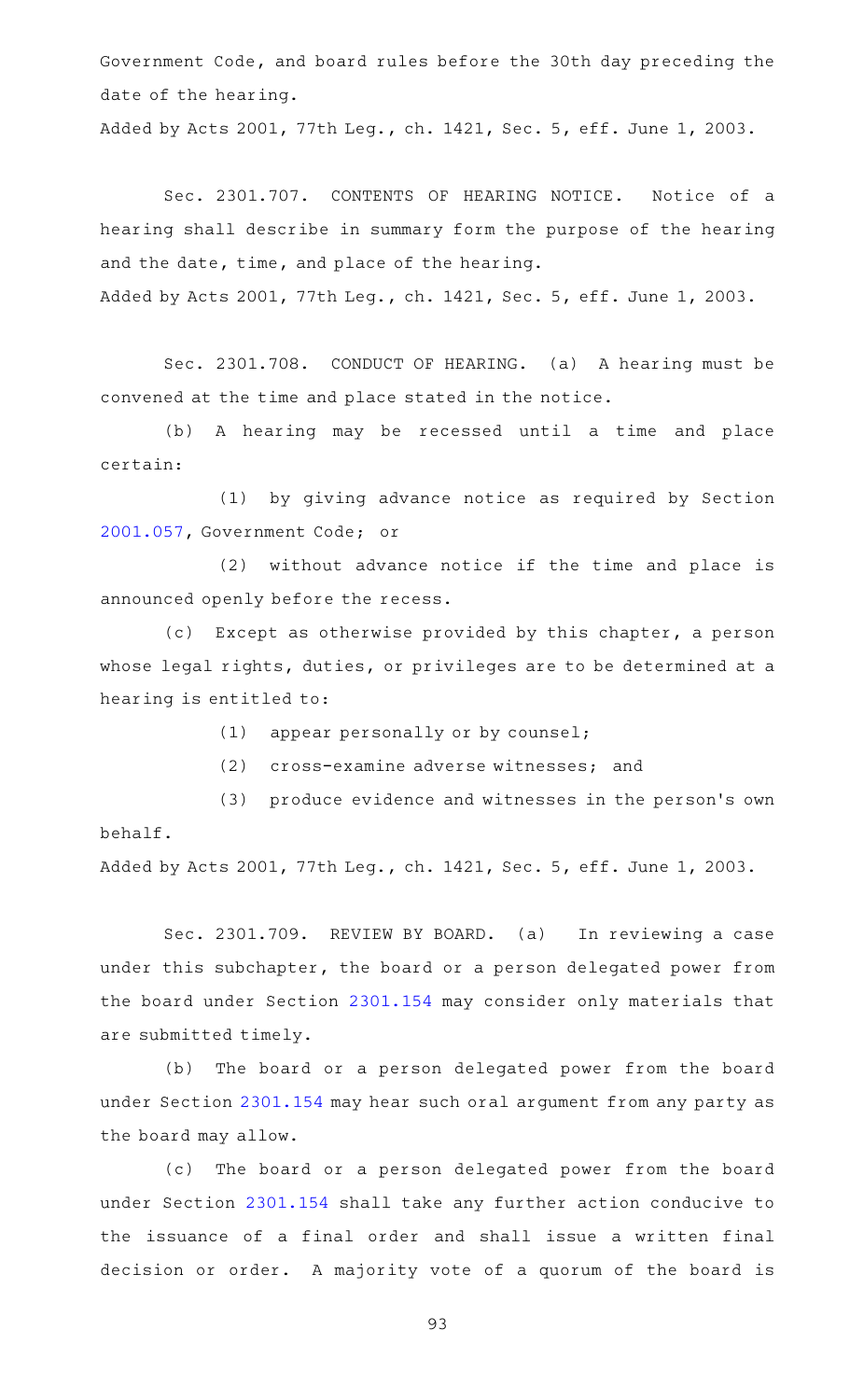Government Code, and board rules before the 30th day preceding the date of the hearing.

Added by Acts 2001, 77th Leg., ch. 1421, Sec. 5, eff. June 1, 2003.

Sec. 2301.707. CONTENTS OF HEARING NOTICE. Notice of a hearing shall describe in summary form the purpose of the hearing and the date, time, and place of the hearing.

Added by Acts 2001, 77th Leg., ch. 1421, Sec. 5, eff. June 1, 2003.

Sec. 2301.708. CONDUCT OF HEARING. (a) A hearing must be convened at the time and place stated in the notice.

(b) A hearing may be recessed until a time and place certain:

(1) by giving advance notice as required by Section 2001.057, Government Code; or

(2) without advance notice if the time and place is announced openly before the recess.

(c) Except as otherwise provided by this chapter, a person whose legal rights, duties, or privileges are to be determined at a hearing is entitled to:

(1) appear personally or by counsel;

(2) cross-examine adverse witnesses; and

(3) produce evidence and witnesses in the person's own behalf.

Added by Acts 2001, 77th Leg., ch. 1421, Sec. 5, eff. June 1, 2003.

Sec. 2301.709. REVIEW BY BOARD. (a) In reviewing a case under this subchapter, the board or a person delegated power from the board under Section 2301.154 may consider only materials that are submitted timely.

(b) The board or a person delegated power from the board under Section 2301.154 may hear such oral argument from any party as the board may allow.

(c) The board or a person delegated power from the board under Section 2301.154 shall take any further action conducive to the issuance of a final order and shall issue a written final decision or order. A majority vote of a quorum of the board is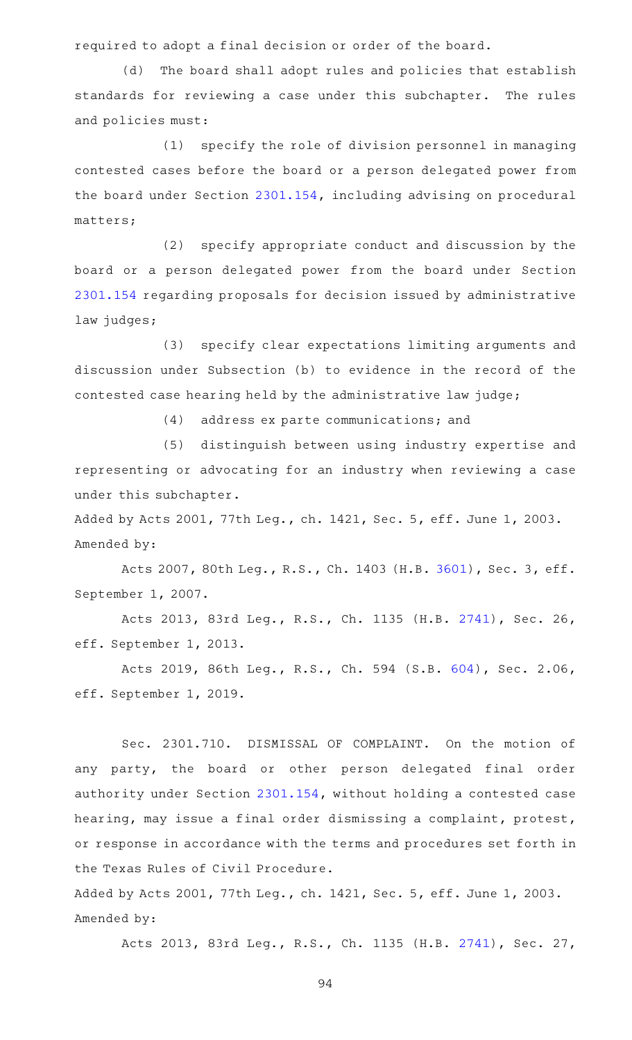required to adopt a final decision or order of the board.

(d) The board shall adopt rules and policies that establish standards for reviewing a case under this subchapter. The rules and policies must:

(1) specify the role of division personnel in managing contested cases before the board or a person delegated power from the board under Section 2301.154, including advising on procedural matters;

(2) specify appropriate conduct and discussion by the board or a person delegated power from the board under Section 2301.154 regarding proposals for decision issued by administrative law judges;

(3) specify clear expectations limiting arguments and discussion under Subsection (b) to evidence in the record of the contested case hearing held by the administrative law judge;

(4) address ex parte communications; and

(5) distinguish between using industry expertise and representing or advocating for an industry when reviewing a case under this subchapter.

Added by Acts 2001, 77th Leg., ch. 1421, Sec. 5, eff. June 1, 2003.
Amended by:

Acts 2007, 80th Leg., R.S., Ch. 1403 (H.B. 3601), Sec. 3, eff. September 1, 2007.

Acts 2013, 83rd Leg., R.S., Ch. 1135 (H.B. 2741), Sec. 26, eff. September 1, 2013.

Acts 2019, 86th Leg., R.S., Ch. 594 (S.B. 604), Sec. 2.06, eff. September 1, 2019.

Sec. 2301.710. DISMISSAL OF COMPLAINT. On the motion of any party, the board or other person delegated final order authority under Section 2301.154, without holding a contested case hearing, may issue a final order dismissing a complaint, protest, or response in accordance with the terms and procedures set forth in the Texas Rules of Civil Procedure.

Added by Acts 2001, 77th Leg., ch. 1421, Sec. 5, eff. June 1, 2003.
Amended by:

Acts 2013, 83rd Leg., R.S., Ch. 1135 (H.B. 2741), Sec. 27,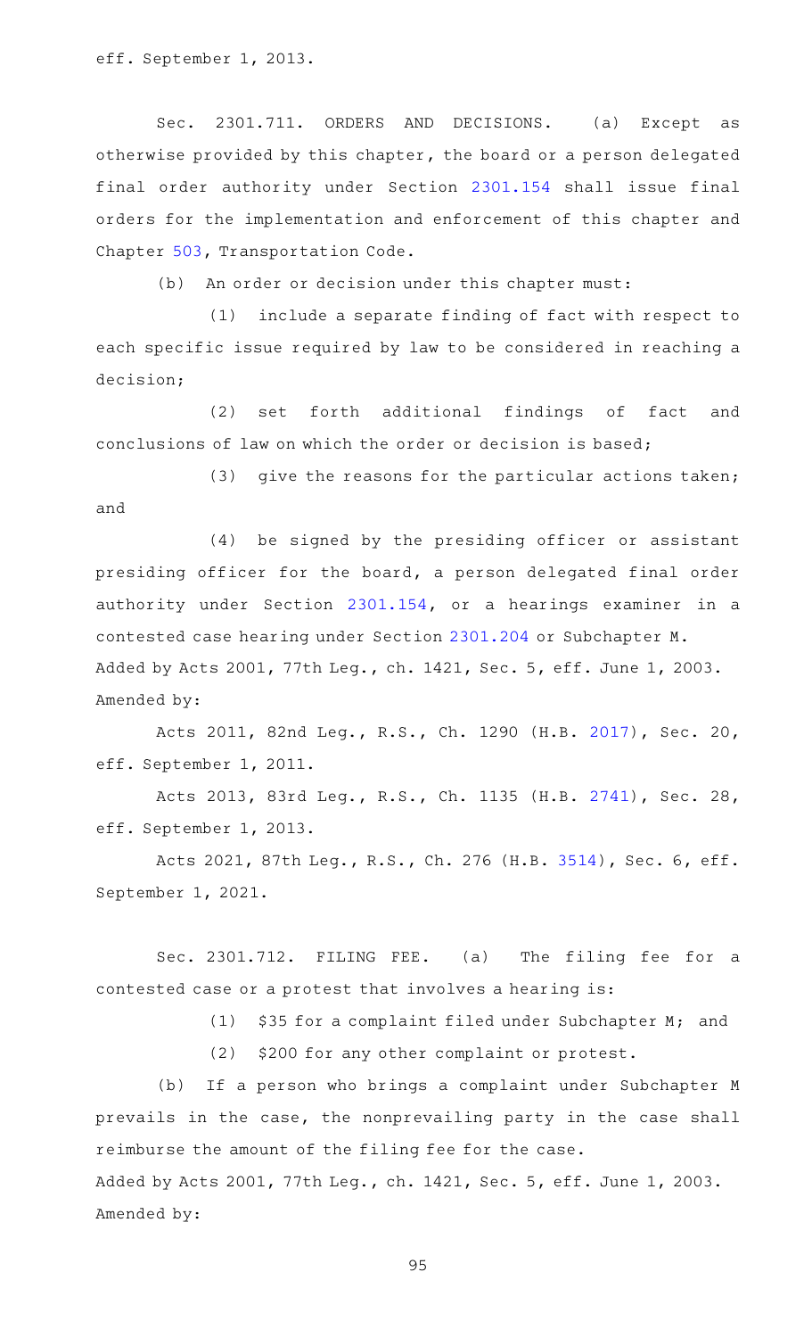eff. September 1, 2013.

Sec. 2301.711. ORDERS AND DECISIONS. (a) Except as otherwise provided by this chapter, the board or a person delegated final order authority under Section 2301.154 shall issue final orders for the implementation and enforcement of this chapter and Chapter 503, Transportation Code.

(b) An order or decision under this chapter must:

(1) include a separate finding of fact with respect to each specific issue required by law to be considered in reaching a decision;

(2) set forth additional findings of fact and conclusions of law on which the order or decision is based;

(3) give the reasons for the particular actions taken; and

(4) be signed by the presiding officer or assistant presiding officer for the board, a person delegated final order authority under Section 2301.154, or a hearings examiner in a contested case hearing under Section 2301.204 or Subchapter M.

Added by Acts 2001, 77th Leg., ch. 1421, Sec. 5, eff. June 1, 2003.
Amended by:

Acts 2011, 82nd Leg., R.S., Ch. 1290 (H.B. 2017), Sec. 20, eff. September 1, 2011.

Acts 2013, 83rd Leg., R.S., Ch. 1135 (H.B. 2741), Sec. 28, eff. September 1, 2013.

Acts 2021, 87th Leg., R.S., Ch. 276 (H.B. 3514), Sec. 6, eff. September 1, 2021.

Sec. 2301.712. FILING FEE. (a) The filing fee for a contested case or a protest that involves a hearing is:

(1) $35 for a complaint filed under Subchapter M; and

(2) $200 for any other complaint or protest.

(b) If a person who brings a complaint under Subchapter M prevails in the case, the nonprevailing party in the case shall reimburse the amount of the filing fee for the case.

Added by Acts 2001, 77th Leg., ch. 1421, Sec. 5, eff. June 1, 2003.
Amended by: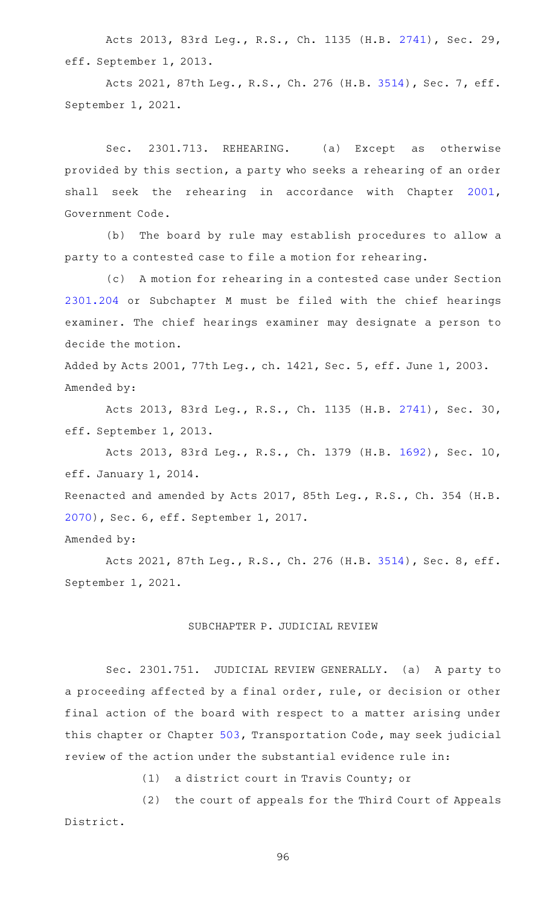Acts 2013, 83rd Leg., R.S., Ch. 1135 (H.B. 2741), Sec. 29, eff. September 1, 2013.

Acts 2021, 87th Leg., R.S., Ch. 276 (H.B. 3514), Sec. 7, eff. September 1, 2021.

Sec. 2301.713. REHEARING. (a) Except as otherwise provided by this section, a party who seeks a rehearing of an order shall seek the rehearing in accordance with Chapter 2001, Government Code.

(b) The board by rule may establish procedures to allow a party to a contested case to file a motion for rehearing.

(c) A motion for rehearing in a contested case under Section 2301.204 or Subchapter M must be filed with the chief hearings examiner. The chief hearings examiner may designate a person to decide the motion.

Added by Acts 2001, 77th Leg., ch. 1421, Sec. 5, eff. June 1, 2003.

Amended by:

Acts 2013, 83rd Leg., R.S., Ch. 1135 (H.B. 2741), Sec. 30, eff. September 1, 2013.

Acts 2013, 83rd Leg., R.S., Ch. 1379 (H.B. 1692), Sec. 10, eff. January 1, 2014.

Reenacted and amended by Acts 2017, 85th Leg., R.S., Ch. 354 (H.B. 2070), Sec. 6, eff. September 1, 2017.

Amended by:

Acts 2021, 87th Leg., R.S., Ch. 276 (H.B. 3514), Sec. 8, eff. September 1, 2021.

## SUBCHAPTER P. JUDICIAL REVIEW

Sec. 2301.751. JUDICIAL REVIEW GENERALLY. (a) A party to a proceeding affected by a final order, rule, or decision or other final action of the board with respect to a matter arising under this chapter or Chapter 503, Transportation Code, may seek judicial review of the action under the substantial evidence rule in:

(1) a district court in Travis County; or

(2) the court of appeals for the Third Court of Appeals District.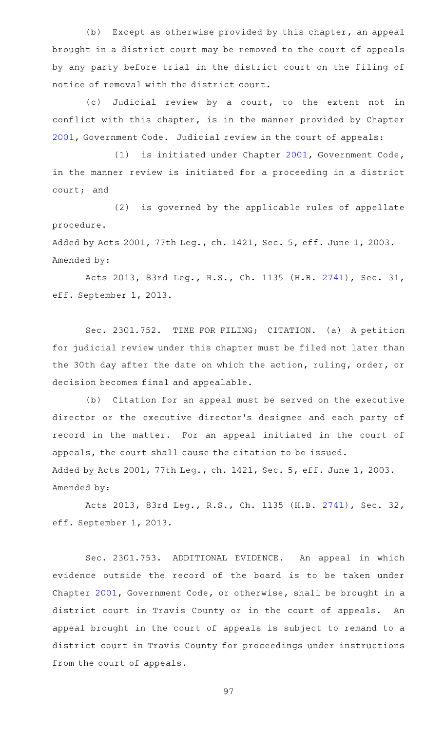(b) Except as otherwise provided by this chapter, an appeal brought in a district court may be removed to the court of appeals by any party before trial in the district court on the filing of notice of removal with the district court.

(c) Judicial review by a court, to the extent not in conflict with this chapter, is in the manner provided by Chapter 2001, Government Code. Judicial review in the court of appeals:

(1) is initiated under Chapter 2001, Government Code, in the manner review is initiated for a proceeding in a district court; and

(2) is governed by the applicable rules of appellate procedure.

Added by Acts 2001, 77th Leg., ch. 1421, Sec. 5, eff. June 1, 2003.
Amended by:

Acts 2013, 83rd Leg., R.S., Ch. 1135 (H.B. 2741), Sec. 31, eff. September 1, 2013.

Sec. 2301.752. TIME FOR FILING; CITATION. (a) A petition for judicial review under this chapter must be filed not later than the 30th day after the date on which the action, ruling, order, or decision becomes final and appealable.

(b) Citation for an appeal must be served on the executive director or the executive director's designee and each party of record in the matter. For an appeal initiated in the court of appeals, the court shall cause the citation to be issued.

Added by Acts 2001, 77th Leg., ch. 1421, Sec. 5, eff. June 1, 2003.
Amended by:

Acts 2013, 83rd Leg., R.S., Ch. 1135 (H.B. 2741), Sec. 32, eff. September 1, 2013.

Sec. 2301.753. ADDITIONAL EVIDENCE. An appeal in which evidence outside the record of the board is to be taken under Chapter 2001, Government Code, or otherwise, shall be brought in a district court in Travis County or in the court of appeals. An appeal brought in the court of appeals is subject to remand to a district court in Travis County for proceedings under instructions from the court of appeals.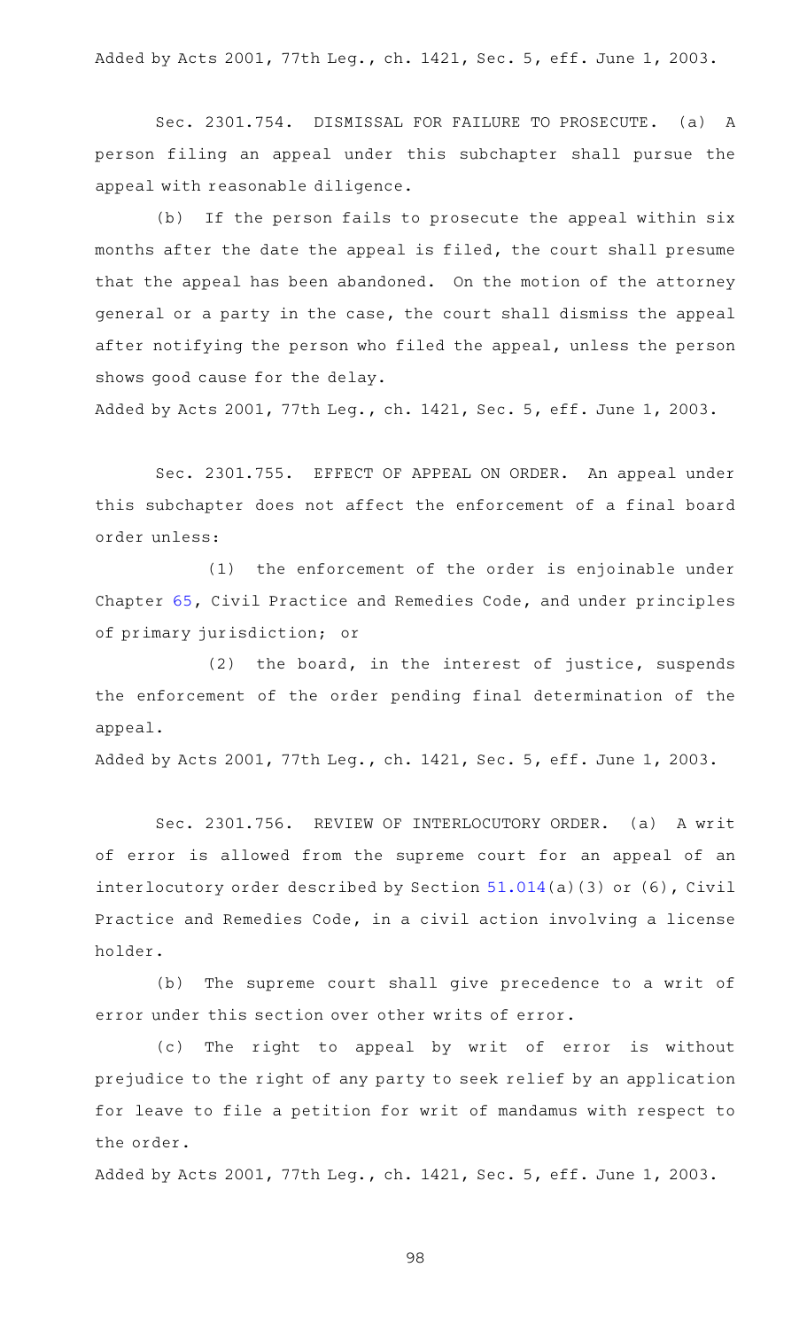Added by Acts 2001, 77th Leg., ch. 1421, Sec. 5, eff. June 1, 2003.

Sec. 2301.754. DISMISSAL FOR FAILURE TO PROSECUTE. (a) A person filing an appeal under this subchapter shall pursue the appeal with reasonable diligence.

(b) If the person fails to prosecute the appeal within six months after the date the appeal is filed, the court shall presume that the appeal has been abandoned. On the motion of the attorney general or a party in the case, the court shall dismiss the appeal after notifying the person who filed the appeal, unless the person shows good cause for the delay.

Added by Acts 2001, 77th Leg., ch. 1421, Sec. 5, eff. June 1, 2003.

Sec. 2301.755. EFFECT OF APPEAL ON ORDER. An appeal under this subchapter does not affect the enforcement of a final board order unless:

(1) the enforcement of the order is enjoinable under Chapter 65, Civil Practice and Remedies Code, and under principles of primary jurisdiction; or

(2) the board, in the interest of justice, suspends the enforcement of the order pending final determination of the appeal.

Added by Acts 2001, 77th Leg., ch. 1421, Sec. 5, eff. June 1, 2003.

Sec. 2301.756. REVIEW OF INTERLOCUTORY ORDER. (a) A writ of error is allowed from the supreme court for an appeal of an interlocutory order described by Section 51.014(a)(3) or (6), Civil Practice and Remedies Code, in a civil action involving a license holder.

(b) The supreme court shall give precedence to a writ of error under this section over other writs of error.

(c) The right to appeal by writ of error is without prejudice to the right of any party to seek relief by an application for leave to file a petition for writ of mandamus with respect to the order.

Added by Acts 2001, 77th Leg., ch. 1421, Sec. 5, eff. June 1, 2003.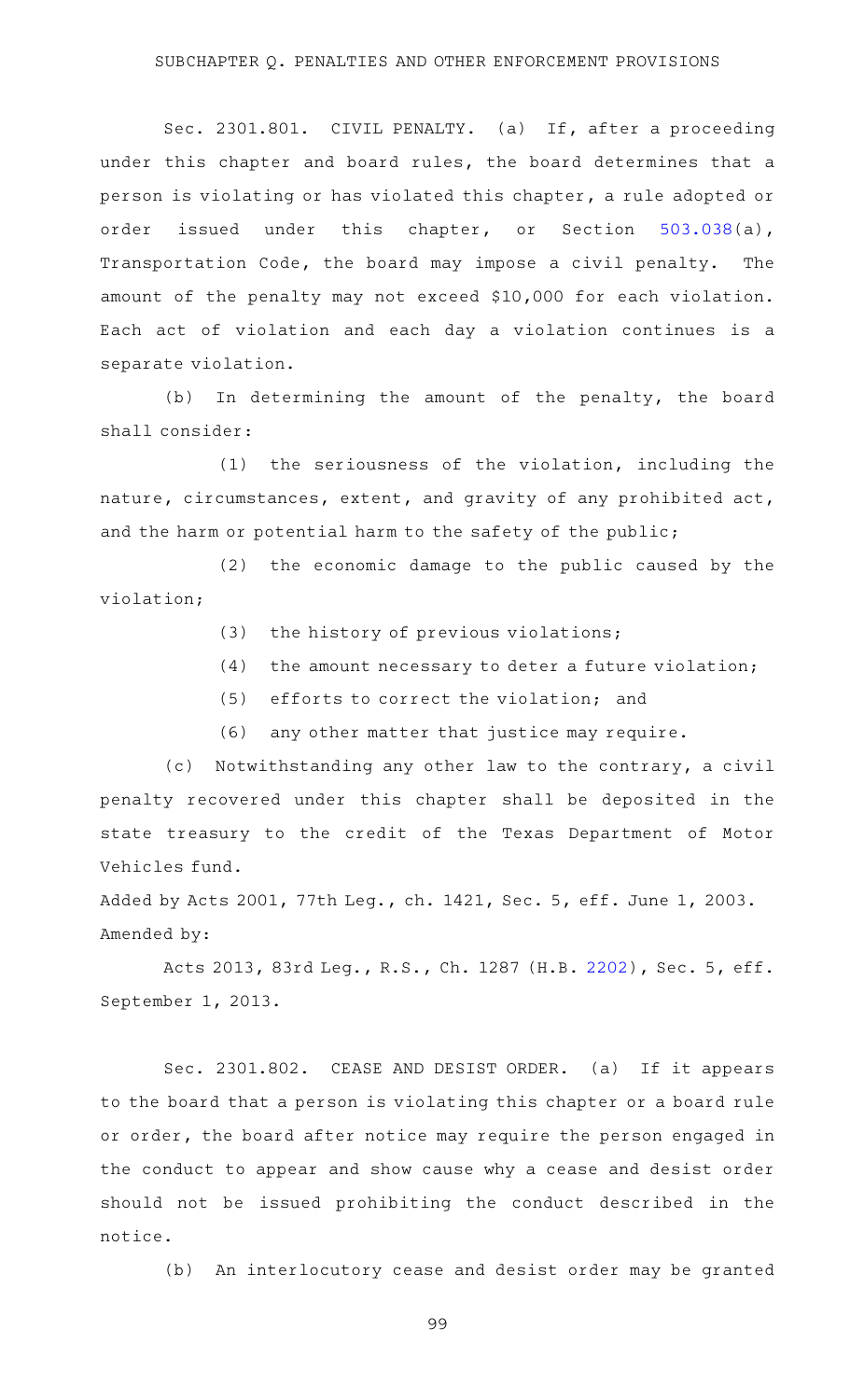## SUBCHAPTER Q. PENALTIES AND OTHER ENFORCEMENT PROVISIONS

Sec. 2301.801. CIVIL PENALTY. (a) If, after a proceeding under this chapter and board rules, the board determines that a person is violating or has violated this chapter, a rule adopted or order issued under this chapter, or Section 503.038(a), Transportation Code, the board may impose a civil penalty. The amount of the penalty may not exceed $10,000 for each violation. Each act of violation and each day a violation continues is a separate violation.

(b) In determining the amount of the penalty, the board shall consider:

(1) the seriousness of the violation, including the nature, circumstances, extent, and gravity of any prohibited act, and the harm or potential harm to the safety of the public;

(2) the economic damage to the public caused by the violation;

(3) the history of previous violations;

(4) the amount necessary to deter a future violation;

(5) efforts to correct the violation; and

(6) any other matter that justice may require.

(c) Notwithstanding any other law to the contrary, a civil penalty recovered under this chapter shall be deposited in the state treasury to the credit of the Texas Department of Motor Vehicles fund.

Added by Acts 2001, 77th Leg., ch. 1421, Sec. 5, eff. June 1, 2003.
Amended by:

Acts 2013, 83rd Leg., R.S., Ch. 1287 (H.B. 2202), Sec. 5, eff. September 1, 2013.

Sec. 2301.802. CEASE AND DESIST ORDER. (a) If it appears to the board that a person is violating this chapter or a board rule or order, the board after notice may require the person engaged in the conduct to appear and show cause why a cease and desist order should not be issued prohibiting the conduct described in the notice.

(b) An interlocutory cease and desist order may be granted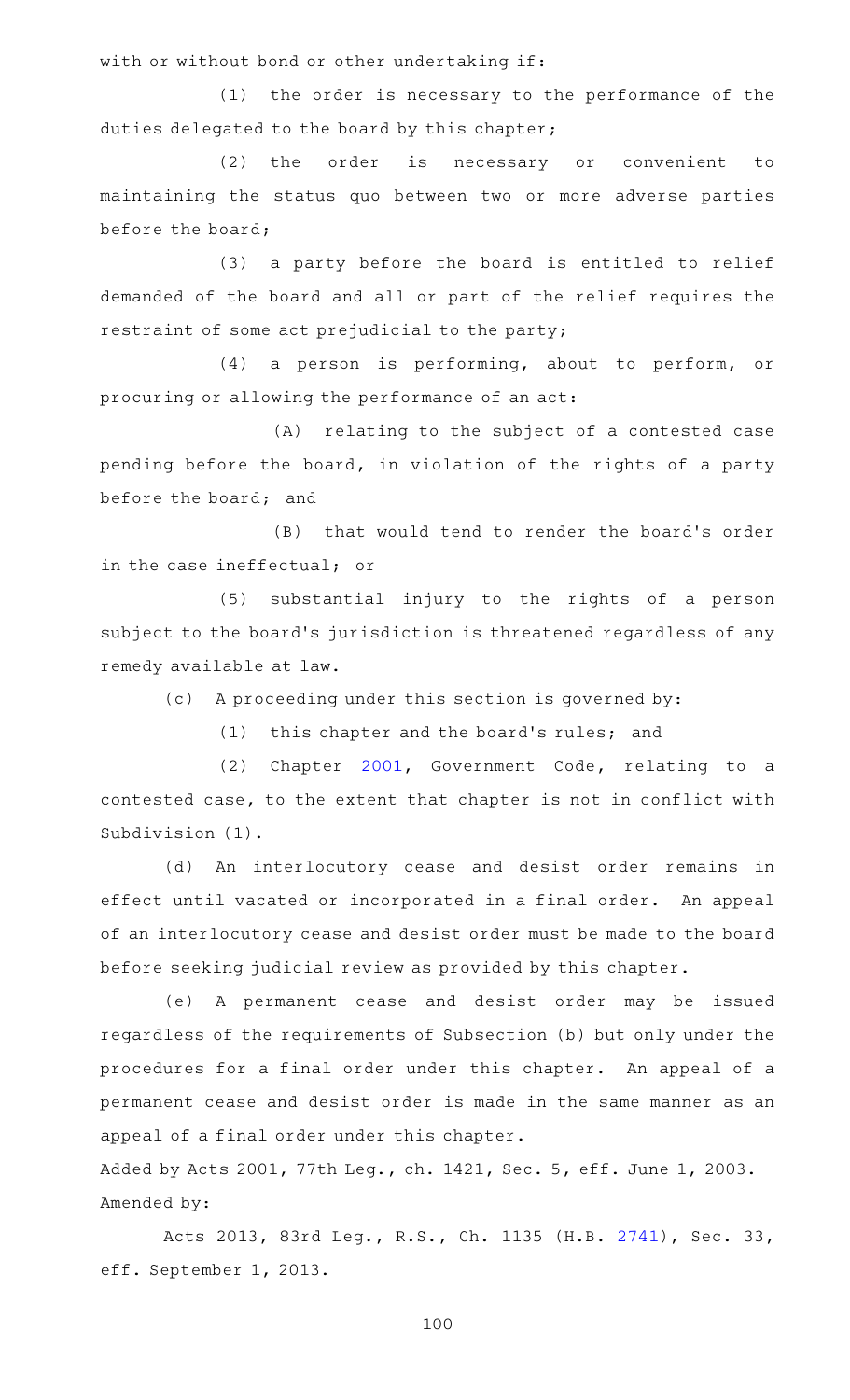with or without bond or other undertaking if:

(1) the order is necessary to the performance of the duties delegated to the board by this chapter;

(2) the order is necessary or convenient to maintaining the status quo between two or more adverse parties before the board;

(3) a party before the board is entitled to relief demanded of the board and all or part of the relief requires the restraint of some act prejudicial to the party;

(4) a person is performing, about to perform, or procuring or allowing the performance of an act:

(A) relating to the subject of a contested case pending before the board, in violation of the rights of a party before the board; and

(B) that would tend to render the board's order in the case ineffectual; or

(5) substantial injury to the rights of a person subject to the board's jurisdiction is threatened regardless of any remedy available at law.

(c) A proceeding under this section is governed by:

(1) this chapter and the board's rules; and

(2) Chapter 2001, Government Code, relating to a contested case, to the extent that chapter is not in conflict with Subdivision (1).

(d) An interlocutory cease and desist order remains in effect until vacated or incorporated in a final order. An appeal of an interlocutory cease and desist order must be made to the board before seeking judicial review as provided by this chapter.

(e) A permanent cease and desist order may be issued regardless of the requirements of Subsection (b) but only under the procedures for a final order under this chapter. An appeal of a permanent cease and desist order is made in the same manner as an appeal of a final order under this chapter.

Added by Acts 2001, 77th Leg., ch. 1421, Sec. 5, eff. June 1, 2003.
Amended by:

Acts 2013, 83rd Leg., R.S., Ch. 1135 (H.B. 2741), Sec. 33, eff. September 1, 2013.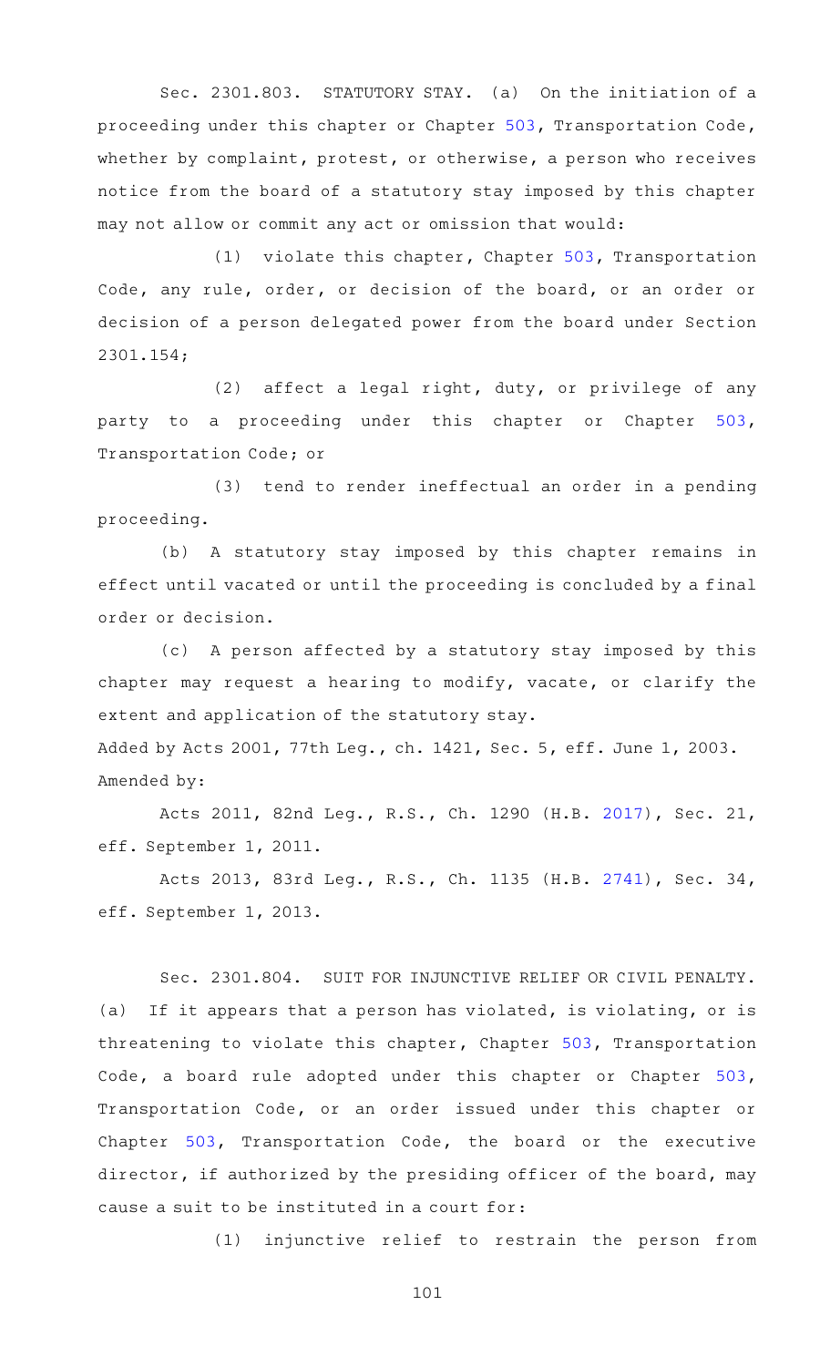Sec. 2301.803. STATUTORY STAY. (a) On the initiation of a proceeding under this chapter or Chapter 503, Transportation Code, whether by complaint, protest, or otherwise, a person who receives notice from the board of a statutory stay imposed by this chapter may not allow or commit any act or omission that would:

(1) violate this chapter, Chapter 503, Transportation Code, any rule, order, or decision of the board, or an order or decision of a person delegated power from the board under Section 2301.154;

(2) affect a legal right, duty, or privilege of any party to a proceeding under this chapter or Chapter 503, Transportation Code; or

(3) tend to render ineffectual an order in a pending proceeding.

(b) A statutory stay imposed by this chapter remains in effect until vacated or until the proceeding is concluded by a final order or decision.

(c) A person affected by a statutory stay imposed by this chapter may request a hearing to modify, vacate, or clarify the extent and application of the statutory stay.

Added by Acts 2001, 77th Leg., ch. 1421, Sec. 5, eff. June 1, 2003.
Amended by:

Acts 2011, 82nd Leg., R.S., Ch. 1290 (H.B. 2017), Sec. 21, eff. September 1, 2011.

Acts 2013, 83rd Leg., R.S., Ch. 1135 (H.B. 2741), Sec. 34, eff. September 1, 2013.

Sec. 2301.804. SUIT FOR INJUNCTIVE RELIEF OR CIVIL PENALTY. (a) If it appears that a person has violated, is violating, or is threatening to violate this chapter, Chapter 503, Transportation Code, a board rule adopted under this chapter or Chapter 503, Transportation Code, or an order issued under this chapter or Chapter 503, Transportation Code, the board or the executive director, if authorized by the presiding officer of the board, may cause a suit to be instituted in a court for:

(1) injunctive relief to restrain the person from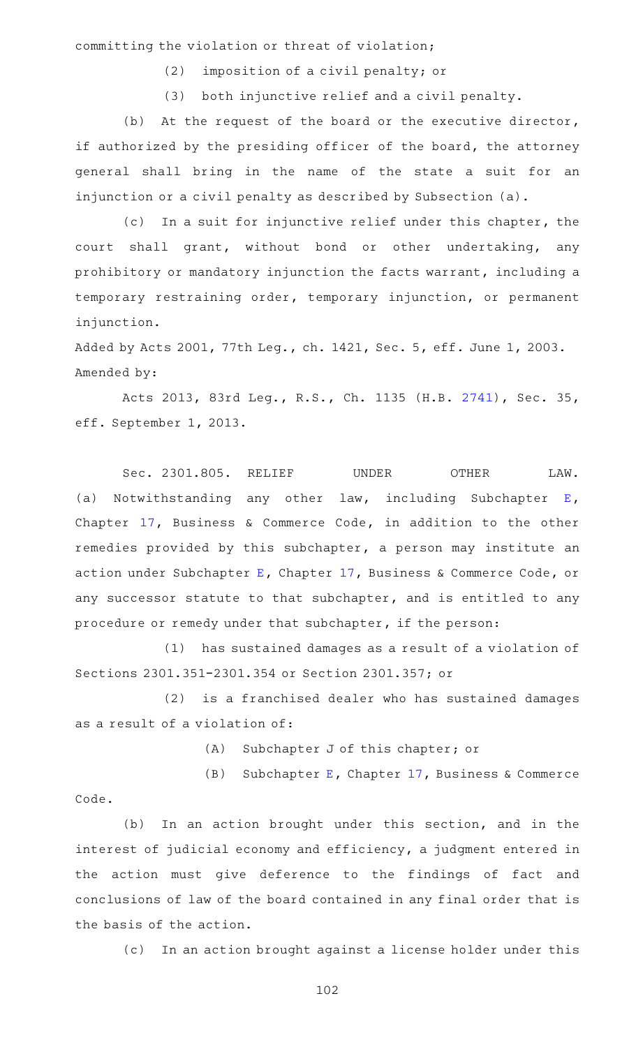committing the violation or threat of violation;

(2) imposition of a civil penalty; or

(3) both injunctive relief and a civil penalty.

(b) At the request of the board or the executive director, if authorized by the presiding officer of the board, the attorney general shall bring in the name of the state a suit for an injunction or a civil penalty as described by Subsection (a).

(c) In a suit for injunctive relief under this chapter, the court shall grant, without bond or other undertaking, any prohibitory or mandatory injunction the facts warrant, including a temporary restraining order, temporary injunction, or permanent injunction.

Added by Acts 2001, 77th Leg., ch. 1421, Sec. 5, eff. June 1, 2003.
Amended by:

Acts 2013, 83rd Leg., R.S., Ch. 1135 (H.B. 2741), Sec. 35, eff. September 1, 2013.

Sec. 2301.805. RELIEF UNDER OTHER LAW. (a) Notwithstanding any other law, including Subchapter E, Chapter 17, Business & Commerce Code, in addition to the other remedies provided by this subchapter, a person may institute an action under Subchapter E, Chapter 17, Business & Commerce Code, or any successor statute to that subchapter, and is entitled to any procedure or remedy under that subchapter, if the person:

(1) has sustained damages as a result of a violation of Sections 2301.351-2301.354 or Section 2301.357; or

(2) is a franchised dealer who has sustained damages as a result of a violation of:

(A) Subchapter J of this chapter; or

(B) Subchapter E, Chapter 17, Business & Commerce Code.

(b) In an action brought under this section, and in the interest of judicial economy and efficiency, a judgment entered in the action must give deference to the findings of fact and conclusions of law of the board contained in any final order that is the basis of the action.

(c) In an action brought against a license holder under this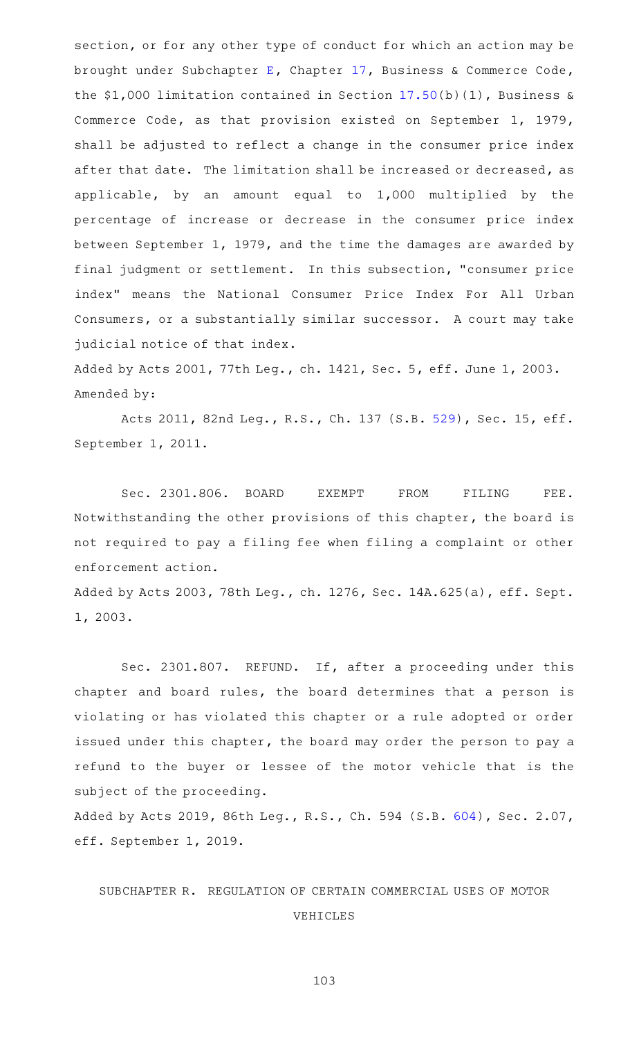section, or for any other type of conduct for which an action may be brought under Subchapter E, Chapter 17, Business & Commerce Code, the $1,000 limitation contained in Section 17.50(b)(1), Business & Commerce Code, as that provision existed on September 1, 1979, shall be adjusted to reflect a change in the consumer price index after that date. The limitation shall be increased or decreased, as applicable, by an amount equal to 1,000 multiplied by the percentage of increase or decrease in the consumer price index between September 1, 1979, and the time the damages are awarded by final judgment or settlement. In this subsection, "consumer price index" means the National Consumer Price Index For All Urban Consumers, or a substantially similar successor. A court may take judicial notice of that index.

Added by Acts 2001, 77th Leg., ch. 1421, Sec. 5, eff. June 1, 2003.
Amended by:

Acts 2011, 82nd Leg., R.S., Ch. 137 (S.B. 529), Sec. 15, eff. September 1, 2011.

Sec. 2301.806. BOARD EXEMPT FROM FILING FEE. Notwithstanding the other provisions of this chapter, the board is not required to pay a filing fee when filing a complaint or other enforcement action.

Added by Acts 2003, 78th Leg., ch. 1276, Sec. 14A.625(a), eff. Sept. 1, 2003.

Sec. 2301.807. REFUND. If, after a proceeding under this chapter and board rules, the board determines that a person is violating or has violated this chapter or a rule adopted or order issued under this chapter, the board may order the person to pay a refund to the buyer or lessee of the motor vehicle that is the subject of the proceeding.

Added by Acts 2019, 86th Leg., R.S., Ch. 594 (S.B. 604), Sec. 2.07, eff. September 1, 2019.

## SUBCHAPTER R. REGULATION OF CERTAIN COMMERCIAL USES OF MOTOR VEHICLES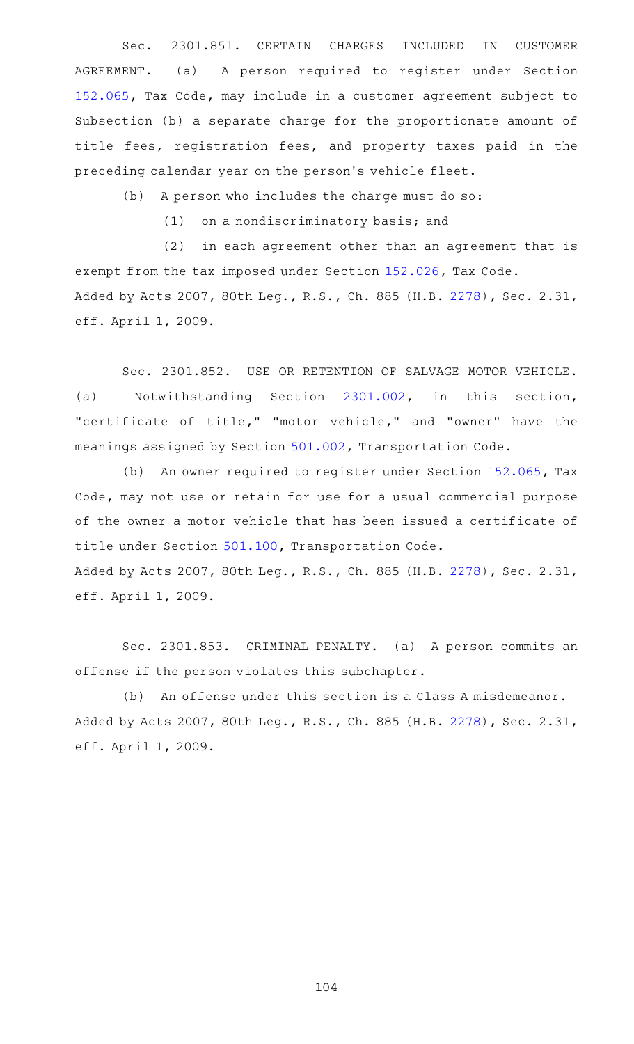Sec. 2301.851. CERTAIN CHARGES INCLUDED IN CUSTOMER AGREEMENT. (a) A person required to register under Section 152.065, Tax Code, may include in a customer agreement subject to Subsection (b) a separate charge for the proportionate amount of title fees, registration fees, and property taxes paid in the preceding calendar year on the person's vehicle fleet.

(b) A person who includes the charge must do so:

(1) on a nondiscriminatory basis; and

(2) in each agreement other than an agreement that is exempt from the tax imposed under Section 152.026, Tax Code.

Added by Acts 2007, 80th Leg., R.S., Ch. 885 (H.B. 2278), Sec. 2.31, eff. April 1, 2009.

Sec. 2301.852. USE OR RETENTION OF SALVAGE MOTOR VEHICLE. (a) Notwithstanding Section 2301.002, in this section, "certificate of title," "motor vehicle," and "owner" have the meanings assigned by Section 501.002, Transportation Code.

(b) An owner required to register under Section 152.065, Tax Code, may not use or retain for use for a usual commercial purpose of the owner a motor vehicle that has been issued a certificate of title under Section 501.100, Transportation Code.

Added by Acts 2007, 80th Leg., R.S., Ch. 885 (H.B. 2278), Sec. 2.31, eff. April 1, 2009.

Sec. 2301.853. CRIMINAL PENALTY. (a) A person commits an offense if the person violates this subchapter.

(b) An offense under this section is a Class A misdemeanor.

Added by Acts 2007, 80th Leg., R.S., Ch. 885 (H.B. 2278), Sec. 2.31, eff. April 1, 2009.